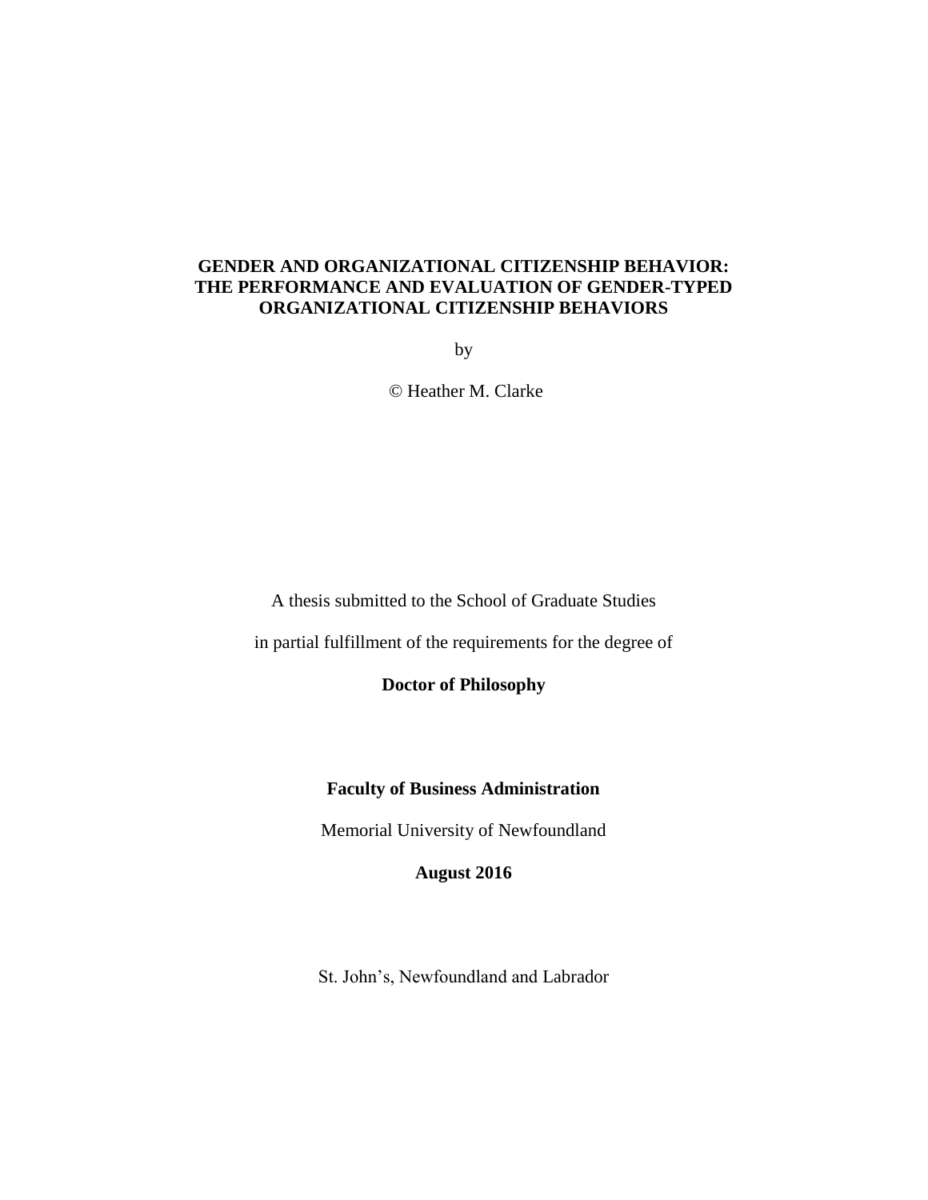# GENDER AND ORGANIZATIONAL CITIZENSHIP BEHAVIOR: THE PERFORMANCE AND EVALUATION OF GENDER-TYPED ORGANIZATIONAL CITIZENSHIP BEHAVIORS

by

© Heather M. Clarke

A thesis submitted to the School of Graduate Studies

in partial fulfillment of the requirements for the degree of

**Doctor of Philosophy**

**Faculty of Business Administration**

Memorial University of Newfoundland

**August 2016**

St. John's, Newfoundland and Labrador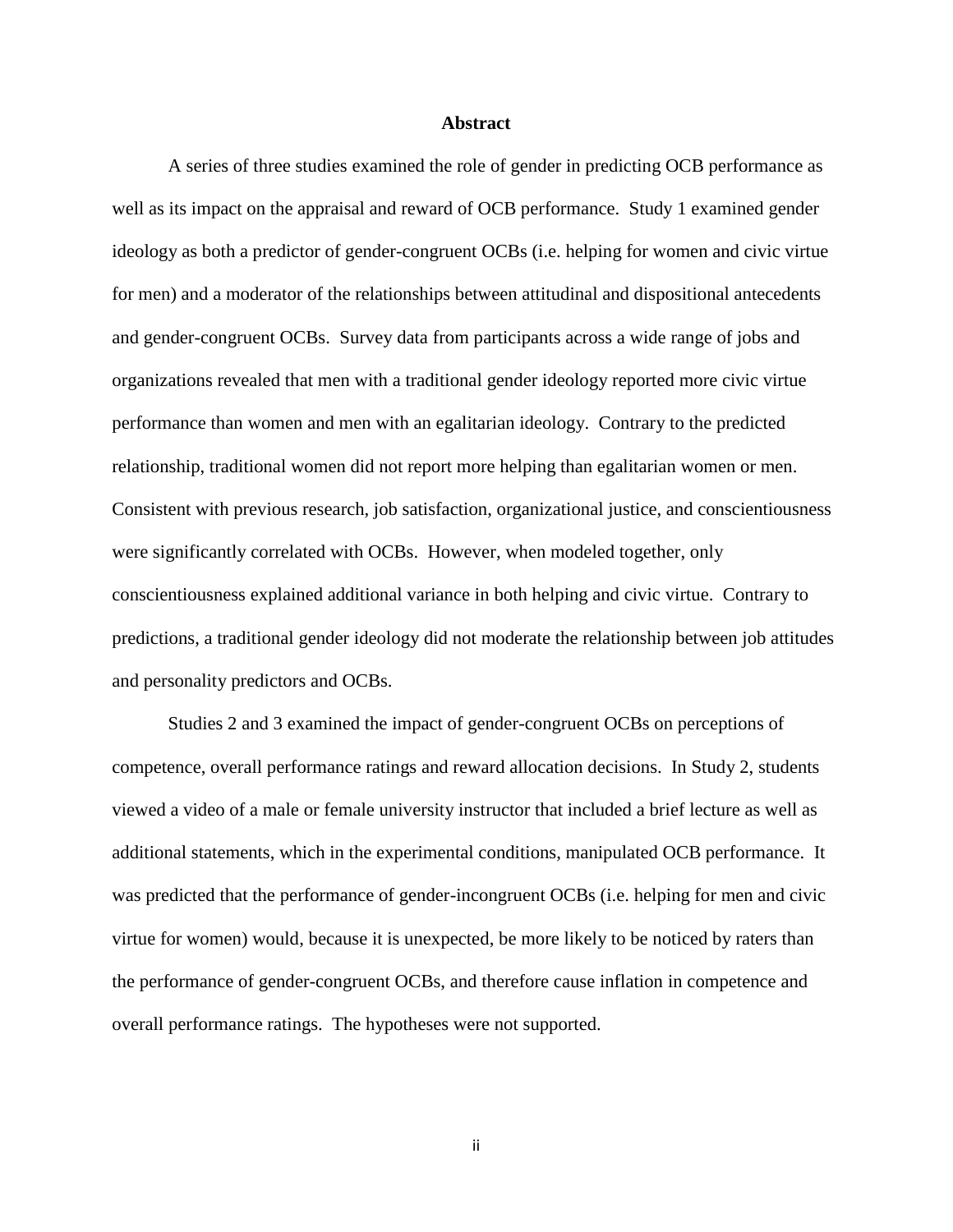## Abstract

A series of three studies examined the role of gender in predicting OCB performance as well as its impact on the appraisal and reward of OCB performance. Study 1 examined gender ideology as both a predictor of gender-congruent OCBs (i.e. helping for women and civic virtue for men) and a moderator of the relationships between attitudinal and dispositional antecedents and gender-congruent OCBs. Survey data from participants across a wide range of jobs and organizations revealed that men with a traditional gender ideology reported more civic virtue performance than women and men with an egalitarian ideology. Contrary to the predicted relationship, traditional women did not report more helping than egalitarian women or men. Consistent with previous research, job satisfaction, organizational justice, and conscientiousness were significantly correlated with OCBs. However, when modeled together, only conscientiousness explained additional variance in both helping and civic virtue. Contrary to predictions, a traditional gender ideology did not moderate the relationship between job attitudes and personality predictors and OCBs.

Studies 2 and 3 examined the impact of gender-congruent OCBs on perceptions of competence, overall performance ratings and reward allocation decisions. In Study 2, students viewed a video of a male or female university instructor that included a brief lecture as well as additional statements, which in the experimental conditions, manipulated OCB performance. It was predicted that the performance of gender-incongruent OCBs (i.e. helping for men and civic virtue for women) would, because it is unexpected, be more likely to be noticed by raters than the performance of gender-congruent OCBs, and therefore cause inflation in competence and overall performance ratings. The hypotheses were not supported.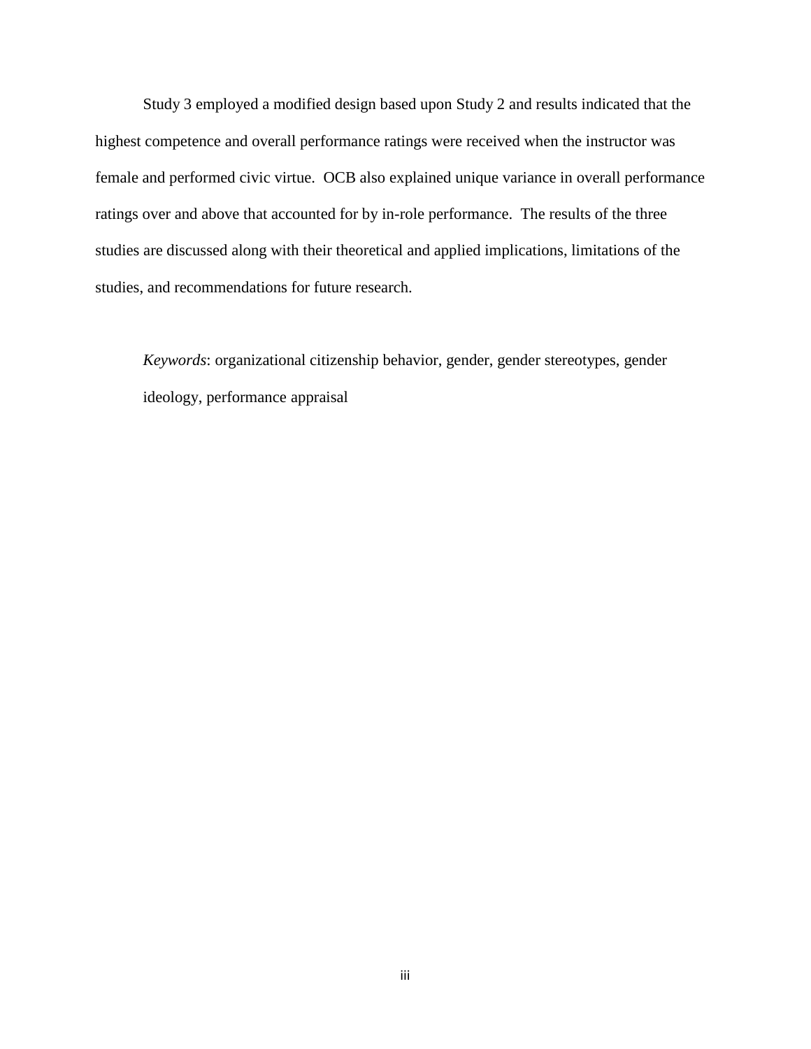Study 3 employed a modified design based upon Study 2 and results indicated that the highest competence and overall performance ratings were received when the instructor was female and performed civic virtue. OCB also explained unique variance in overall performance ratings over and above that accounted for by in-role performance. The results of the three studies are discussed along with their theoretical and applied implications, limitations of the studies, and recommendations for future research.

*Keywords*: organizational citizenship behavior, gender, gender stereotypes, gender ideology, performance appraisal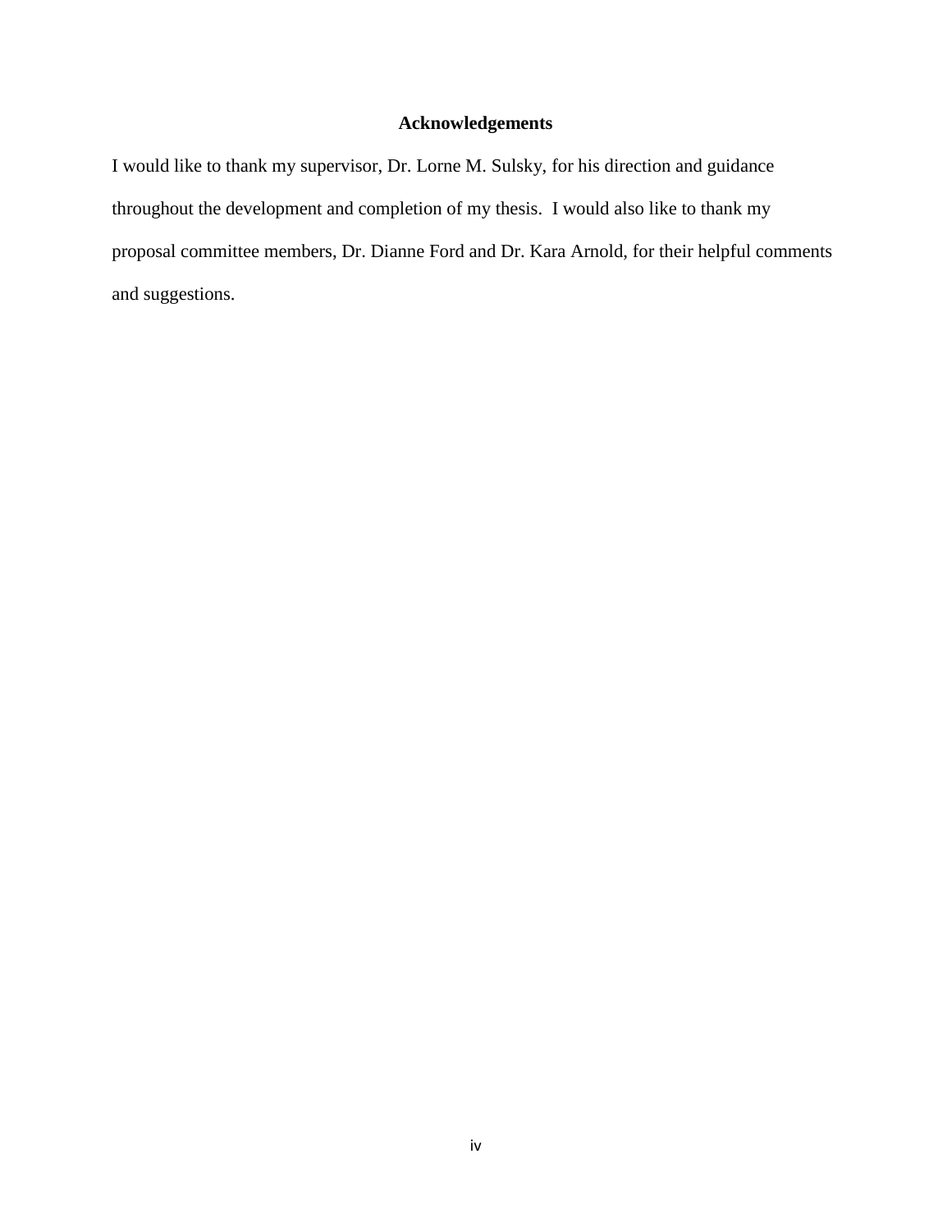# Acknowledgements

I would like to thank my supervisor, Dr. Lorne M. Sulsky, for his direction and guidance throughout the development and completion of my thesis. I would also like to thank my proposal committee members, Dr. Dianne Ford and Dr. Kara Arnold, for their helpful comments and suggestions.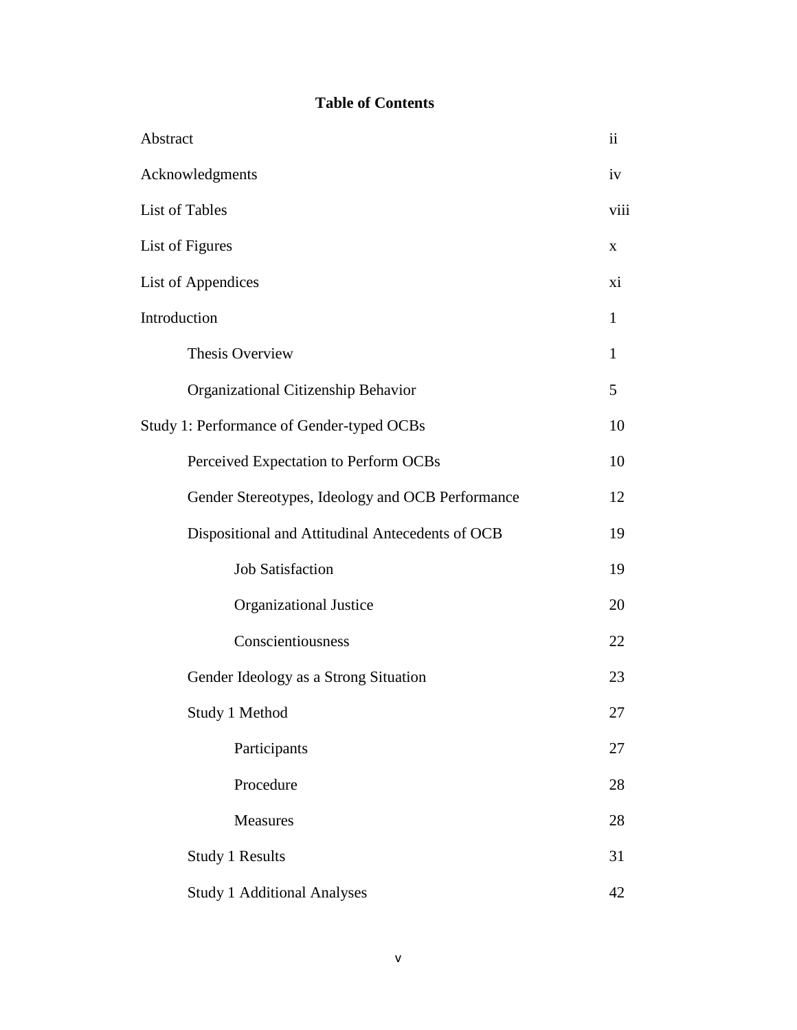**Table of Contents**

| | |
|---|---|
| Abstract | ii |
| Acknowledgments | iv |
| List of Tables | viii |
| List of Figures | x |
| List of Appendices | xi |
| Introduction | 1 |
| Thesis Overview | 1 |
| Organizational Citizenship Behavior | 5 |
| Study 1: Performance of Gender-typed OCBs | 10 |
| Perceived Expectation to Perform OCBs | 10 |
| Gender Stereotypes, Ideology and OCB Performance | 12 |
| Dispositional and Attitudinal Antecedents of OCB | 19 |
| Job Satisfaction | 19 |
| Organizational Justice | 20 |
| Conscientiousness | 22 |
| Gender Ideology as a Strong Situation | 23 |
| Study 1 Method | 27 |
| Participants | 27 |
| Procedure | 28 |
| Measures | 28 |
| Study 1 Results | 31 |
| Study 1 Additional Analyses | 42 |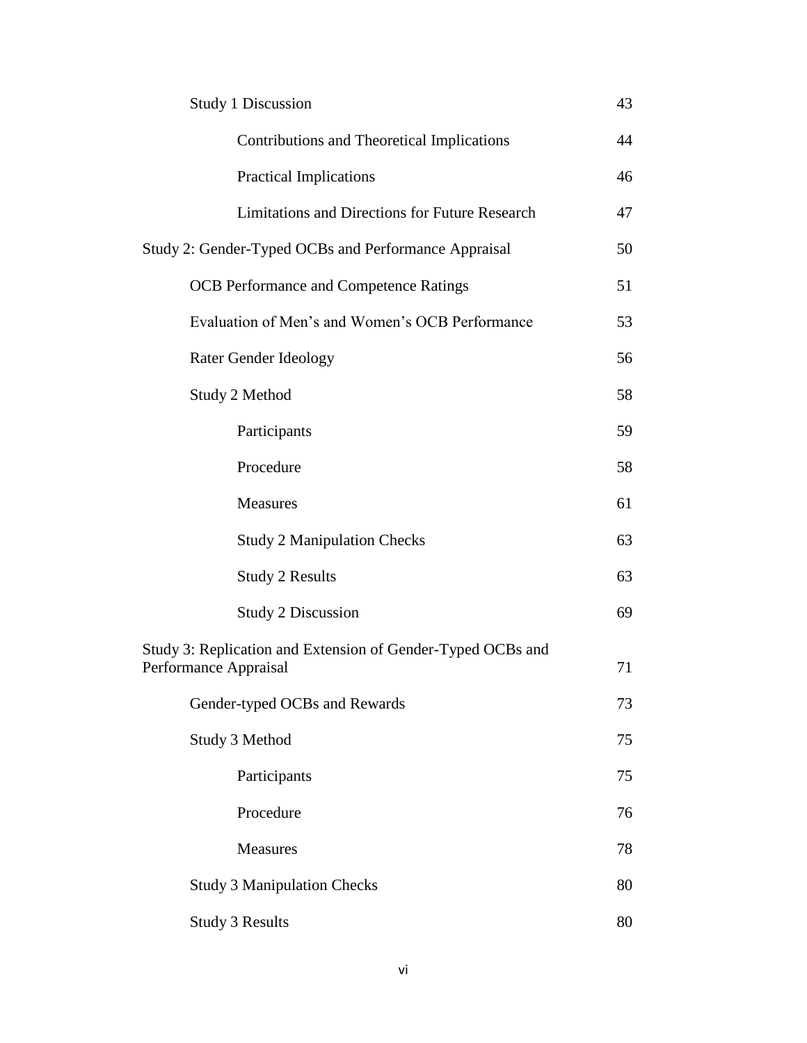| | |
|---|---|
| Study 1 Discussion | 43 |
| Contributions and Theoretical Implications | 44 |
| Practical Implications | 46 |
| Limitations and Directions for Future Research | 47 |
| Study 2: Gender-Typed OCBs and Performance Appraisal | 50 |
| OCB Performance and Competence Ratings | 51 |
| Evaluation of Men's and Women's OCB Performance | 53 |
| Rater Gender Ideology | 56 |
| Study 2 Method | 58 |
| Participants | 59 |
| Procedure | 58 |
| Measures | 61 |
| Study 2 Manipulation Checks | 63 |
| Study 2 Results | 63 |
| Study 2 Discussion | 69 |
| Study 3: Replication and Extension of Gender-Typed OCBs and Performance Appraisal | 71 |
| Gender-typed OCBs and Rewards | 73 |
| Study 3 Method | 75 |
| Participants | 75 |
| Procedure | 76 |
| Measures | 78 |
| Study 3 Manipulation Checks | 80 |
| Study 3 Results | 80 |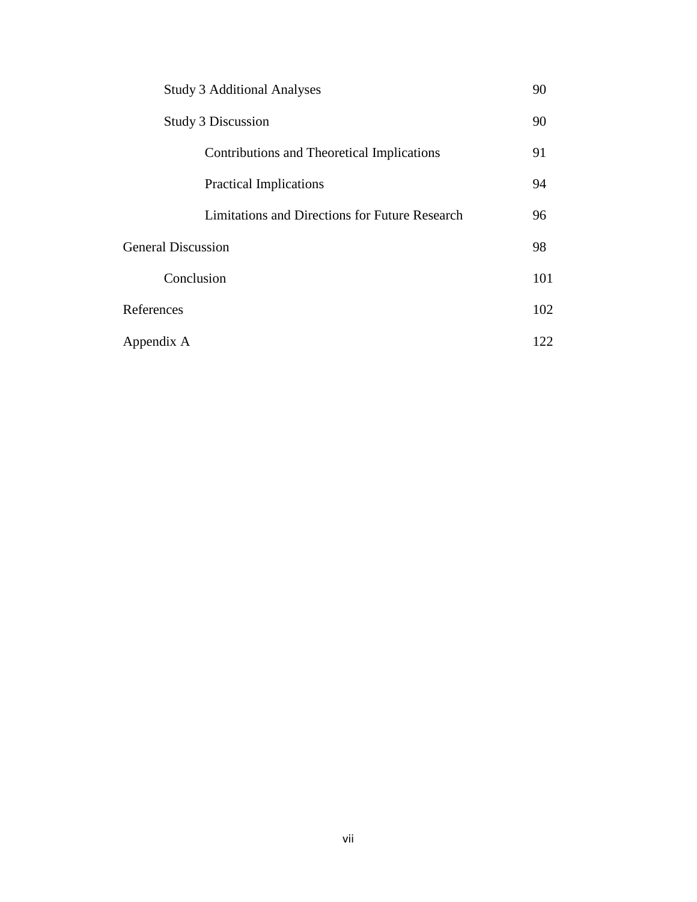| | |
|---|---|
| Study 3 Additional Analyses | 90 |
| Study 3 Discussion | 90 |
| Contributions and Theoretical Implications | 91 |
| Practical Implications | 94 |
| Limitations and Directions for Future Research | 96 |
| General Discussion | 98 |
| Conclusion | 101 |
| References | 102 |
| Appendix A | 122 |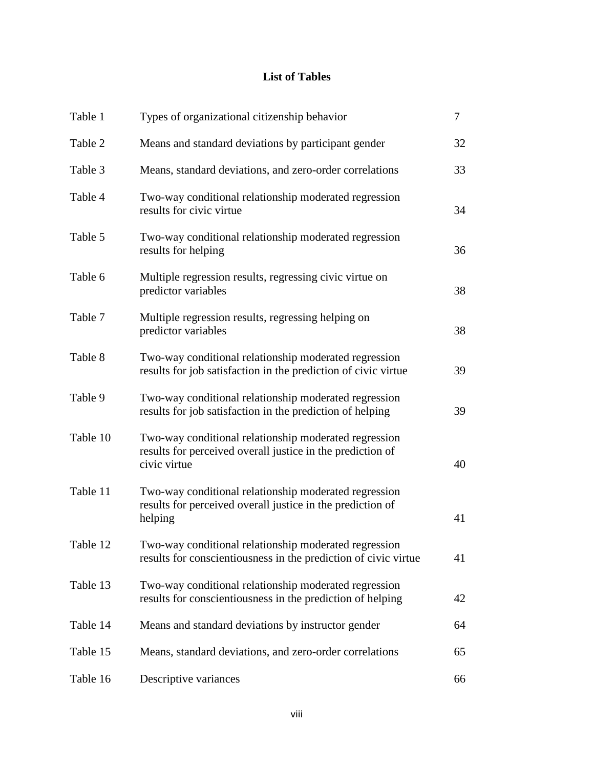# List of Tables

| | | |
|---|---|---|
| Table 1 | Types of organizational citizenship behavior | 7 |
| Table 2 | Means and standard deviations by participant gender | 32 |
| Table 3 | Means, standard deviations, and zero-order correlations | 33 |
| Table 4 | Two-way conditional relationship moderated regression results for civic virtue | 34 |
| Table 5 | Two-way conditional relationship moderated regression results for helping | 36 |
| Table 6 | Multiple regression results, regressing civic virtue on predictor variables | 38 |
| Table 7 | Multiple regression results, regressing helping on predictor variables | 38 |
| Table 8 | Two-way conditional relationship moderated regression results for job satisfaction in the prediction of civic virtue | 39 |
| Table 9 | Two-way conditional relationship moderated regression results for job satisfaction in the prediction of helping | 39 |
| Table 10 | Two-way conditional relationship moderated regression results for perceived overall justice in the prediction of civic virtue | 40 |
| Table 11 | Two-way conditional relationship moderated regression results for perceived overall justice in the prediction of helping | 41 |
| Table 12 | Two-way conditional relationship moderated regression results for conscientiousness in the prediction of civic virtue | 41 |
| Table 13 | Two-way conditional relationship moderated regression results for conscientiousness in the prediction of helping | 42 |
| Table 14 | Means and standard deviations by instructor gender | 64 |
| Table 15 | Means, standard deviations, and zero-order correlations | 65 |
| Table 16 | Descriptive variances | 66 |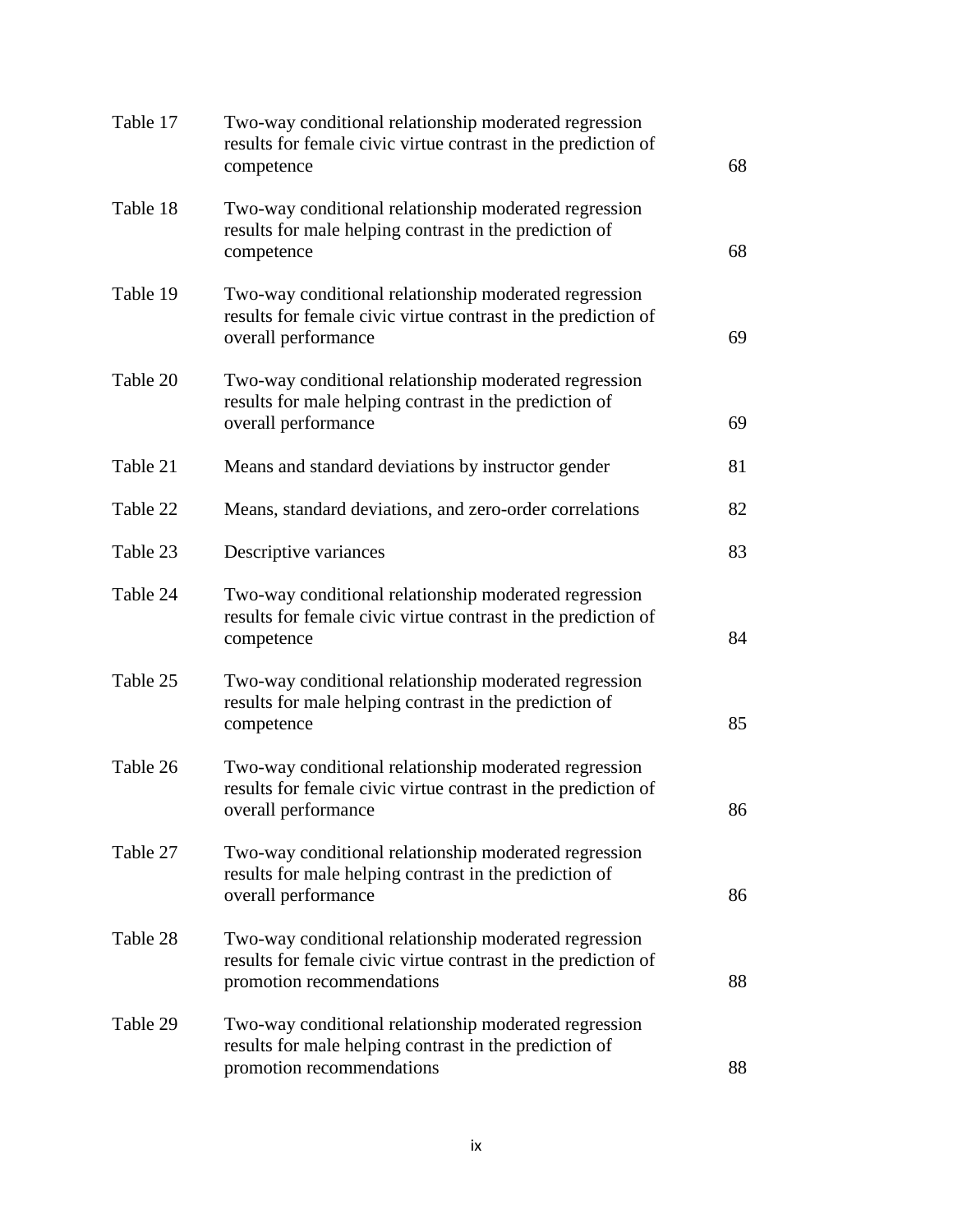| | | |
|---|---|---|
| Table 17 | Two-way conditional relationship moderated regression results for female civic virtue contrast in the prediction of competence | 68 |
| Table 18 | Two-way conditional relationship moderated regression results for male helping contrast in the prediction of competence | 68 |
| Table 19 | Two-way conditional relationship moderated regression results for female civic virtue contrast in the prediction of overall performance | 69 |
| Table 20 | Two-way conditional relationship moderated regression results for male helping contrast in the prediction of overall performance | 69 |
| Table 21 | Means and standard deviations by instructor gender | 81 |
| Table 22 | Means, standard deviations, and zero-order correlations | 82 |
| Table 23 | Descriptive variances | 83 |
| Table 24 | Two-way conditional relationship moderated regression results for female civic virtue contrast in the prediction of competence | 84 |
| Table 25 | Two-way conditional relationship moderated regression results for male helping contrast in the prediction of competence | 85 |
| Table 26 | Two-way conditional relationship moderated regression results for female civic virtue contrast in the prediction of overall performance | 86 |
| Table 27 | Two-way conditional relationship moderated regression results for male helping contrast in the prediction of overall performance | 86 |
| Table 28 | Two-way conditional relationship moderated regression results for female civic virtue contrast in the prediction of promotion recommendations | 88 |
| Table 29 | Two-way conditional relationship moderated regression results for male helping contrast in the prediction of promotion recommendations | 88 |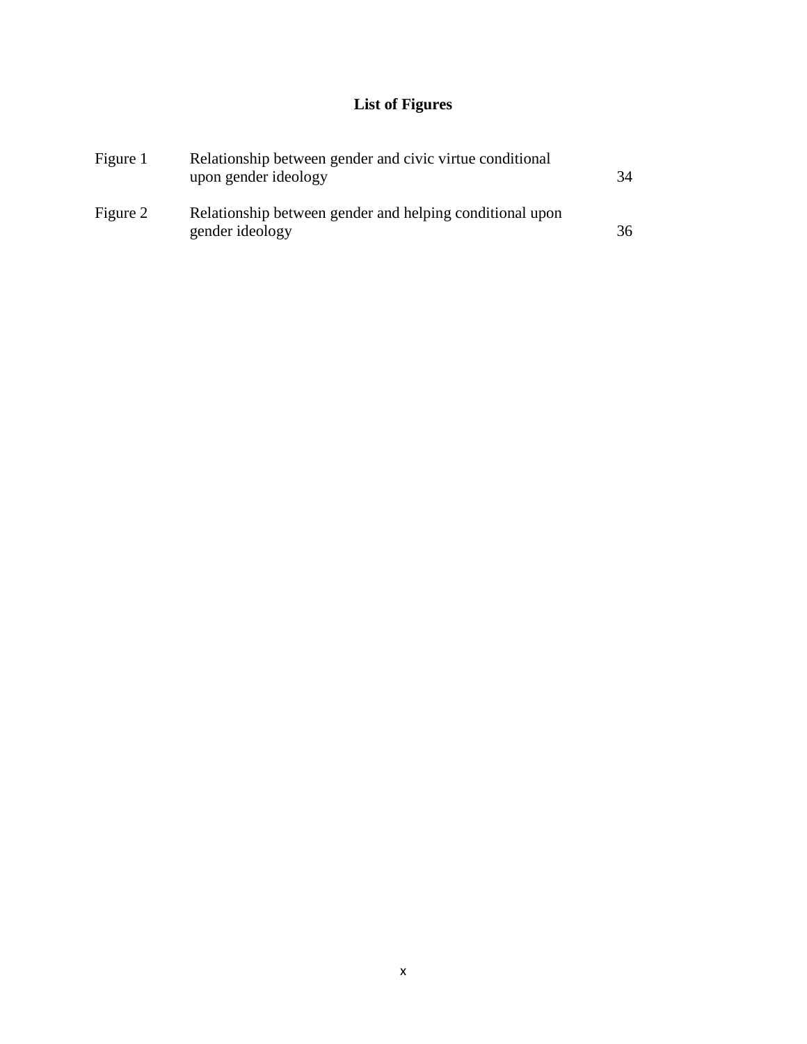# List of Figures

| | | |
|---|---|---|
| Figure 1 | Relationship between gender and civic virtue conditional upon gender ideology | 34 |
| Figure 2 | Relationship between gender and helping conditional upon gender ideology | 36 |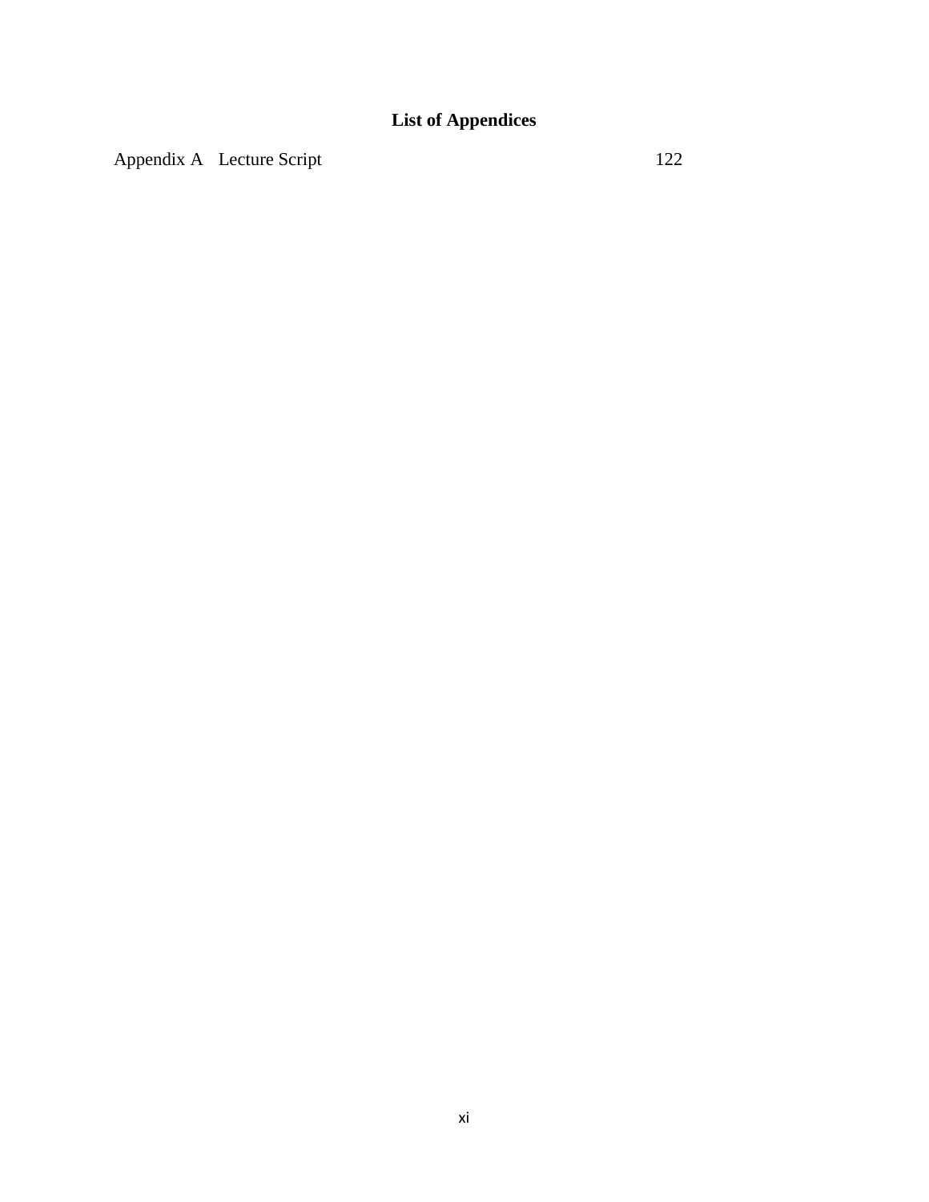# List of Appendices

Appendix A Lecture Script 122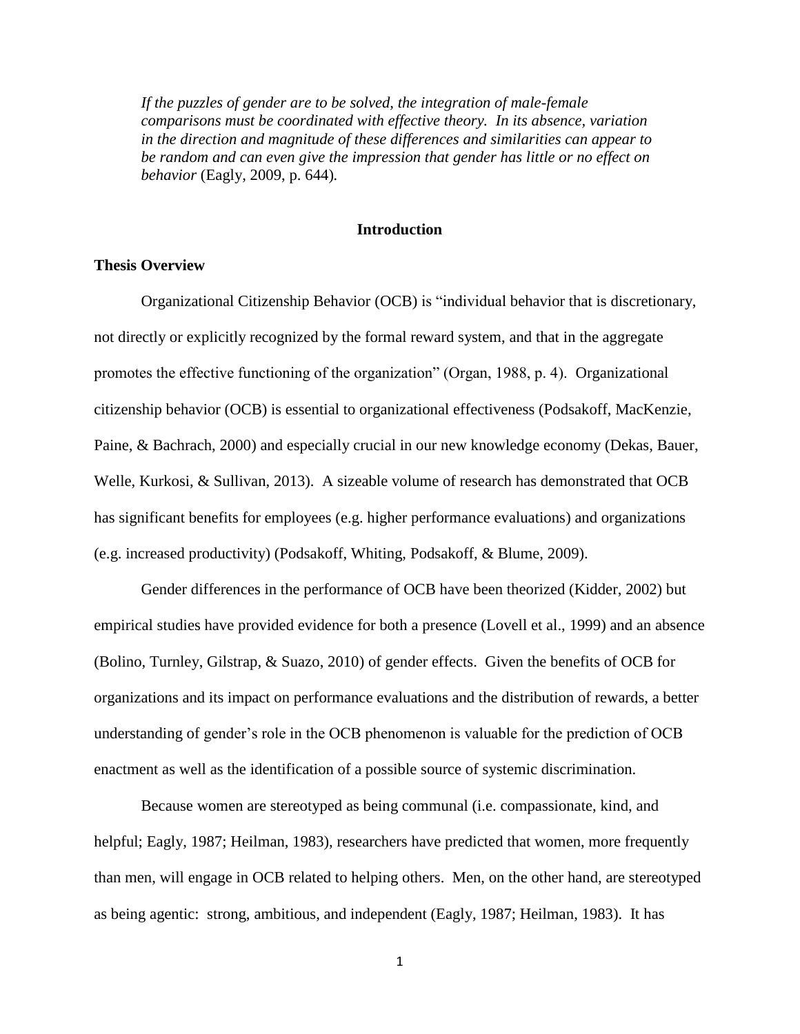*If the puzzles of gender are to be solved, the integration of male-female comparisons must be coordinated with effective theory. In its absence, variation in the direction and magnitude of these differences and similarities can appear to be random and can even give the impression that gender has little or no effect on behavior* (Eagly, 2009, p. 644).

# Introduction

## Thesis Overview

Organizational Citizenship Behavior (OCB) is "individual behavior that is discretionary, not directly or explicitly recognized by the formal reward system, and that in the aggregate promotes the effective functioning of the organization" (Organ, 1988, p. 4). Organizational citizenship behavior (OCB) is essential to organizational effectiveness (Podsakoff, MacKenzie, Paine, & Bachrach, 2000) and especially crucial in our new knowledge economy (Dekas, Bauer, Welle, Kurkosi, & Sullivan, 2013). A sizeable volume of research has demonstrated that OCB has significant benefits for employees (e.g. higher performance evaluations) and organizations (e.g. increased productivity) (Podsakoff, Whiting, Podsakoff, & Blume, 2009).

Gender differences in the performance of OCB have been theorized (Kidder, 2002) but empirical studies have provided evidence for both a presence (Lovell et al., 1999) and an absence (Bolino, Turnley, Gilstrap, & Suazo, 2010) of gender effects. Given the benefits of OCB for organizations and its impact on performance evaluations and the distribution of rewards, a better understanding of gender's role in the OCB phenomenon is valuable for the prediction of OCB enactment as well as the identification of a possible source of systemic discrimination.

Because women are stereotyped as being communal (i.e. compassionate, kind, and helpful; Eagly, 1987; Heilman, 1983), researchers have predicted that women, more frequently than men, will engage in OCB related to helping others. Men, on the other hand, are stereotyped as being agentic: strong, ambitious, and independent (Eagly, 1987; Heilman, 1983). It has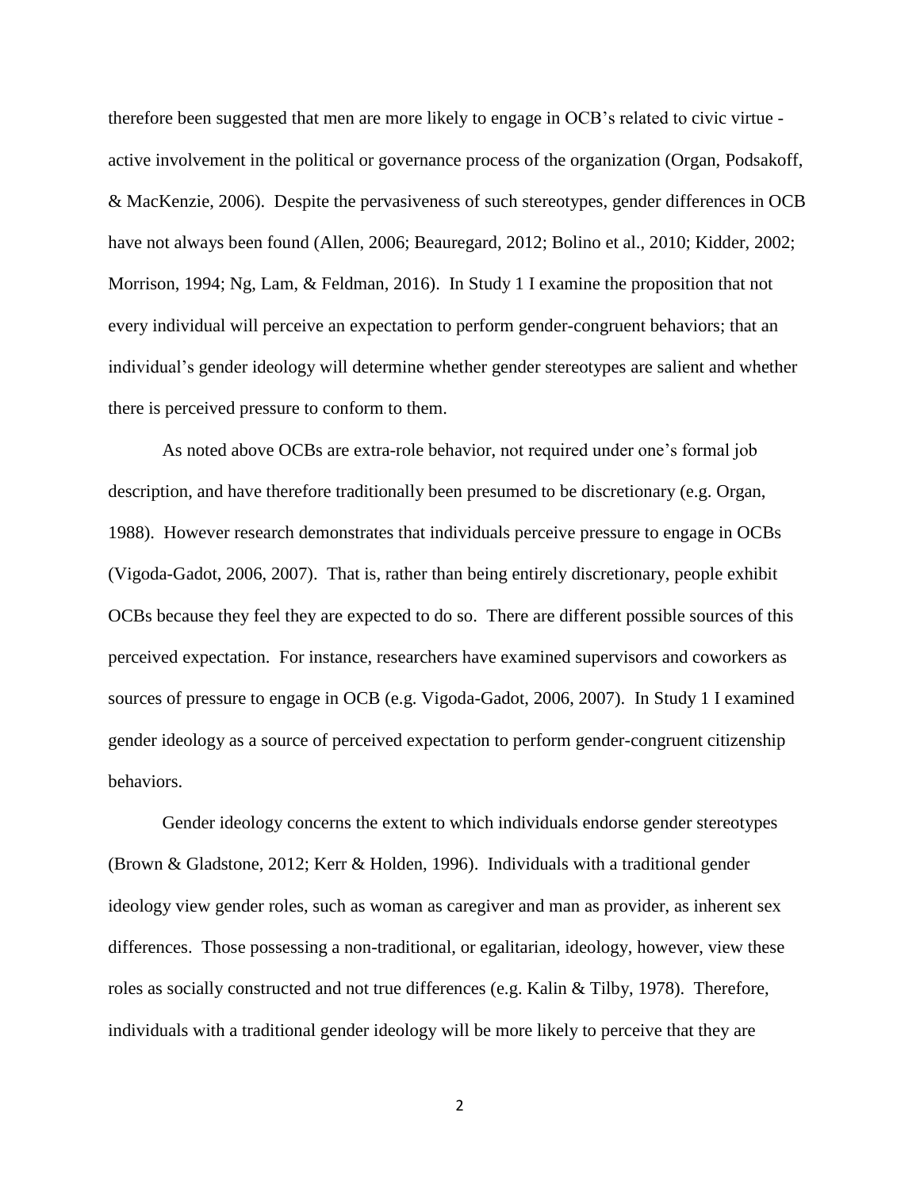therefore been suggested that men are more likely to engage in OCB's related to civic virtue - active involvement in the political or governance process of the organization (Organ, Podsakoff, & MacKenzie, 2006). Despite the pervasiveness of such stereotypes, gender differences in OCB have not always been found (Allen, 2006; Beauregard, 2012; Bolino et al., 2010; Kidder, 2002; Morrison, 1994; Ng, Lam, & Feldman, 2016). In Study 1 I examine the proposition that not every individual will perceive an expectation to perform gender-congruent behaviors; that an individual's gender ideology will determine whether gender stereotypes are salient and whether there is perceived pressure to conform to them.

As noted above OCBs are extra-role behavior, not required under one's formal job description, and have therefore traditionally been presumed to be discretionary (e.g. Organ, 1988). However research demonstrates that individuals perceive pressure to engage in OCBs (Vigoda-Gadot, 2006, 2007). That is, rather than being entirely discretionary, people exhibit OCBs because they feel they are expected to do so. There are different possible sources of this perceived expectation. For instance, researchers have examined supervisors and coworkers as sources of pressure to engage in OCB (e.g. Vigoda-Gadot, 2006, 2007). In Study 1 I examined gender ideology as a source of perceived expectation to perform gender-congruent citizenship behaviors.

Gender ideology concerns the extent to which individuals endorse gender stereotypes (Brown & Gladstone, 2012; Kerr & Holden, 1996). Individuals with a traditional gender ideology view gender roles, such as woman as caregiver and man as provider, as inherent sex differences. Those possessing a non-traditional, or egalitarian, ideology, however, view these roles as socially constructed and not true differences (e.g. Kalin & Tilby, 1978). Therefore, individuals with a traditional gender ideology will be more likely to perceive that they are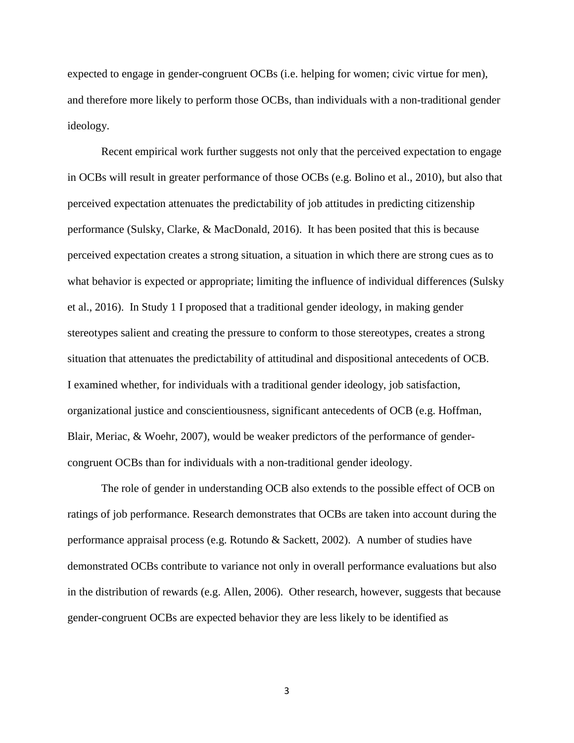expected to engage in gender-congruent OCBs (i.e. helping for women; civic virtue for men), and therefore more likely to perform those OCBs, than individuals with a non-traditional gender ideology.

Recent empirical work further suggests not only that the perceived expectation to engage in OCBs will result in greater performance of those OCBs (e.g. Bolino et al., 2010), but also that perceived expectation attenuates the predictability of job attitudes in predicting citizenship performance (Sulsky, Clarke, & MacDonald, 2016). It has been posited that this is because perceived expectation creates a strong situation, a situation in which there are strong cues as to what behavior is expected or appropriate; limiting the influence of individual differences (Sulsky et al., 2016). In Study 1 I proposed that a traditional gender ideology, in making gender stereotypes salient and creating the pressure to conform to those stereotypes, creates a strong situation that attenuates the predictability of attitudinal and dispositional antecedents of OCB. I examined whether, for individuals with a traditional gender ideology, job satisfaction, organizational justice and conscientiousness, significant antecedents of OCB (e.g. Hoffman, Blair, Meriac, & Woehr, 2007), would be weaker predictors of the performance of gender-congruent OCBs than for individuals with a non-traditional gender ideology.

The role of gender in understanding OCB also extends to the possible effect of OCB on ratings of job performance. Research demonstrates that OCBs are taken into account during the performance appraisal process (e.g. Rotundo & Sackett, 2002). A number of studies have demonstrated OCBs contribute to variance not only in overall performance evaluations but also in the distribution of rewards (e.g. Allen, 2006). Other research, however, suggests that because gender-congruent OCBs are expected behavior they are less likely to be identified as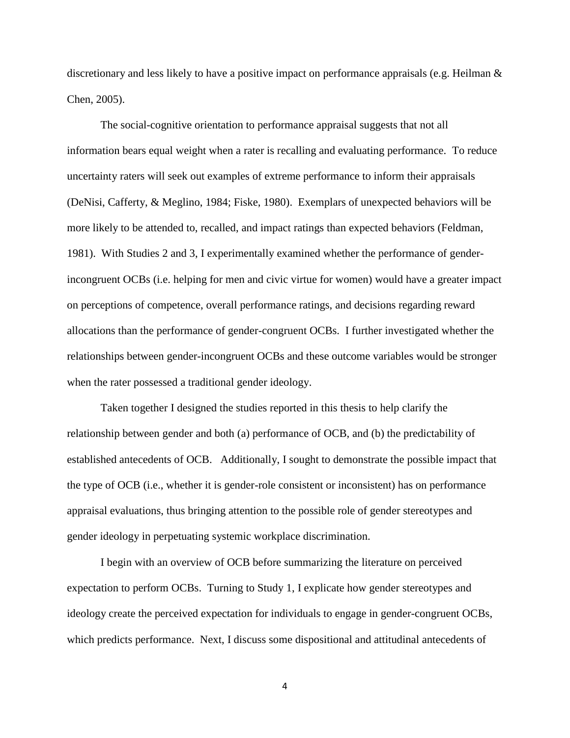discretionary and less likely to have a positive impact on performance appraisals (e.g. Heilman & Chen, 2005).

The social-cognitive orientation to performance appraisal suggests that not all information bears equal weight when a rater is recalling and evaluating performance. To reduce uncertainty raters will seek out examples of extreme performance to inform their appraisals (DeNisi, Cafferty, & Meglino, 1984; Fiske, 1980). Exemplars of unexpected behaviors will be more likely to be attended to, recalled, and impact ratings than expected behaviors (Feldman, 1981). With Studies 2 and 3, I experimentally examined whether the performance of gender-incongruent OCBs (i.e. helping for men and civic virtue for women) would have a greater impact on perceptions of competence, overall performance ratings, and decisions regarding reward allocations than the performance of gender-congruent OCBs. I further investigated whether the relationships between gender-incongruent OCBs and these outcome variables would be stronger when the rater possessed a traditional gender ideology.

Taken together I designed the studies reported in this thesis to help clarify the relationship between gender and both (a) performance of OCB, and (b) the predictability of established antecedents of OCB. Additionally, I sought to demonstrate the possible impact that the type of OCB (i.e., whether it is gender-role consistent or inconsistent) has on performance appraisal evaluations, thus bringing attention to the possible role of gender stereotypes and gender ideology in perpetuating systemic workplace discrimination.

I begin with an overview of OCB before summarizing the literature on perceived expectation to perform OCBs. Turning to Study 1, I explicate how gender stereotypes and ideology create the perceived expectation for individuals to engage in gender-congruent OCBs, which predicts performance. Next, I discuss some dispositional and attitudinal antecedents of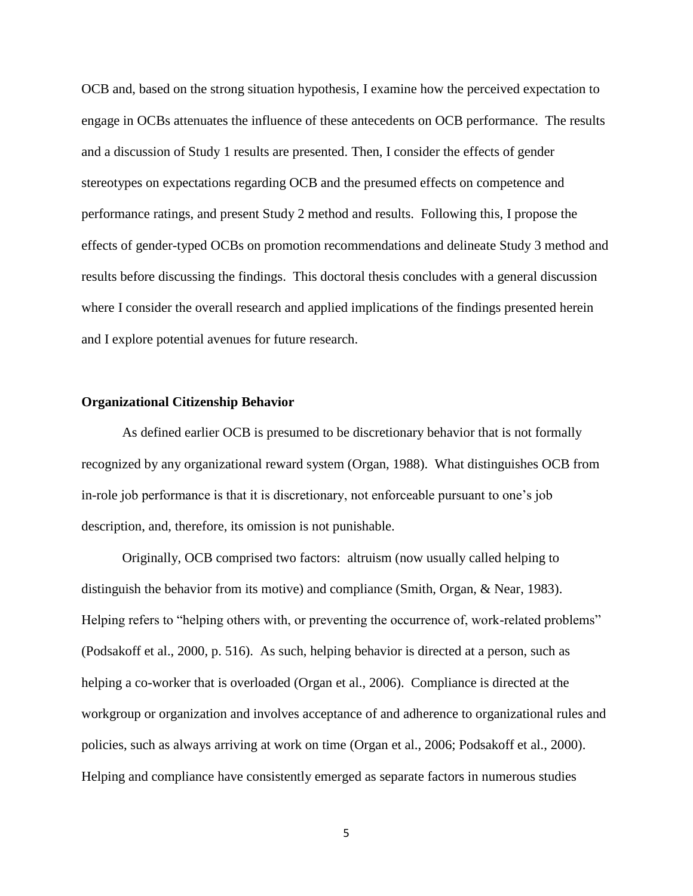OCB and, based on the strong situation hypothesis, I examine how the perceived expectation to engage in OCBs attenuates the influence of these antecedents on OCB performance. The results and a discussion of Study 1 results are presented. Then, I consider the effects of gender stereotypes on expectations regarding OCB and the presumed effects on competence and performance ratings, and present Study 2 method and results. Following this, I propose the effects of gender-typed OCBs on promotion recommendations and delineate Study 3 method and results before discussing the findings. This doctoral thesis concludes with a general discussion where I consider the overall research and applied implications of the findings presented herein and I explore potential avenues for future research.

**Organizational Citizenship Behavior**

As defined earlier OCB is presumed to be discretionary behavior that is not formally recognized by any organizational reward system (Organ, 1988). What distinguishes OCB from in-role job performance is that it is discretionary, not enforceable pursuant to one's job description, and, therefore, its omission is not punishable.

Originally, OCB comprised two factors: altruism (now usually called helping to distinguish the behavior from its motive) and compliance (Smith, Organ, & Near, 1983). Helping refers to "helping others with, or preventing the occurrence of, work-related problems" (Podsakoff et al., 2000, p. 516). As such, helping behavior is directed at a person, such as helping a co-worker that is overloaded (Organ et al., 2006). Compliance is directed at the workgroup or organization and involves acceptance of and adherence to organizational rules and policies, such as always arriving at work on time (Organ et al., 2006; Podsakoff et al., 2000). Helping and compliance have consistently emerged as separate factors in numerous studies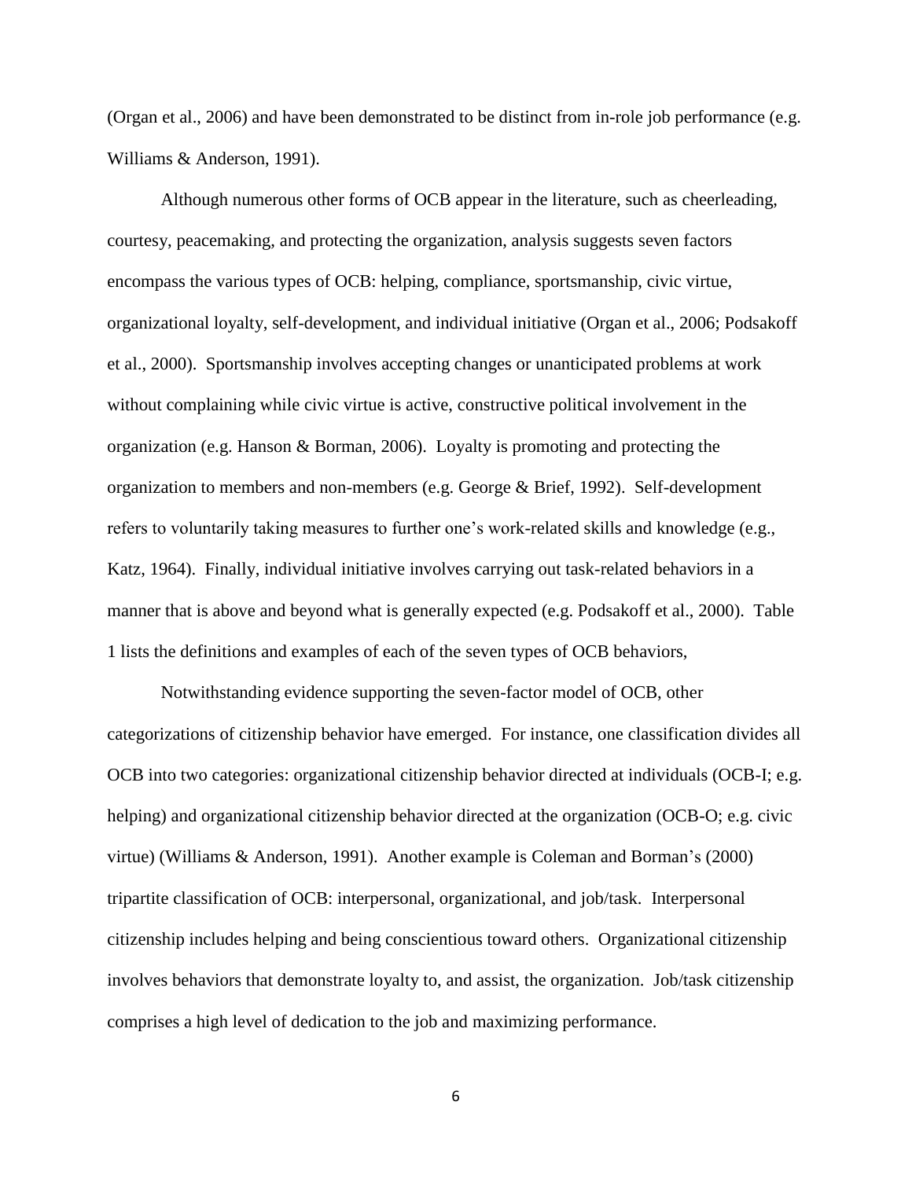(Organ et al., 2006) and have been demonstrated to be distinct from in-role job performance (e.g. Williams & Anderson, 1991).

Although numerous other forms of OCB appear in the literature, such as cheerleading, courtesy, peacemaking, and protecting the organization, analysis suggests seven factors encompass the various types of OCB: helping, compliance, sportsmanship, civic virtue, organizational loyalty, self-development, and individual initiative (Organ et al., 2006; Podsakoff et al., 2000). Sportsmanship involves accepting changes or unanticipated problems at work without complaining while civic virtue is active, constructive political involvement in the organization (e.g. Hanson & Borman, 2006). Loyalty is promoting and protecting the organization to members and non-members (e.g. George & Brief, 1992). Self-development refers to voluntarily taking measures to further one's work-related skills and knowledge (e.g., Katz, 1964). Finally, individual initiative involves carrying out task-related behaviors in a manner that is above and beyond what is generally expected (e.g. Podsakoff et al., 2000). Table 1 lists the definitions and examples of each of the seven types of OCB behaviors,

Notwithstanding evidence supporting the seven-factor model of OCB, other categorizations of citizenship behavior have emerged. For instance, one classification divides all OCB into two categories: organizational citizenship behavior directed at individuals (OCB-I; e.g. helping) and organizational citizenship behavior directed at the organization (OCB-O; e.g. civic virtue) (Williams & Anderson, 1991). Another example is Coleman and Borman's (2000) tripartite classification of OCB: interpersonal, organizational, and job/task. Interpersonal citizenship includes helping and being conscientious toward others. Organizational citizenship involves behaviors that demonstrate loyalty to, and assist, the organization. Job/task citizenship comprises a high level of dedication to the job and maximizing performance.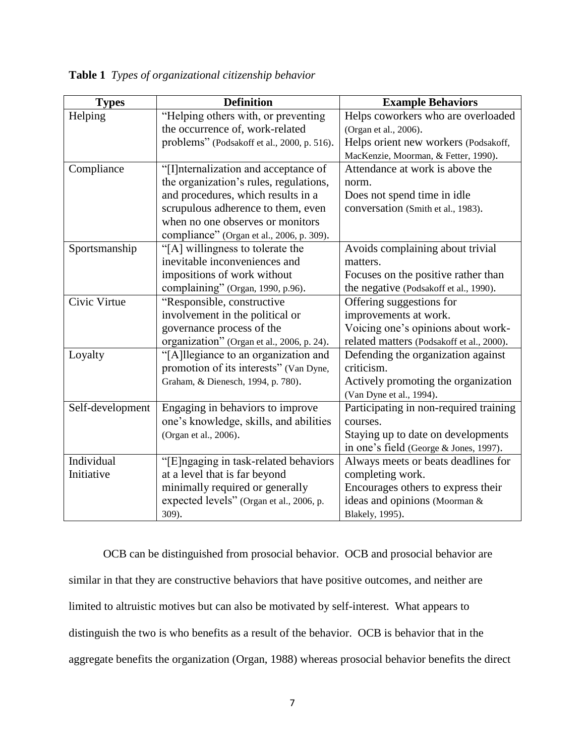**Table 1** *Types of organizational citizenship behavior*

| Types | Definition | Example Behaviors |
|---|---|---|
| Helping | "Helping others with, or preventing the occurrence of, work-related problems" (Podsakoff et al., 2000, p. 516). | Helps coworkers who are overloaded (Organ et al., 2006). Helps orient new workers (Podsakoff, MacKenzie, Moorman, & Fetter, 1990). |
| Compliance | "[I]nternalization and acceptance of the organization's rules, regulations, and procedures, which results in a scrupulous adherence to them, even when no one observes or monitors compliance" (Organ et al., 2006, p. 309). | Attendance at work is above the norm. Does not spend time in idle conversation (Smith et al., 1983). |
| Sportsmanship | "[A] willingness to tolerate the inevitable inconveniences and impositions of work without complaining" (Organ, 1990, p.96). | Avoids complaining about trivial matters. Focuses on the positive rather than the negative (Podsakoff et al., 1990). |
| Civic Virtue | "Responsible, constructive involvement in the political or governance process of the organization" (Organ et al., 2006, p. 24). | Offering suggestions for improvements at work. Voicing one's opinions about work-related matters (Podsakoff et al., 2000). |
| Loyalty | "[A]llegiance to an organization and promotion of its interests" (Van Dyne, Graham, & Dienesch, 1994, p. 780). | Defending the organization against criticism. Actively promoting the organization (Van Dyne et al., 1994). |
| Self-development | Engaging in behaviors to improve one's knowledge, skills, and abilities (Organ et al., 2006). | Participating in non-required training courses. Staying up to date on developments in one's field (George & Jones, 1997). |
| Individual Initiative | "[E]ngaging in task-related behaviors at a level that is far beyond minimally required or generally expected levels" (Organ et al., 2006, p. 309). | Always meets or beats deadlines for completing work. Encourages others to express their ideas and opinions (Moorman & Blakely, 1995). |

OCB can be distinguished from prosocial behavior. OCB and prosocial behavior are similar in that they are constructive behaviors that have positive outcomes, and neither are limited to altruistic motives but can also be motivated by self-interest. What appears to distinguish the two is who benefits as a result of the behavior. OCB is behavior that in the aggregate benefits the organization (Organ, 1988) whereas prosocial behavior benefits the direct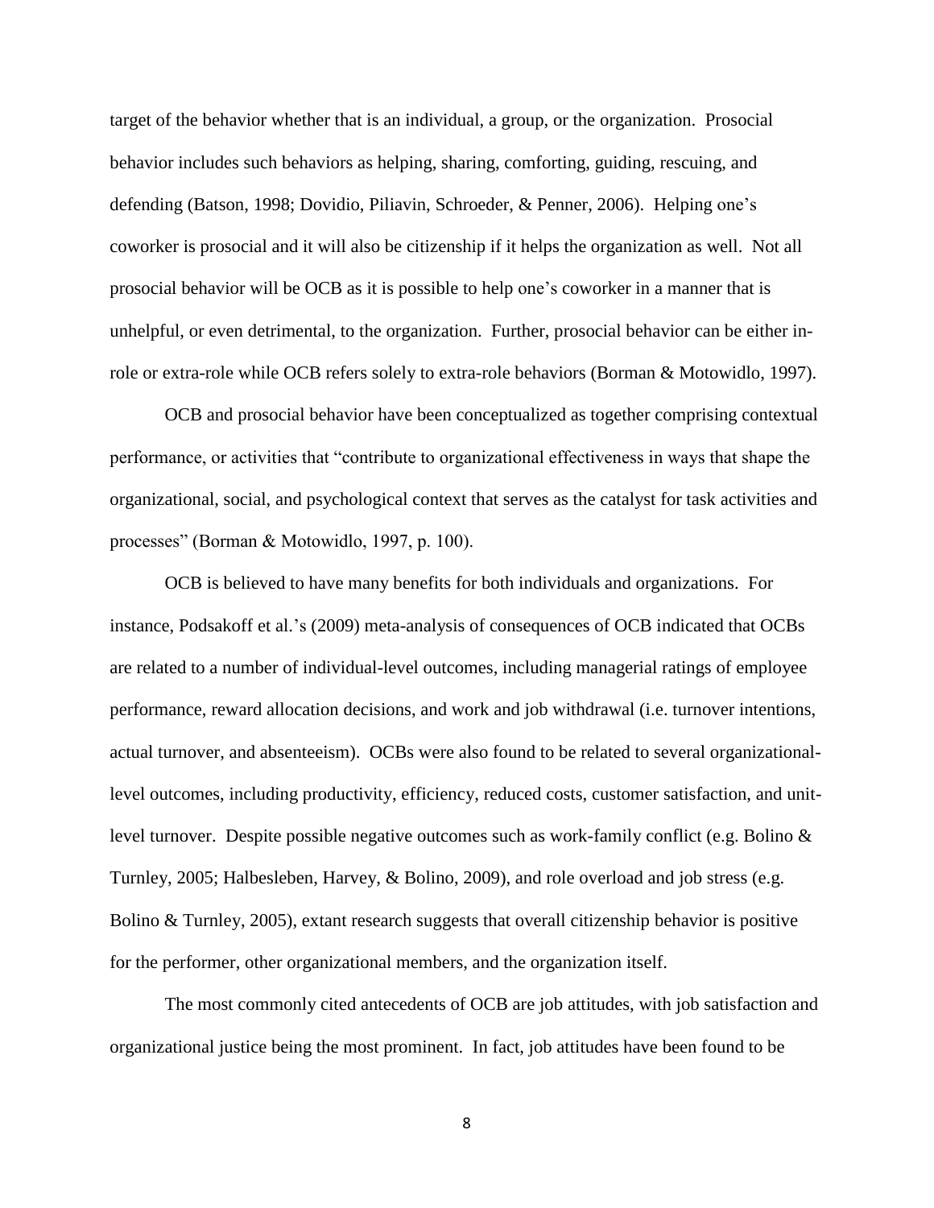target of the behavior whether that is an individual, a group, or the organization. Prosocial behavior includes such behaviors as helping, sharing, comforting, guiding, rescuing, and defending (Batson, 1998; Dovidio, Piliavin, Schroeder, & Penner, 2006). Helping one's coworker is prosocial and it will also be citizenship if it helps the organization as well. Not all prosocial behavior will be OCB as it is possible to help one's coworker in a manner that is unhelpful, or even detrimental, to the organization. Further, prosocial behavior can be either in-role or extra-role while OCB refers solely to extra-role behaviors (Borman & Motowidlo, 1997).

OCB and prosocial behavior have been conceptualized as together comprising contextual performance, or activities that "contribute to organizational effectiveness in ways that shape the organizational, social, and psychological context that serves as the catalyst for task activities and processes" (Borman & Motowidlo, 1997, p. 100).

OCB is believed to have many benefits for both individuals and organizations. For instance, Podsakoff et al.'s (2009) meta-analysis of consequences of OCB indicated that OCBs are related to a number of individual-level outcomes, including managerial ratings of employee performance, reward allocation decisions, and work and job withdrawal (i.e. turnover intentions, actual turnover, and absenteeism). OCBs were also found to be related to several organizational-level outcomes, including productivity, efficiency, reduced costs, customer satisfaction, and unit-level turnover. Despite possible negative outcomes such as work-family conflict (e.g. Bolino & Turnley, 2005; Halbesleben, Harvey, & Bolino, 2009), and role overload and job stress (e.g. Bolino & Turnley, 2005), extant research suggests that overall citizenship behavior is positive for the performer, other organizational members, and the organization itself.

The most commonly cited antecedents of OCB are job attitudes, with job satisfaction and organizational justice being the most prominent. In fact, job attitudes have been found to be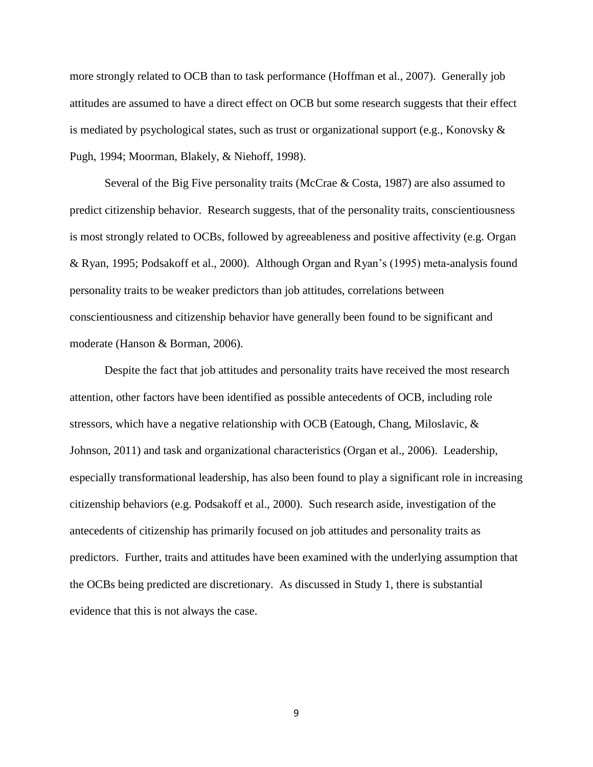more strongly related to OCB than to task performance (Hoffman et al., 2007). Generally job attitudes are assumed to have a direct effect on OCB but some research suggests that their effect is mediated by psychological states, such as trust or organizational support (e.g., Konovsky & Pugh, 1994; Moorman, Blakely, & Niehoff, 1998).

Several of the Big Five personality traits (McCrae & Costa, 1987) are also assumed to predict citizenship behavior. Research suggests, that of the personality traits, conscientiousness is most strongly related to OCBs, followed by agreeableness and positive affectivity (e.g. Organ & Ryan, 1995; Podsakoff et al., 2000). Although Organ and Ryan's (1995) meta-analysis found personality traits to be weaker predictors than job attitudes, correlations between conscientiousness and citizenship behavior have generally been found to be significant and moderate (Hanson & Borman, 2006).

Despite the fact that job attitudes and personality traits have received the most research attention, other factors have been identified as possible antecedents of OCB, including role stressors, which have a negative relationship with OCB (Eatough, Chang, Miloslavic, & Johnson, 2011) and task and organizational characteristics (Organ et al., 2006). Leadership, especially transformational leadership, has also been found to play a significant role in increasing citizenship behaviors (e.g. Podsakoff et al., 2000). Such research aside, investigation of the antecedents of citizenship has primarily focused on job attitudes and personality traits as predictors. Further, traits and attitudes have been examined with the underlying assumption that the OCBs being predicted are discretionary. As discussed in Study 1, there is substantial evidence that this is not always the case.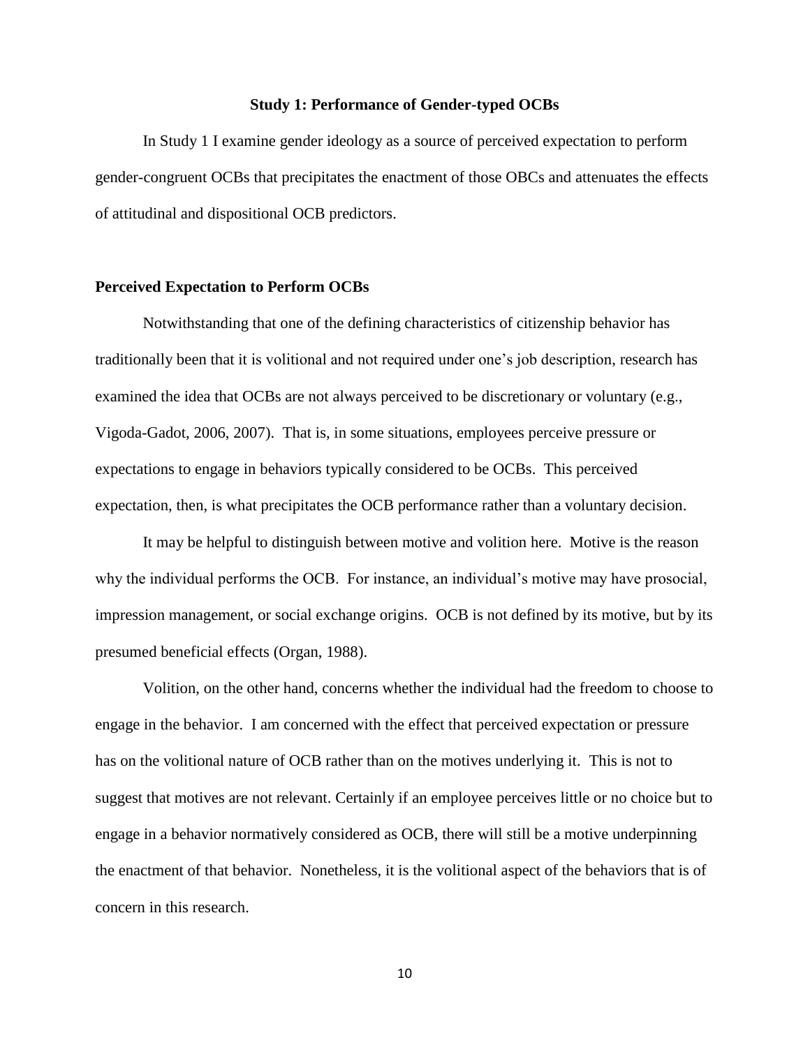## Study 1: Performance of Gender-typed OCBs

In Study 1 I examine gender ideology as a source of perceived expectation to perform gender-congruent OCBs that precipitates the enactment of those OBCs and attenuates the effects of attitudinal and dispositional OCB predictors.

### Perceived Expectation to Perform OCBs

Notwithstanding that one of the defining characteristics of citizenship behavior has traditionally been that it is volitional and not required under one's job description, research has examined the idea that OCBs are not always perceived to be discretionary or voluntary (e.g., Vigoda-Gadot, 2006, 2007). That is, in some situations, employees perceive pressure or expectations to engage in behaviors typically considered to be OCBs. This perceived expectation, then, is what precipitates the OCB performance rather than a voluntary decision.

It may be helpful to distinguish between motive and volition here. Motive is the reason why the individual performs the OCB. For instance, an individual's motive may have prosocial, impression management, or social exchange origins. OCB is not defined by its motive, but by its presumed beneficial effects (Organ, 1988).

Volition, on the other hand, concerns whether the individual had the freedom to choose to engage in the behavior. I am concerned with the effect that perceived expectation or pressure has on the volitional nature of OCB rather than on the motives underlying it. This is not to suggest that motives are not relevant. Certainly if an employee perceives little or no choice but to engage in a behavior normatively considered as OCB, there will still be a motive underpinning the enactment of that behavior. Nonetheless, it is the volitional aspect of the behaviors that is of concern in this research.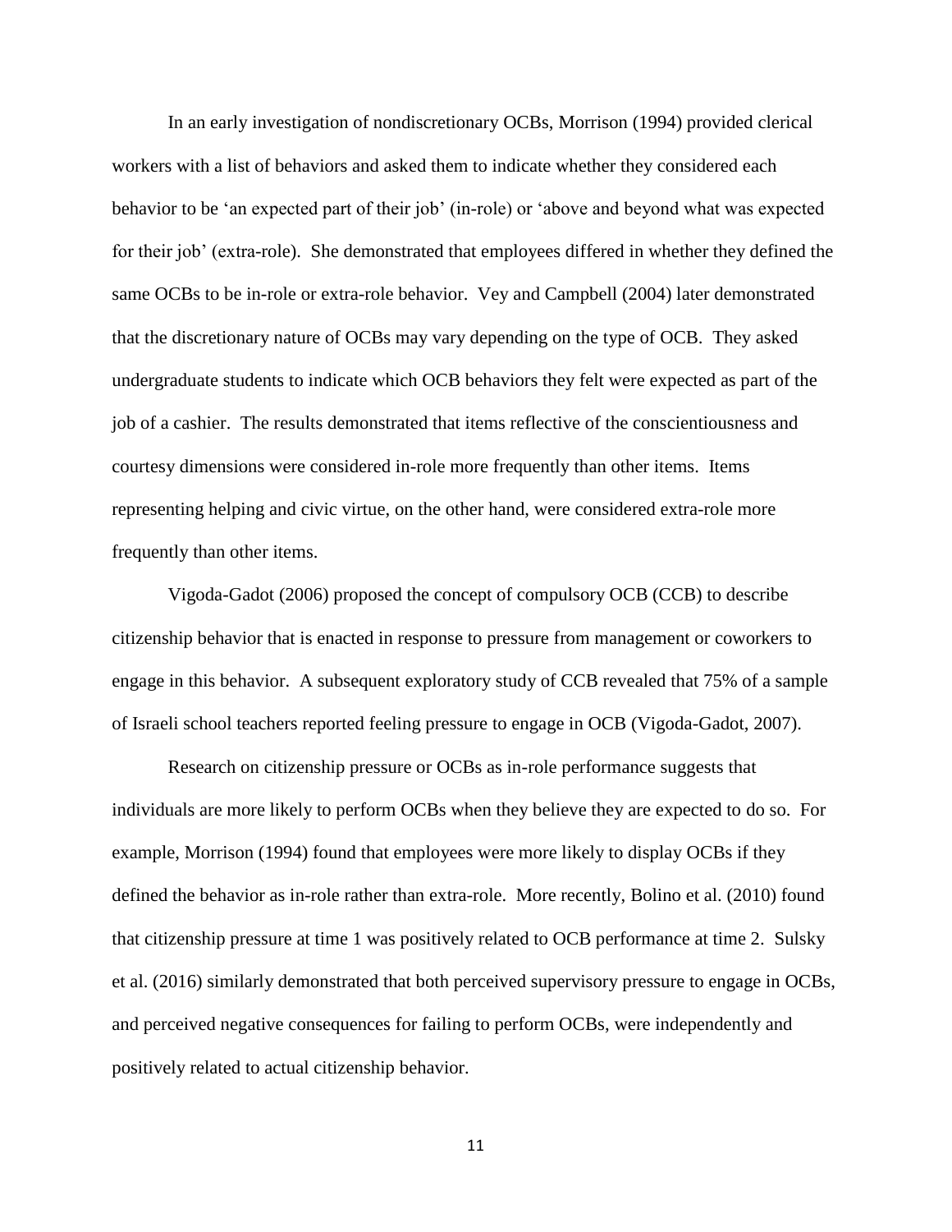In an early investigation of nondiscretionary OCBs, Morrison (1994) provided clerical workers with a list of behaviors and asked them to indicate whether they considered each behavior to be 'an expected part of their job' (in-role) or 'above and beyond what was expected for their job' (extra-role). She demonstrated that employees differed in whether they defined the same OCBs to be in-role or extra-role behavior. Vey and Campbell (2004) later demonstrated that the discretionary nature of OCBs may vary depending on the type of OCB. They asked undergraduate students to indicate which OCB behaviors they felt were expected as part of the job of a cashier. The results demonstrated that items reflective of the conscientiousness and courtesy dimensions were considered in-role more frequently than other items. Items representing helping and civic virtue, on the other hand, were considered extra-role more frequently than other items.

Vigoda-Gadot (2006) proposed the concept of compulsory OCB (CCB) to describe citizenship behavior that is enacted in response to pressure from management or coworkers to engage in this behavior. A subsequent exploratory study of CCB revealed that 75% of a sample of Israeli school teachers reported feeling pressure to engage in OCB (Vigoda-Gadot, 2007).

Research on citizenship pressure or OCBs as in-role performance suggests that individuals are more likely to perform OCBs when they believe they are expected to do so. For example, Morrison (1994) found that employees were more likely to display OCBs if they defined the behavior as in-role rather than extra-role. More recently, Bolino et al. (2010) found that citizenship pressure at time 1 was positively related to OCB performance at time 2. Sulsky et al. (2016) similarly demonstrated that both perceived supervisory pressure to engage in OCBs, and perceived negative consequences for failing to perform OCBs, were independently and positively related to actual citizenship behavior.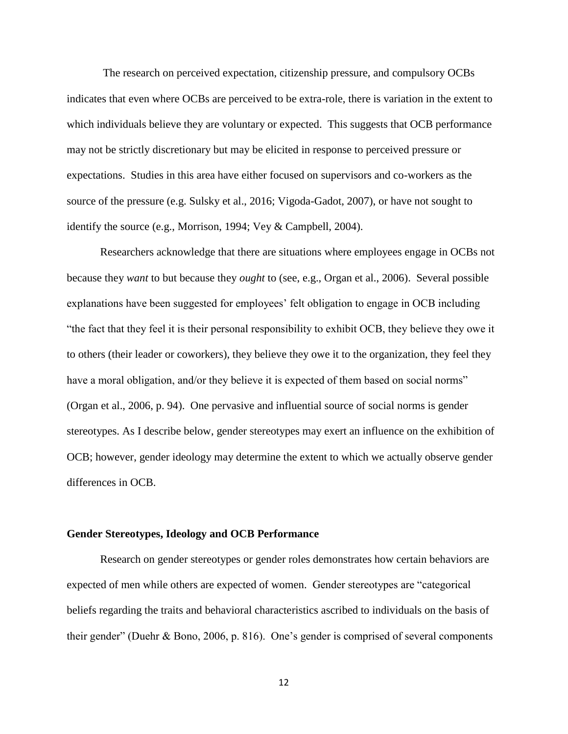The research on perceived expectation, citizenship pressure, and compulsory OCBs indicates that even where OCBs are perceived to be extra-role, there is variation in the extent to which individuals believe they are voluntary or expected. This suggests that OCB performance may not be strictly discretionary but may be elicited in response to perceived pressure or expectations. Studies in this area have either focused on supervisors and co-workers as the source of the pressure (e.g. Sulsky et al., 2016; Vigoda-Gadot, 2007), or have not sought to identify the source (e.g., Morrison, 1994; Vey & Campbell, 2004).

Researchers acknowledge that there are situations where employees engage in OCBs not because they *want* to but because they *ought* to (see, e.g., Organ et al., 2006). Several possible explanations have been suggested for employees' felt obligation to engage in OCB including "the fact that they feel it is their personal responsibility to exhibit OCB, they believe they owe it to others (their leader or coworkers), they believe they owe it to the organization, they feel they have a moral obligation, and/or they believe it is expected of them based on social norms" (Organ et al., 2006, p. 94). One pervasive and influential source of social norms is gender stereotypes. As I describe below, gender stereotypes may exert an influence on the exhibition of OCB; however, gender ideology may determine the extent to which we actually observe gender differences in OCB.

**Gender Stereotypes, Ideology and OCB Performance**

Research on gender stereotypes or gender roles demonstrates how certain behaviors are expected of men while others are expected of women. Gender stereotypes are "categorical beliefs regarding the traits and behavioral characteristics ascribed to individuals on the basis of their gender" (Duehr & Bono, 2006, p. 816). One's gender is comprised of several components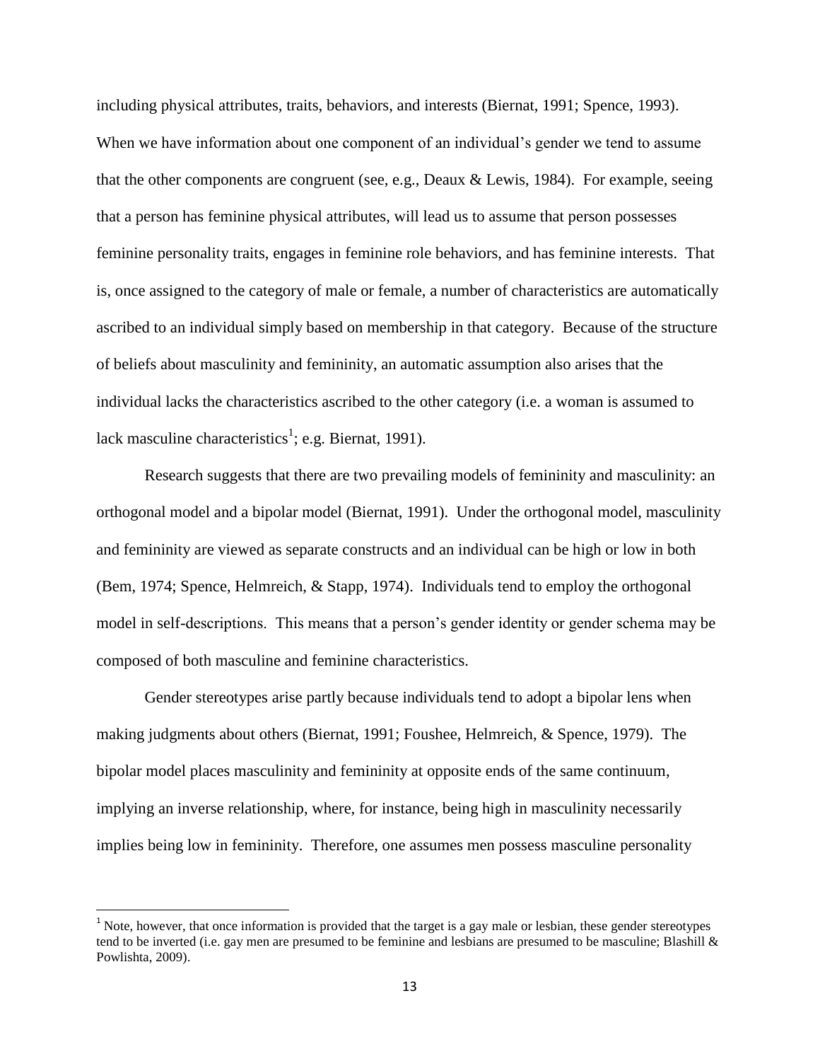including physical attributes, traits, behaviors, and interests (Biernat, 1991; Spence, 1993). When we have information about one component of an individual's gender we tend to assume that the other components are congruent (see, e.g., Deaux & Lewis, 1984). For example, seeing that a person has feminine physical attributes, will lead us to assume that person possesses feminine personality traits, engages in feminine role behaviors, and has feminine interests. That is, once assigned to the category of male or female, a number of characteristics are automatically ascribed to an individual simply based on membership in that category. Because of the structure of beliefs about masculinity and femininity, an automatic assumption also arises that the individual lacks the characteristics ascribed to the other category (i.e. a woman is assumed to lack masculine characteristics[1]; e.g. Biernat, 1991).

Research suggests that there are two prevailing models of femininity and masculinity: an orthogonal model and a bipolar model (Biernat, 1991). Under the orthogonal model, masculinity and femininity are viewed as separate constructs and an individual can be high or low in both (Bem, 1974; Spence, Helmreich, & Stapp, 1974). Individuals tend to employ the orthogonal model in self-descriptions. This means that a person's gender identity or gender schema may be composed of both masculine and feminine characteristics.

Gender stereotypes arise partly because individuals tend to adopt a bipolar lens when making judgments about others (Biernat, 1991; Foushee, Helmreich, & Spence, 1979). The bipolar model places masculinity and femininity at opposite ends of the same continuum, implying an inverse relationship, where, for instance, being high in masculinity necessarily implies being low in femininity. Therefore, one assumes men possess masculine personality

[1] Note, however, that once information is provided that the target is a gay male or lesbian, these gender stereotypes tend to be inverted (i.e. gay men are presumed to be feminine and lesbians are presumed to be masculine; Blashill & Powlishta, 2009).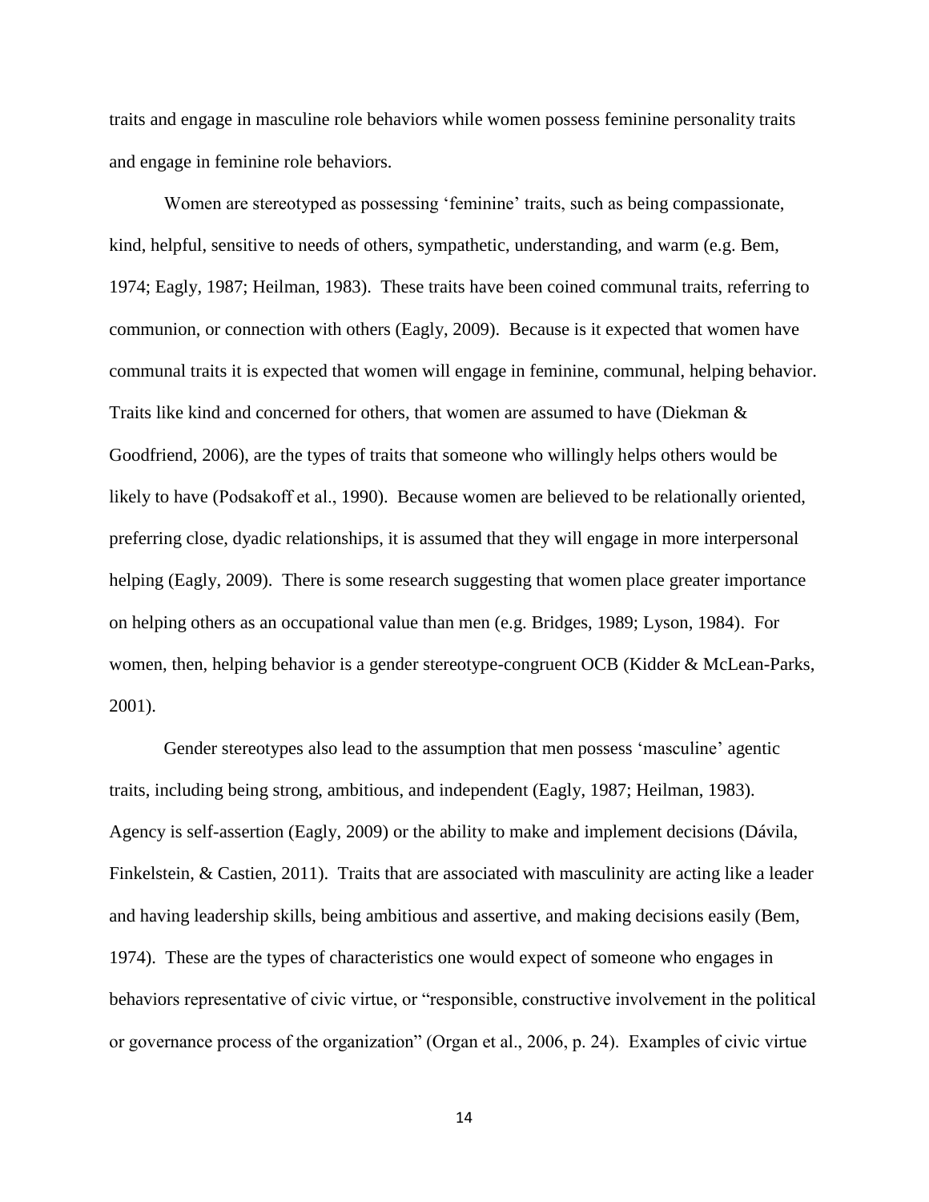traits and engage in masculine role behaviors while women possess feminine personality traits and engage in feminine role behaviors.

Women are stereotyped as possessing 'feminine' traits, such as being compassionate, kind, helpful, sensitive to needs of others, sympathetic, understanding, and warm (e.g. Bem, 1974; Eagly, 1987; Heilman, 1983). These traits have been coined communal traits, referring to communion, or connection with others (Eagly, 2009). Because is it expected that women have communal traits it is expected that women will engage in feminine, communal, helping behavior. Traits like kind and concerned for others, that women are assumed to have (Diekman & Goodfriend, 2006), are the types of traits that someone who willingly helps others would be likely to have (Podsakoff et al., 1990). Because women are believed to be relationally oriented, preferring close, dyadic relationships, it is assumed that they will engage in more interpersonal helping (Eagly, 2009). There is some research suggesting that women place greater importance on helping others as an occupational value than men (e.g. Bridges, 1989; Lyson, 1984). For women, then, helping behavior is a gender stereotype-congruent OCB (Kidder & McLean-Parks, 2001).

Gender stereotypes also lead to the assumption that men possess 'masculine' agentic traits, including being strong, ambitious, and independent (Eagly, 1987; Heilman, 1983). Agency is self-assertion (Eagly, 2009) or the ability to make and implement decisions (Dávila, Finkelstein, & Castien, 2011). Traits that are associated with masculinity are acting like a leader and having leadership skills, being ambitious and assertive, and making decisions easily (Bem, 1974). These are the types of characteristics one would expect of someone who engages in behaviors representative of civic virtue, or "responsible, constructive involvement in the political or governance process of the organization" (Organ et al., 2006, p. 24). Examples of civic virtue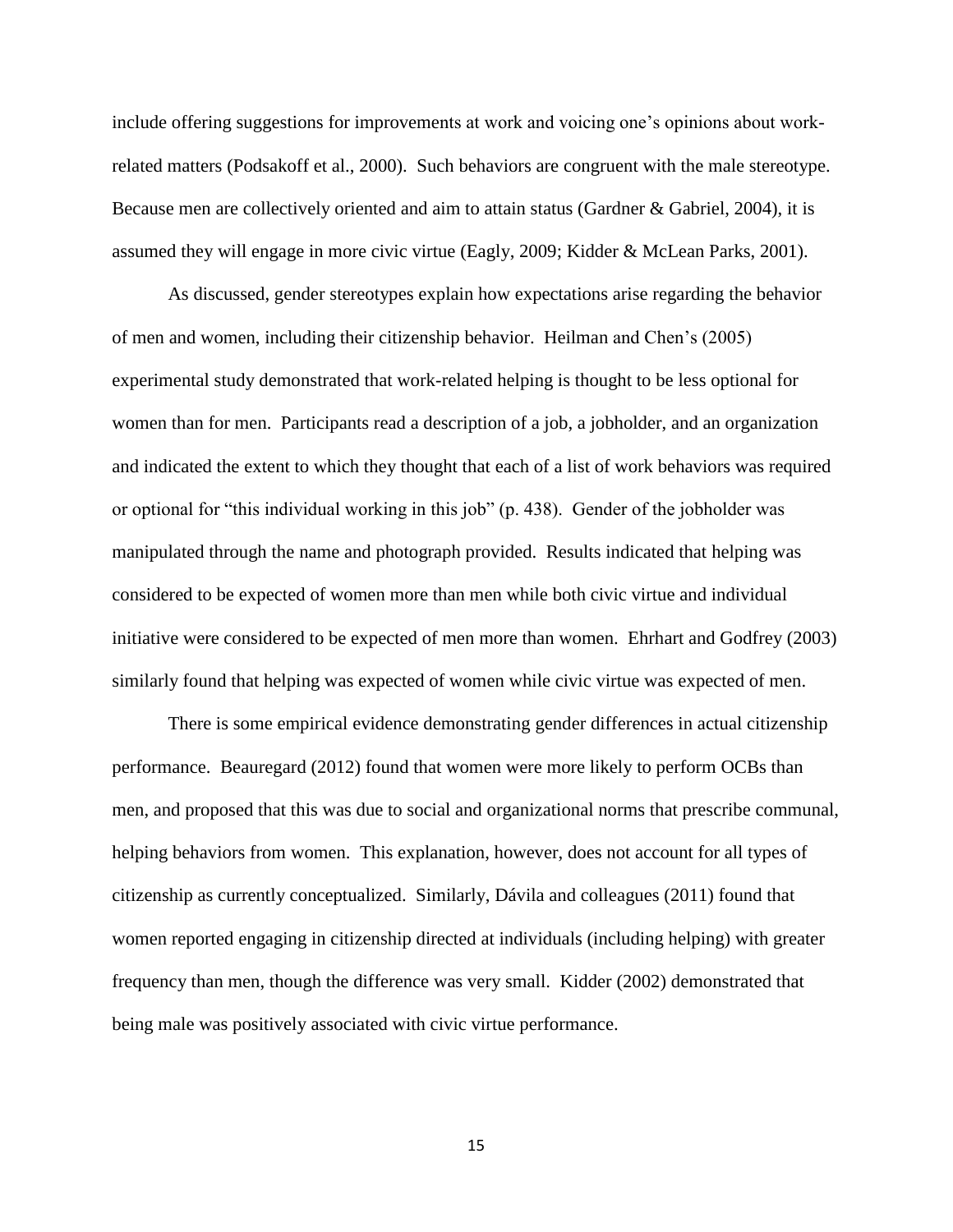include offering suggestions for improvements at work and voicing one's opinions about work-related matters (Podsakoff et al., 2000). Such behaviors are congruent with the male stereotype. Because men are collectively oriented and aim to attain status (Gardner & Gabriel, 2004), it is assumed they will engage in more civic virtue (Eagly, 2009; Kidder & McLean Parks, 2001).

As discussed, gender stereotypes explain how expectations arise regarding the behavior of men and women, including their citizenship behavior. Heilman and Chen's (2005) experimental study demonstrated that work-related helping is thought to be less optional for women than for men. Participants read a description of a job, a jobholder, and an organization and indicated the extent to which they thought that each of a list of work behaviors was required or optional for "this individual working in this job" (p. 438). Gender of the jobholder was manipulated through the name and photograph provided. Results indicated that helping was considered to be expected of women more than men while both civic virtue and individual initiative were considered to be expected of men more than women. Ehrhart and Godfrey (2003) similarly found that helping was expected of women while civic virtue was expected of men.

There is some empirical evidence demonstrating gender differences in actual citizenship performance. Beauregard (2012) found that women were more likely to perform OCBs than men, and proposed that this was due to social and organizational norms that prescribe communal, helping behaviors from women. This explanation, however, does not account for all types of citizenship as currently conceptualized. Similarly, Dávila and colleagues (2011) found that women reported engaging in citizenship directed at individuals (including helping) with greater frequency than men, though the difference was very small. Kidder (2002) demonstrated that being male was positively associated with civic virtue performance.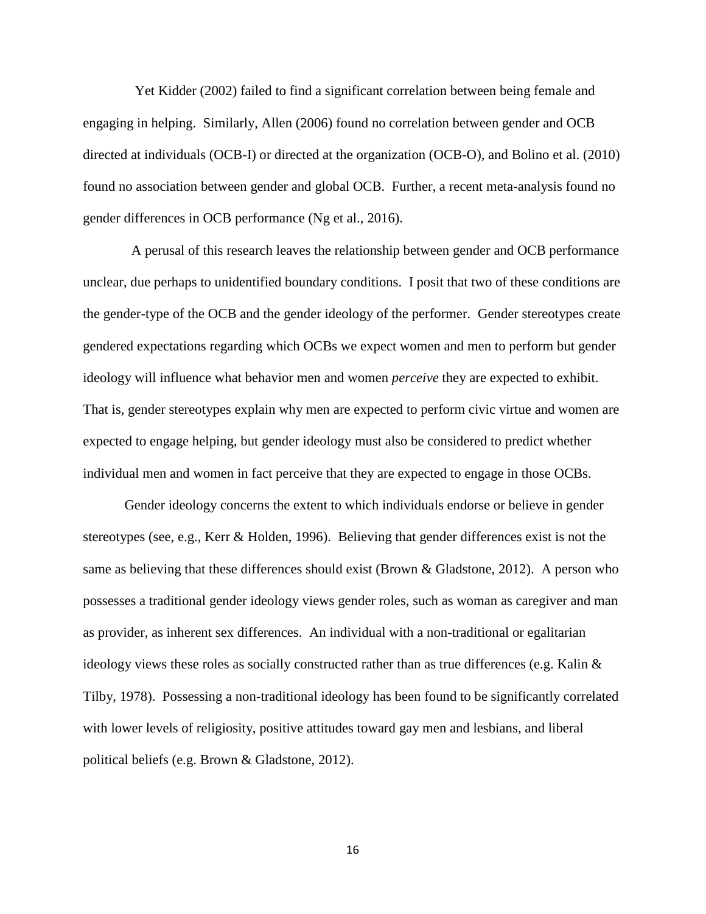Yet Kidder (2002) failed to find a significant correlation between being female and engaging in helping. Similarly, Allen (2006) found no correlation between gender and OCB directed at individuals (OCB-I) or directed at the organization (OCB-O), and Bolino et al. (2010) found no association between gender and global OCB. Further, a recent meta-analysis found no gender differences in OCB performance (Ng et al., 2016).

A perusal of this research leaves the relationship between gender and OCB performance unclear, due perhaps to unidentified boundary conditions. I posit that two of these conditions are the gender-type of the OCB and the gender ideology of the performer. Gender stereotypes create gendered expectations regarding which OCBs we expect women and men to perform but gender ideology will influence what behavior men and women *perceive* they are expected to exhibit. That is, gender stereotypes explain why men are expected to perform civic virtue and women are expected to engage helping, but gender ideology must also be considered to predict whether individual men and women in fact perceive that they are expected to engage in those OCBs.

Gender ideology concerns the extent to which individuals endorse or believe in gender stereotypes (see, e.g., Kerr & Holden, 1996). Believing that gender differences exist is not the same as believing that these differences should exist (Brown & Gladstone, 2012). A person who possesses a traditional gender ideology views gender roles, such as woman as caregiver and man as provider, as inherent sex differences. An individual with a non-traditional or egalitarian ideology views these roles as socially constructed rather than as true differences (e.g. Kalin & Tilby, 1978). Possessing a non-traditional ideology has been found to be significantly correlated with lower levels of religiosity, positive attitudes toward gay men and lesbians, and liberal political beliefs (e.g. Brown & Gladstone, 2012).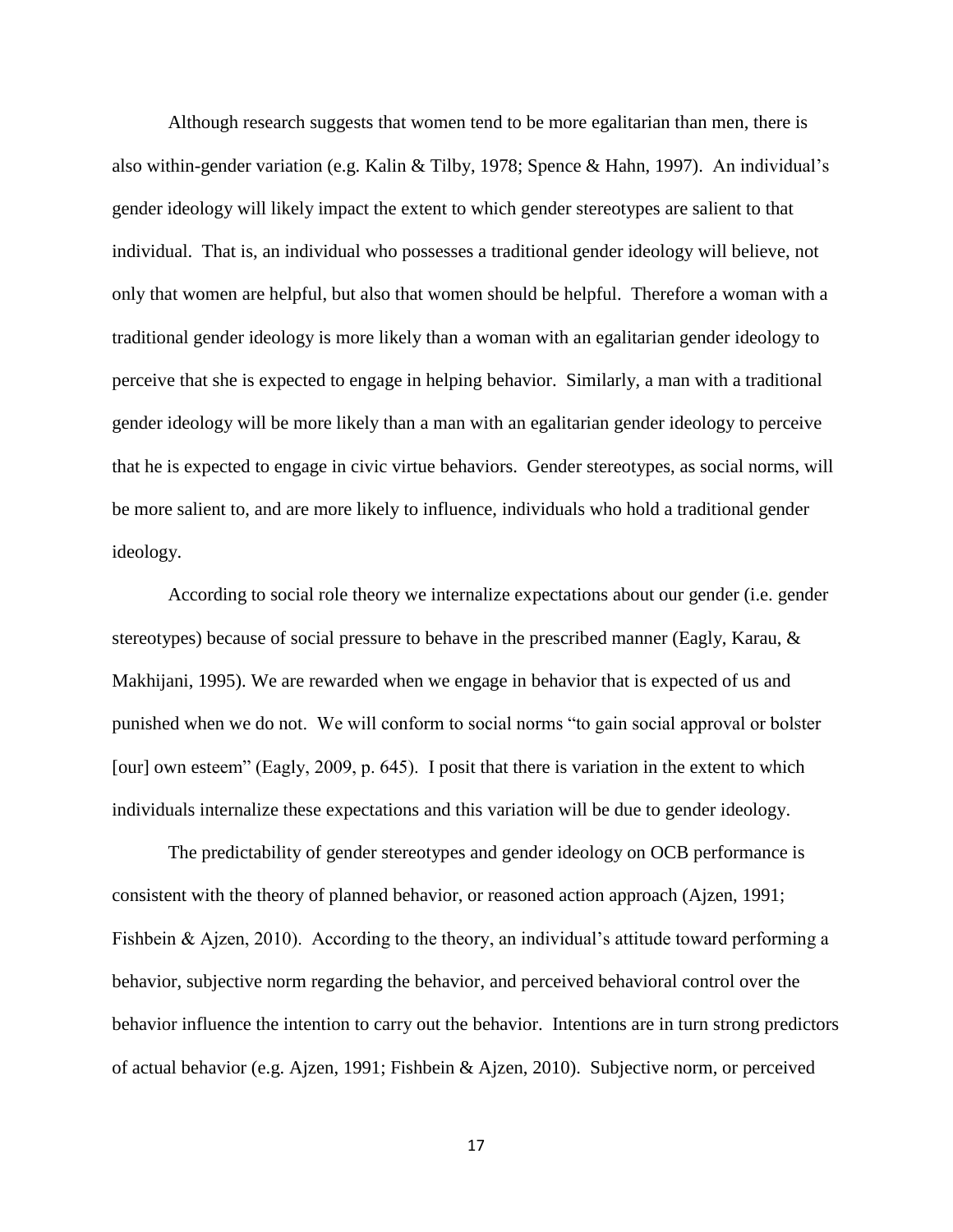Although research suggests that women tend to be more egalitarian than men, there is also within-gender variation (e.g. Kalin & Tilby, 1978; Spence & Hahn, 1997). An individual's gender ideology will likely impact the extent to which gender stereotypes are salient to that individual. That is, an individual who possesses a traditional gender ideology will believe, not only that women are helpful, but also that women should be helpful. Therefore a woman with a traditional gender ideology is more likely than a woman with an egalitarian gender ideology to perceive that she is expected to engage in helping behavior. Similarly, a man with a traditional gender ideology will be more likely than a man with an egalitarian gender ideology to perceive that he is expected to engage in civic virtue behaviors. Gender stereotypes, as social norms, will be more salient to, and are more likely to influence, individuals who hold a traditional gender ideology.

According to social role theory we internalize expectations about our gender (i.e. gender stereotypes) because of social pressure to behave in the prescribed manner (Eagly, Karau, & Makhijani, 1995). We are rewarded when we engage in behavior that is expected of us and punished when we do not. We will conform to social norms "to gain social approval or bolster [our] own esteem" (Eagly, 2009, p. 645). I posit that there is variation in the extent to which individuals internalize these expectations and this variation will be due to gender ideology.

The predictability of gender stereotypes and gender ideology on OCB performance is consistent with the theory of planned behavior, or reasoned action approach (Ajzen, 1991; Fishbein & Ajzen, 2010). According to the theory, an individual's attitude toward performing a behavior, subjective norm regarding the behavior, and perceived behavioral control over the behavior influence the intention to carry out the behavior. Intentions are in turn strong predictors of actual behavior (e.g. Ajzen, 1991; Fishbein & Ajzen, 2010). Subjective norm, or perceived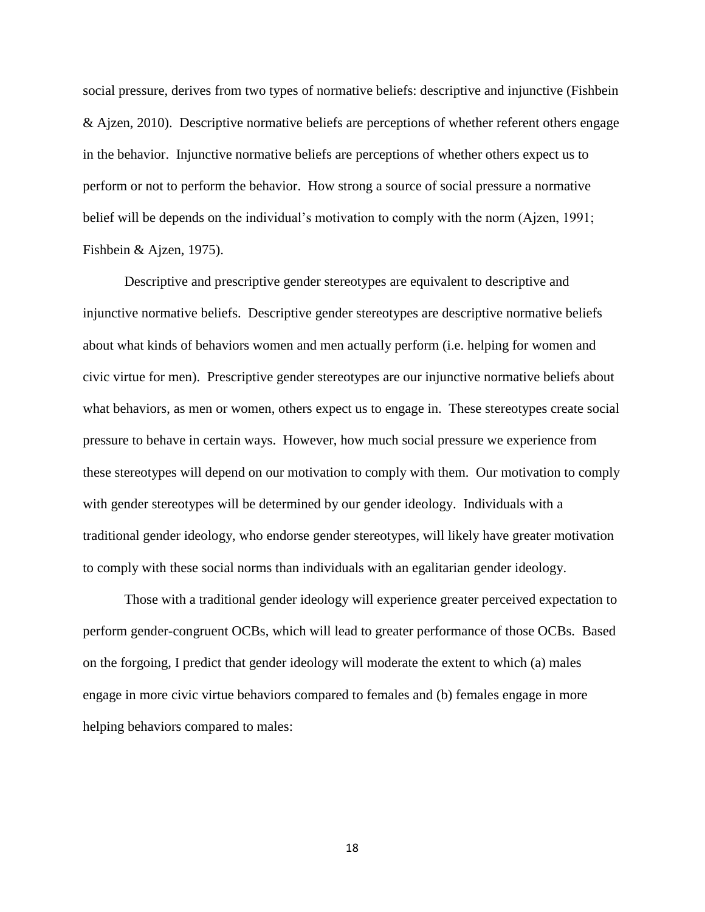social pressure, derives from two types of normative beliefs: descriptive and injunctive (Fishbein & Ajzen, 2010). Descriptive normative beliefs are perceptions of whether referent others engage in the behavior. Injunctive normative beliefs are perceptions of whether others expect us to perform or not to perform the behavior. How strong a source of social pressure a normative belief will be depends on the individual's motivation to comply with the norm (Ajzen, 1991; Fishbein & Ajzen, 1975).

Descriptive and prescriptive gender stereotypes are equivalent to descriptive and injunctive normative beliefs. Descriptive gender stereotypes are descriptive normative beliefs about what kinds of behaviors women and men actually perform (i.e. helping for women and civic virtue for men). Prescriptive gender stereotypes are our injunctive normative beliefs about what behaviors, as men or women, others expect us to engage in. These stereotypes create social pressure to behave in certain ways. However, how much social pressure we experience from these stereotypes will depend on our motivation to comply with them. Our motivation to comply with gender stereotypes will be determined by our gender ideology. Individuals with a traditional gender ideology, who endorse gender stereotypes, will likely have greater motivation to comply with these social norms than individuals with an egalitarian gender ideology.

Those with a traditional gender ideology will experience greater perceived expectation to perform gender-congruent OCBs, which will lead to greater performance of those OCBs. Based on the forgoing, I predict that gender ideology will moderate the extent to which (a) males engage in more civic virtue behaviors compared to females and (b) females engage in more helping behaviors compared to males: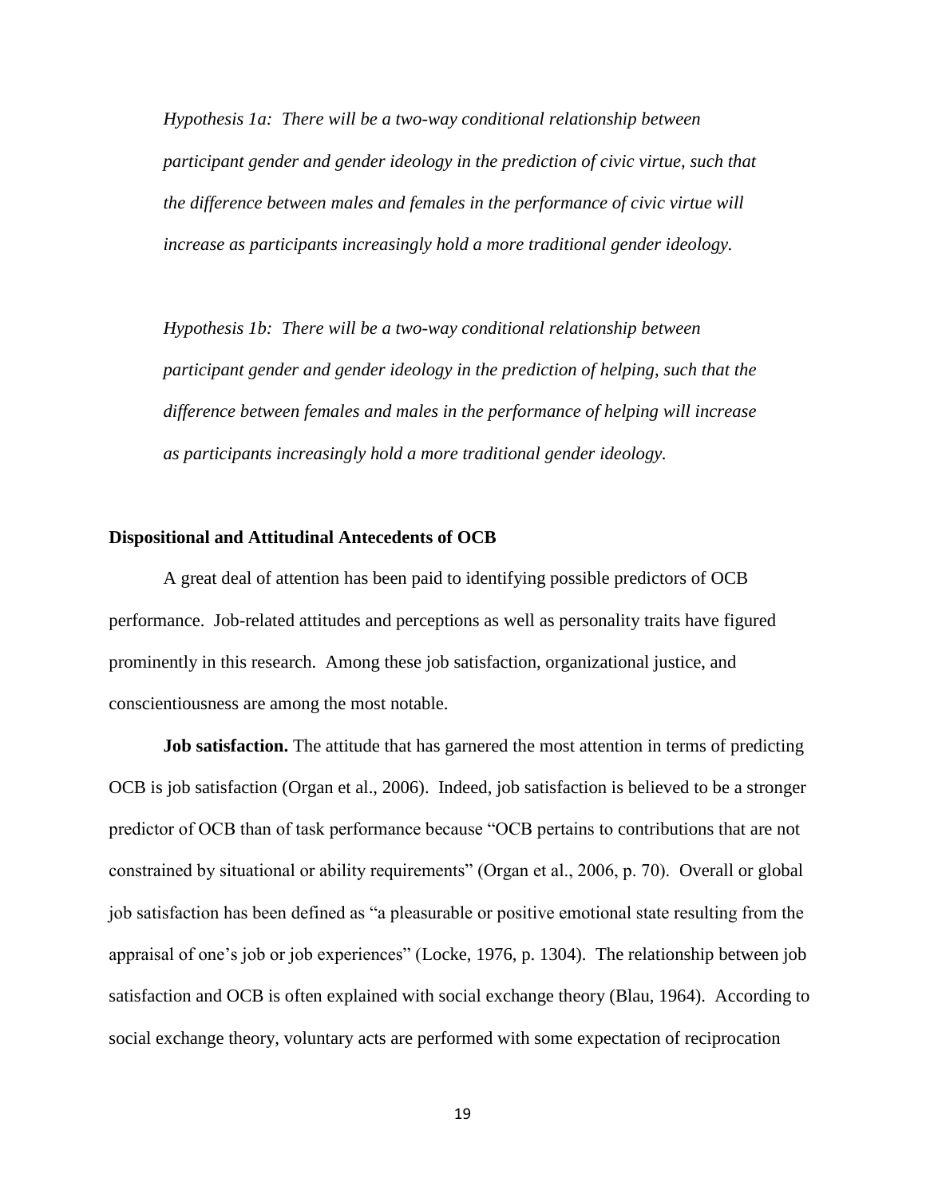*Hypothesis 1a: There will be a two-way conditional relationship between participant gender and gender ideology in the prediction of civic virtue, such that the difference between males and females in the performance of civic virtue will increase as participants increasingly hold a more traditional gender ideology.*

*Hypothesis 1b: There will be a two-way conditional relationship between participant gender and gender ideology in the prediction of helping, such that the difference between females and males in the performance of helping will increase as participants increasingly hold a more traditional gender ideology.*

## Dispositional and Attitudinal Antecedents of OCB

A great deal of attention has been paid to identifying possible predictors of OCB performance. Job-related attitudes and perceptions as well as personality traits have figured prominently in this research. Among these job satisfaction, organizational justice, and conscientiousness are among the most notable.

**Job satisfaction.** The attitude that has garnered the most attention in terms of predicting OCB is job satisfaction (Organ et al., 2006). Indeed, job satisfaction is believed to be a stronger predictor of OCB than of task performance because "OCB pertains to contributions that are not constrained by situational or ability requirements" (Organ et al., 2006, p. 70). Overall or global job satisfaction has been defined as "a pleasurable or positive emotional state resulting from the appraisal of one's job or job experiences" (Locke, 1976, p. 1304). The relationship between job satisfaction and OCB is often explained with social exchange theory (Blau, 1964). According to social exchange theory, voluntary acts are performed with some expectation of reciprocation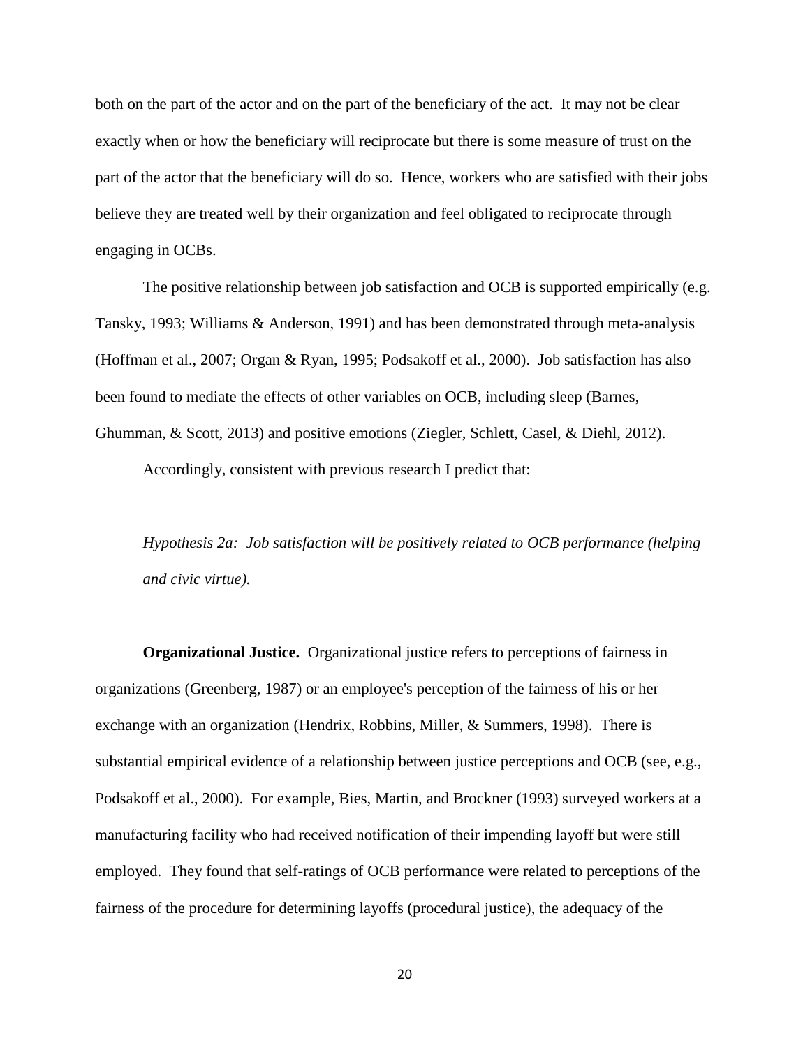both on the part of the actor and on the part of the beneficiary of the act. It may not be clear exactly when or how the beneficiary will reciprocate but there is some measure of trust on the part of the actor that the beneficiary will do so. Hence, workers who are satisfied with their jobs believe they are treated well by their organization and feel obligated to reciprocate through engaging in OCBs.

The positive relationship between job satisfaction and OCB is supported empirically (e.g. Tansky, 1993; Williams & Anderson, 1991) and has been demonstrated through meta-analysis (Hoffman et al., 2007; Organ & Ryan, 1995; Podsakoff et al., 2000). Job satisfaction has also been found to mediate the effects of other variables on OCB, including sleep (Barnes, Ghumman, & Scott, 2013) and positive emotions (Ziegler, Schlett, Casel, & Diehl, 2012).

Accordingly, consistent with previous research I predict that:

*Hypothesis 2a: Job satisfaction will be positively related to OCB performance (helping and civic virtue).*

**Organizational Justice.** Organizational justice refers to perceptions of fairness in organizations (Greenberg, 1987) or an employee's perception of the fairness of his or her exchange with an organization (Hendrix, Robbins, Miller, & Summers, 1998). There is substantial empirical evidence of a relationship between justice perceptions and OCB (see, e.g., Podsakoff et al., 2000). For example, Bies, Martin, and Brockner (1993) surveyed workers at a manufacturing facility who had received notification of their impending layoff but were still employed. They found that self-ratings of OCB performance were related to perceptions of the fairness of the procedure for determining layoffs (procedural justice), the adequacy of the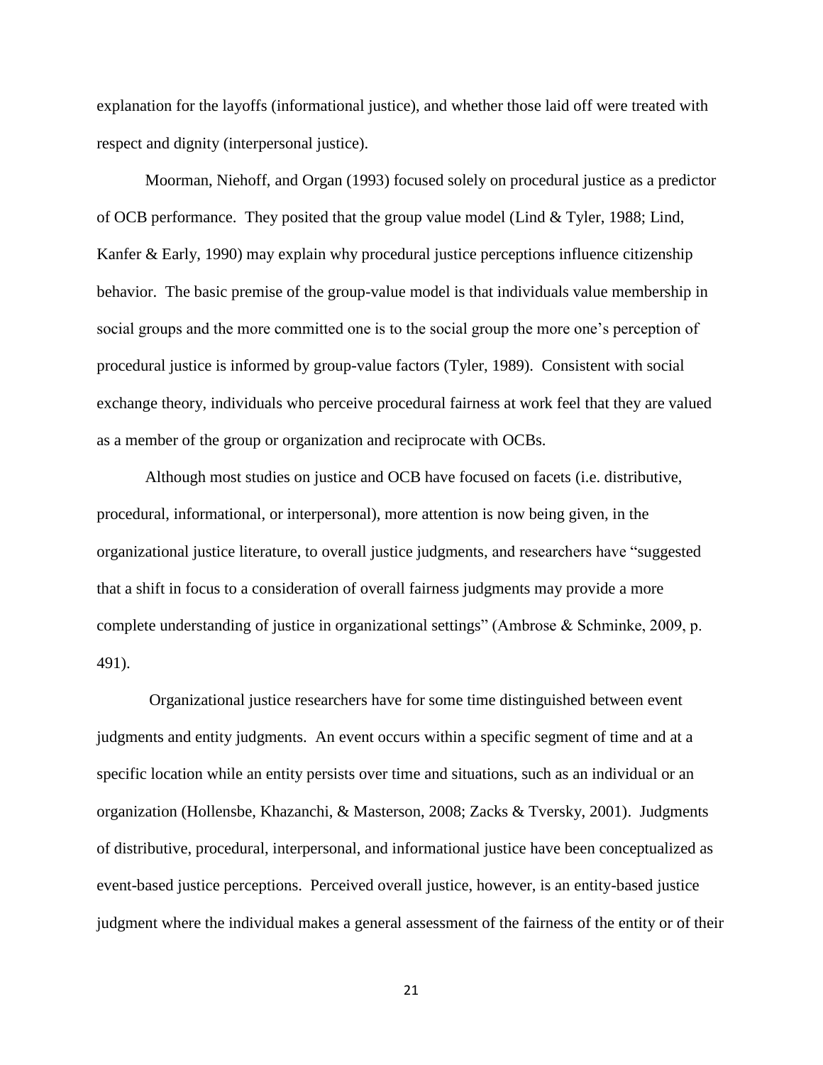explanation for the layoffs (informational justice), and whether those laid off were treated with respect and dignity (interpersonal justice).

Moorman, Niehoff, and Organ (1993) focused solely on procedural justice as a predictor of OCB performance. They posited that the group value model (Lind & Tyler, 1988; Lind, Kanfer & Early, 1990) may explain why procedural justice perceptions influence citizenship behavior. The basic premise of the group-value model is that individuals value membership in social groups and the more committed one is to the social group the more one's perception of procedural justice is informed by group-value factors (Tyler, 1989). Consistent with social exchange theory, individuals who perceive procedural fairness at work feel that they are valued as a member of the group or organization and reciprocate with OCBs.

Although most studies on justice and OCB have focused on facets (i.e. distributive, procedural, informational, or interpersonal), more attention is now being given, in the organizational justice literature, to overall justice judgments, and researchers have "suggested that a shift in focus to a consideration of overall fairness judgments may provide a more complete understanding of justice in organizational settings" (Ambrose & Schminke, 2009, p. 491).

Organizational justice researchers have for some time distinguished between event judgments and entity judgments. An event occurs within a specific segment of time and at a specific location while an entity persists over time and situations, such as an individual or an organization (Hollensbe, Khazanchi, & Masterson, 2008; Zacks & Tversky, 2001). Judgments of distributive, procedural, interpersonal, and informational justice have been conceptualized as event-based justice perceptions. Perceived overall justice, however, is an entity-based justice judgment where the individual makes a general assessment of the fairness of the entity or of their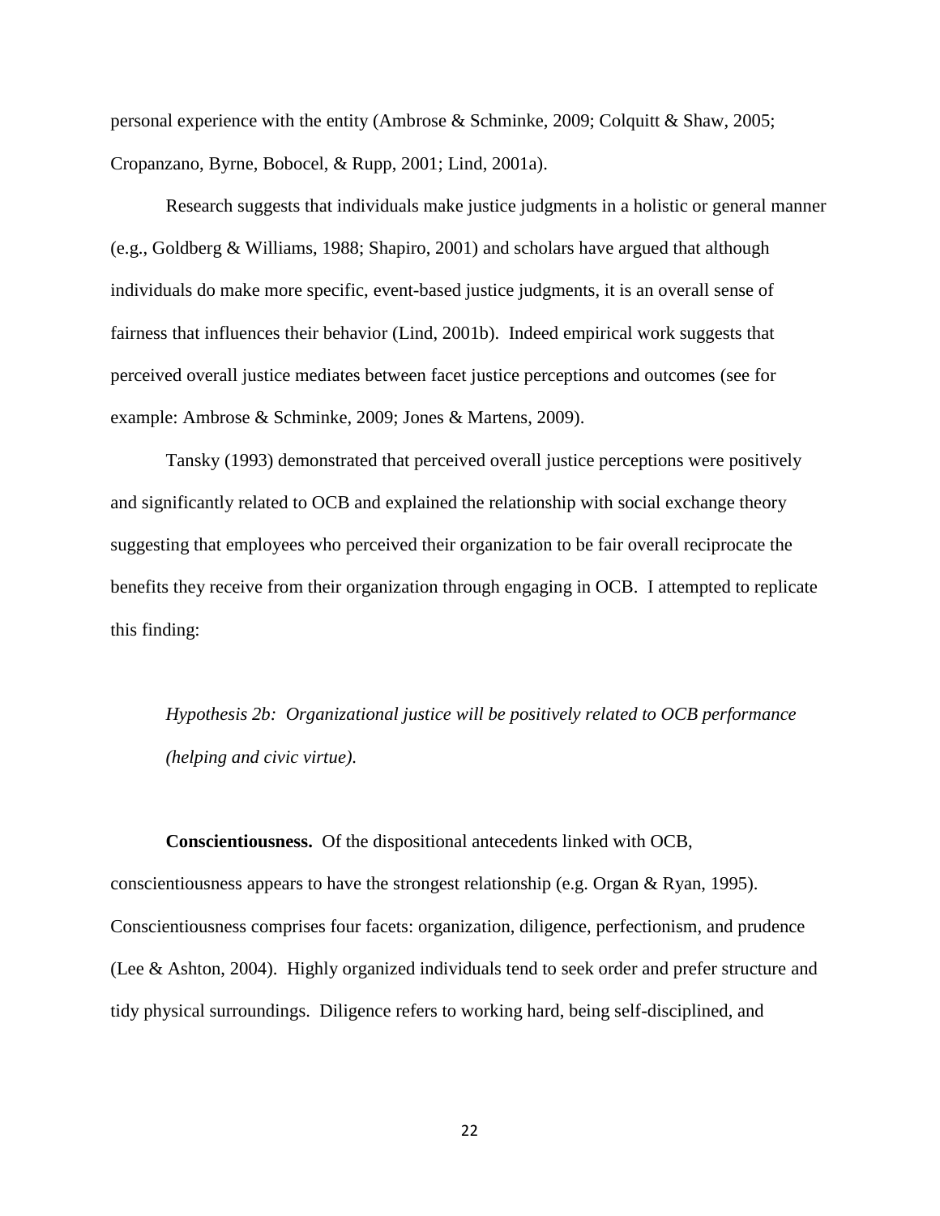personal experience with the entity (Ambrose & Schminke, 2009; Colquitt & Shaw, 2005; Cropanzano, Byrne, Bobocel, & Rupp, 2001; Lind, 2001a).

Research suggests that individuals make justice judgments in a holistic or general manner (e.g., Goldberg & Williams, 1988; Shapiro, 2001) and scholars have argued that although individuals do make more specific, event-based justice judgments, it is an overall sense of fairness that influences their behavior (Lind, 2001b). Indeed empirical work suggests that perceived overall justice mediates between facet justice perceptions and outcomes (see for example: Ambrose & Schminke, 2009; Jones & Martens, 2009).

Tansky (1993) demonstrated that perceived overall justice perceptions were positively and significantly related to OCB and explained the relationship with social exchange theory suggesting that employees who perceived their organization to be fair overall reciprocate the benefits they receive from their organization through engaging in OCB. I attempted to replicate this finding:

*Hypothesis 2b: Organizational justice will be positively related to OCB performance (helping and civic virtue).*

**Conscientiousness.** Of the dispositional antecedents linked with OCB, conscientiousness appears to have the strongest relationship (e.g. Organ & Ryan, 1995). Conscientiousness comprises four facets: organization, diligence, perfectionism, and prudence (Lee & Ashton, 2004). Highly organized individuals tend to seek order and prefer structure and tidy physical surroundings. Diligence refers to working hard, being self-disciplined, and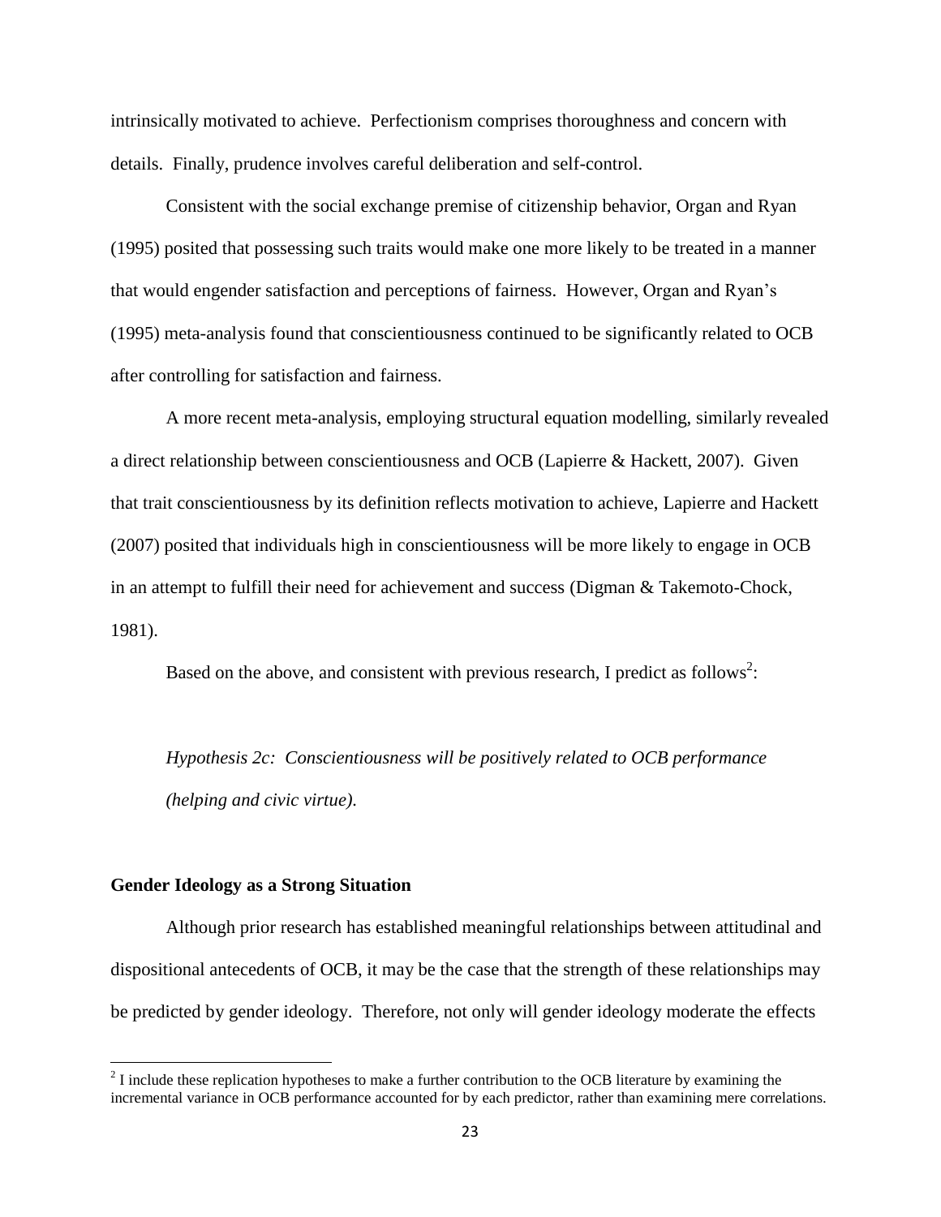intrinsically motivated to achieve. Perfectionism comprises thoroughness and concern with details. Finally, prudence involves careful deliberation and self-control.

Consistent with the social exchange premise of citizenship behavior, Organ and Ryan (1995) posited that possessing such traits would make one more likely to be treated in a manner that would engender satisfaction and perceptions of fairness. However, Organ and Ryan's (1995) meta-analysis found that conscientiousness continued to be significantly related to OCB after controlling for satisfaction and fairness.

A more recent meta-analysis, employing structural equation modelling, similarly revealed a direct relationship between conscientiousness and OCB (Lapierre & Hackett, 2007). Given that trait conscientiousness by its definition reflects motivation to achieve, Lapierre and Hackett (2007) posited that individuals high in conscientiousness will be more likely to engage in OCB in an attempt to fulfill their need for achievement and success (Digman & Takemoto-Chock, 1981).

Based on the above, and consistent with previous research, I predict as follows[2]:

*Hypothesis 2c: Conscientiousness will be positively related to OCB performance (helping and civic virtue).*

### Gender Ideology as a Strong Situation

Although prior research has established meaningful relationships between attitudinal and dispositional antecedents of OCB, it may be the case that the strength of these relationships may be predicted by gender ideology. Therefore, not only will gender ideology moderate the effects

---

[2] I include these replication hypotheses to make a further contribution to the OCB literature by examining the incremental variance in OCB performance accounted for by each predictor, rather than examining mere correlations.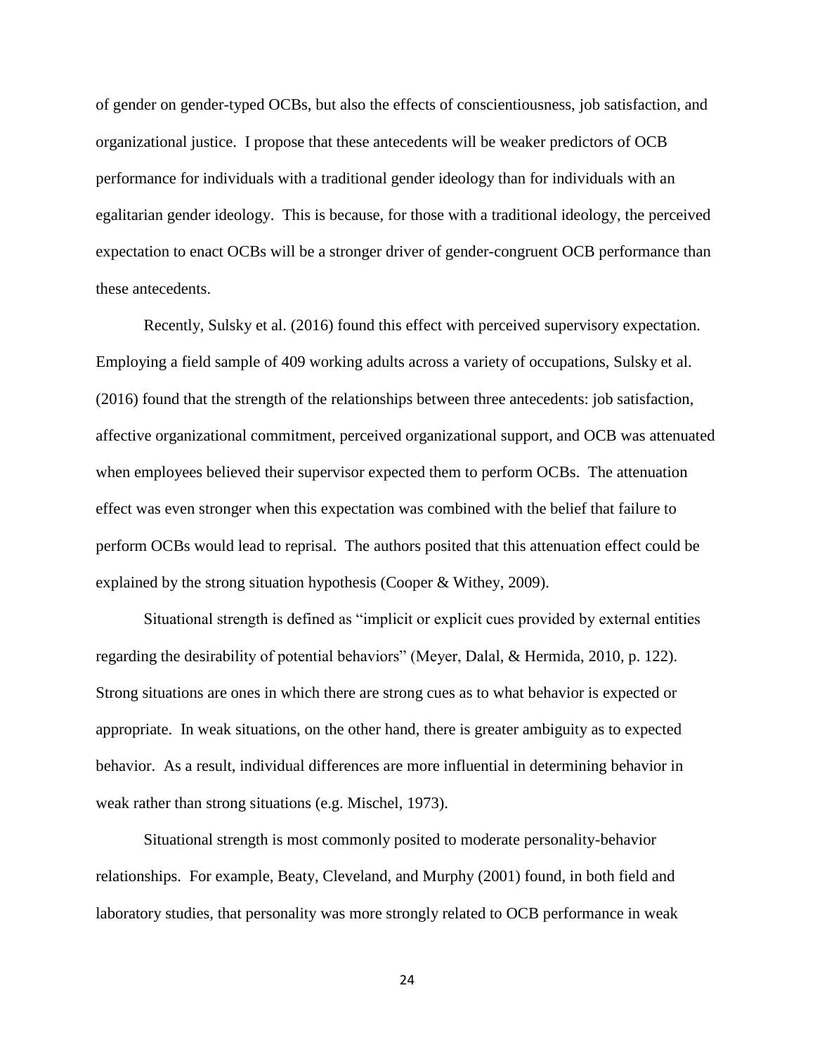of gender on gender-typed OCBs, but also the effects of conscientiousness, job satisfaction, and organizational justice. I propose that these antecedents will be weaker predictors of OCB performance for individuals with a traditional gender ideology than for individuals with an egalitarian gender ideology. This is because, for those with a traditional ideology, the perceived expectation to enact OCBs will be a stronger driver of gender-congruent OCB performance than these antecedents.

Recently, Sulsky et al. (2016) found this effect with perceived supervisory expectation. Employing a field sample of 409 working adults across a variety of occupations, Sulsky et al. (2016) found that the strength of the relationships between three antecedents: job satisfaction, affective organizational commitment, perceived organizational support, and OCB was attenuated when employees believed their supervisor expected them to perform OCBs. The attenuation effect was even stronger when this expectation was combined with the belief that failure to perform OCBs would lead to reprisal. The authors posited that this attenuation effect could be explained by the strong situation hypothesis (Cooper & Withey, 2009).

Situational strength is defined as "implicit or explicit cues provided by external entities regarding the desirability of potential behaviors" (Meyer, Dalal, & Hermida, 2010, p. 122). Strong situations are ones in which there are strong cues as to what behavior is expected or appropriate. In weak situations, on the other hand, there is greater ambiguity as to expected behavior. As a result, individual differences are more influential in determining behavior in weak rather than strong situations (e.g. Mischel, 1973).

Situational strength is most commonly posited to moderate personality-behavior relationships. For example, Beaty, Cleveland, and Murphy (2001) found, in both field and laboratory studies, that personality was more strongly related to OCB performance in weak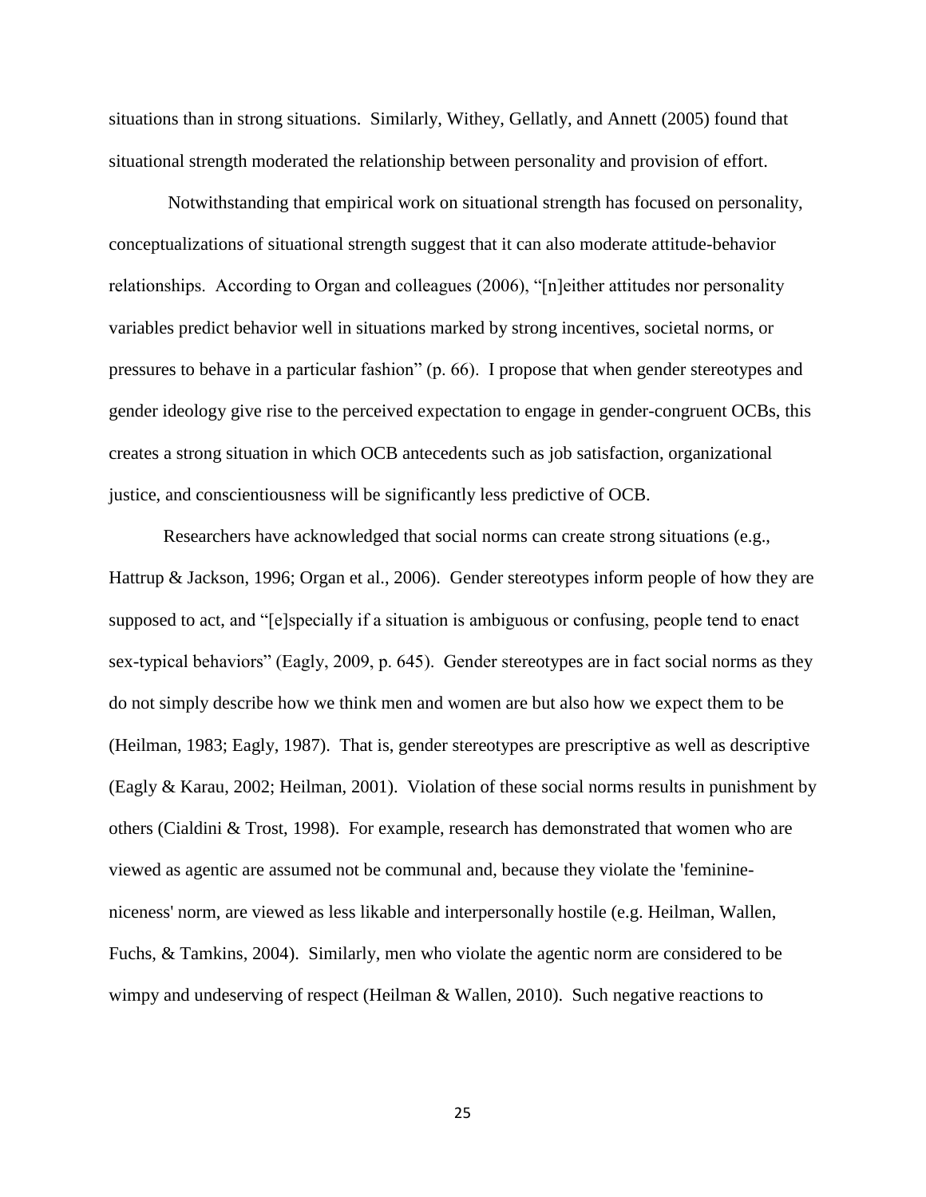situations than in strong situations. Similarly, Withey, Gellatly, and Annett (2005) found that situational strength moderated the relationship between personality and provision of effort.

Notwithstanding that empirical work on situational strength has focused on personality, conceptualizations of situational strength suggest that it can also moderate attitude-behavior relationships. According to Organ and colleagues (2006), "[n]either attitudes nor personality variables predict behavior well in situations marked by strong incentives, societal norms, or pressures to behave in a particular fashion" (p. 66). I propose that when gender stereotypes and gender ideology give rise to the perceived expectation to engage in gender-congruent OCBs, this creates a strong situation in which OCB antecedents such as job satisfaction, organizational justice, and conscientiousness will be significantly less predictive of OCB.

Researchers have acknowledged that social norms can create strong situations (e.g., Hattrup & Jackson, 1996; Organ et al., 2006). Gender stereotypes inform people of how they are supposed to act, and "[e]specially if a situation is ambiguous or confusing, people tend to enact sex-typical behaviors" (Eagly, 2009, p. 645). Gender stereotypes are in fact social norms as they do not simply describe how we think men and women are but also how we expect them to be (Heilman, 1983; Eagly, 1987). That is, gender stereotypes are prescriptive as well as descriptive (Eagly & Karau, 2002; Heilman, 2001). Violation of these social norms results in punishment by others (Cialdini & Trost, 1998). For example, research has demonstrated that women who are viewed as agentic are assumed not be communal and, because they violate the 'feminine-niceness' norm, are viewed as less likable and interpersonally hostile (e.g. Heilman, Wallen, Fuchs, & Tamkins, 2004). Similarly, men who violate the agentic norm are considered to be wimpy and undeserving of respect (Heilman & Wallen, 2010). Such negative reactions to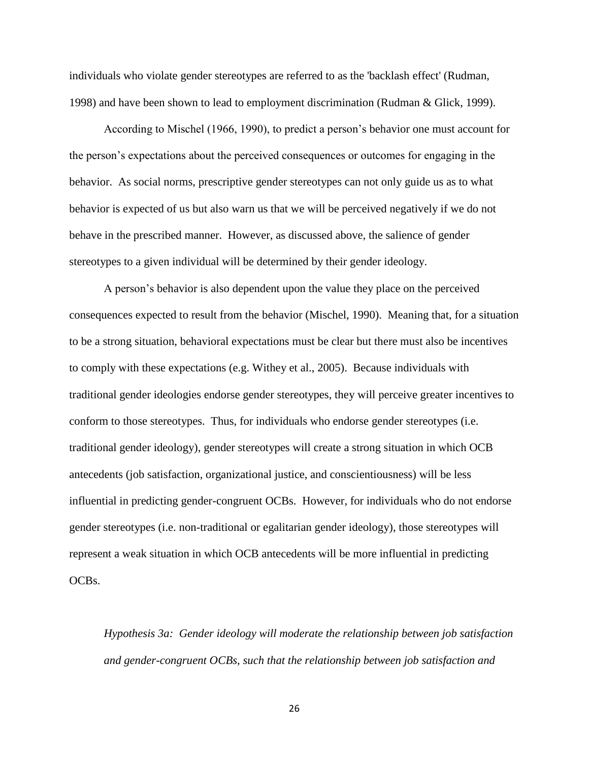individuals who violate gender stereotypes are referred to as the 'backlash effect' (Rudman, 1998) and have been shown to lead to employment discrimination (Rudman & Glick, 1999).

According to Mischel (1966, 1990), to predict a person's behavior one must account for the person's expectations about the perceived consequences or outcomes for engaging in the behavior. As social norms, prescriptive gender stereotypes can not only guide us as to what behavior is expected of us but also warn us that we will be perceived negatively if we do not behave in the prescribed manner. However, as discussed above, the salience of gender stereotypes to a given individual will be determined by their gender ideology.

A person's behavior is also dependent upon the value they place on the perceived consequences expected to result from the behavior (Mischel, 1990). Meaning that, for a situation to be a strong situation, behavioral expectations must be clear but there must also be incentives to comply with these expectations (e.g. Withey et al., 2005). Because individuals with traditional gender ideologies endorse gender stereotypes, they will perceive greater incentives to conform to those stereotypes. Thus, for individuals who endorse gender stereotypes (i.e. traditional gender ideology), gender stereotypes will create a strong situation in which OCB antecedents (job satisfaction, organizational justice, and conscientiousness) will be less influential in predicting gender-congruent OCBs. However, for individuals who do not endorse gender stereotypes (i.e. non-traditional or egalitarian gender ideology), those stereotypes will represent a weak situation in which OCB antecedents will be more influential in predicting OCBs.

*Hypothesis 3a: Gender ideology will moderate the relationship between job satisfaction and gender-congruent OCBs, such that the relationship between job satisfaction and*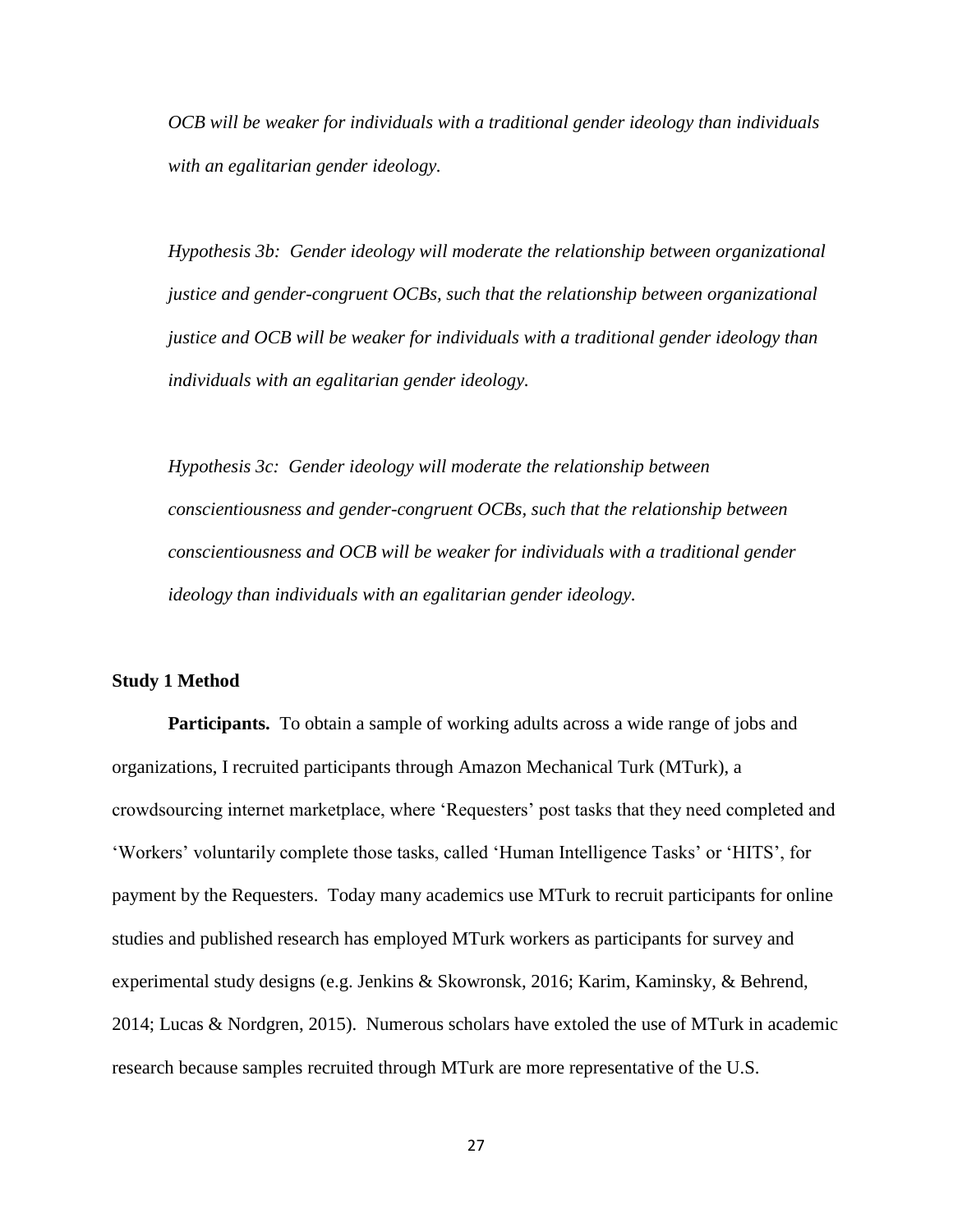*OCB will be weaker for individuals with a traditional gender ideology than individuals with an egalitarian gender ideology.*

*Hypothesis 3b: Gender ideology will moderate the relationship between organizational justice and gender-congruent OCBs, such that the relationship between organizational justice and OCB will be weaker for individuals with a traditional gender ideology than individuals with an egalitarian gender ideology.*

*Hypothesis 3c: Gender ideology will moderate the relationship between conscientiousness and gender-congruent OCBs, such that the relationship between conscientiousness and OCB will be weaker for individuals with a traditional gender ideology than individuals with an egalitarian gender ideology.*

### Study 1 Method

**Participants.** To obtain a sample of working adults across a wide range of jobs and organizations, I recruited participants through Amazon Mechanical Turk (MTurk), a crowdsourcing internet marketplace, where 'Requesters' post tasks that they need completed and 'Workers' voluntarily complete those tasks, called 'Human Intelligence Tasks' or 'HITS', for payment by the Requesters. Today many academics use MTurk to recruit participants for online studies and published research has employed MTurk workers as participants for survey and experimental study designs (e.g. Jenkins & Skowronsk, 2016; Karim, Kaminsky, & Behrend, 2014; Lucas & Nordgren, 2015). Numerous scholars have extoled the use of MTurk in academic research because samples recruited through MTurk are more representative of the U.S.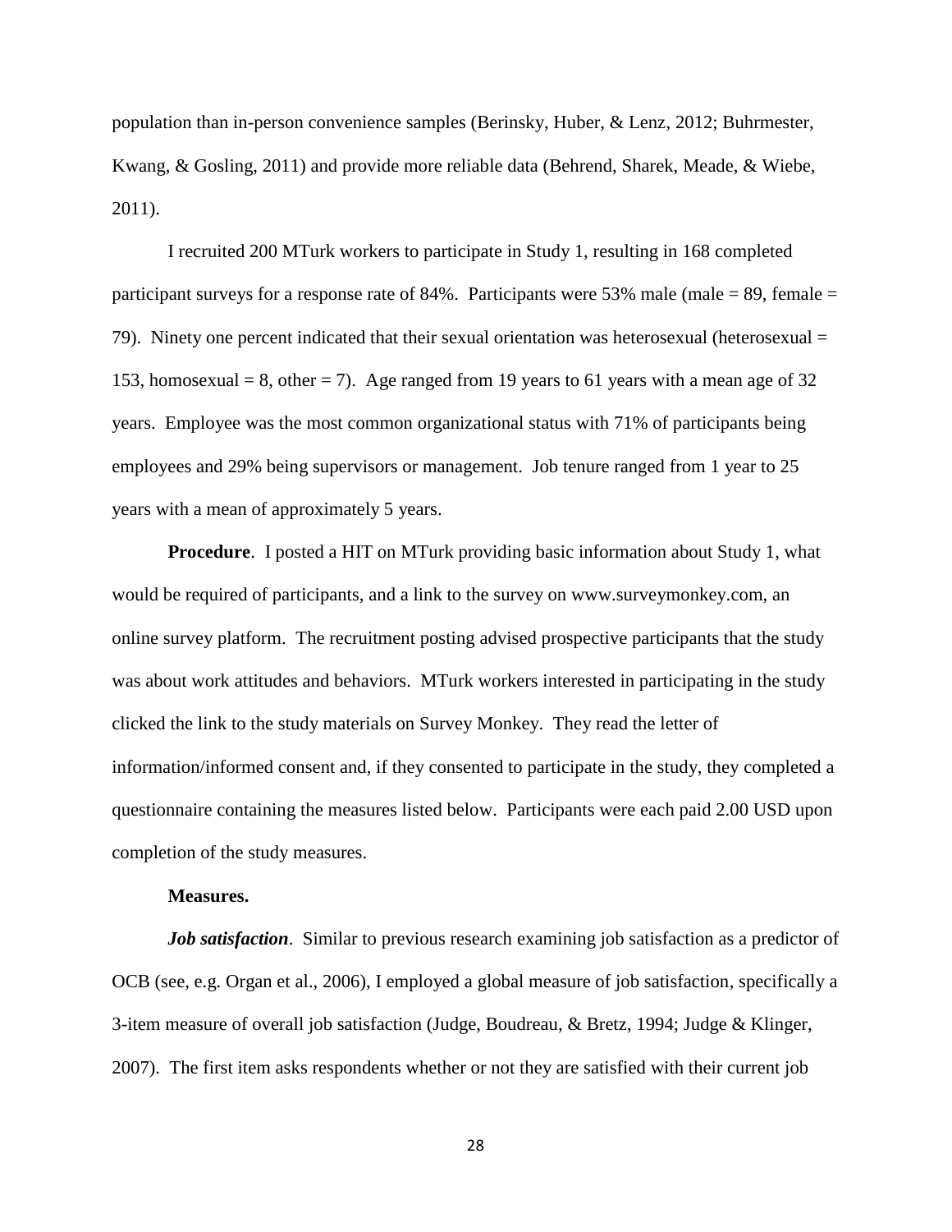population than in-person convenience samples (Berinsky, Huber, & Lenz, 2012; Buhrmester, Kwang, & Gosling, 2011) and provide more reliable data (Behrend, Sharek, Meade, & Wiebe, 2011).

I recruited 200 MTurk workers to participate in Study 1, resulting in 168 completed participant surveys for a response rate of 84%. Participants were 53% male (male = 89, female = 79). Ninety one percent indicated that their sexual orientation was heterosexual (heterosexual = 153, homosexual = 8, other = 7). Age ranged from 19 years to 61 years with a mean age of 32 years. Employee was the most common organizational status with 71% of participants being employees and 29% being supervisors or management. Job tenure ranged from 1 year to 25 years with a mean of approximately 5 years.

**Procedure**. I posted a HIT on MTurk providing basic information about Study 1, what would be required of participants, and a link to the survey on www.surveymonkey.com, an online survey platform. The recruitment posting advised prospective participants that the study was about work attitudes and behaviors. MTurk workers interested in participating in the study clicked the link to the study materials on Survey Monkey. They read the letter of information/informed consent and, if they consented to participate in the study, they completed a questionnaire containing the measures listed below. Participants were each paid 2.00 USD upon completion of the study measures.

**Measures.**

***Job satisfaction***. Similar to previous research examining job satisfaction as a predictor of OCB (see, e.g. Organ et al., 2006), I employed a global measure of job satisfaction, specifically a 3-item measure of overall job satisfaction (Judge, Boudreau, & Bretz, 1994; Judge & Klinger, 2007). The first item asks respondents whether or not they are satisfied with their current job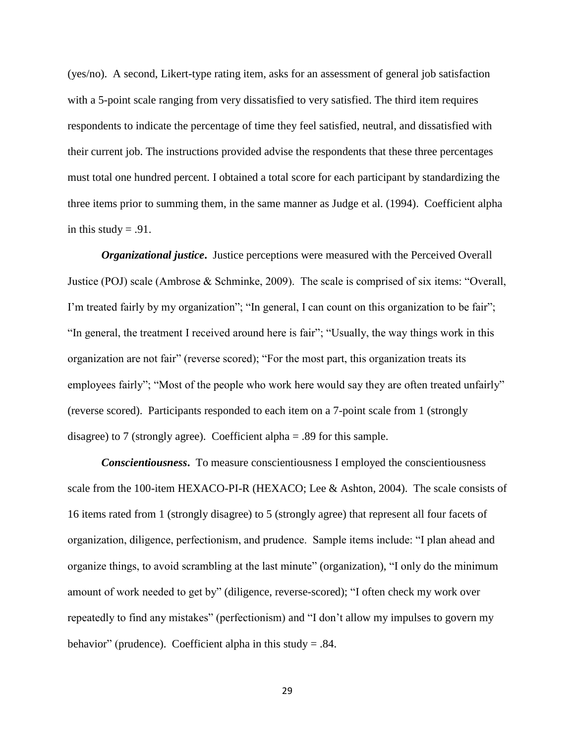(yes/no). A second, Likert-type rating item, asks for an assessment of general job satisfaction with a 5-point scale ranging from very dissatisfied to very satisfied. The third item requires respondents to indicate the percentage of time they feel satisfied, neutral, and dissatisfied with their current job. The instructions provided advise the respondents that these three percentages must total one hundred percent. I obtained a total score for each participant by standardizing the three items prior to summing them, in the same manner as Judge et al. (1994). Coefficient alpha in this study = .91.

***Organizational justice*.** Justice perceptions were measured with the Perceived Overall Justice (POJ) scale (Ambrose & Schminke, 2009). The scale is comprised of six items: "Overall, I'm treated fairly by my organization"; "In general, I can count on this organization to be fair"; "In general, the treatment I received around here is fair"; "Usually, the way things work in this organization are not fair" (reverse scored); "For the most part, this organization treats its employees fairly"; "Most of the people who work here would say they are often treated unfairly" (reverse scored). Participants responded to each item on a 7-point scale from 1 (strongly disagree) to 7 (strongly agree). Coefficient alpha = .89 for this sample.

***Conscientiousness*.** To measure conscientiousness I employed the conscientiousness scale from the 100-item HEXACO-PI-R (HEXACO; Lee & Ashton, 2004). The scale consists of 16 items rated from 1 (strongly disagree) to 5 (strongly agree) that represent all four facets of organization, diligence, perfectionism, and prudence. Sample items include: "I plan ahead and organize things, to avoid scrambling at the last minute" (organization), "I only do the minimum amount of work needed to get by" (diligence, reverse-scored); "I often check my work over repeatedly to find any mistakes" (perfectionism) and "I don't allow my impulses to govern my behavior" (prudence). Coefficient alpha in this study = .84.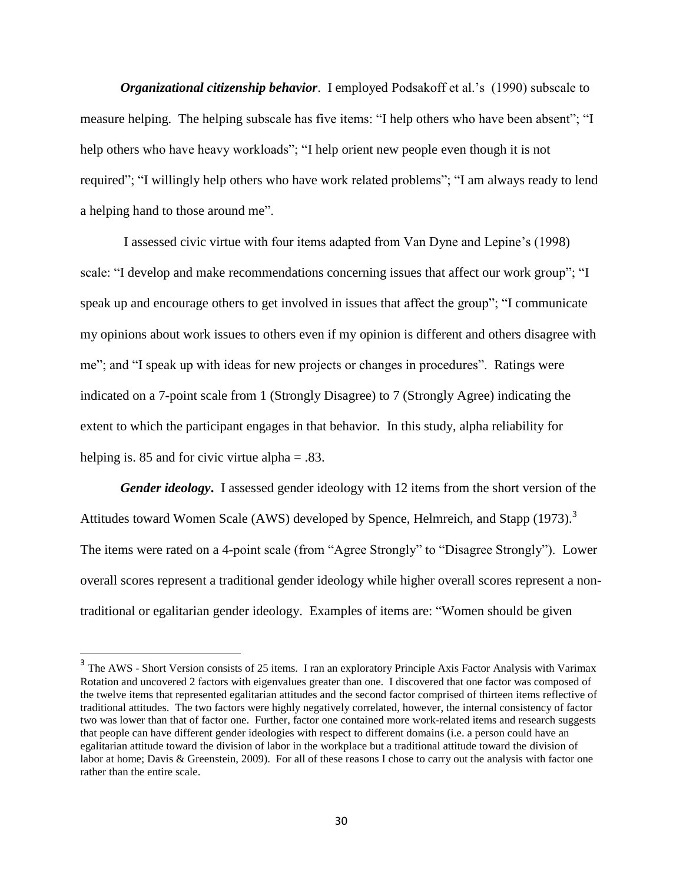***Organizational citizenship behavior***. I employed Podsakoff et al.'s (1990) subscale to measure helping. The helping subscale has five items: "I help others who have been absent"; "I help others who have heavy workloads"; "I help orient new people even though it is not required"; "I willingly help others who have work related problems"; "I am always ready to lend a helping hand to those around me".

I assessed civic virtue with four items adapted from Van Dyne and Lepine's (1998) scale: "I develop and make recommendations concerning issues that affect our work group"; "I speak up and encourage others to get involved in issues that affect the group"; "I communicate my opinions about work issues to others even if my opinion is different and others disagree with me"; and "I speak up with ideas for new projects or changes in procedures". Ratings were indicated on a 7-point scale from 1 (Strongly Disagree) to 7 (Strongly Agree) indicating the extent to which the participant engages in that behavior. In this study, alpha reliability for helping is. 85 and for civic virtue alpha = .83.

***Gender ideology***. I assessed gender ideology with 12 items from the short version of the Attitudes toward Women Scale (AWS) developed by Spence, Helmreich, and Stapp (1973).[3] The items were rated on a 4-point scale (from "Agree Strongly" to "Disagree Strongly"). Lower overall scores represent a traditional gender ideology while higher overall scores represent a non-traditional or egalitarian gender ideology. Examples of items are: "Women should be given

---

[3] The AWS - Short Version consists of 25 items. I ran an exploratory Principle Axis Factor Analysis with Varimax Rotation and uncovered 2 factors with eigenvalues greater than one. I discovered that one factor was composed of the twelve items that represented egalitarian attitudes and the second factor comprised of thirteen items reflective of traditional attitudes. The two factors were highly negatively correlated, however, the internal consistency of factor two was lower than that of factor one. Further, factor one contained more work-related items and research suggests that people can have different gender ideologies with respect to different domains (i.e. a person could have an egalitarian attitude toward the division of labor in the workplace but a traditional attitude toward the division of labor at home; Davis & Greenstein, 2009). For all of these reasons I chose to carry out the analysis with factor one rather than the entire scale.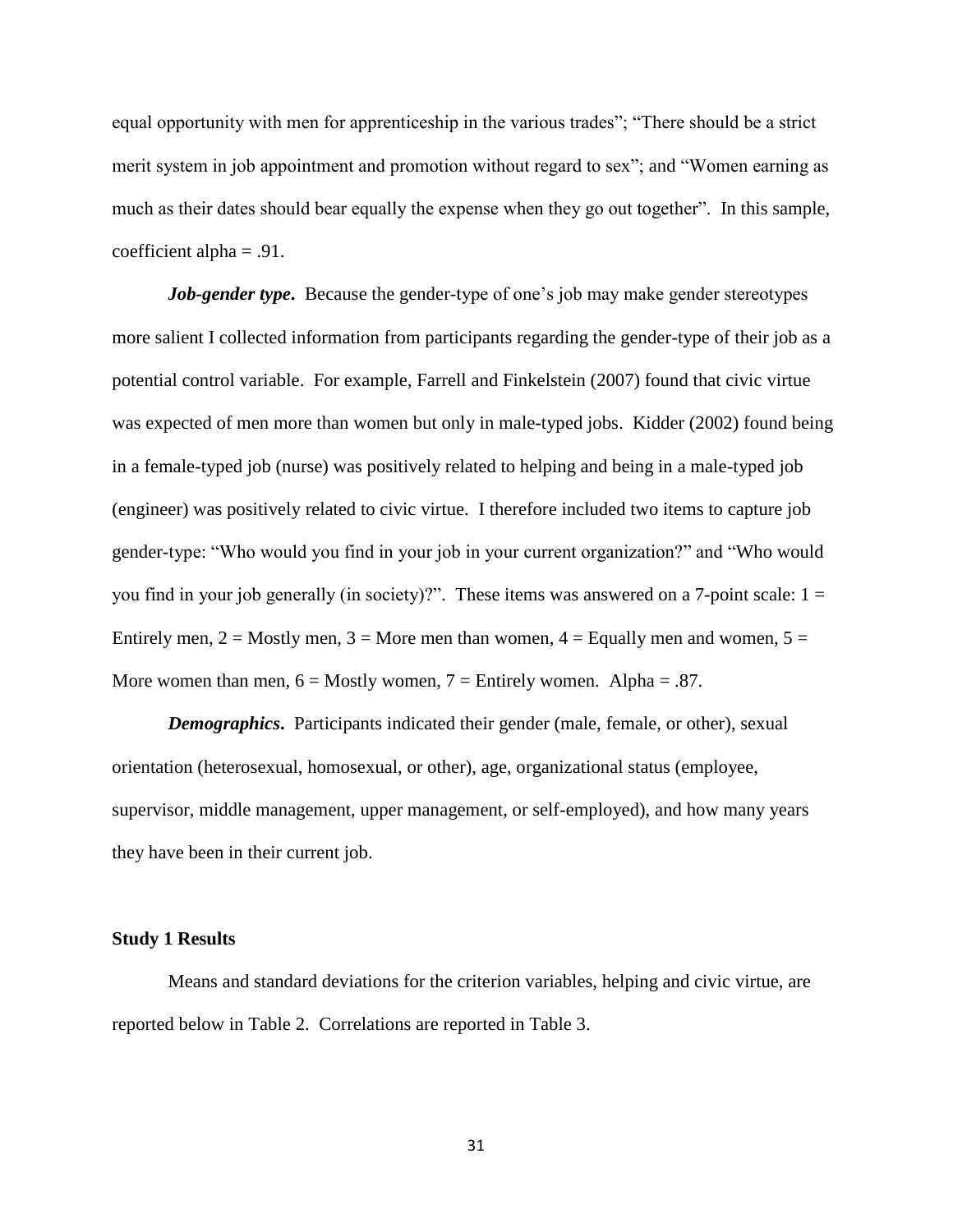equal opportunity with men for apprenticeship in the various trades"; "There should be a strict merit system in job appointment and promotion without regard to sex"; and "Women earning as much as their dates should bear equally the expense when they go out together". In this sample, coefficient alpha = .91.

***Job-gender type*.** Because the gender-type of one's job may make gender stereotypes more salient I collected information from participants regarding the gender-type of their job as a potential control variable. For example, Farrell and Finkelstein (2007) found that civic virtue was expected of men more than women but only in male-typed jobs. Kidder (2002) found being in a female-typed job (nurse) was positively related to helping and being in a male-typed job (engineer) was positively related to civic virtue. I therefore included two items to capture job gender-type: "Who would you find in your job in your current organization?" and "Who would you find in your job generally (in society)?". These items was answered on a 7-point scale: 1 = Entirely men, 2 = Mostly men, 3 = More men than women, 4 = Equally men and women, 5 = More women than men, 6 = Mostly women, 7 = Entirely women. Alpha = .87.

***Demographics*.** Participants indicated their gender (male, female, or other), sexual orientation (heterosexual, homosexual, or other), age, organizational status (employee, supervisor, middle management, upper management, or self-employed), and how many years they have been in their current job.

**Study 1 Results**

Means and standard deviations for the criterion variables, helping and civic virtue, are reported below in Table 2. Correlations are reported in Table 3.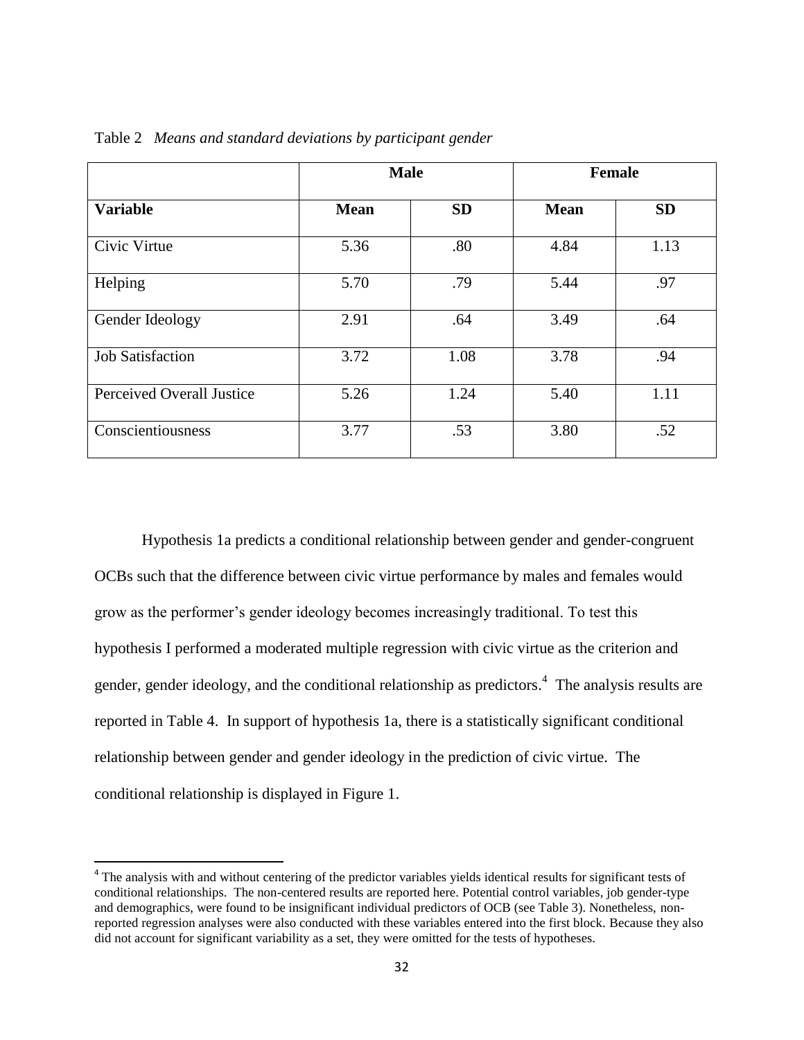Table 2 *Means and standard deviations by participant gender*

| | Male | | Female | |
|---|---|---|---|---|
| **Variable** | **Mean** | **SD** | **Mean** | **SD** |
| Civic Virtue | 5.36 | .80 | 4.84 | 1.13 |
| Helping | 5.70 | .79 | 5.44 | .97 |
| Gender Ideology | 2.91 | .64 | 3.49 | .64 |
| Job Satisfaction | 3.72 | 1.08 | 3.78 | .94 |
| Perceived Overall Justice | 5.26 | 1.24 | 5.40 | 1.11 |
| Conscientiousness | 3.77 | .53 | 3.80 | .52 |

Hypothesis 1a predicts a conditional relationship between gender and gender-congruent OCBs such that the difference between civic virtue performance by males and females would grow as the performer's gender ideology becomes increasingly traditional. To test this hypothesis I performed a moderated multiple regression with civic virtue as the criterion and gender, gender ideology, and the conditional relationship as predictors.[4] The analysis results are reported in Table 4. In support of hypothesis 1a, there is a statistically significant conditional relationship between gender and gender ideology in the prediction of civic virtue. The conditional relationship is displayed in Figure 1.

[4] The analysis with and without centering of the predictor variables yields identical results for significant tests of conditional relationships. The non-centered results are reported here. Potential control variables, job gender-type and demographics, were found to be insignificant individual predictors of OCB (see Table 3). Nonetheless, non-reported regression analyses were also conducted with these variables entered into the first block. Because they also did not account for significant variability as a set, they were omitted for the tests of hypotheses.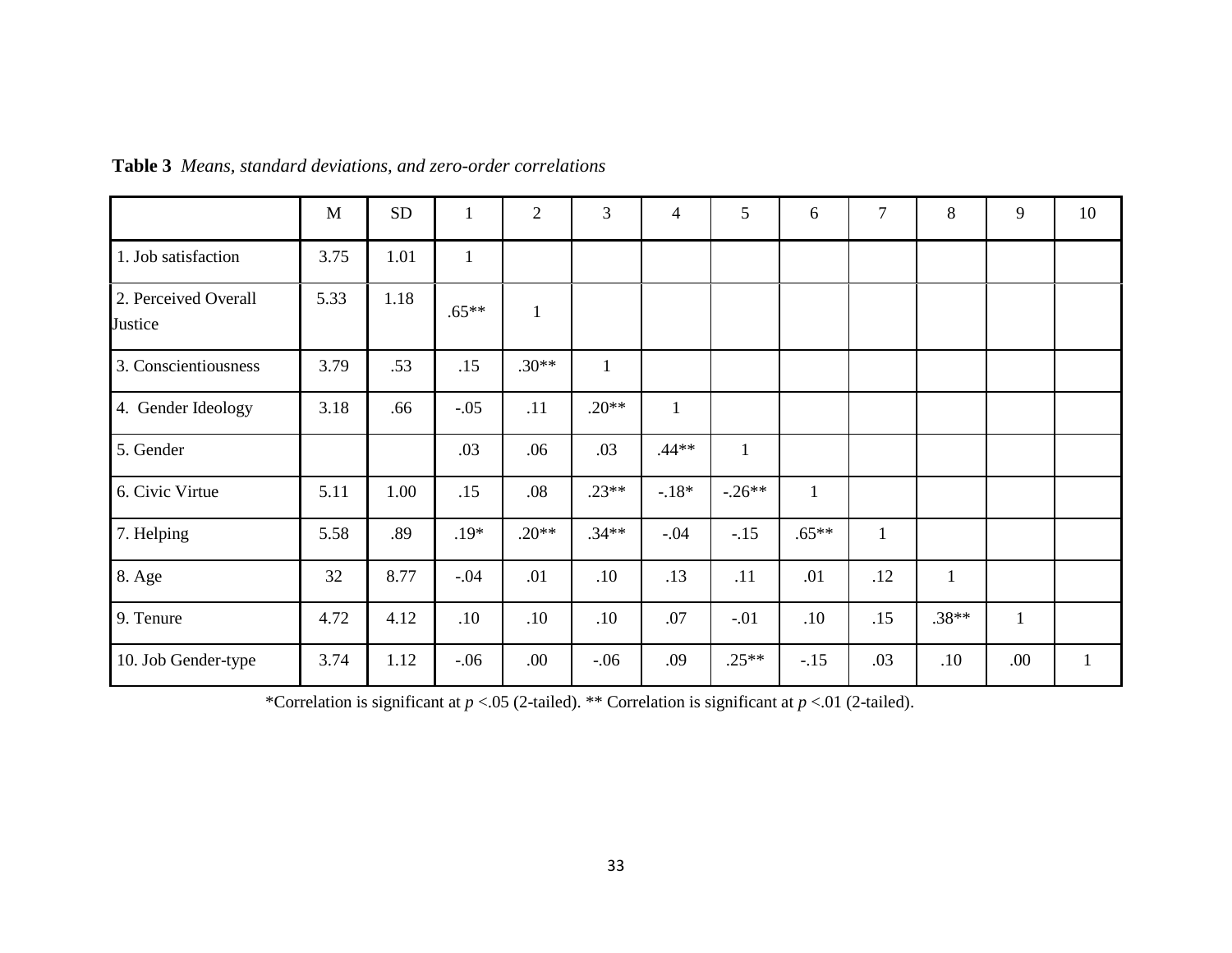**Table 3** *Means, standard deviations, and zero-order correlations*

| | M | SD | 1 | 2 | 3 | 4 | 5 | 6 | 7 | 8 | 9 | 10 |
|---|---|---|---|---|---|---|---|---|---|---|---|---|
| 1. Job satisfaction | 3.75 | 1.01 | 1 | | | | | | | | | |
| 2. Perceived Overall Justice | 5.33 | 1.18 | .65** | 1 | | | | | | | | |
| 3. Conscientiousness | 3.79 | .53 | .15 | .30** | 1 | | | | | | | |
| 4. Gender Ideology | 3.18 | .66 | -.05 | .11 | .20** | 1 | | | | | | |
| 5. Gender | | | .03 | .06 | .03 | .44** | 1 | | | | | |
| 6. Civic Virtue | 5.11 | 1.00 | .15 | .08 | .23** | -.18* | -.26** | 1 | | | | |
| 7. Helping | 5.58 | .89 | .19* | .20** | .34** | -.04 | -.15 | .65** | 1 | | | |
| 8. Age | 32 | 8.77 | -.04 | .01 | .10 | .13 | .11 | .01 | .12 | 1 | | |
| 9. Tenure | 4.72 | 4.12 | .10 | .10 | .10 | .07 | -.01 | .10 | .15 | .38** | 1 | |
| 10. Job Gender-type | 3.74 | 1.12 | -.06 | .00 | -.06 | .09 | .25** | -.15 | .03 | .10 | .00 | 1 |

*Correlation is significant at $p$ <.05 (2-tailed). ** Correlation is significant at $p$ <.01 (2-tailed).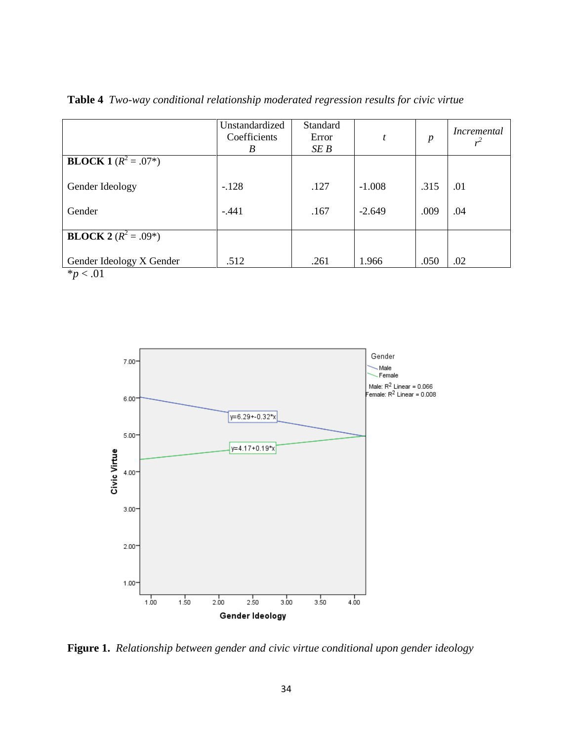**Table 4** *Two-way conditional relationship moderated regression results for civic virtue*

| | Unstandardized Coefficients *B* | Standard Error *SE B* | *t* | *p* | *Incremental* $r^2$ |
|---|---|---|---|---|---|
| **BLOCK 1** ($R^2$ = .07*) | | | | | |
| Gender Ideology | -.128 | .127 | -1.008 | .315 | .01 |
| Gender | -.441 | .167 | -2.649 | .009 | .04 |
| **BLOCK 2** ($R^2$ = .09*) | | | | | |
| Gender Ideology X Gender | .512 | .261 | 1.966 | .050 | .02 |

*$p < .01$

**Figure 1.** *Relationship between gender and civic virtue conditional upon gender ideology*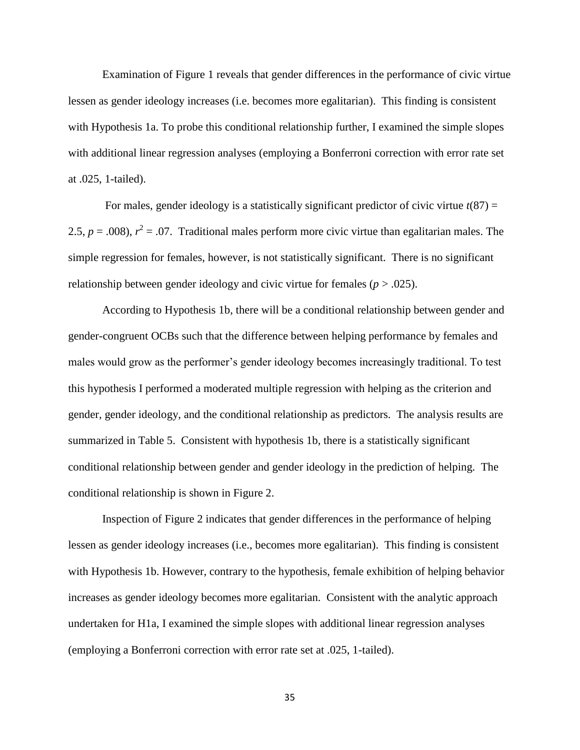Examination of Figure 1 reveals that gender differences in the performance of civic virtue lessen as gender ideology increases (i.e. becomes more egalitarian). This finding is consistent with Hypothesis 1a. To probe this conditional relationship further, I examined the simple slopes with additional linear regression analyses (employing a Bonferroni correction with error rate set at .025, 1-tailed).

For males, gender ideology is a statistically significant predictor of civic virtue $t(87) = 2.5$, $p = .008$), $r^2 = .07$. Traditional males perform more civic virtue than egalitarian males. The simple regression for females, however, is not statistically significant. There is no significant relationship between gender ideology and civic virtue for females ($p > .025$).

According to Hypothesis 1b, there will be a conditional relationship between gender and gender-congruent OCBs such that the difference between helping performance by females and males would grow as the performer's gender ideology becomes increasingly traditional. To test this hypothesis I performed a moderated multiple regression with helping as the criterion and gender, gender ideology, and the conditional relationship as predictors. The analysis results are summarized in Table 5. Consistent with hypothesis 1b, there is a statistically significant conditional relationship between gender and gender ideology in the prediction of helping. The conditional relationship is shown in Figure 2.

Inspection of Figure 2 indicates that gender differences in the performance of helping lessen as gender ideology increases (i.e., becomes more egalitarian). This finding is consistent with Hypothesis 1b. However, contrary to the hypothesis, female exhibition of helping behavior increases as gender ideology becomes more egalitarian. Consistent with the analytic approach undertaken for H1a, I examined the simple slopes with additional linear regression analyses (employing a Bonferroni correction with error rate set at .025, 1-tailed).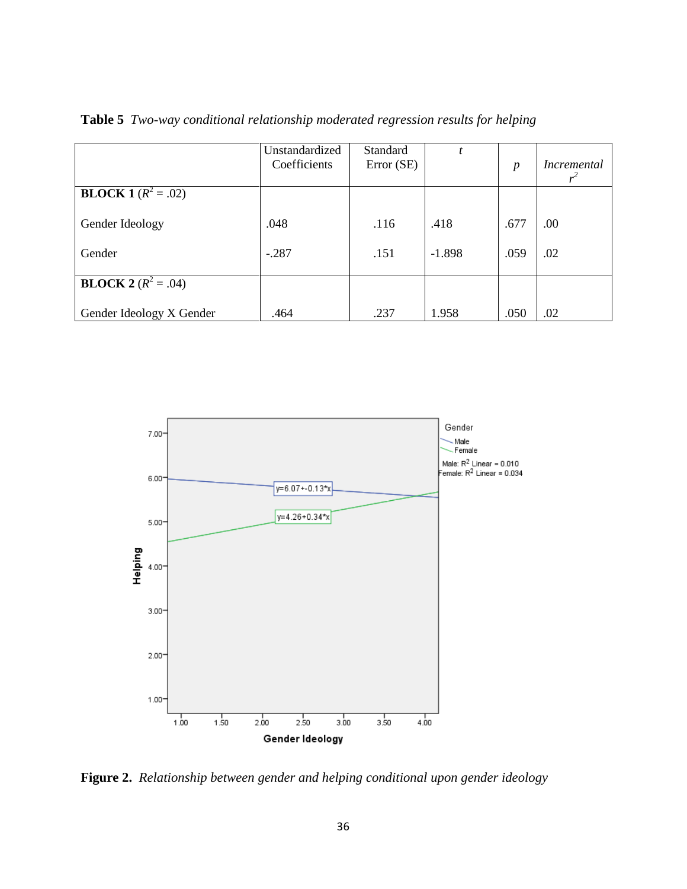**Table 5** *Two-way conditional relationship moderated regression results for helping*

| | Unstandardized Coefficients | Standard Error (SE) | *t* | *p* | *Incremental* $r^2$ |
|---|---|---|---|---|---|
| **BLOCK 1** ($R^2$ = .02) | | | | | |
| Gender Ideology | .048 | .116 | .418 | .677 | .00 |
| Gender | -.287 | .151 | -1.898 | .059 | .02 |
| **BLOCK 2** ($R^2$ = .04) | | | | | |
| Gender Ideology X Gender | .464 | .237 | 1.958 | .050 | .02 |

**Figure 2.** *Relationship between gender and helping conditional upon gender ideology*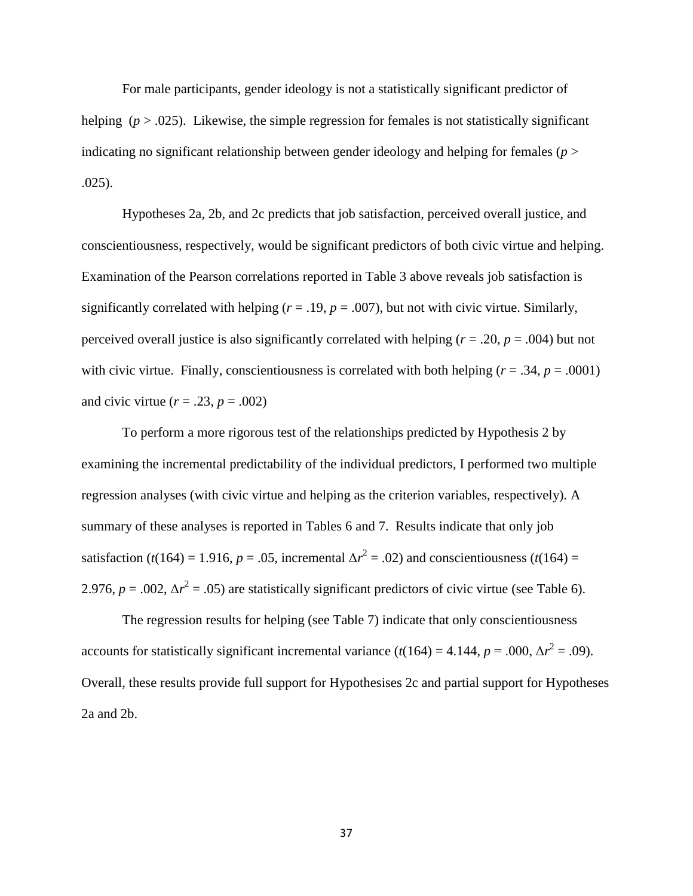For male participants, gender ideology is not a statistically significant predictor of helping ($p > .025$). Likewise, the simple regression for females is not statistically significant indicating no significant relationship between gender ideology and helping for females ($p > .025$).

Hypotheses 2a, 2b, and 2c predicts that job satisfaction, perceived overall justice, and conscientiousness, respectively, would be significant predictors of both civic virtue and helping. Examination of the Pearson correlations reported in Table 3 above reveals job satisfaction is significantly correlated with helping ($r = .19$, $p = .007$), but not with civic virtue. Similarly, perceived overall justice is also significantly correlated with helping ($r = .20$, $p = .004$) but not with civic virtue. Finally, conscientiousness is correlated with both helping ($r = .34$, $p = .0001$) and civic virtue ($r = .23$, $p = .002$)

To perform a more rigorous test of the relationships predicted by Hypothesis 2 by examining the incremental predictability of the individual predictors, I performed two multiple regression analyses (with civic virtue and helping as the criterion variables, respectively). A summary of these analyses is reported in Tables 6 and 7. Results indicate that only job satisfaction ($t(164) = 1.916$, $p = .05$, incremental $\Delta r^2 = .02$) and conscientiousness ($t(164) = 2.976$, $p = .002$, $\Delta r^2 = .05$) are statistically significant predictors of civic virtue (see Table 6).

The regression results for helping (see Table 7) indicate that only conscientiousness accounts for statistically significant incremental variance ($t(164) = 4.144$, $p = .000$, $\Delta r^2 = .09$). Overall, these results provide full support for Hypothesises 2c and partial support for Hypotheses 2a and 2b.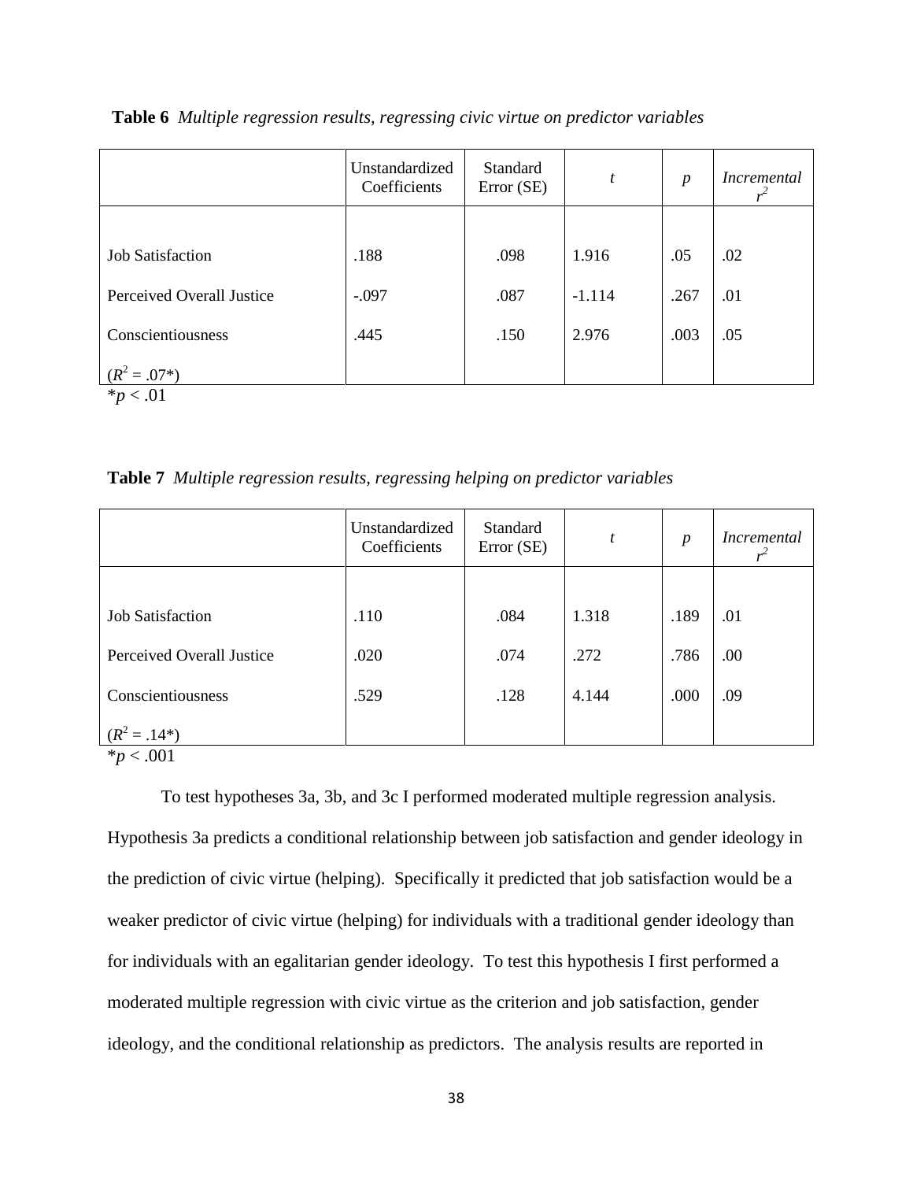**Table 6** *Multiple regression results, regressing civic virtue on predictor variables*

| | Unstandardized Coefficients | Standard Error (SE) | *t* | *p* | *Incremental* $r^2$ |
|---|---|---|---|---|---|
| Job Satisfaction | .188 | .098 | 1.916 | .05 | .02 |
| Perceived Overall Justice | -.097 | .087 | -1.114 | .267 | .01 |
| Conscientiousness | .445 | .150 | 2.976 | .003 | .05 |
| ($R^2$ = .07*) | | | | | |

*$p < .01$

**Table 7** *Multiple regression results, regressing helping on predictor variables*

| | Unstandardized Coefficients | Standard Error (SE) | *t* | *p* | *Incremental* $r^2$ |
|---|---|---|---|---|---|
| Job Satisfaction | .110 | .084 | 1.318 | .189 | .01 |
| Perceived Overall Justice | .020 | .074 | .272 | .786 | .00 |
| Conscientiousness | .529 | .128 | 4.144 | .000 | .09 |
| ($R^2$ = .14*) | | | | | |

*$p < .001$

To test hypotheses 3a, 3b, and 3c I performed moderated multiple regression analysis. Hypothesis 3a predicts a conditional relationship between job satisfaction and gender ideology in the prediction of civic virtue (helping). Specifically it predicted that job satisfaction would be a weaker predictor of civic virtue (helping) for individuals with a traditional gender ideology than for individuals with an egalitarian gender ideology. To test this hypothesis I first performed a moderated multiple regression with civic virtue as the criterion and job satisfaction, gender ideology, and the conditional relationship as predictors. The analysis results are reported in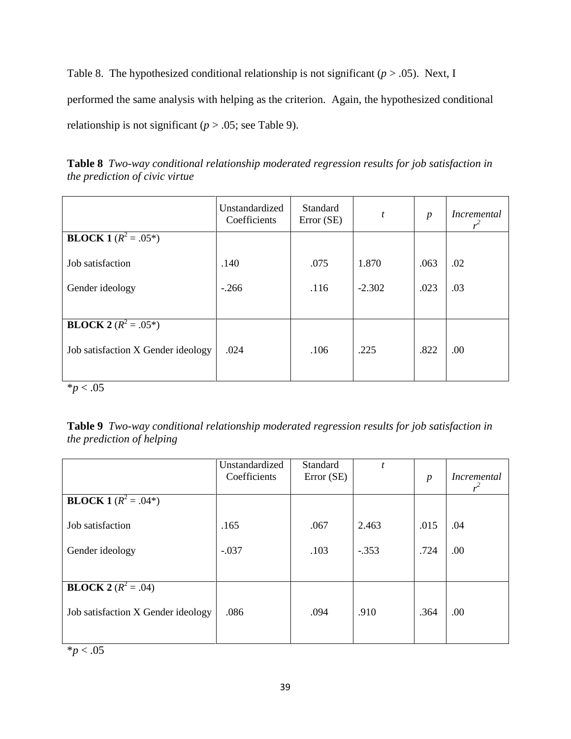Table 8. The hypothesized conditional relationship is not significant ($p > .05$). Next, I performed the same analysis with helping as the criterion. Again, the hypothesized conditional relationship is not significant ($p > .05$; see Table 9).

**Table 8** *Two-way conditional relationship moderated regression results for job satisfaction in the prediction of civic virtue*

| | Unstandardized Coefficients | Standard Error (SE) | *t* | *p* | *Incremental* $r^2$ |
|---|---|---|---|---|---|
| **BLOCK 1** ($R^2 = .05$*) | | | | | |
| Job satisfaction | .140 | .075 | 1.870 | .063 | .02 |
| Gender ideology | -.266 | .116 | -2.302 | .023 | .03 |
| **BLOCK 2** ($R^2 = .05$*) | | | | | |
| Job satisfaction X Gender ideology | .024 | .106 | .225 | .822 | .00 |

*$p < .05$

**Table 9** *Two-way conditional relationship moderated regression results for job satisfaction in the prediction of helping*

| | Unstandardized Coefficients | Standard Error (SE) | *t* | *p* | *Incremental* $r^2$ |
|---|---|---|---|---|---|
| **BLOCK 1** ($R^2 = .04$*) | | | | | |
| Job satisfaction | .165 | .067 | 2.463 | .015 | .04 |
| Gender ideology | -.037 | .103 | -.353 | .724 | .00 |
| **BLOCK 2** ($R^2 = .04$) | | | | | |
| Job satisfaction X Gender ideology | .086 | .094 | .910 | .364 | .00 |

*$p < .05$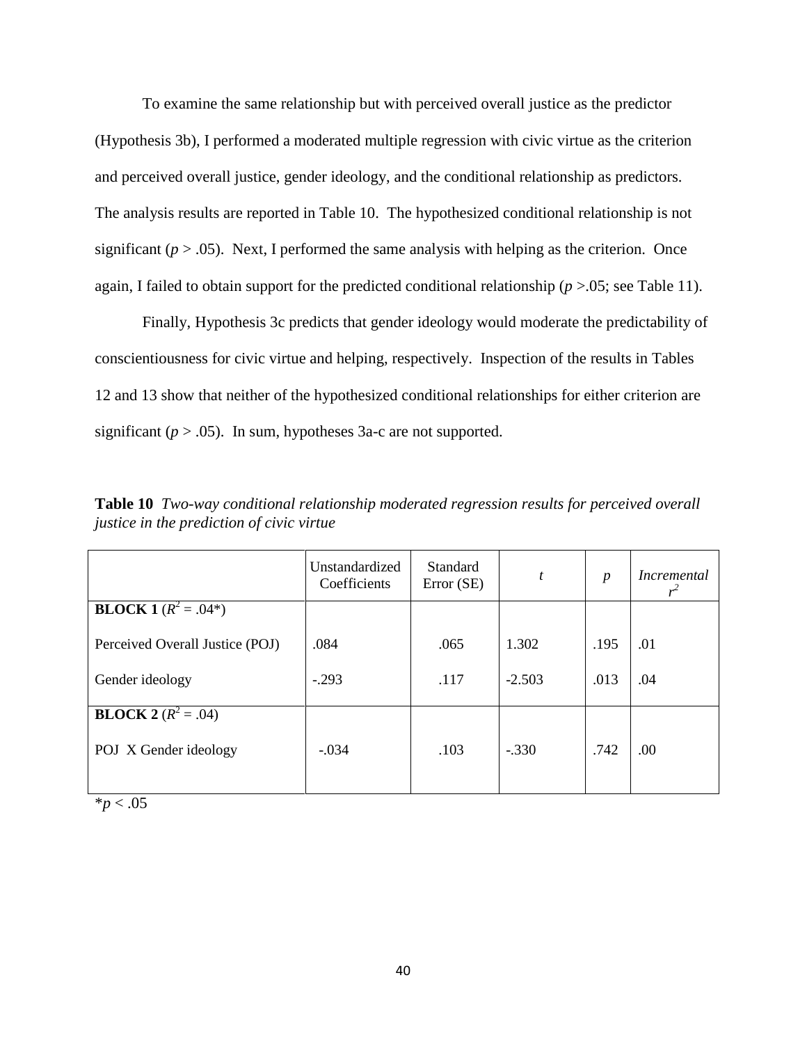To examine the same relationship but with perceived overall justice as the predictor (Hypothesis 3b), I performed a moderated multiple regression with civic virtue as the criterion and perceived overall justice, gender ideology, and the conditional relationship as predictors. The analysis results are reported in Table 10. The hypothesized conditional relationship is not significant ($p > .05$). Next, I performed the same analysis with helping as the criterion. Once again, I failed to obtain support for the predicted conditional relationship ($p > .05$; see Table 11).

Finally, Hypothesis 3c predicts that gender ideology would moderate the predictability of conscientiousness for civic virtue and helping, respectively. Inspection of the results in Tables 12 and 13 show that neither of the hypothesized conditional relationships for either criterion are significant ($p > .05$). In sum, hypotheses 3a-c are not supported.

**Table 10** *Two-way conditional relationship moderated regression results for perceived overall justice in the prediction of civic virtue*

| | Unstandardized Coefficients | Standard Error (SE) | *t* | *p* | *Incremental* $r^2$ |
|---|---|---|---|---|---|
| **BLOCK 1** ($R^2 = .04$*) | | | | | |
| Perceived Overall Justice (POJ) | .084 | .065 | 1.302 | .195 | .01 |
| Gender ideology | -.293 | .117 | -2.503 | .013 | .04 |
| **BLOCK 2** ($R^2 = .04$) | | | | | |
| POJ X Gender ideology | -.034 | .103 | -.330 | .742 | .00 |

*$p < .05$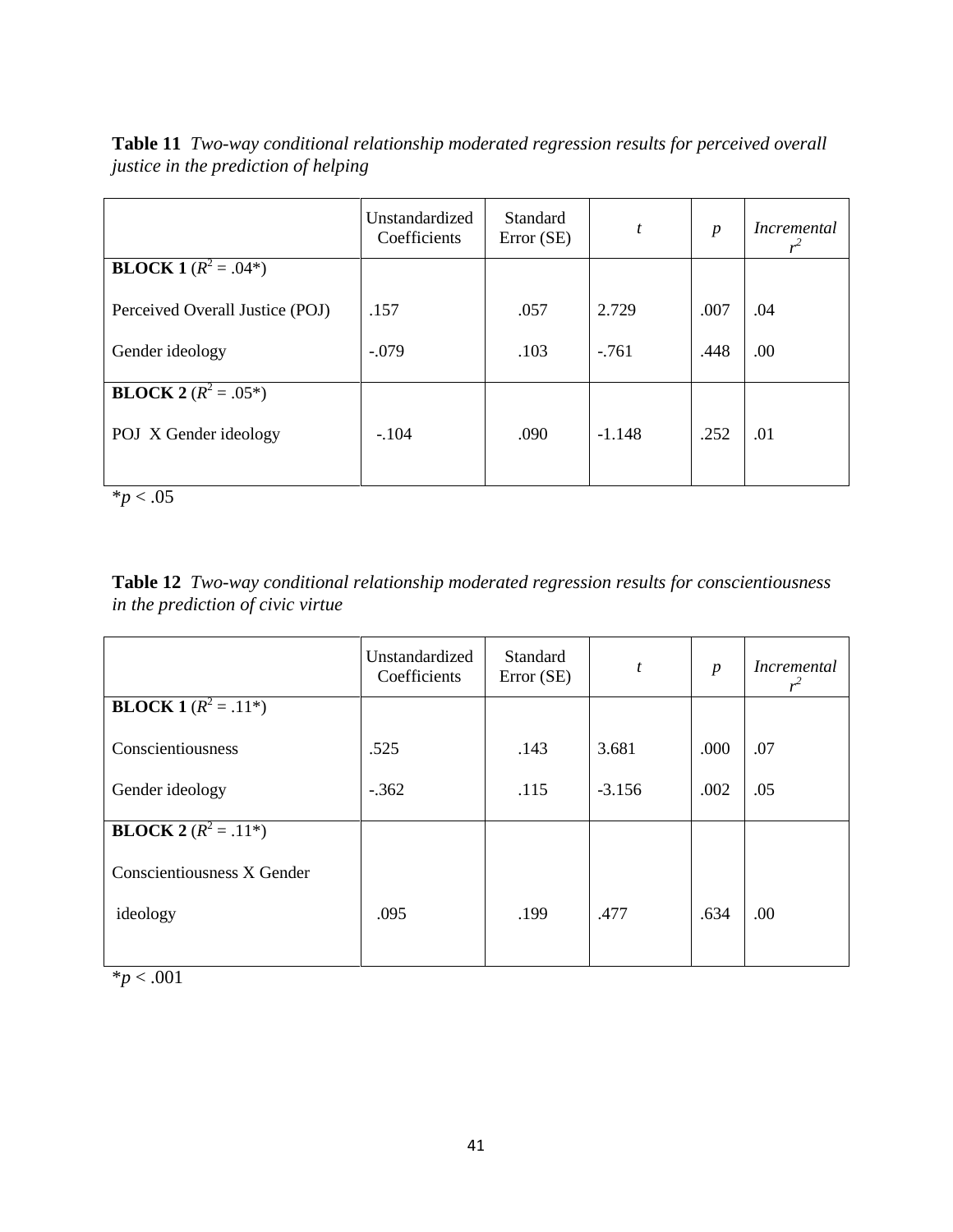**Table 11** *Two-way conditional relationship moderated regression results for perceived overall justice in the prediction of helping*

| | Unstandardized Coefficients | Standard Error (SE) | *t* | *p* | *Incremental* $r^2$ |
|---|---|---|---|---|---|
| **BLOCK 1** ($R^2$ = .04*) | | | | | |
| Perceived Overall Justice (POJ) | .157 | .057 | 2.729 | .007 | .04 |
| Gender ideology | -.079 | .103 | -.761 | .448 | .00 |
| **BLOCK 2** ($R^2$ = .05*) | | | | | |
| POJ X Gender ideology | -.104 | .090 | -1.148 | .252 | .01 |

*$p < .05$

**Table 12** *Two-way conditional relationship moderated regression results for conscientiousness in the prediction of civic virtue*

| | Unstandardized Coefficients | Standard Error (SE) | *t* | *p* | *Incremental* $r^2$ |
|---|---|---|---|---|---|
| **BLOCK 1** ($R^2$ = .11*) | | | | | |
| Conscientiousness | .525 | .143 | 3.681 | .000 | .07 |
| Gender ideology | -.362 | .115 | -3.156 | .002 | .05 |
| **BLOCK 2** ($R^2$ = .11*) | | | | | |
| Conscientiousness X Gender ideology | .095 | .199 | .477 | .634 | .00 |

*$p < .001$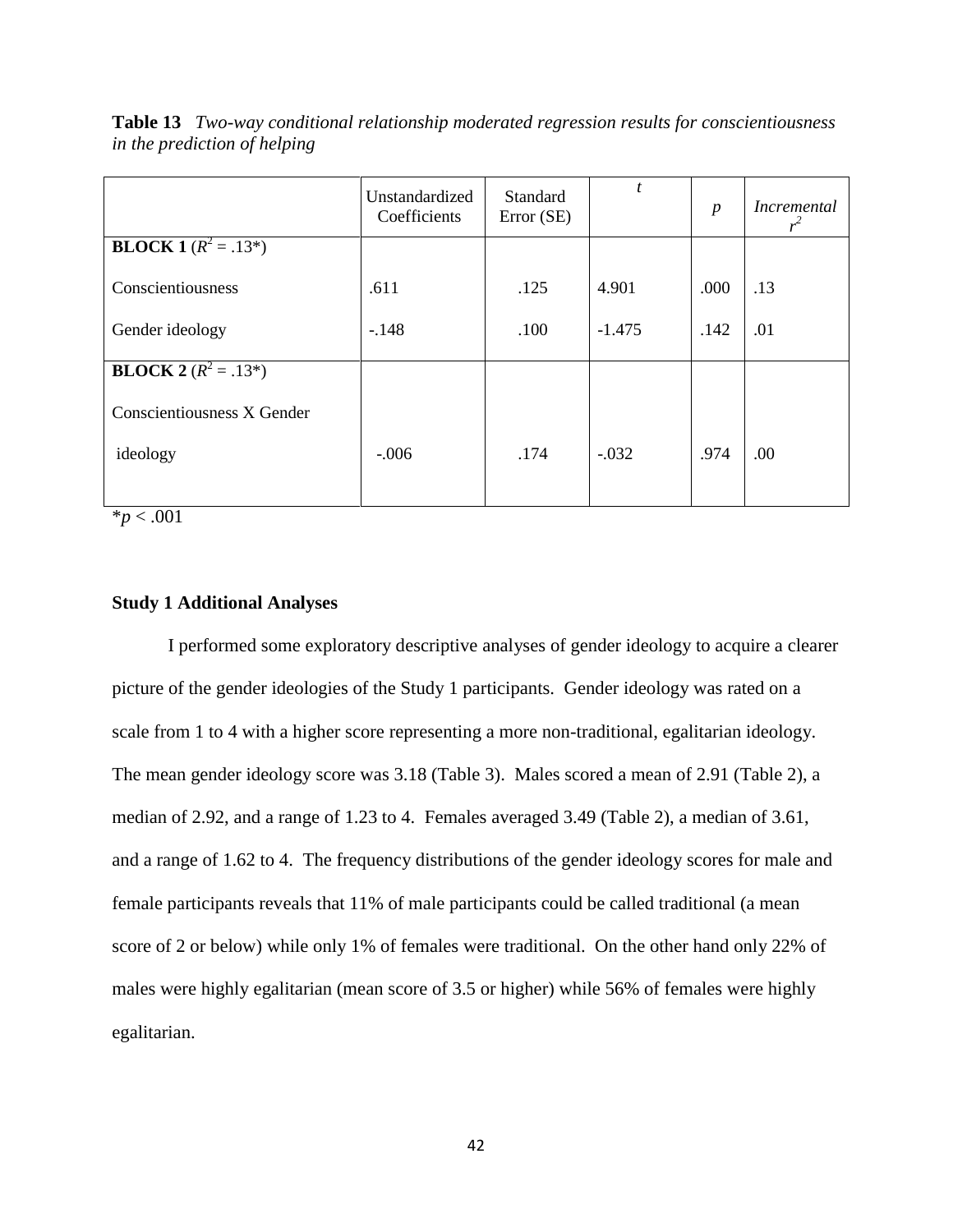**Table 13** *Two-way conditional relationship moderated regression results for conscientiousness in the prediction of helping*

| | Unstandardized Coefficients | Standard Error (SE) | *t* | *p* | *Incremental* $r^2$ |
|---|---|---|---|---|---|
| **BLOCK 1** ($R^2$ = .13*) | | | | | |
| Conscientiousness | .611 | .125 | 4.901 | .000 | .13 |
| Gender ideology | -.148 | .100 | -1.475 | .142 | .01 |
| **BLOCK 2** ($R^2$ = .13*) | | | | | |
| Conscientiousness X Gender ideology | -.006 | .174 | -.032 | .974 | .00 |

*$p < .001$

### Study 1 Additional Analyses

I performed some exploratory descriptive analyses of gender ideology to acquire a clearer picture of the gender ideologies of the Study 1 participants. Gender ideology was rated on a scale from 1 to 4 with a higher score representing a more non-traditional, egalitarian ideology. The mean gender ideology score was 3.18 (Table 3). Males scored a mean of 2.91 (Table 2), a median of 2.92, and a range of 1.23 to 4. Females averaged 3.49 (Table 2), a median of 3.61, and a range of 1.62 to 4. The frequency distributions of the gender ideology scores for male and female participants reveals that 11% of male participants could be called traditional (a mean score of 2 or below) while only 1% of females were traditional. On the other hand only 22% of males were highly egalitarian (mean score of 3.5 or higher) while 56% of females were highly egalitarian.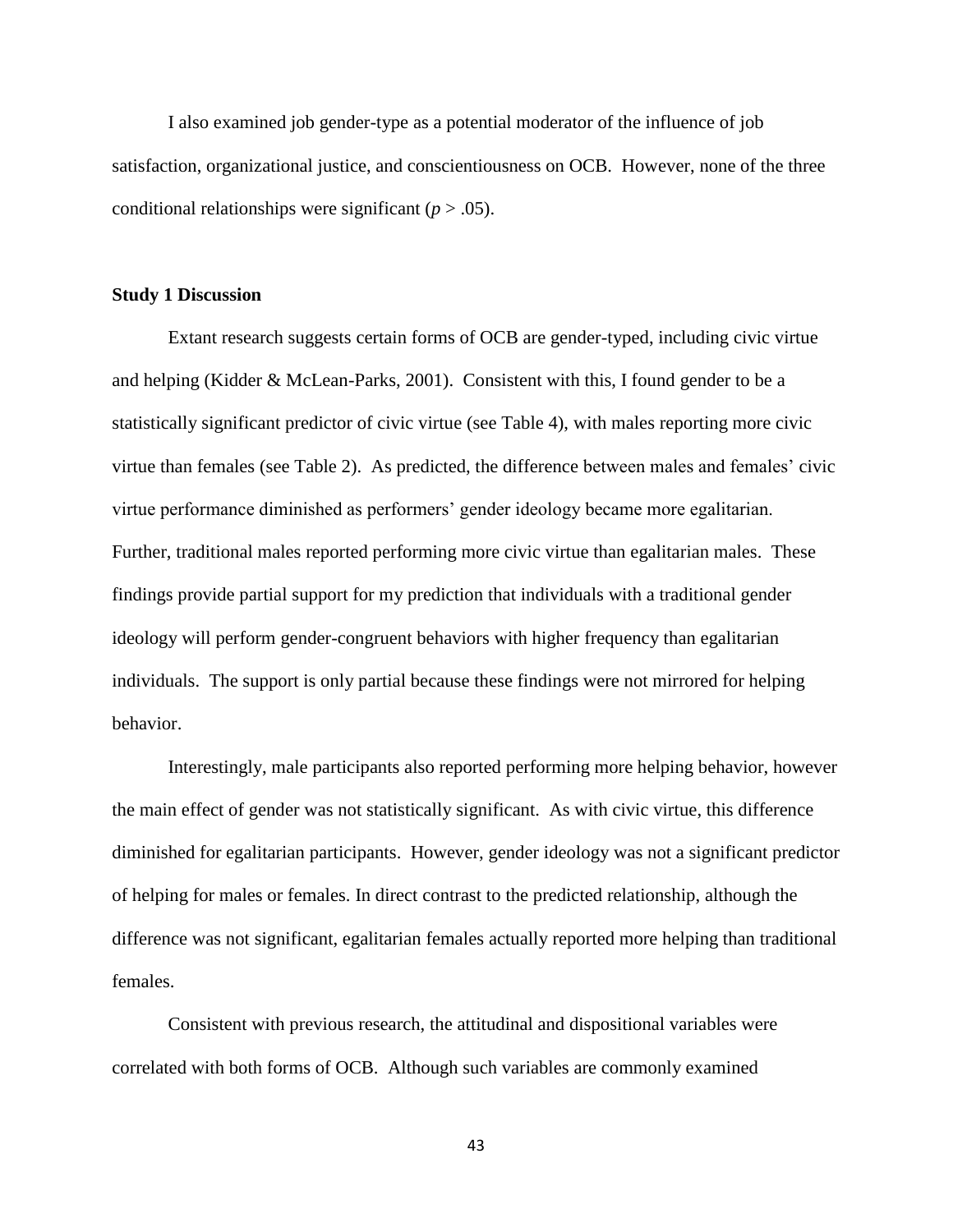I also examined job gender-type as a potential moderator of the influence of job satisfaction, organizational justice, and conscientiousness on OCB. However, none of the three conditional relationships were significant ($p > .05$).

### Study 1 Discussion

Extant research suggests certain forms of OCB are gender-typed, including civic virtue and helping (Kidder & McLean-Parks, 2001). Consistent with this, I found gender to be a statistically significant predictor of civic virtue (see Table 4), with males reporting more civic virtue than females (see Table 2). As predicted, the difference between males and females' civic virtue performance diminished as performers' gender ideology became more egalitarian. Further, traditional males reported performing more civic virtue than egalitarian males. These findings provide partial support for my prediction that individuals with a traditional gender ideology will perform gender-congruent behaviors with higher frequency than egalitarian individuals. The support is only partial because these findings were not mirrored for helping behavior.

Interestingly, male participants also reported performing more helping behavior, however the main effect of gender was not statistically significant. As with civic virtue, this difference diminished for egalitarian participants. However, gender ideology was not a significant predictor of helping for males or females. In direct contrast to the predicted relationship, although the difference was not significant, egalitarian females actually reported more helping than traditional females.

Consistent with previous research, the attitudinal and dispositional variables were correlated with both forms of OCB. Although such variables are commonly examined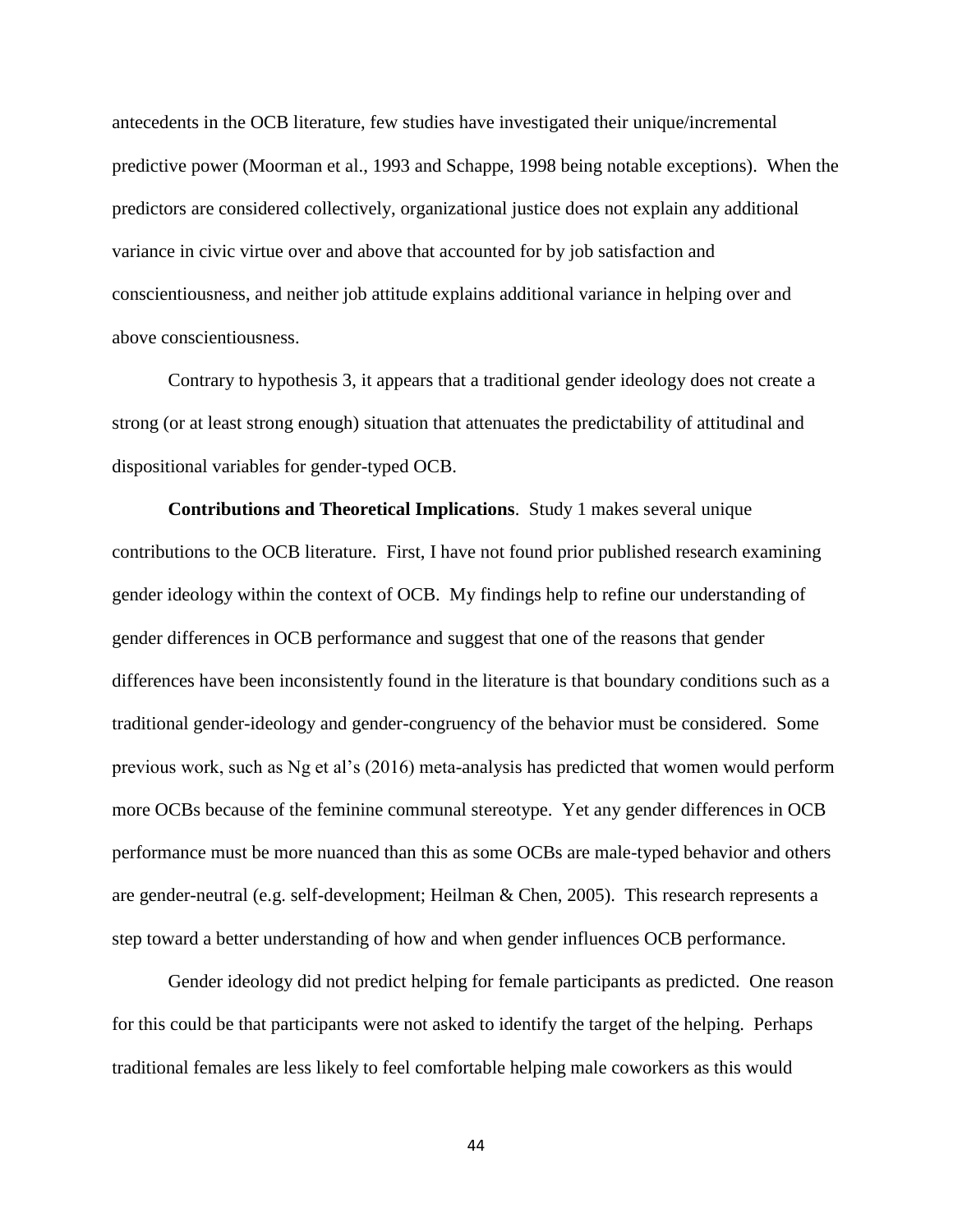antecedents in the OCB literature, few studies have investigated their unique/incremental predictive power (Moorman et al., 1993 and Schappe, 1998 being notable exceptions). When the predictors are considered collectively, organizational justice does not explain any additional variance in civic virtue over and above that accounted for by job satisfaction and conscientiousness, and neither job attitude explains additional variance in helping over and above conscientiousness.

Contrary to hypothesis 3, it appears that a traditional gender ideology does not create a strong (or at least strong enough) situation that attenuates the predictability of attitudinal and dispositional variables for gender-typed OCB.

**Contributions and Theoretical Implications**. Study 1 makes several unique contributions to the OCB literature. First, I have not found prior published research examining gender ideology within the context of OCB. My findings help to refine our understanding of gender differences in OCB performance and suggest that one of the reasons that gender differences have been inconsistently found in the literature is that boundary conditions such as a traditional gender-ideology and gender-congruency of the behavior must be considered. Some previous work, such as Ng et al's (2016) meta-analysis has predicted that women would perform more OCBs because of the feminine communal stereotype. Yet any gender differences in OCB performance must be more nuanced than this as some OCBs are male-typed behavior and others are gender-neutral (e.g. self-development; Heilman & Chen, 2005). This research represents a step toward a better understanding of how and when gender influences OCB performance.

Gender ideology did not predict helping for female participants as predicted. One reason for this could be that participants were not asked to identify the target of the helping. Perhaps traditional females are less likely to feel comfortable helping male coworkers as this would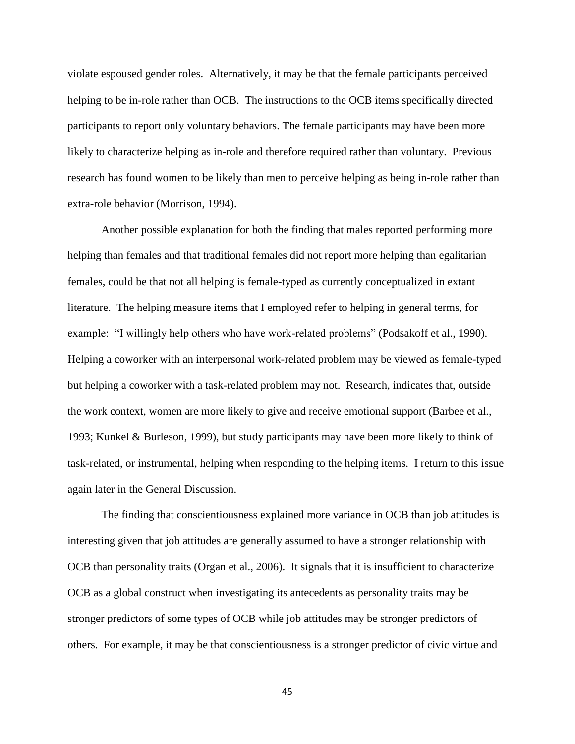violate espoused gender roles. Alternatively, it may be that the female participants perceived helping to be in-role rather than OCB. The instructions to the OCB items specifically directed participants to report only voluntary behaviors. The female participants may have been more likely to characterize helping as in-role and therefore required rather than voluntary. Previous research has found women to be likely than men to perceive helping as being in-role rather than extra-role behavior (Morrison, 1994).

Another possible explanation for both the finding that males reported performing more helping than females and that traditional females did not report more helping than egalitarian females, could be that not all helping is female-typed as currently conceptualized in extant literature. The helping measure items that I employed refer to helping in general terms, for example: "I willingly help others who have work-related problems" (Podsakoff et al., 1990). Helping a coworker with an interpersonal work-related problem may be viewed as female-typed but helping a coworker with a task-related problem may not. Research, indicates that, outside the work context, women are more likely to give and receive emotional support (Barbee et al., 1993; Kunkel & Burleson, 1999), but study participants may have been more likely to think of task-related, or instrumental, helping when responding to the helping items. I return to this issue again later in the General Discussion.

The finding that conscientiousness explained more variance in OCB than job attitudes is interesting given that job attitudes are generally assumed to have a stronger relationship with OCB than personality traits (Organ et al., 2006). It signals that it is insufficient to characterize OCB as a global construct when investigating its antecedents as personality traits may be stronger predictors of some types of OCB while job attitudes may be stronger predictors of others. For example, it may be that conscientiousness is a stronger predictor of civic virtue and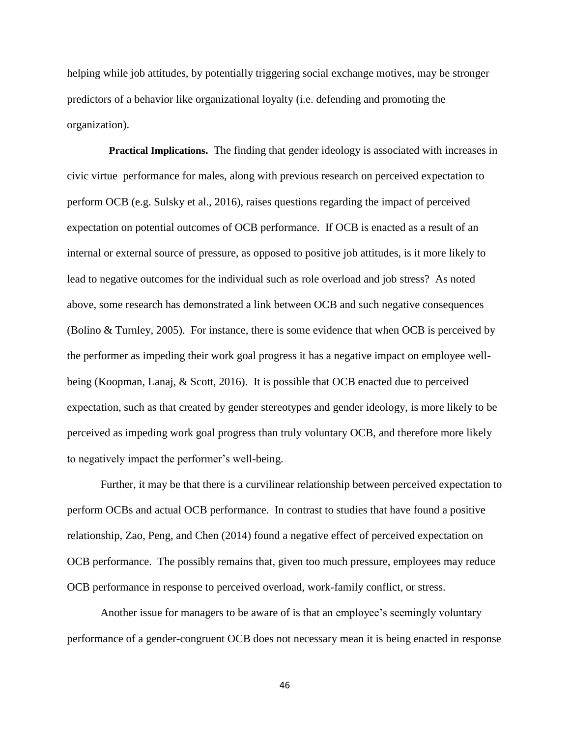helping while job attitudes, by potentially triggering social exchange motives, may be stronger predictors of a behavior like organizational loyalty (i.e. defending and promoting the organization).

**Practical Implications.** The finding that gender ideology is associated with increases in civic virtue performance for males, along with previous research on perceived expectation to perform OCB (e.g. Sulsky et al., 2016), raises questions regarding the impact of perceived expectation on potential outcomes of OCB performance. If OCB is enacted as a result of an internal or external source of pressure, as opposed to positive job attitudes, is it more likely to lead to negative outcomes for the individual such as role overload and job stress? As noted above, some research has demonstrated a link between OCB and such negative consequences (Bolino & Turnley, 2005). For instance, there is some evidence that when OCB is perceived by the performer as impeding their work goal progress it has a negative impact on employee well-being (Koopman, Lanaj, & Scott, 2016). It is possible that OCB enacted due to perceived expectation, such as that created by gender stereotypes and gender ideology, is more likely to be perceived as impeding work goal progress than truly voluntary OCB, and therefore more likely to negatively impact the performer's well-being.

Further, it may be that there is a curvilinear relationship between perceived expectation to perform OCBs and actual OCB performance. In contrast to studies that have found a positive relationship, Zao, Peng, and Chen (2014) found a negative effect of perceived expectation on OCB performance. The possibly remains that, given too much pressure, employees may reduce OCB performance in response to perceived overload, work-family conflict, or stress.

Another issue for managers to be aware of is that an employee's seemingly voluntary performance of a gender-congruent OCB does not necessary mean it is being enacted in response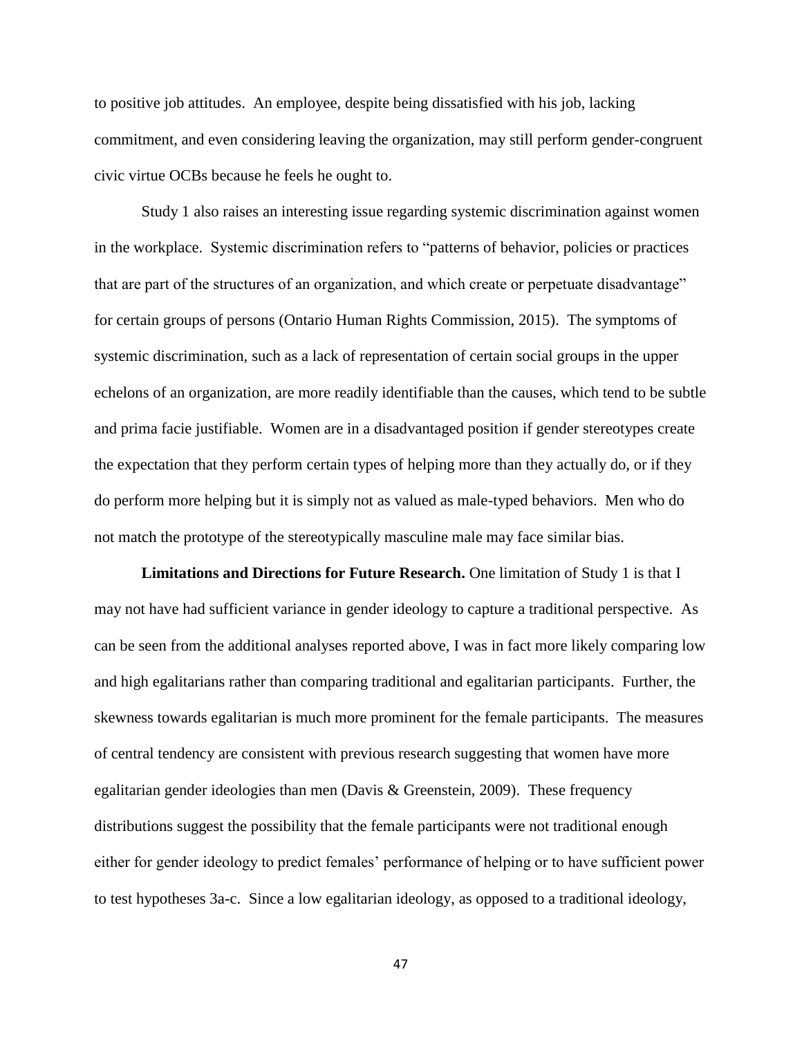to positive job attitudes. An employee, despite being dissatisfied with his job, lacking commitment, and even considering leaving the organization, may still perform gender-congruent civic virtue OCBs because he feels he ought to.

Study 1 also raises an interesting issue regarding systemic discrimination against women in the workplace. Systemic discrimination refers to "patterns of behavior, policies or practices that are part of the structures of an organization, and which create or perpetuate disadvantage" for certain groups of persons (Ontario Human Rights Commission, 2015). The symptoms of systemic discrimination, such as a lack of representation of certain social groups in the upper echelons of an organization, are more readily identifiable than the causes, which tend to be subtle and prima facie justifiable. Women are in a disadvantaged position if gender stereotypes create the expectation that they perform certain types of helping more than they actually do, or if they do perform more helping but it is simply not as valued as male-typed behaviors. Men who do not match the prototype of the stereotypically masculine male may face similar bias.

**Limitations and Directions for Future Research.** One limitation of Study 1 is that I may not have had sufficient variance in gender ideology to capture a traditional perspective. As can be seen from the additional analyses reported above, I was in fact more likely comparing low and high egalitarians rather than comparing traditional and egalitarian participants. Further, the skewness towards egalitarian is much more prominent for the female participants. The measures of central tendency are consistent with previous research suggesting that women have more egalitarian gender ideologies than men (Davis & Greenstein, 2009). These frequency distributions suggest the possibility that the female participants were not traditional enough either for gender ideology to predict females' performance of helping or to have sufficient power to test hypotheses 3a-c. Since a low egalitarian ideology, as opposed to a traditional ideology,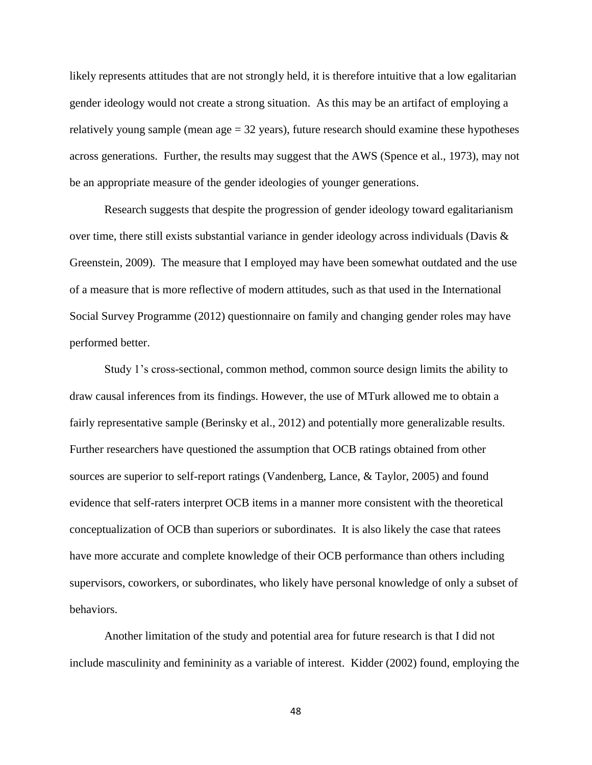likely represents attitudes that are not strongly held, it is therefore intuitive that a low egalitarian gender ideology would not create a strong situation. As this may be an artifact of employing a relatively young sample (mean age = 32 years), future research should examine these hypotheses across generations. Further, the results may suggest that the AWS (Spence et al., 1973), may not be an appropriate measure of the gender ideologies of younger generations.

Research suggests that despite the progression of gender ideology toward egalitarianism over time, there still exists substantial variance in gender ideology across individuals (Davis & Greenstein, 2009). The measure that I employed may have been somewhat outdated and the use of a measure that is more reflective of modern attitudes, such as that used in the International Social Survey Programme (2012) questionnaire on family and changing gender roles may have performed better.

Study 1's cross-sectional, common method, common source design limits the ability to draw causal inferences from its findings. However, the use of MTurk allowed me to obtain a fairly representative sample (Berinsky et al., 2012) and potentially more generalizable results. Further researchers have questioned the assumption that OCB ratings obtained from other sources are superior to self-report ratings (Vandenberg, Lance, & Taylor, 2005) and found evidence that self-raters interpret OCB items in a manner more consistent with the theoretical conceptualization of OCB than superiors or subordinates. It is also likely the case that ratees have more accurate and complete knowledge of their OCB performance than others including supervisors, coworkers, or subordinates, who likely have personal knowledge of only a subset of behaviors.

Another limitation of the study and potential area for future research is that I did not include masculinity and femininity as a variable of interest. Kidder (2002) found, employing the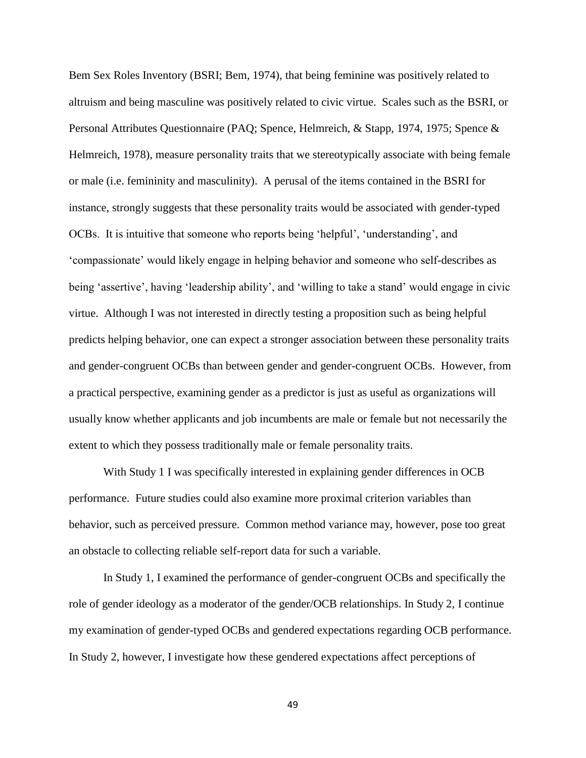Bem Sex Roles Inventory (BSRI; Bem, 1974), that being feminine was positively related to altruism and being masculine was positively related to civic virtue. Scales such as the BSRI, or Personal Attributes Questionnaire (PAQ; Spence, Helmreich, & Stapp, 1974, 1975; Spence & Helmreich, 1978), measure personality traits that we stereotypically associate with being female or male (i.e. femininity and masculinity). A perusal of the items contained in the BSRI for instance, strongly suggests that these personality traits would be associated with gender-typed OCBs. It is intuitive that someone who reports being 'helpful', 'understanding', and 'compassionate' would likely engage in helping behavior and someone who self-describes as being 'assertive', having 'leadership ability', and 'willing to take a stand' would engage in civic virtue. Although I was not interested in directly testing a proposition such as being helpful predicts helping behavior, one can expect a stronger association between these personality traits and gender-congruent OCBs than between gender and gender-congruent OCBs. However, from a practical perspective, examining gender as a predictor is just as useful as organizations will usually know whether applicants and job incumbents are male or female but not necessarily the extent to which they possess traditionally male or female personality traits.

With Study 1 I was specifically interested in explaining gender differences in OCB performance. Future studies could also examine more proximal criterion variables than behavior, such as perceived pressure. Common method variance may, however, pose too great an obstacle to collecting reliable self-report data for such a variable.

In Study 1, I examined the performance of gender-congruent OCBs and specifically the role of gender ideology as a moderator of the gender/OCB relationships. In Study 2, I continue my examination of gender-typed OCBs and gendered expectations regarding OCB performance. In Study 2, however, I investigate how these gendered expectations affect perceptions of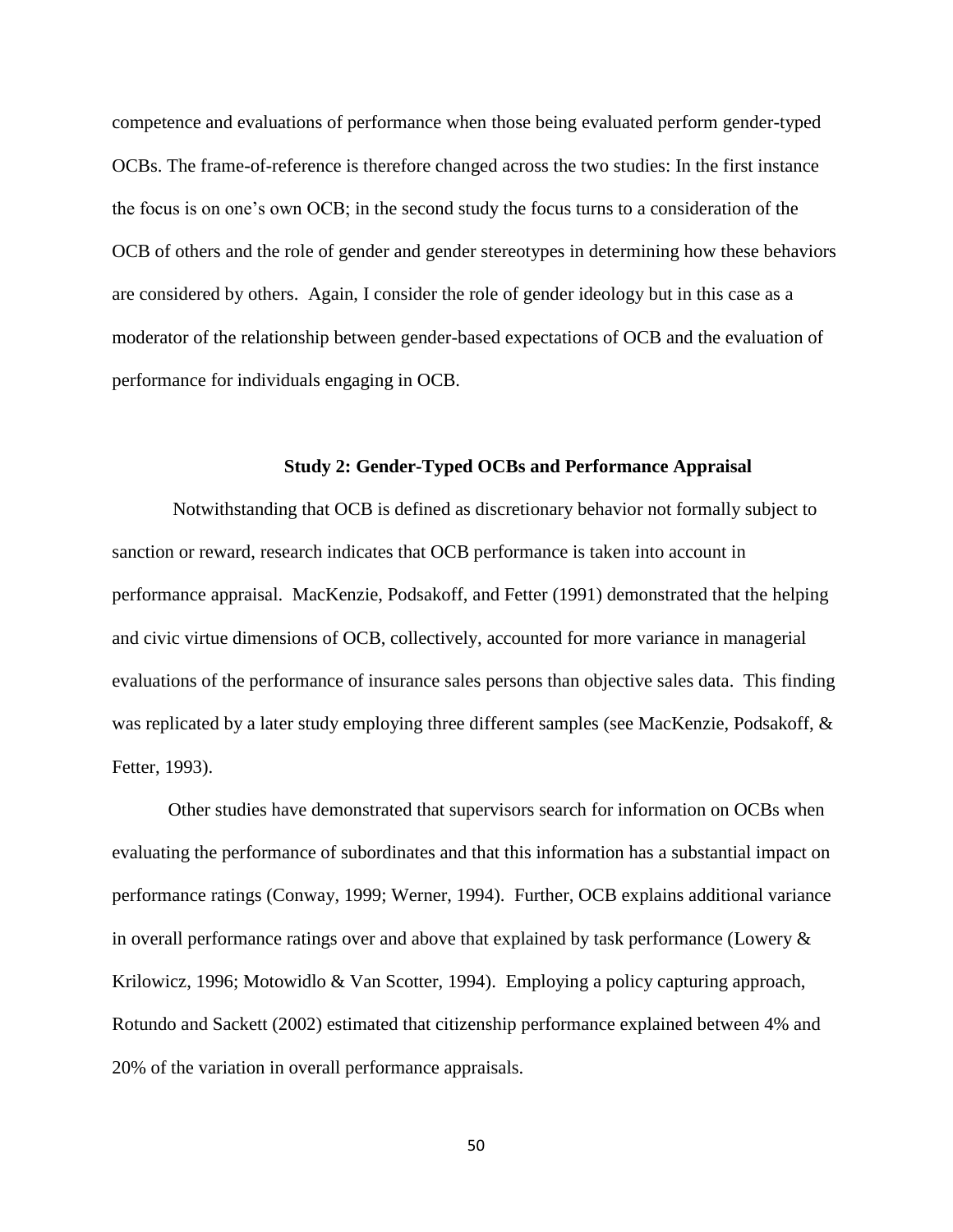competence and evaluations of performance when those being evaluated perform gender-typed OCBs. The frame-of-reference is therefore changed across the two studies: In the first instance the focus is on one's own OCB; in the second study the focus turns to a consideration of the OCB of others and the role of gender and gender stereotypes in determining how these behaviors are considered by others. Again, I consider the role of gender ideology but in this case as a moderator of the relationship between gender-based expectations of OCB and the evaluation of performance for individuals engaging in OCB.

## Study 2: Gender-Typed OCBs and Performance Appraisal

Notwithstanding that OCB is defined as discretionary behavior not formally subject to sanction or reward, research indicates that OCB performance is taken into account in performance appraisal. MacKenzie, Podsakoff, and Fetter (1991) demonstrated that the helping and civic virtue dimensions of OCB, collectively, accounted for more variance in managerial evaluations of the performance of insurance sales persons than objective sales data. This finding was replicated by a later study employing three different samples (see MacKenzie, Podsakoff, & Fetter, 1993).

Other studies have demonstrated that supervisors search for information on OCBs when evaluating the performance of subordinates and that this information has a substantial impact on performance ratings (Conway, 1999; Werner, 1994). Further, OCB explains additional variance in overall performance ratings over and above that explained by task performance (Lowery & Krilowicz, 1996; Motowidlo & Van Scotter, 1994). Employing a policy capturing approach, Rotundo and Sackett (2002) estimated that citizenship performance explained between 4% and 20% of the variation in overall performance appraisals.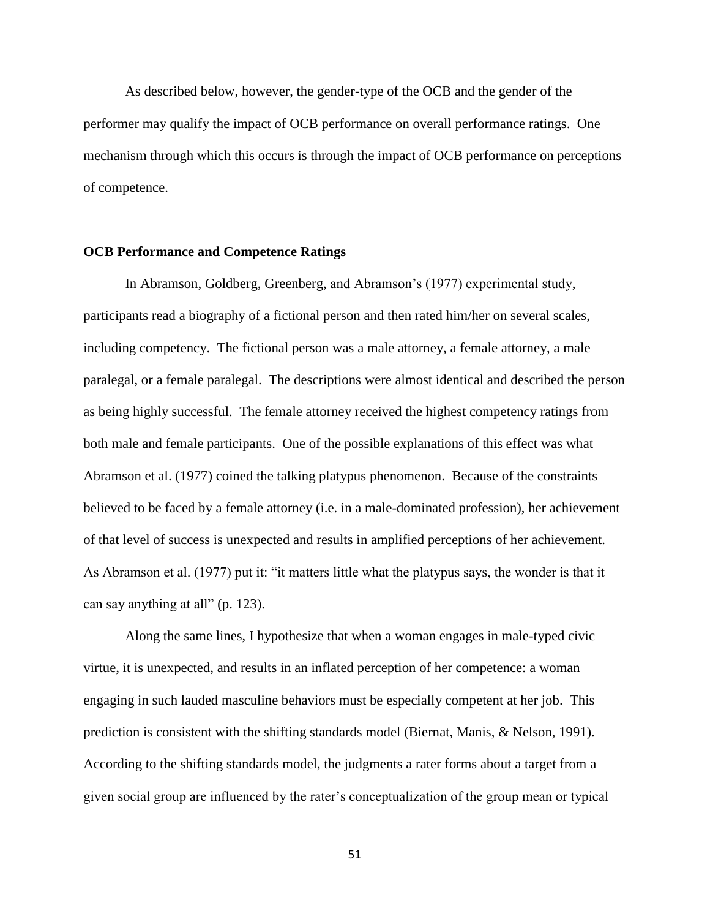As described below, however, the gender-type of the OCB and the gender of the performer may qualify the impact of OCB performance on overall performance ratings. One mechanism through which this occurs is through the impact of OCB performance on perceptions of competence.

### OCB Performance and Competence Ratings

In Abramson, Goldberg, Greenberg, and Abramson's (1977) experimental study, participants read a biography of a fictional person and then rated him/her on several scales, including competency. The fictional person was a male attorney, a female attorney, a male paralegal, or a female paralegal. The descriptions were almost identical and described the person as being highly successful. The female attorney received the highest competency ratings from both male and female participants. One of the possible explanations of this effect was what Abramson et al. (1977) coined the talking platypus phenomenon. Because of the constraints believed to be faced by a female attorney (i.e. in a male-dominated profession), her achievement of that level of success is unexpected and results in amplified perceptions of her achievement. As Abramson et al. (1977) put it: "it matters little what the platypus says, the wonder is that it can say anything at all" (p. 123).

Along the same lines, I hypothesize that when a woman engages in male-typed civic virtue, it is unexpected, and results in an inflated perception of her competence: a woman engaging in such lauded masculine behaviors must be especially competent at her job. This prediction is consistent with the shifting standards model (Biernat, Manis, & Nelson, 1991). According to the shifting standards model, the judgments a rater forms about a target from a given social group are influenced by the rater's conceptualization of the group mean or typical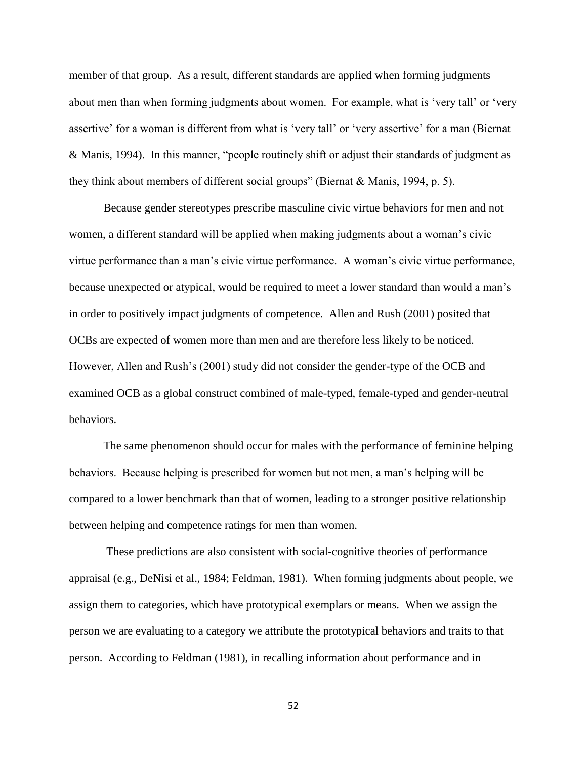member of that group. As a result, different standards are applied when forming judgments about men than when forming judgments about women. For example, what is 'very tall' or 'very assertive' for a woman is different from what is 'very tall' or 'very assertive' for a man (Biernat & Manis, 1994). In this manner, "people routinely shift or adjust their standards of judgment as they think about members of different social groups" (Biernat & Manis, 1994, p. 5).

Because gender stereotypes prescribe masculine civic virtue behaviors for men and not women, a different standard will be applied when making judgments about a woman's civic virtue performance than a man's civic virtue performance. A woman's civic virtue performance, because unexpected or atypical, would be required to meet a lower standard than would a man's in order to positively impact judgments of competence. Allen and Rush (2001) posited that OCBs are expected of women more than men and are therefore less likely to be noticed. However, Allen and Rush's (2001) study did not consider the gender-type of the OCB and examined OCB as a global construct combined of male-typed, female-typed and gender-neutral behaviors.

The same phenomenon should occur for males with the performance of feminine helping behaviors. Because helping is prescribed for women but not men, a man's helping will be compared to a lower benchmark than that of women, leading to a stronger positive relationship between helping and competence ratings for men than women.

These predictions are also consistent with social-cognitive theories of performance appraisal (e.g., DeNisi et al., 1984; Feldman, 1981). When forming judgments about people, we assign them to categories, which have prototypical exemplars or means. When we assign the person we are evaluating to a category we attribute the prototypical behaviors and traits to that person. According to Feldman (1981), in recalling information about performance and in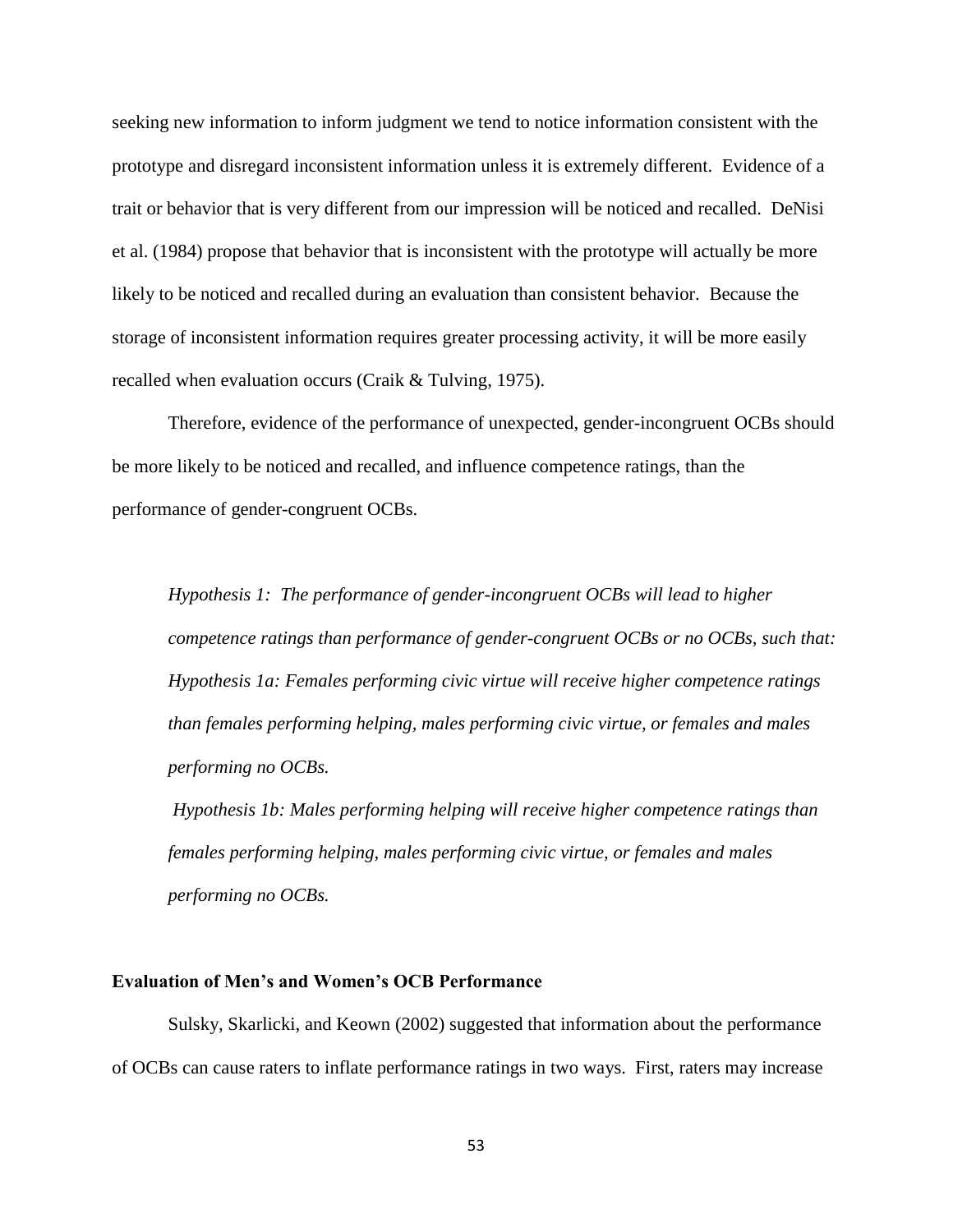seeking new information to inform judgment we tend to notice information consistent with the prototype and disregard inconsistent information unless it is extremely different. Evidence of a trait or behavior that is very different from our impression will be noticed and recalled. DeNisi et al. (1984) propose that behavior that is inconsistent with the prototype will actually be more likely to be noticed and recalled during an evaluation than consistent behavior. Because the storage of inconsistent information requires greater processing activity, it will be more easily recalled when evaluation occurs (Craik & Tulving, 1975).

Therefore, evidence of the performance of unexpected, gender-incongruent OCBs should be more likely to be noticed and recalled, and influence competence ratings, than the performance of gender-congruent OCBs.

*Hypothesis 1: The performance of gender-incongruent OCBs will lead to higher competence ratings than performance of gender-congruent OCBs or no OCBs, such that:*
*Hypothesis 1a: Females performing civic virtue will receive higher competence ratings than females performing helping, males performing civic virtue, or females and males performing no OCBs.*

*Hypothesis 1b: Males performing helping will receive higher competence ratings than females performing helping, males performing civic virtue, or females and males performing no OCBs.*

**Evaluation of Men's and Women's OCB Performance**

Sulsky, Skarlicki, and Keown (2002) suggested that information about the performance of OCBs can cause raters to inflate performance ratings in two ways. First, raters may increase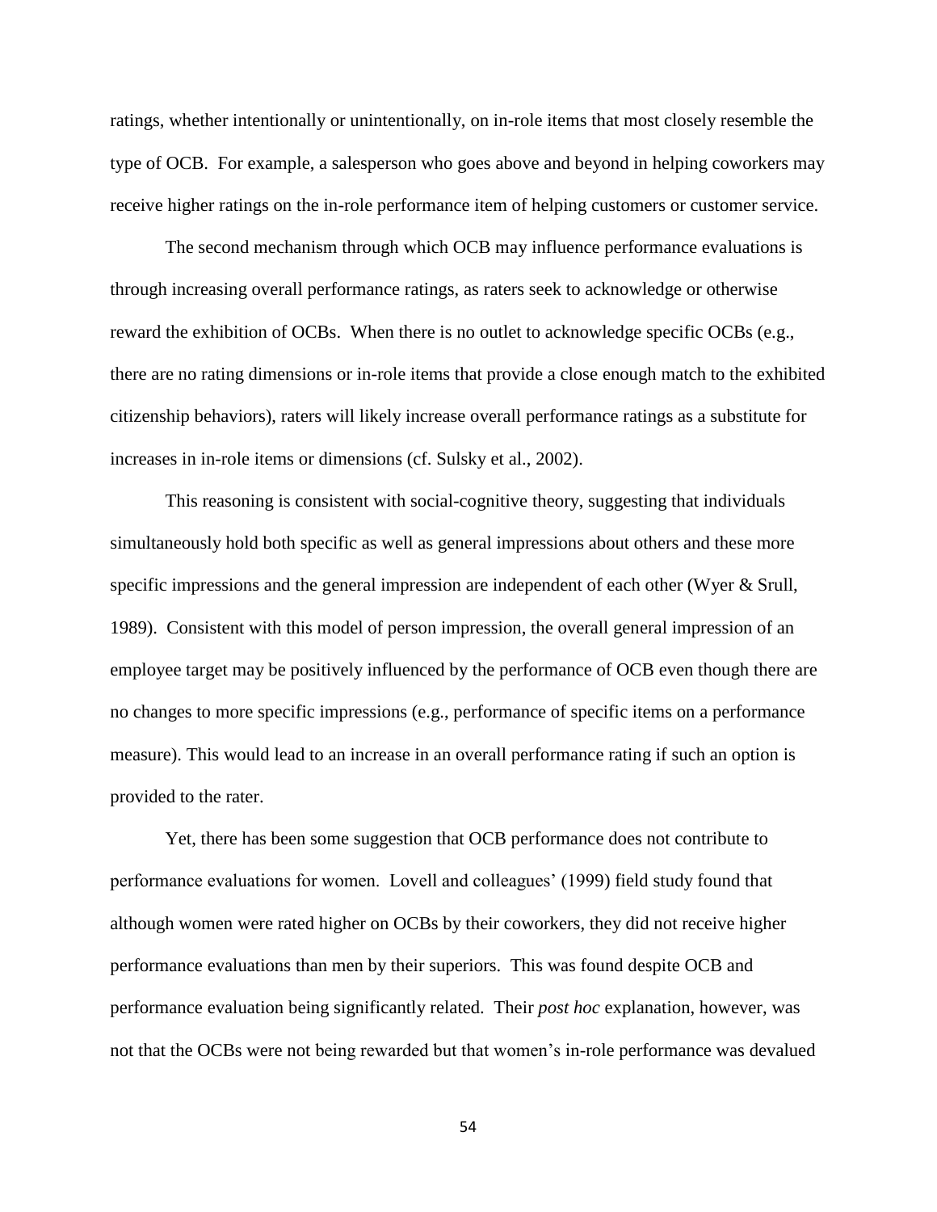ratings, whether intentionally or unintentionally, on in-role items that most closely resemble the type of OCB. For example, a salesperson who goes above and beyond in helping coworkers may receive higher ratings on the in-role performance item of helping customers or customer service.

The second mechanism through which OCB may influence performance evaluations is through increasing overall performance ratings, as raters seek to acknowledge or otherwise reward the exhibition of OCBs. When there is no outlet to acknowledge specific OCBs (e.g., there are no rating dimensions or in-role items that provide a close enough match to the exhibited citizenship behaviors), raters will likely increase overall performance ratings as a substitute for increases in in-role items or dimensions (cf. Sulsky et al., 2002).

This reasoning is consistent with social-cognitive theory, suggesting that individuals simultaneously hold both specific as well as general impressions about others and these more specific impressions and the general impression are independent of each other (Wyer & Srull, 1989). Consistent with this model of person impression, the overall general impression of an employee target may be positively influenced by the performance of OCB even though there are no changes to more specific impressions (e.g., performance of specific items on a performance measure). This would lead to an increase in an overall performance rating if such an option is provided to the rater.

Yet, there has been some suggestion that OCB performance does not contribute to performance evaluations for women. Lovell and colleagues' (1999) field study found that although women were rated higher on OCBs by their coworkers, they did not receive higher performance evaluations than men by their superiors. This was found despite OCB and performance evaluation being significantly related. Their *post hoc* explanation, however, was not that the OCBs were not being rewarded but that women's in-role performance was devalued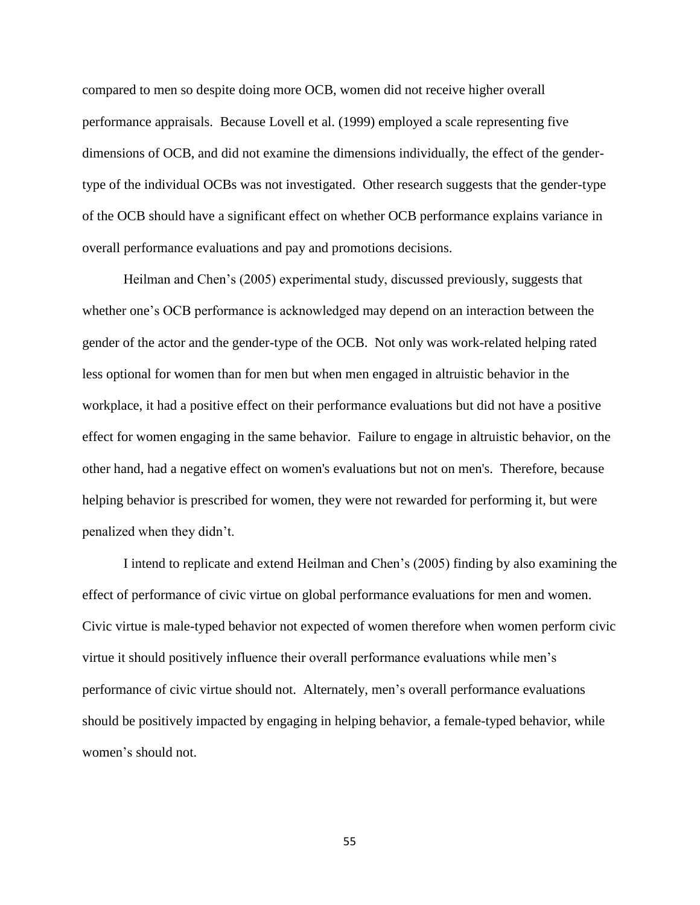compared to men so despite doing more OCB, women did not receive higher overall performance appraisals. Because Lovell et al. (1999) employed a scale representing five dimensions of OCB, and did not examine the dimensions individually, the effect of the gender-type of the individual OCBs was not investigated. Other research suggests that the gender-type of the OCB should have a significant effect on whether OCB performance explains variance in overall performance evaluations and pay and promotions decisions.

Heilman and Chen's (2005) experimental study, discussed previously, suggests that whether one's OCB performance is acknowledged may depend on an interaction between the gender of the actor and the gender-type of the OCB. Not only was work-related helping rated less optional for women than for men but when men engaged in altruistic behavior in the workplace, it had a positive effect on their performance evaluations but did not have a positive effect for women engaging in the same behavior. Failure to engage in altruistic behavior, on the other hand, had a negative effect on women's evaluations but not on men's. Therefore, because helping behavior is prescribed for women, they were not rewarded for performing it, but were penalized when they didn't.

I intend to replicate and extend Heilman and Chen's (2005) finding by also examining the effect of performance of civic virtue on global performance evaluations for men and women. Civic virtue is male-typed behavior not expected of women therefore when women perform civic virtue it should positively influence their overall performance evaluations while men's performance of civic virtue should not. Alternately, men's overall performance evaluations should be positively impacted by engaging in helping behavior, a female-typed behavior, while women's should not.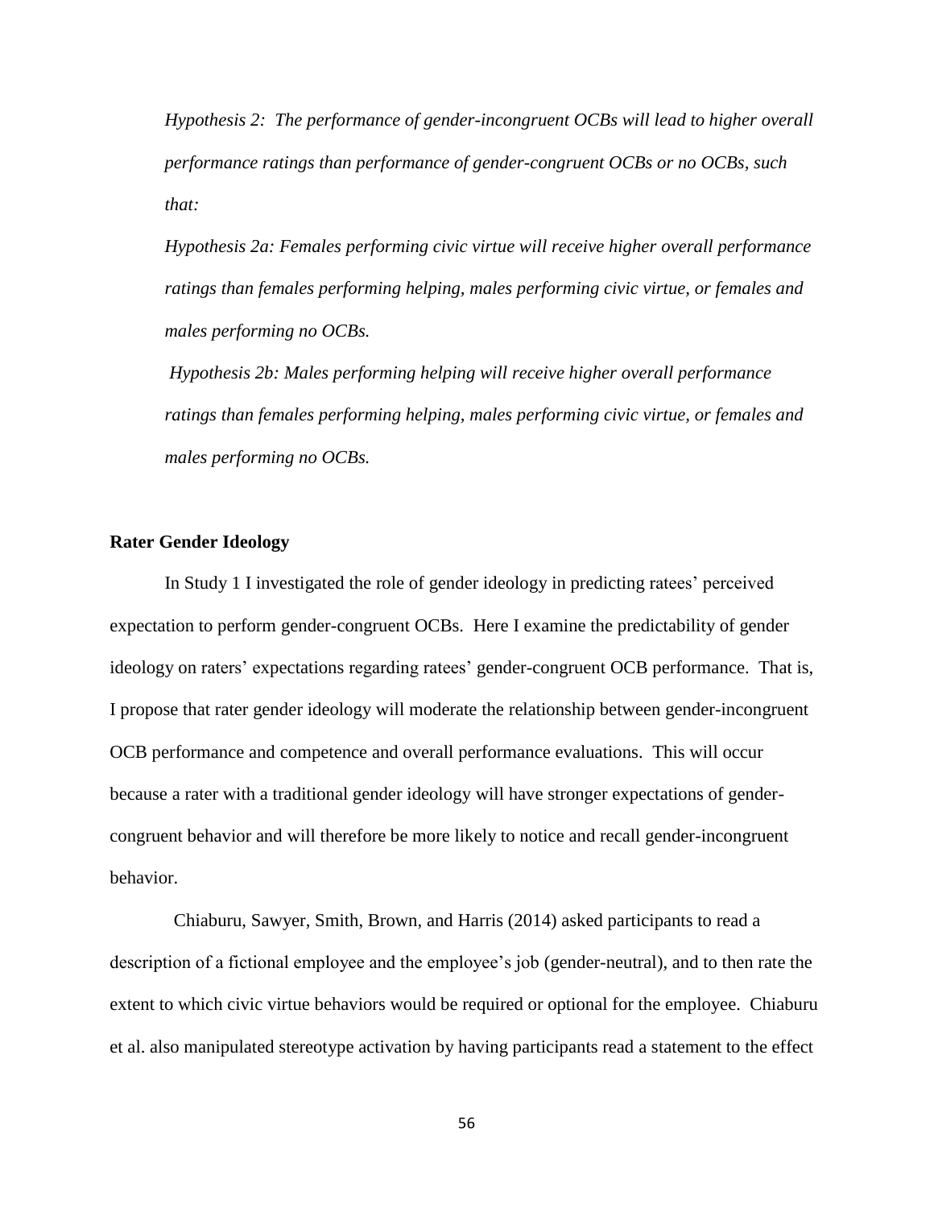*Hypothesis 2: The performance of gender-incongruent OCBs will lead to higher overall performance ratings than performance of gender-congruent OCBs or no OCBs, such that:*

*Hypothesis 2a: Females performing civic virtue will receive higher overall performance ratings than females performing helping, males performing civic virtue, or females and males performing no OCBs.*

*Hypothesis 2b: Males performing helping will receive higher overall performance ratings than females performing helping, males performing civic virtue, or females and males performing no OCBs.*

**Rater Gender Ideology**

In Study 1 I investigated the role of gender ideology in predicting ratees' perceived expectation to perform gender-congruent OCBs. Here I examine the predictability of gender ideology on raters' expectations regarding ratees' gender-congruent OCB performance. That is, I propose that rater gender ideology will moderate the relationship between gender-incongruent OCB performance and competence and overall performance evaluations. This will occur because a rater with a traditional gender ideology will have stronger expectations of gender-congruent behavior and will therefore be more likely to notice and recall gender-incongruent behavior.

Chiaburu, Sawyer, Smith, Brown, and Harris (2014) asked participants to read a description of a fictional employee and the employee's job (gender-neutral), and to then rate the extent to which civic virtue behaviors would be required or optional for the employee. Chiaburu et al. also manipulated stereotype activation by having participants read a statement to the effect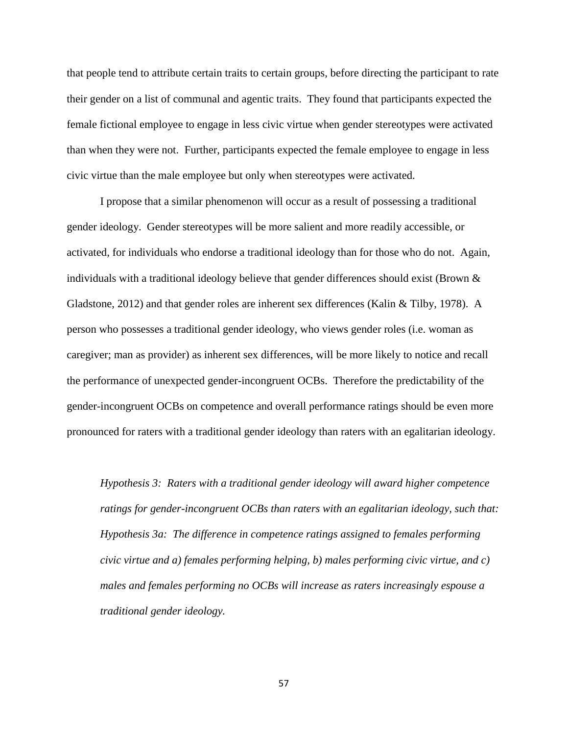that people tend to attribute certain traits to certain groups, before directing the participant to rate their gender on a list of communal and agentic traits. They found that participants expected the female fictional employee to engage in less civic virtue when gender stereotypes were activated than when they were not. Further, participants expected the female employee to engage in less civic virtue than the male employee but only when stereotypes were activated.

I propose that a similar phenomenon will occur as a result of possessing a traditional gender ideology. Gender stereotypes will be more salient and more readily accessible, or activated, for individuals who endorse a traditional ideology than for those who do not. Again, individuals with a traditional ideology believe that gender differences should exist (Brown & Gladstone, 2012) and that gender roles are inherent sex differences (Kalin & Tilby, 1978). A person who possesses a traditional gender ideology, who views gender roles (i.e. woman as caregiver; man as provider) as inherent sex differences, will be more likely to notice and recall the performance of unexpected gender-incongruent OCBs. Therefore the predictability of the gender-incongruent OCBs on competence and overall performance ratings should be even more pronounced for raters with a traditional gender ideology than raters with an egalitarian ideology.

*Hypothesis 3: Raters with a traditional gender ideology will award higher competence ratings for gender-incongruent OCBs than raters with an egalitarian ideology, such that:*
*Hypothesis 3a: The difference in competence ratings assigned to females performing civic virtue and a) females performing helping, b) males performing civic virtue, and c) males and females performing no OCBs will increase as raters increasingly espouse a traditional gender ideology.*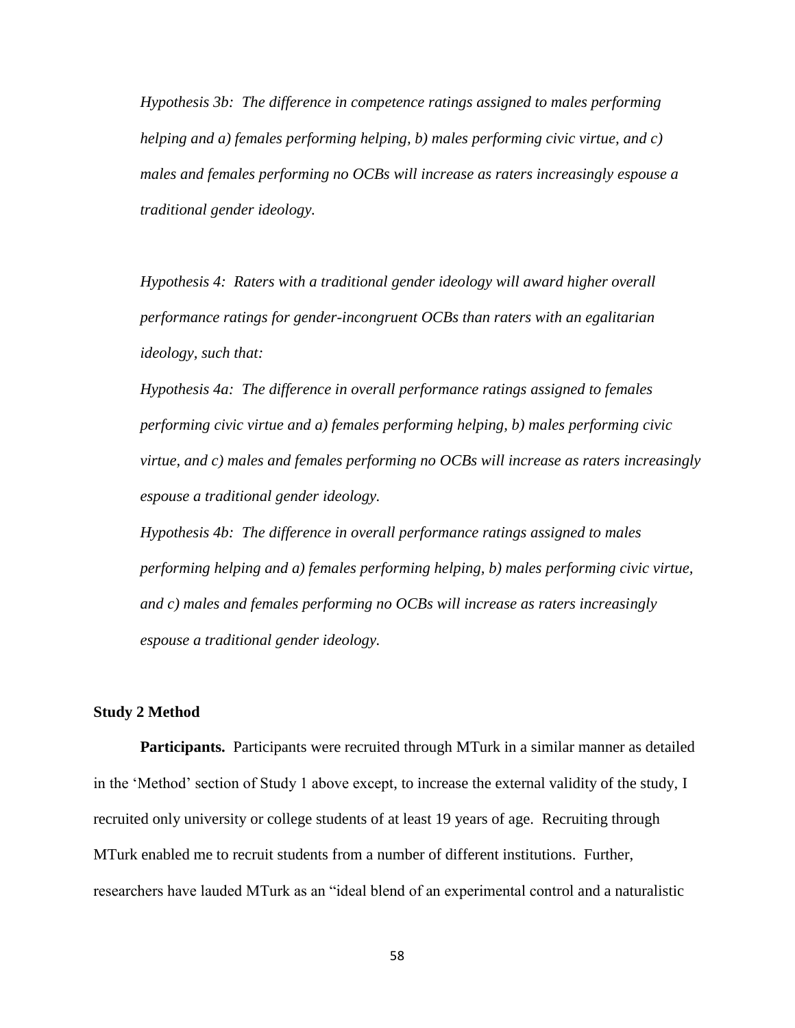*Hypothesis 3b: The difference in competence ratings assigned to males performing helping and a) females performing helping, b) males performing civic virtue, and c) males and females performing no OCBs will increase as raters increasingly espouse a traditional gender ideology.*

*Hypothesis 4: Raters with a traditional gender ideology will award higher overall performance ratings for gender-incongruent OCBs than raters with an egalitarian ideology, such that:*

*Hypothesis 4a: The difference in overall performance ratings assigned to females performing civic virtue and a) females performing helping, b) males performing civic virtue, and c) males and females performing no OCBs will increase as raters increasingly espouse a traditional gender ideology.*

*Hypothesis 4b: The difference in overall performance ratings assigned to males performing helping and a) females performing helping, b) males performing civic virtue, and c) males and females performing no OCBs will increase as raters increasingly espouse a traditional gender ideology.*

## Study 2 Method

**Participants.** Participants were recruited through MTurk in a similar manner as detailed in the 'Method' section of Study 1 above except, to increase the external validity of the study, I recruited only university or college students of at least 19 years of age. Recruiting through MTurk enabled me to recruit students from a number of different institutions. Further, researchers have lauded MTurk as an "ideal blend of an experimental control and a naturalistic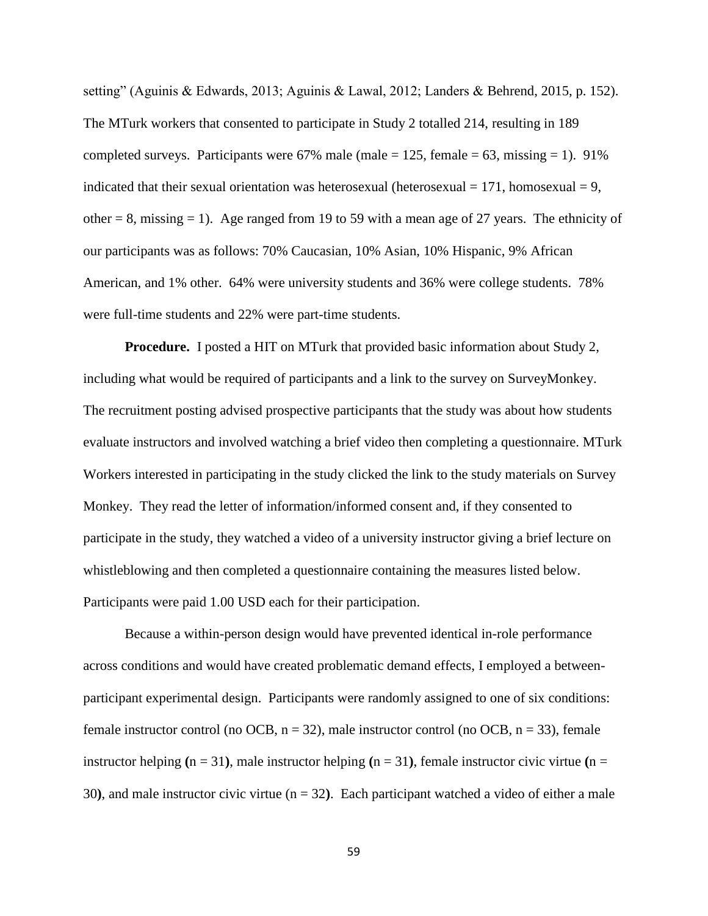setting" (Aguinis & Edwards, 2013; Aguinis & Lawal, 2012; Landers & Behrend, 2015, p. 152). The MTurk workers that consented to participate in Study 2 totalled 214, resulting in 189 completed surveys. Participants were 67% male (male = 125, female = 63, missing = 1). 91% indicated that their sexual orientation was heterosexual (heterosexual = 171, homosexual = 9, other = 8, missing = 1). Age ranged from 19 to 59 with a mean age of 27 years. The ethnicity of our participants was as follows: 70% Caucasian, 10% Asian, 10% Hispanic, 9% African American, and 1% other. 64% were university students and 36% were college students. 78% were full-time students and 22% were part-time students.

**Procedure.** I posted a HIT on MTurk that provided basic information about Study 2, including what would be required of participants and a link to the survey on SurveyMonkey. The recruitment posting advised prospective participants that the study was about how students evaluate instructors and involved watching a brief video then completing a questionnaire. MTurk Workers interested in participating in the study clicked the link to the study materials on Survey Monkey. They read the letter of information/informed consent and, if they consented to participate in the study, they watched a video of a university instructor giving a brief lecture on whistleblowing and then completed a questionnaire containing the measures listed below. Participants were paid 1.00 USD each for their participation.

Because a within-person design would have prevented identical in-role performance across conditions and would have created problematic demand effects, I employed a between-participant experimental design. Participants were randomly assigned to one of six conditions: female instructor control (no OCB, n = 32), male instructor control (no OCB, n = 33), female instructor helping (n = 31), male instructor helping (n = 31), female instructor civic virtue (n = 30), and male instructor civic virtue (n = 32). Each participant watched a video of either a male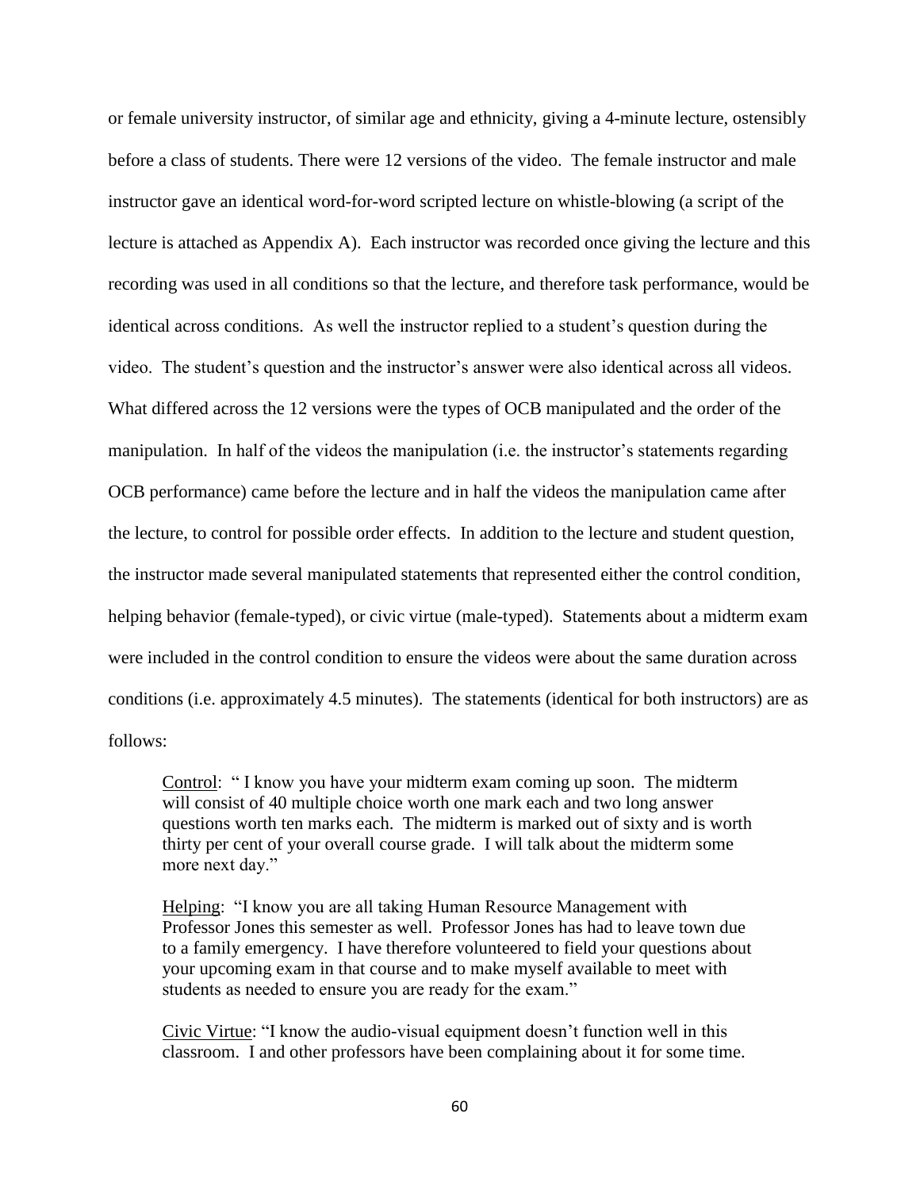or female university instructor, of similar age and ethnicity, giving a 4-minute lecture, ostensibly before a class of students. There were 12 versions of the video. The female instructor and male instructor gave an identical word-for-word scripted lecture on whistle-blowing (a script of the lecture is attached as Appendix A). Each instructor was recorded once giving the lecture and this recording was used in all conditions so that the lecture, and therefore task performance, would be identical across conditions. As well the instructor replied to a student's question during the video. The student's question and the instructor's answer were also identical across all videos. What differed across the 12 versions were the types of OCB manipulated and the order of the manipulation. In half of the videos the manipulation (i.e. the instructor's statements regarding OCB performance) came before the lecture and in half the videos the manipulation came after the lecture, to control for possible order effects. In addition to the lecture and student question, the instructor made several manipulated statements that represented either the control condition, helping behavior (female-typed), or civic virtue (male-typed). Statements about a midterm exam were included in the control condition to ensure the videos were about the same duration across conditions (i.e. approximately 4.5 minutes). The statements (identical for both instructors) are as follows:

> Control: " I know you have your midterm exam coming up soon. The midterm will consist of 40 multiple choice worth one mark each and two long answer questions worth ten marks each. The midterm is marked out of sixty and is worth thirty per cent of your overall course grade. I will talk about the midterm some more next day."
>
> Helping: "I know you are all taking Human Resource Management with Professor Jones this semester as well. Professor Jones has had to leave town due to a family emergency. I have therefore volunteered to field your questions about your upcoming exam in that course and to make myself available to meet with students as needed to ensure you are ready for the exam."
>
> Civic Virtue: "I know the audio-visual equipment doesn't function well in this classroom. I and other professors have been complaining about it for some time.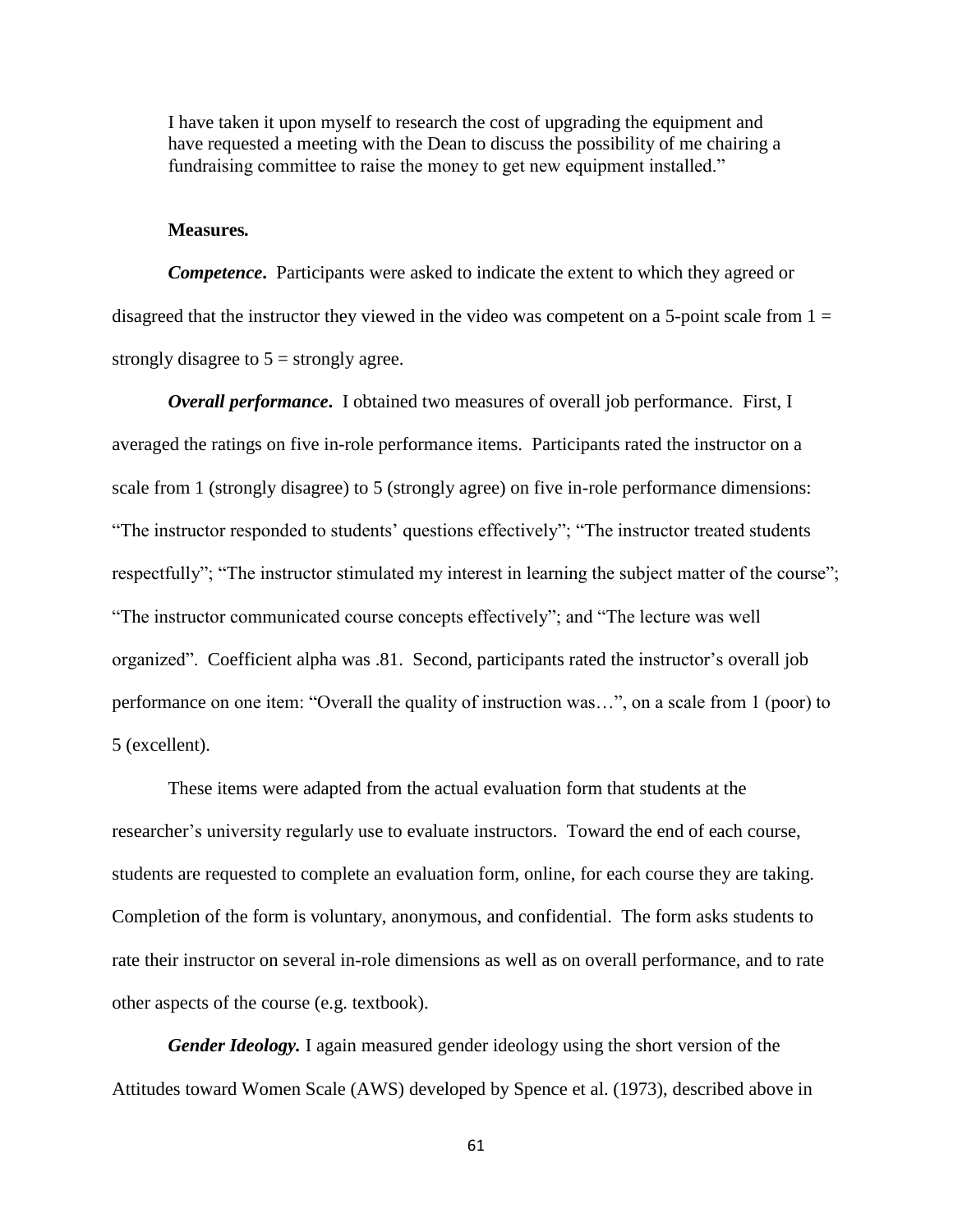I have taken it upon myself to research the cost of upgrading the equipment and have requested a meeting with the Dean to discuss the possibility of me chairing a fundraising committee to raise the money to get new equipment installed."

**Measures.**

***Competence.*** Participants were asked to indicate the extent to which they agreed or disagreed that the instructor they viewed in the video was competent on a 5-point scale from 1 = strongly disagree to 5 = strongly agree.

***Overall performance.*** I obtained two measures of overall job performance. First, I averaged the ratings on five in-role performance items. Participants rated the instructor on a scale from 1 (strongly disagree) to 5 (strongly agree) on five in-role performance dimensions: "The instructor responded to students' questions effectively"; "The instructor treated students respectfully"; "The instructor stimulated my interest in learning the subject matter of the course"; "The instructor communicated course concepts effectively"; and "The lecture was well organized". Coefficient alpha was .81. Second, participants rated the instructor's overall job performance on one item: "Overall the quality of instruction was…", on a scale from 1 (poor) to 5 (excellent).

These items were adapted from the actual evaluation form that students at the researcher's university regularly use to evaluate instructors. Toward the end of each course, students are requested to complete an evaluation form, online, for each course they are taking. Completion of the form is voluntary, anonymous, and confidential. The form asks students to rate their instructor on several in-role dimensions as well as on overall performance, and to rate other aspects of the course (e.g. textbook).

***Gender Ideology.*** I again measured gender ideology using the short version of the Attitudes toward Women Scale (AWS) developed by Spence et al. (1973), described above in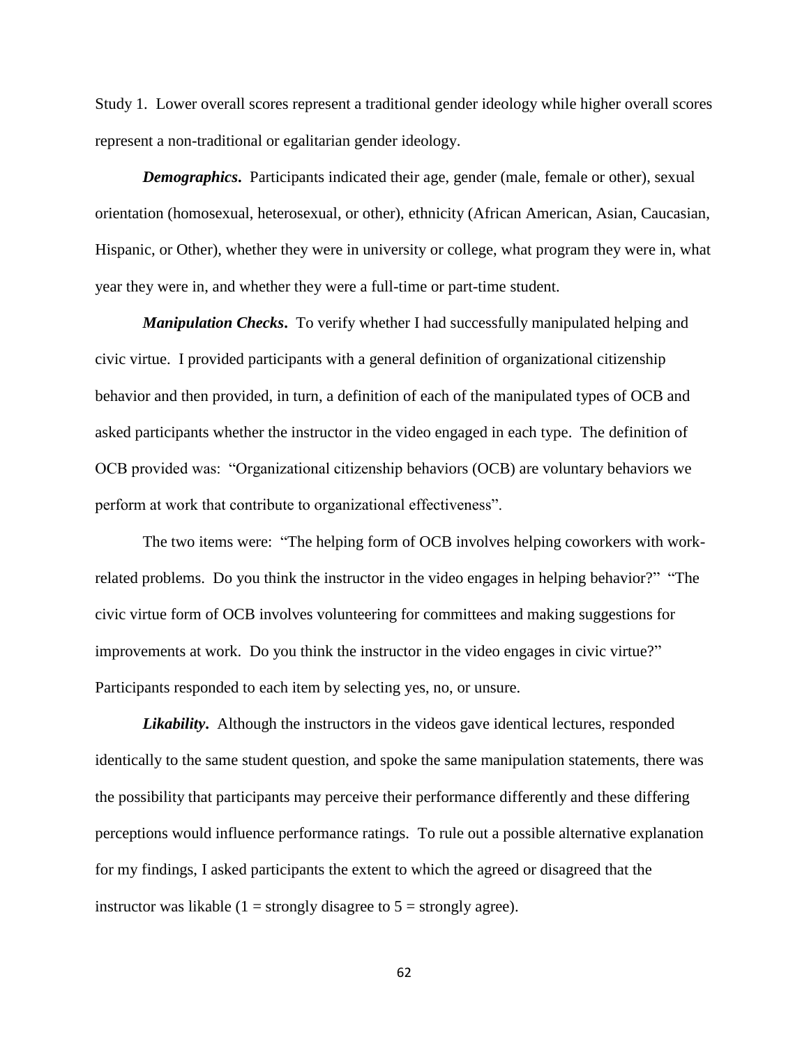Study 1. Lower overall scores represent a traditional gender ideology while higher overall scores represent a non-traditional or egalitarian gender ideology.

***Demographics***. Participants indicated their age, gender (male, female or other), sexual orientation (homosexual, heterosexual, or other), ethnicity (African American, Asian, Caucasian, Hispanic, or Other), whether they were in university or college, what program they were in, what year they were in, and whether they were a full-time or part-time student.

***Manipulation Checks***. To verify whether I had successfully manipulated helping and civic virtue. I provided participants with a general definition of organizational citizenship behavior and then provided, in turn, a definition of each of the manipulated types of OCB and asked participants whether the instructor in the video engaged in each type. The definition of OCB provided was: "Organizational citizenship behaviors (OCB) are voluntary behaviors we perform at work that contribute to organizational effectiveness".

The two items were: "The helping form of OCB involves helping coworkers with work-related problems. Do you think the instructor in the video engages in helping behavior?" "The civic virtue form of OCB involves volunteering for committees and making suggestions for improvements at work. Do you think the instructor in the video engages in civic virtue?" Participants responded to each item by selecting yes, no, or unsure.

***Likability***. Although the instructors in the videos gave identical lectures, responded identically to the same student question, and spoke the same manipulation statements, there was the possibility that participants may perceive their performance differently and these differing perceptions would influence performance ratings. To rule out a possible alternative explanation for my findings, I asked participants the extent to which the agreed or disagreed that the instructor was likable (1 = strongly disagree to 5 = strongly agree).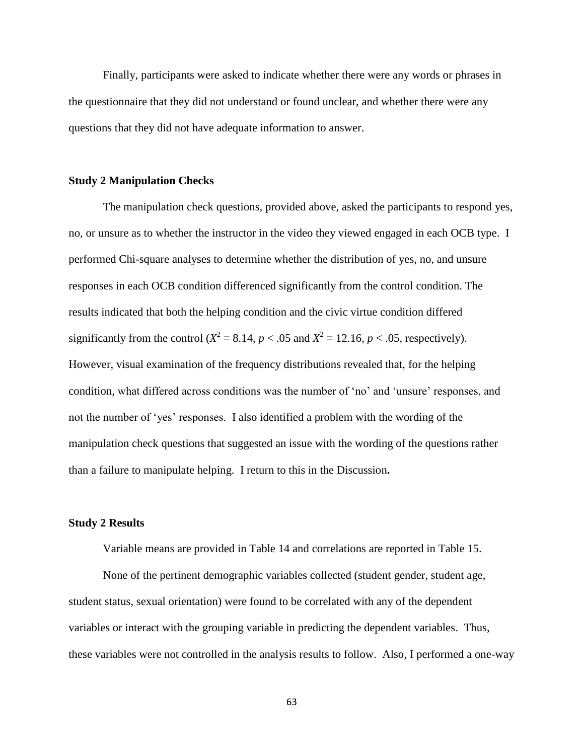Finally, participants were asked to indicate whether there were any words or phrases in the questionnaire that they did not understand or found unclear, and whether there were any questions that they did not have adequate information to answer.

### Study 2 Manipulation Checks

The manipulation check questions, provided above, asked the participants to respond yes, no, or unsure as to whether the instructor in the video they viewed engaged in each OCB type. I performed Chi-square analyses to determine whether the distribution of yes, no, and unsure responses in each OCB condition differenced significantly from the control condition. The results indicated that both the helping condition and the civic virtue condition differed significantly from the control ($X^2 = 8.14$, $p < .05$ and $X^2 = 12.16$, $p < .05$, respectively). However, visual examination of the frequency distributions revealed that, for the helping condition, what differed across conditions was the number of 'no' and 'unsure' responses, and not the number of 'yes' responses. I also identified a problem with the wording of the manipulation check questions that suggested an issue with the wording of the questions rather than a failure to manipulate helping. I return to this in the Discussion**.**

### Study 2 Results

Variable means are provided in Table 14 and correlations are reported in Table 15.

None of the pertinent demographic variables collected (student gender, student age, student status, sexual orientation) were found to be correlated with any of the dependent variables or interact with the grouping variable in predicting the dependent variables. Thus, these variables were not controlled in the analysis results to follow. Also, I performed a one-way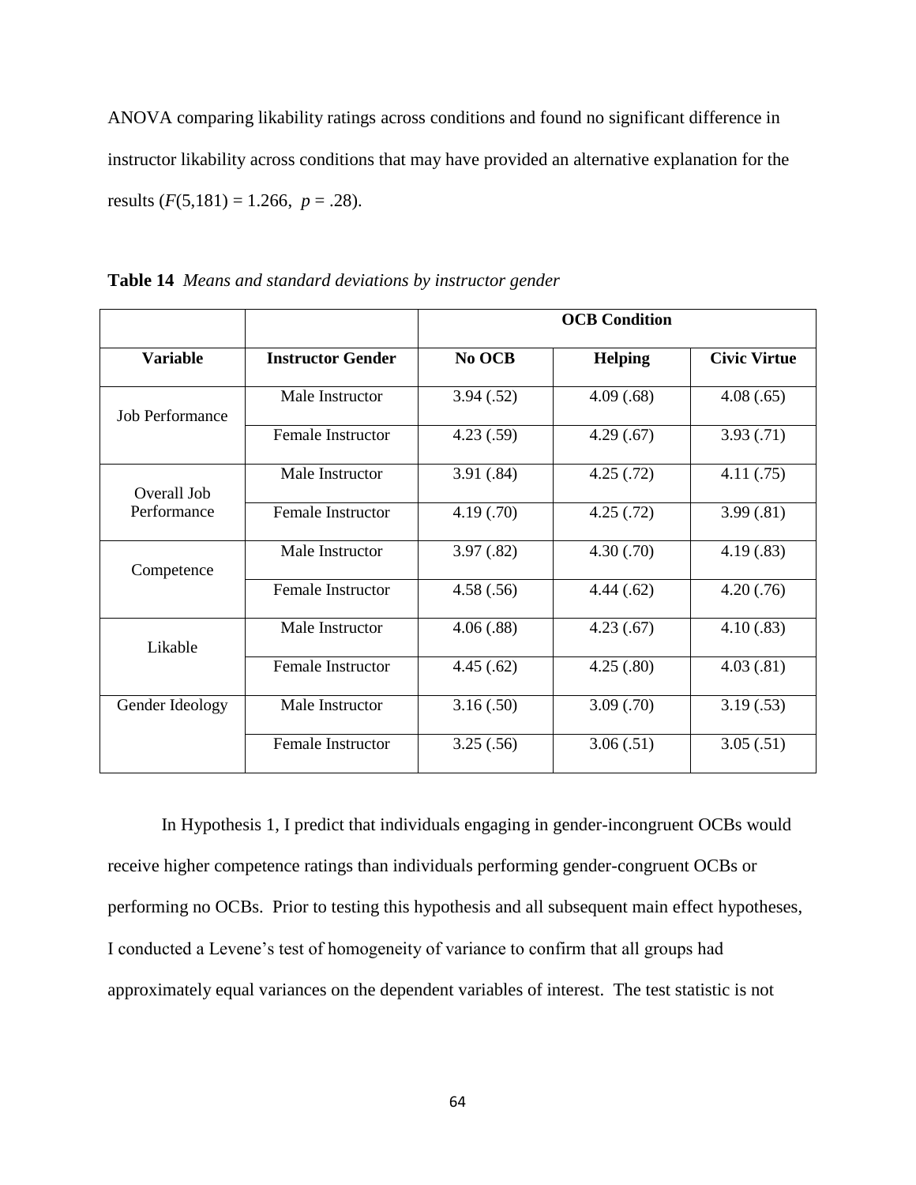ANOVA comparing likability ratings across conditions and found no significant difference in instructor likability across conditions that may have provided an alternative explanation for the results ($F(5,181) = 1.266$, $p = .28$).

**Table 14** *Means and standard deviations by instructor gender*

| | | OCB Condition | | |
|---|---|---|---|---|
| **Variable** | **Instructor Gender** | **No OCB** | **Helping** | **Civic Virtue** |
| Job Performance | Male Instructor | 3.94 (.52) | 4.09 (.68) | 4.08 (.65) |
| | Female Instructor | 4.23 (.59) | 4.29 (.67) | 3.93 (.71) |
| Overall Job Performance | Male Instructor | 3.91 (.84) | 4.25 (.72) | 4.11 (.75) |
| | Female Instructor | 4.19 (.70) | 4.25 (.72) | 3.99 (.81) |
| Competence | Male Instructor | 3.97 (.82) | 4.30 (.70) | 4.19 (.83) |
| | Female Instructor | 4.58 (.56) | 4.44 (.62) | 4.20 (.76) |
| Likable | Male Instructor | 4.06 (.88) | 4.23 (.67) | 4.10 (.83) |
| | Female Instructor | 4.45 (.62) | 4.25 (.80) | 4.03 (.81) |
| Gender Ideology | Male Instructor | 3.16 (.50) | 3.09 (.70) | 3.19 (.53) |
| | Female Instructor | 3.25 (.56) | 3.06 (.51) | 3.05 (.51) |

In Hypothesis 1, I predict that individuals engaging in gender-incongruent OCBs would receive higher competence ratings than individuals performing gender-congruent OCBs or performing no OCBs. Prior to testing this hypothesis and all subsequent main effect hypotheses, I conducted a Levene's test of homogeneity of variance to confirm that all groups had approximately equal variances on the dependent variables of interest. The test statistic is not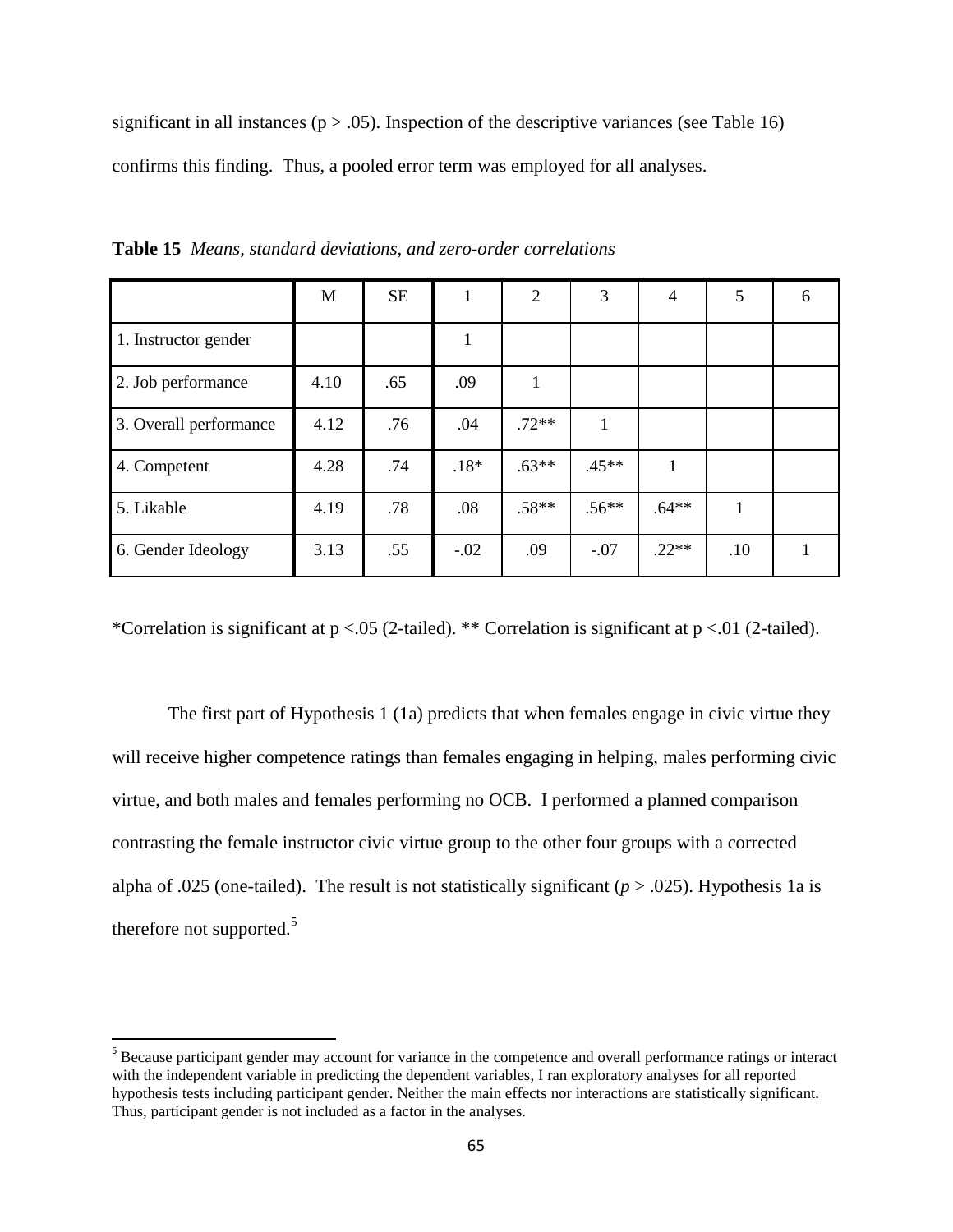significant in all instances ($p > .05$). Inspection of the descriptive variances (see Table 16) confirms this finding. Thus, a pooled error term was employed for all analyses.

**Table 15** *Means, standard deviations, and zero-order correlations*

| | M | SE | 1 | 2 | 3 | 4 | 5 | 6 |
|---|---|---|---|---|---|---|---|---|
| 1. Instructor gender | | | 1 | | | | | |
| 2. Job performance | 4.10 | .65 | .09 | 1 | | | | |
| 3. Overall performance | 4.12 | .76 | .04 | .72** | 1 | | | |
| 4. Competent | 4.28 | .74 | .18* | .63** | .45** | 1 | | |
| 5. Likable | 4.19 | .78 | .08 | .58** | .56** | .64** | 1 | |
| 6. Gender Ideology | 3.13 | .55 | -.02 | .09 | -.07 | .22** | .10 | 1 |

*Correlation is significant at $p < .05$ (2-tailed). ** Correlation is significant at $p < .01$ (2-tailed).

The first part of Hypothesis 1 (1a) predicts that when females engage in civic virtue they will receive higher competence ratings than females engaging in helping, males performing civic virtue, and both males and females performing no OCB. I performed a planned comparison contrasting the female instructor civic virtue group to the other four groups with a corrected alpha of .025 (one-tailed). The result is not statistically significant ($p > .025$). Hypothesis 1a is therefore not supported.[5]

[5] Because participant gender may account for variance in the competence and overall performance ratings or interact with the independent variable in predicting the dependent variables, I ran exploratory analyses for all reported hypothesis tests including participant gender. Neither the main effects nor interactions are statistically significant. Thus, participant gender is not included as a factor in the analyses.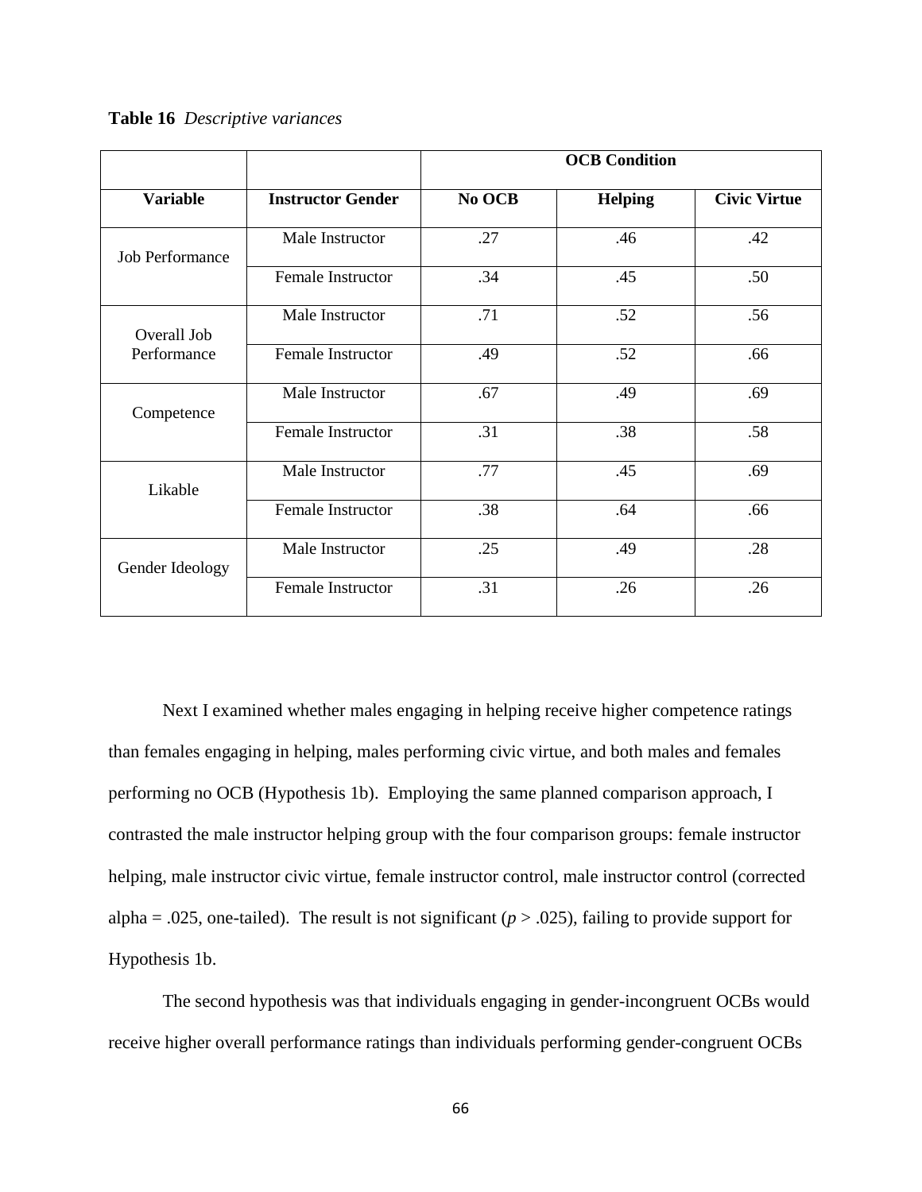**Table 16** *Descriptive variances*

| | | OCB Condition | | |
|---|---|---|---|---|
| **Variable** | **Instructor Gender** | **No OCB** | **Helping** | **Civic Virtue** |
| Job Performance | Male Instructor | .27 | .46 | .42 |
| | Female Instructor | .34 | .45 | .50 |
| Overall Job Performance | Male Instructor | .71 | .52 | .56 |
| | Female Instructor | .49 | .52 | .66 |
| Competence | Male Instructor | .67 | .49 | .69 |
| | Female Instructor | .31 | .38 | .58 |
| Likable | Male Instructor | .77 | .45 | .69 |
| | Female Instructor | .38 | .64 | .66 |
| Gender Ideology | Male Instructor | .25 | .49 | .28 |
| | Female Instructor | .31 | .26 | .26 |

Next I examined whether males engaging in helping receive higher competence ratings than females engaging in helping, males performing civic virtue, and both males and females performing no OCB (Hypothesis 1b). Employing the same planned comparison approach, I contrasted the male instructor helping group with the four comparison groups: female instructor helping, male instructor civic virtue, female instructor control, male instructor control (corrected alpha = .025, one-tailed). The result is not significant ($p > .025$), failing to provide support for Hypothesis 1b.

The second hypothesis was that individuals engaging in gender-incongruent OCBs would receive higher overall performance ratings than individuals performing gender-congruent OCBs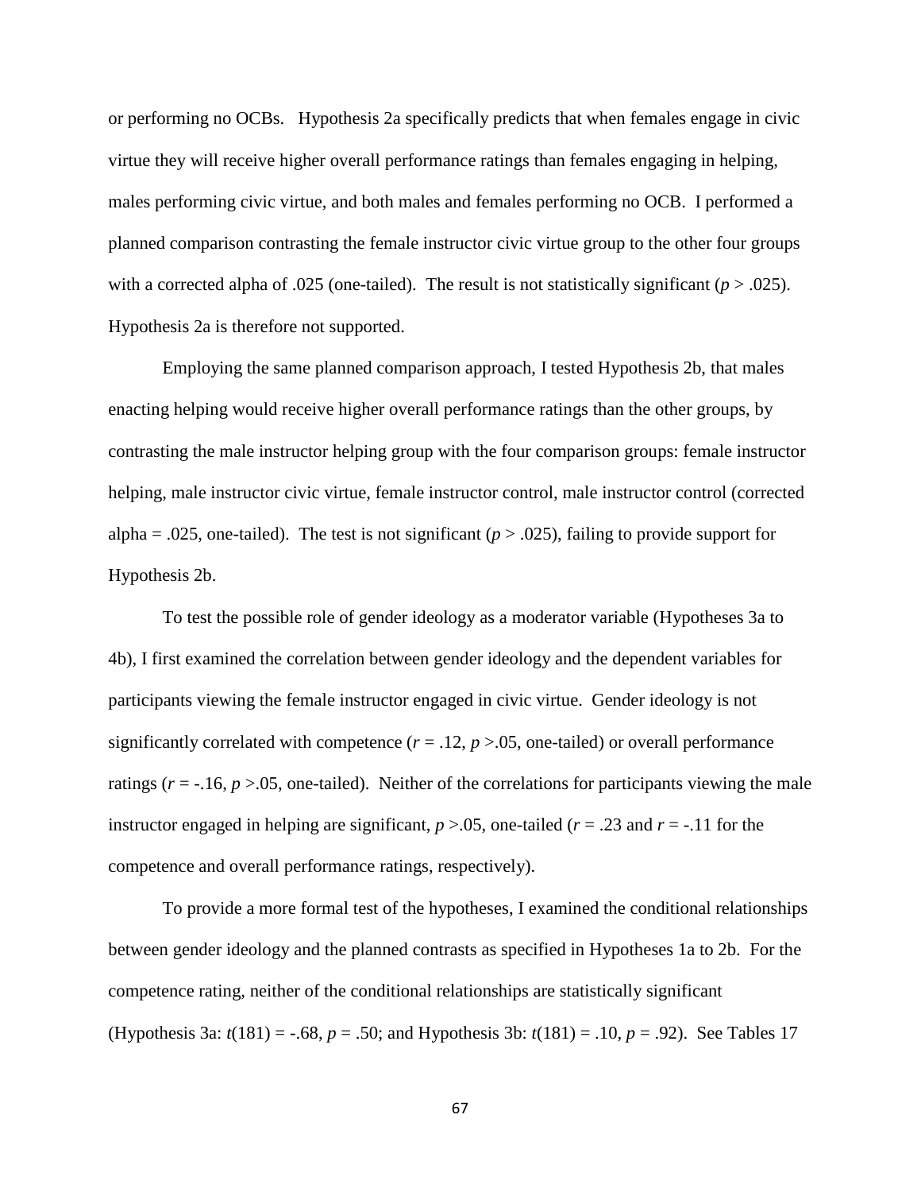or performing no OCBs. Hypothesis 2a specifically predicts that when females engage in civic virtue they will receive higher overall performance ratings than females engaging in helping, males performing civic virtue, and both males and females performing no OCB. I performed a planned comparison contrasting the female instructor civic virtue group to the other four groups with a corrected alpha of .025 (one-tailed). The result is not statistically significant ($p > .025$). Hypothesis 2a is therefore not supported.

Employing the same planned comparison approach, I tested Hypothesis 2b, that males enacting helping would receive higher overall performance ratings than the other groups, by contrasting the male instructor helping group with the four comparison groups: female instructor helping, male instructor civic virtue, female instructor control, male instructor control (corrected alpha = .025, one-tailed). The test is not significant ($p > .025$), failing to provide support for Hypothesis 2b.

To test the possible role of gender ideology as a moderator variable (Hypotheses 3a to 4b), I first examined the correlation between gender ideology and the dependent variables for participants viewing the female instructor engaged in civic virtue. Gender ideology is not significantly correlated with competence ($r = .12$, $p > .05$, one-tailed) or overall performance ratings ($r = -.16$, $p > .05$, one-tailed). Neither of the correlations for participants viewing the male instructor engaged in helping are significant, $p > .05$, one-tailed ($r = .23$ and $r = -.11$ for the competence and overall performance ratings, respectively).

To provide a more formal test of the hypotheses, I examined the conditional relationships between gender ideology and the planned contrasts as specified in Hypotheses 1a to 2b. For the competence rating, neither of the conditional relationships are statistically significant (Hypothesis 3a: $t(181) = -.68$, $p = .50$; and Hypothesis 3b: $t(181) = .10$, $p = .92$). See Tables 17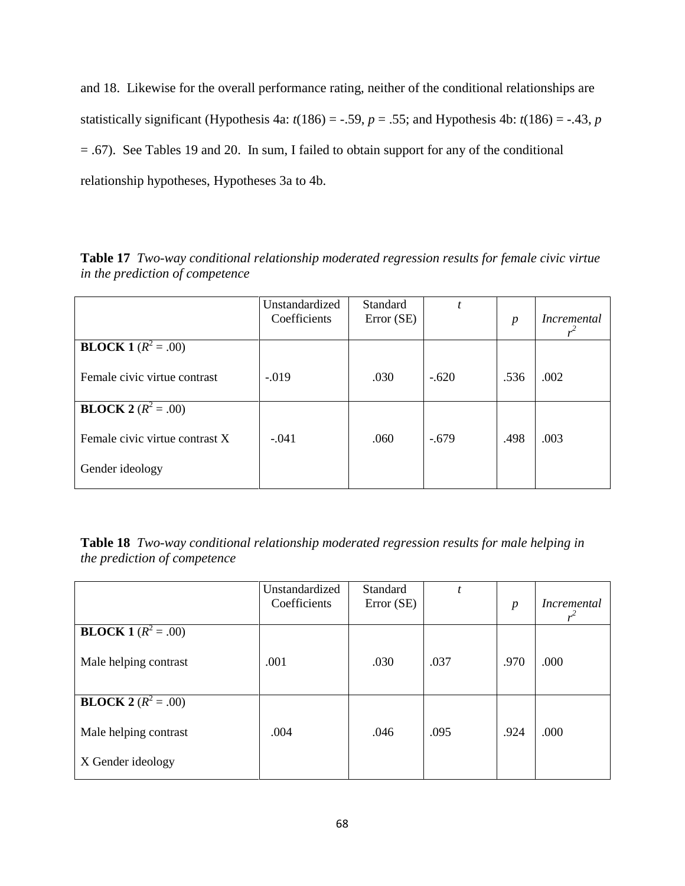and 18. Likewise for the overall performance rating, neither of the conditional relationships are statistically significant (Hypothesis 4a: $t(186) = -.59$, $p = .55$; and Hypothesis 4b: $t(186) = -.43$, $p = .67$). See Tables 19 and 20. In sum, I failed to obtain support for any of the conditional relationship hypotheses, Hypotheses 3a to 4b.

**Table 17** *Two-way conditional relationship moderated regression results for female civic virtue in the prediction of competence*

| | Unstandardized Coefficients | Standard Error (SE) | $t$ | $p$ | *Incremental* $r^2$ |
|---|---|---|---|---|---|
| **BLOCK 1** ($R^2 = .00$) | | | | | |
| Female civic virtue contrast | -.019 | .030 | -.620 | .536 | .002 |
| **BLOCK 2** ($R^2 = .00$) | | | | | |
| Female civic virtue contrast X Gender ideology | -.041 | .060 | -.679 | .498 | .003 |

**Table 18** *Two-way conditional relationship moderated regression results for male helping in the prediction of competence*

| | Unstandardized Coefficients | Standard Error (SE) | $t$ | $p$ | *Incremental* $r^2$ |
|---|---|---|---|---|---|
| **BLOCK 1** ($R^2 = .00$) | | | | | |
| Male helping contrast | .001 | .030 | .037 | .970 | .000 |
| **BLOCK 2** ($R^2 = .00$) | | | | | |
| Male helping contrast X Gender ideology | .004 | .046 | .095 | .924 | .000 |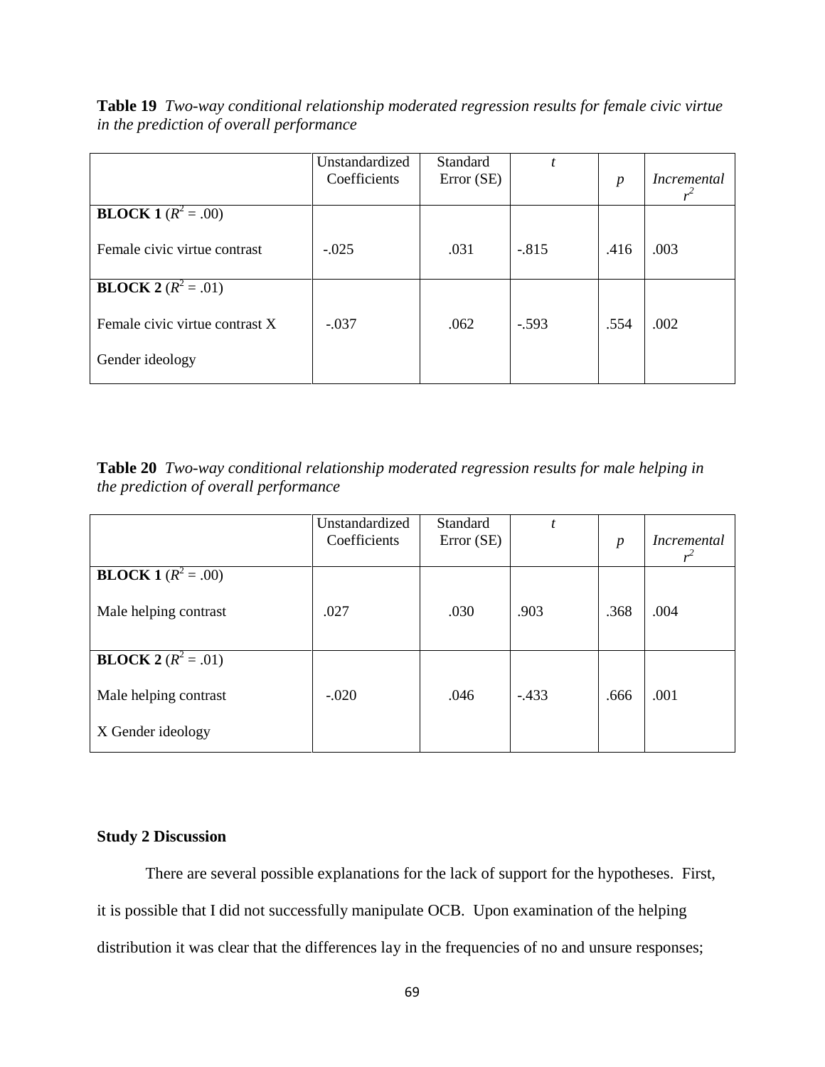**Table 19** *Two-way conditional relationship moderated regression results for female civic virtue in the prediction of overall performance*

| | Unstandardized Coefficients | Standard Error (SE) | *t* | *p* | *Incremental* $r^2$ |
|---|---|---|---|---|---|
| **BLOCK 1** ($R^2$ = .00) | | | | | |
| Female civic virtue contrast | -.025 | .031 | -.815 | .416 | .003 |
| **BLOCK 2** ($R^2$ = .01) | | | | | |
| Female civic virtue contrast X Gender ideology | -.037 | .062 | -.593 | .554 | .002 |

**Table 20** *Two-way conditional relationship moderated regression results for male helping in the prediction of overall performance*

| | Unstandardized Coefficients | Standard Error (SE) | *t* | *p* | *Incremental* $r^2$ |
|---|---|---|---|---|---|
| **BLOCK 1** ($R^2$ = .00) | | | | | |
| Male helping contrast | .027 | .030 | .903 | .368 | .004 |
| **BLOCK 2** ($R^2$ = .01) | | | | | |
| Male helping contrast X Gender ideology | -.020 | .046 | -.433 | .666 | .001 |

**Study 2 Discussion**

There are several possible explanations for the lack of support for the hypotheses. First, it is possible that I did not successfully manipulate OCB. Upon examination of the helping distribution it was clear that the differences lay in the frequencies of no and unsure responses;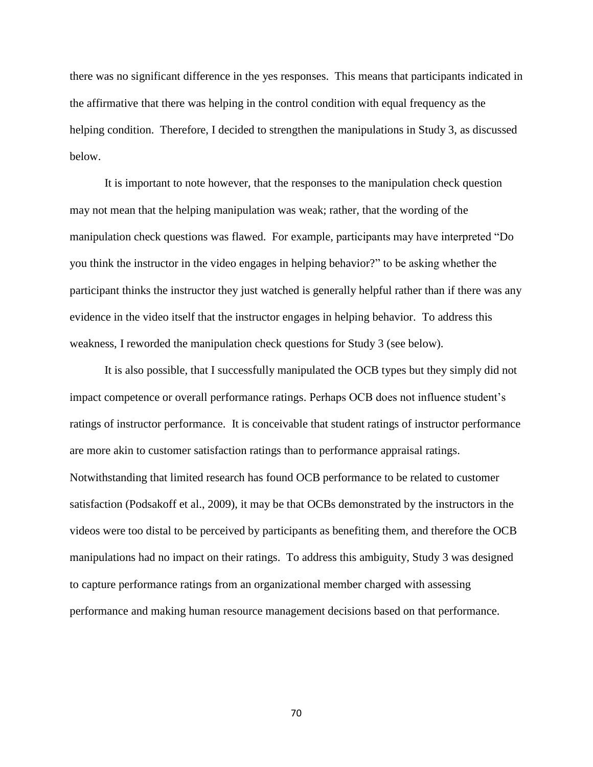there was no significant difference in the yes responses. This means that participants indicated in the affirmative that there was helping in the control condition with equal frequency as the helping condition. Therefore, I decided to strengthen the manipulations in Study 3, as discussed below.

It is important to note however, that the responses to the manipulation check question may not mean that the helping manipulation was weak; rather, that the wording of the manipulation check questions was flawed. For example, participants may have interpreted "Do you think the instructor in the video engages in helping behavior?" to be asking whether the participant thinks the instructor they just watched is generally helpful rather than if there was any evidence in the video itself that the instructor engages in helping behavior. To address this weakness, I reworded the manipulation check questions for Study 3 (see below).

It is also possible, that I successfully manipulated the OCB types but they simply did not impact competence or overall performance ratings. Perhaps OCB does not influence student's ratings of instructor performance. It is conceivable that student ratings of instructor performance are more akin to customer satisfaction ratings than to performance appraisal ratings. Notwithstanding that limited research has found OCB performance to be related to customer satisfaction (Podsakoff et al., 2009), it may be that OCBs demonstrated by the instructors in the videos were too distal to be perceived by participants as benefiting them, and therefore the OCB manipulations had no impact on their ratings. To address this ambiguity, Study 3 was designed to capture performance ratings from an organizational member charged with assessing performance and making human resource management decisions based on that performance.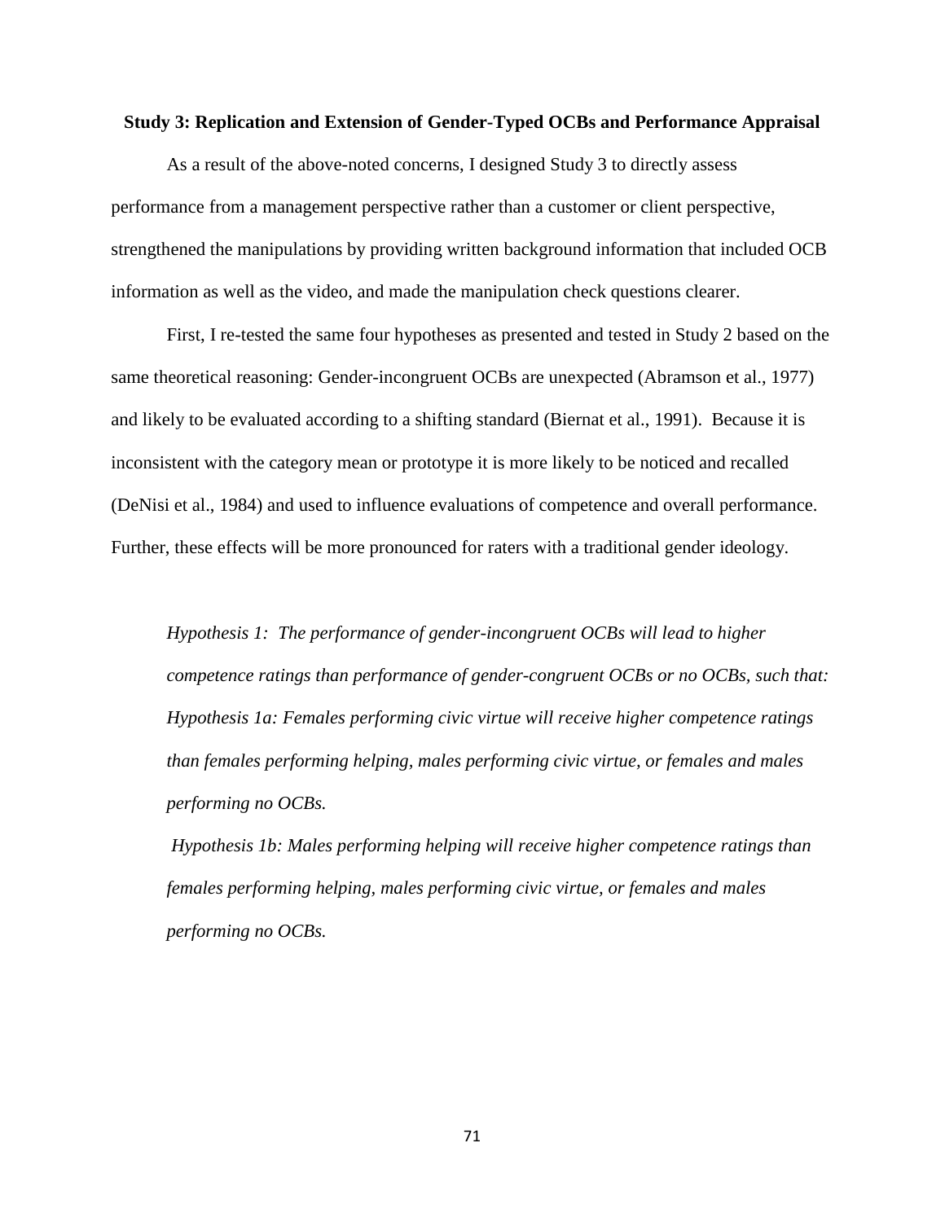### Study 3: Replication and Extension of Gender-Typed OCBs and Performance Appraisal

As a result of the above-noted concerns, I designed Study 3 to directly assess performance from a management perspective rather than a customer or client perspective, strengthened the manipulations by providing written background information that included OCB information as well as the video, and made the manipulation check questions clearer.

First, I re-tested the same four hypotheses as presented and tested in Study 2 based on the same theoretical reasoning: Gender-incongruent OCBs are unexpected (Abramson et al., 1977) and likely to be evaluated according to a shifting standard (Biernat et al., 1991). Because it is inconsistent with the category mean or prototype it is more likely to be noticed and recalled (DeNisi et al., 1984) and used to influence evaluations of competence and overall performance. Further, these effects will be more pronounced for raters with a traditional gender ideology.

*Hypothesis 1: The performance of gender-incongruent OCBs will lead to higher competence ratings than performance of gender-congruent OCBs or no OCBs, such that:*

*Hypothesis 1a: Females performing civic virtue will receive higher competence ratings than females performing helping, males performing civic virtue, or females and males performing no OCBs.*

*Hypothesis 1b: Males performing helping will receive higher competence ratings than females performing helping, males performing civic virtue, or females and males performing no OCBs.*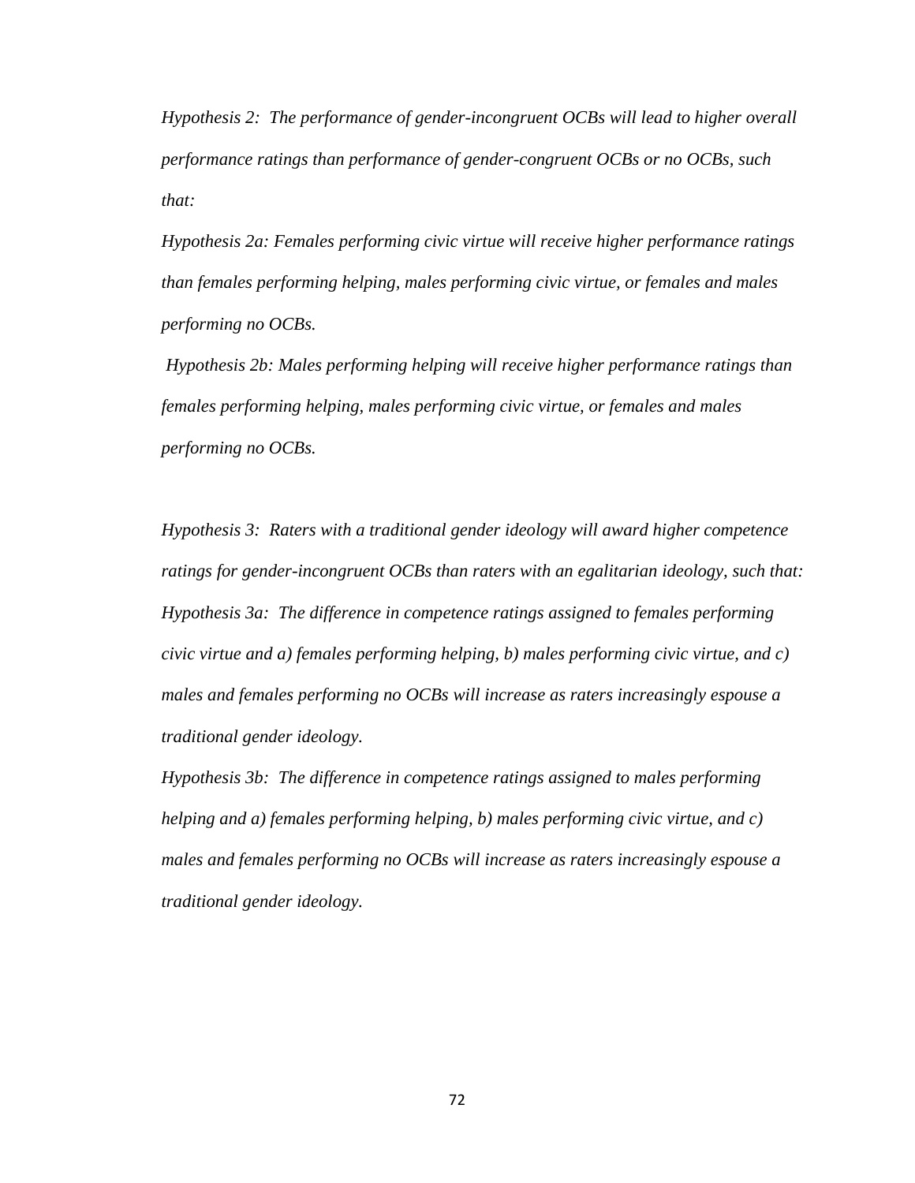*Hypothesis 2: The performance of gender-incongruent OCBs will lead to higher overall performance ratings than performance of gender-congruent OCBs or no OCBs, such that:*

*Hypothesis 2a: Females performing civic virtue will receive higher performance ratings than females performing helping, males performing civic virtue, or females and males performing no OCBs.*

*Hypothesis 2b: Males performing helping will receive higher performance ratings than females performing helping, males performing civic virtue, or females and males performing no OCBs.*

*Hypothesis 3: Raters with a traditional gender ideology will award higher competence ratings for gender-incongruent OCBs than raters with an egalitarian ideology, such that:*

*Hypothesis 3a: The difference in competence ratings assigned to females performing civic virtue and a) females performing helping, b) males performing civic virtue, and c) males and females performing no OCBs will increase as raters increasingly espouse a traditional gender ideology.*

*Hypothesis 3b: The difference in competence ratings assigned to males performing helping and a) females performing helping, b) males performing civic virtue, and c) males and females performing no OCBs will increase as raters increasingly espouse a traditional gender ideology.*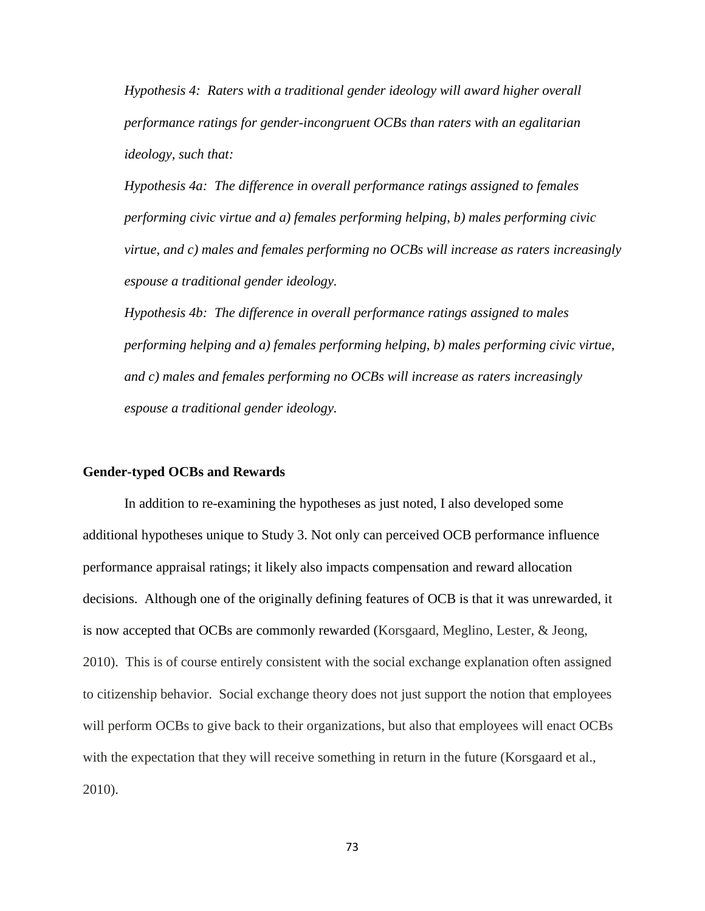*Hypothesis 4: Raters with a traditional gender ideology will award higher overall performance ratings for gender-incongruent OCBs than raters with an egalitarian ideology, such that:*

*Hypothesis 4a: The difference in overall performance ratings assigned to females performing civic virtue and a) females performing helping, b) males performing civic virtue, and c) males and females performing no OCBs will increase as raters increasingly espouse a traditional gender ideology.*

*Hypothesis 4b: The difference in overall performance ratings assigned to males performing helping and a) females performing helping, b) males performing civic virtue, and c) males and females performing no OCBs will increase as raters increasingly espouse a traditional gender ideology.*

**Gender-typed OCBs and Rewards**

In addition to re-examining the hypotheses as just noted, I also developed some additional hypotheses unique to Study 3. Not only can perceived OCB performance influence performance appraisal ratings; it likely also impacts compensation and reward allocation decisions. Although one of the originally defining features of OCB is that it was unrewarded, it is now accepted that OCBs are commonly rewarded (Korsgaard, Meglino, Lester, & Jeong, 2010). This is of course entirely consistent with the social exchange explanation often assigned to citizenship behavior. Social exchange theory does not just support the notion that employees will perform OCBs to give back to their organizations, but also that employees will enact OCBs with the expectation that they will receive something in return in the future (Korsgaard et al., 2010).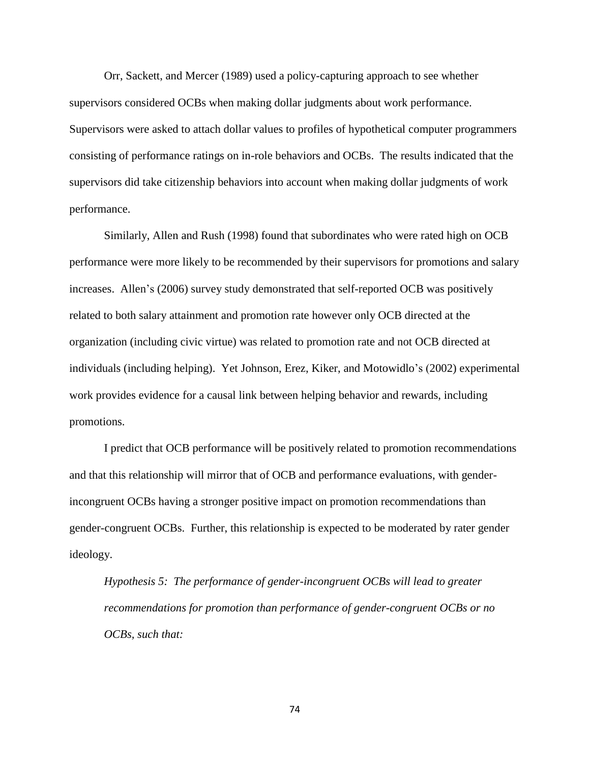Orr, Sackett, and Mercer (1989) used a policy-capturing approach to see whether supervisors considered OCBs when making dollar judgments about work performance. Supervisors were asked to attach dollar values to profiles of hypothetical computer programmers consisting of performance ratings on in-role behaviors and OCBs. The results indicated that the supervisors did take citizenship behaviors into account when making dollar judgments of work performance.

Similarly, Allen and Rush (1998) found that subordinates who were rated high on OCB performance were more likely to be recommended by their supervisors for promotions and salary increases. Allen's (2006) survey study demonstrated that self-reported OCB was positively related to both salary attainment and promotion rate however only OCB directed at the organization (including civic virtue) was related to promotion rate and not OCB directed at individuals (including helping). Yet Johnson, Erez, Kiker, and Motowidlo's (2002) experimental work provides evidence for a causal link between helping behavior and rewards, including promotions.

I predict that OCB performance will be positively related to promotion recommendations and that this relationship will mirror that of OCB and performance evaluations, with gender-incongruent OCBs having a stronger positive impact on promotion recommendations than gender-congruent OCBs. Further, this relationship is expected to be moderated by rater gender ideology.

*Hypothesis 5: The performance of gender-incongruent OCBs will lead to greater recommendations for promotion than performance of gender-congruent OCBs or no OCBs, such that:*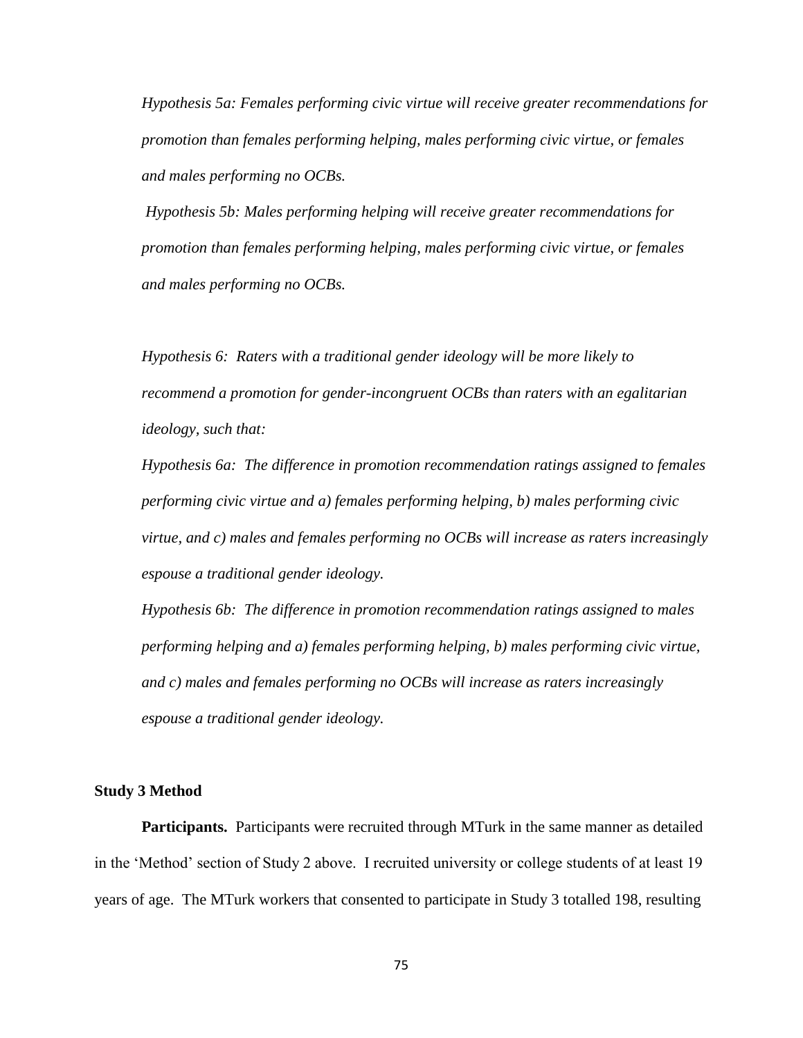*Hypothesis 5a: Females performing civic virtue will receive greater recommendations for promotion than females performing helping, males performing civic virtue, or females and males performing no OCBs.*

*Hypothesis 5b: Males performing helping will receive greater recommendations for promotion than females performing helping, males performing civic virtue, or females and males performing no OCBs.*

*Hypothesis 6: Raters with a traditional gender ideology will be more likely to recommend a promotion for gender-incongruent OCBs than raters with an egalitarian ideology, such that:*

*Hypothesis 6a: The difference in promotion recommendation ratings assigned to females performing civic virtue and a) females performing helping, b) males performing civic virtue, and c) males and females performing no OCBs will increase as raters increasingly espouse a traditional gender ideology.*

*Hypothesis 6b: The difference in promotion recommendation ratings assigned to males performing helping and a) females performing helping, b) males performing civic virtue, and c) males and females performing no OCBs will increase as raters increasingly espouse a traditional gender ideology.*

## Study 3 Method

**Participants.** Participants were recruited through MTurk in the same manner as detailed in the 'Method' section of Study 2 above. I recruited university or college students of at least 19 years of age. The MTurk workers that consented to participate in Study 3 totalled 198, resulting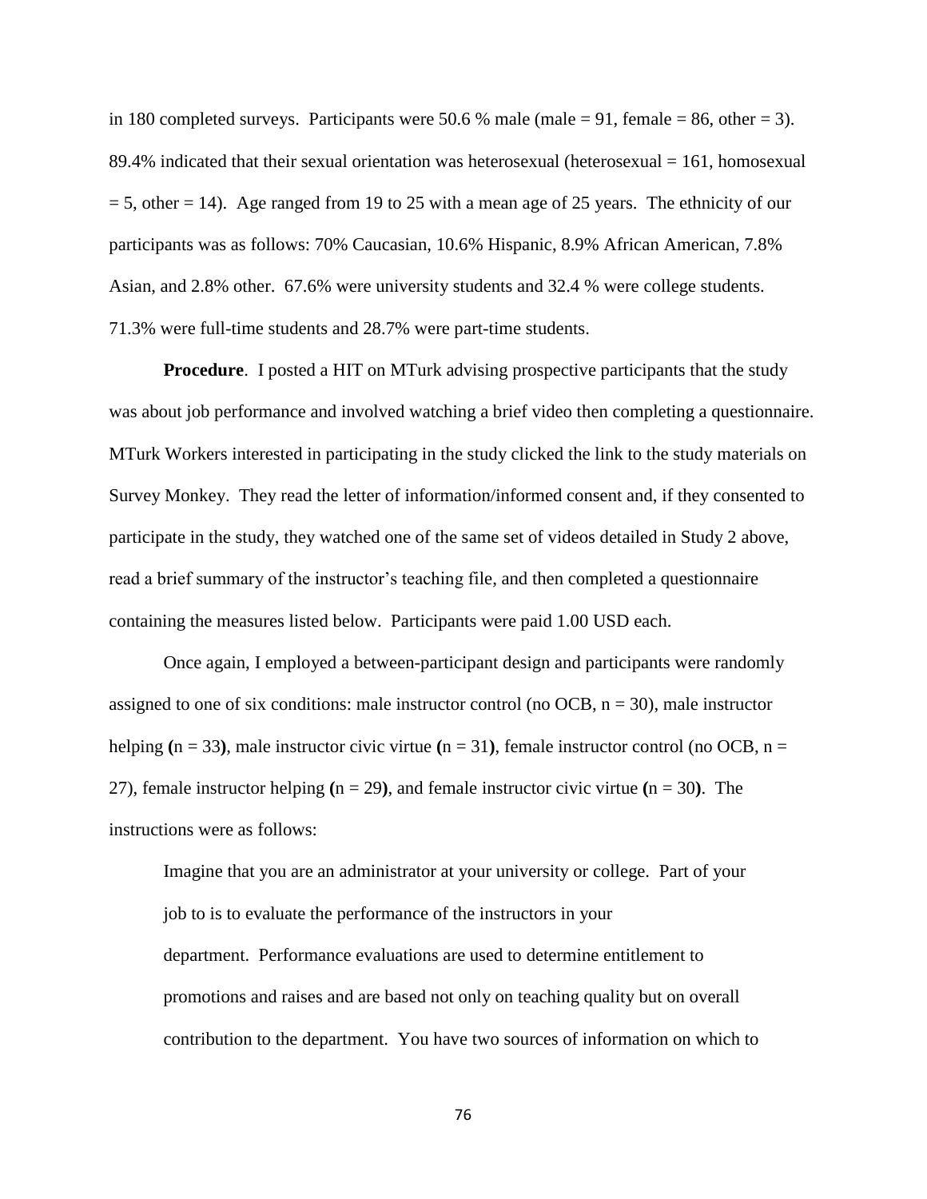in 180 completed surveys. Participants were 50.6 % male (male = 91, female = 86, other = 3). 89.4% indicated that their sexual orientation was heterosexual (heterosexual = 161, homosexual = 5, other = 14). Age ranged from 19 to 25 with a mean age of 25 years. The ethnicity of our participants was as follows: 70% Caucasian, 10.6% Hispanic, 8.9% African American, 7.8% Asian, and 2.8% other. 67.6% were university students and 32.4 % were college students. 71.3% were full-time students and 28.7% were part-time students.

**Procedure**. I posted a HIT on MTurk advising prospective participants that the study was about job performance and involved watching a brief video then completing a questionnaire. MTurk Workers interested in participating in the study clicked the link to the study materials on Survey Monkey. They read the letter of information/informed consent and, if they consented to participate in the study, they watched one of the same set of videos detailed in Study 2 above, read a brief summary of the instructor's teaching file, and then completed a questionnaire containing the measures listed below. Participants were paid 1.00 USD each.

Once again, I employed a between-participant design and participants were randomly assigned to one of six conditions: male instructor control (no OCB, n = 30), male instructor helping **(**n = 33**)**, male instructor civic virtue **(**n = 31**)**, female instructor control (no OCB, n = 27), female instructor helping **(**n = 29**)**, and female instructor civic virtue **(**n = 30**)**. The instructions were as follows:

> Imagine that you are an administrator at your university or college. Part of your job to is to evaluate the performance of the instructors in your department. Performance evaluations are used to determine entitlement to promotions and raises and are based not only on teaching quality but on overall contribution to the department. You have two sources of information on which to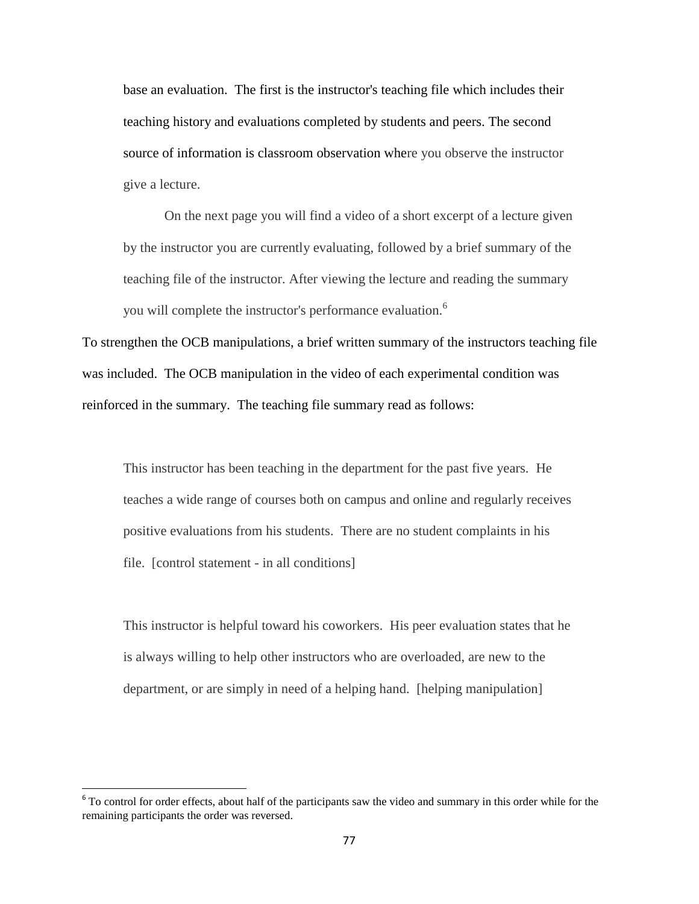> base an evaluation. The first is the instructor's teaching file which includes their teaching history and evaluations completed by students and peers. The second source of information is classroom observation where you observe the instructor give a lecture.
>
> On the next page you will find a video of a short excerpt of a lecture given by the instructor you are currently evaluating, followed by a brief summary of the teaching file of the instructor. After viewing the lecture and reading the summary you will complete the instructor's performance evaluation.[6]

To strengthen the OCB manipulations, a brief written summary of the instructors teaching file was included. The OCB manipulation in the video of each experimental condition was reinforced in the summary. The teaching file summary read as follows:

> This instructor has been teaching in the department for the past five years. He teaches a wide range of courses both on campus and online and regularly receives positive evaluations from his students. There are no student complaints in his file. [control statement - in all conditions]

> This instructor is helpful toward his coworkers. His peer evaluation states that he is always willing to help other instructors who are overloaded, are new to the department, or are simply in need of a helping hand. [helping manipulation]

---

[6] To control for order effects, about half of the participants saw the video and summary in this order while for the remaining participants the order was reversed.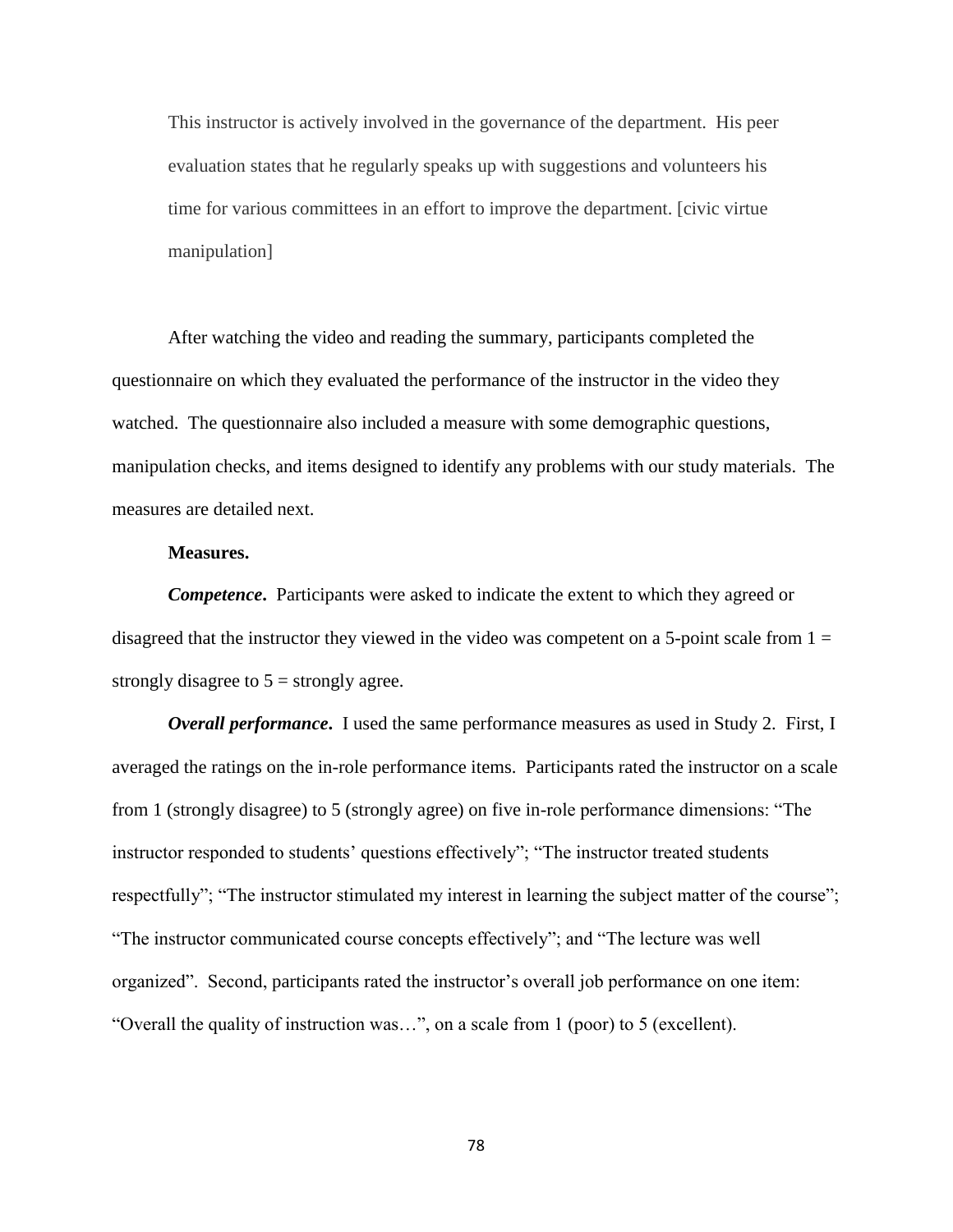> This instructor is actively involved in the governance of the department. His peer evaluation states that he regularly speaks up with suggestions and volunteers his time for various committees in an effort to improve the department. [civic virtue manipulation]

After watching the video and reading the summary, participants completed the questionnaire on which they evaluated the performance of the instructor in the video they watched. The questionnaire also included a measure with some demographic questions, manipulation checks, and items designed to identify any problems with our study materials. The measures are detailed next.

**Measures.**

***Competence*.** Participants were asked to indicate the extent to which they agreed or disagreed that the instructor they viewed in the video was competent on a 5-point scale from 1 = strongly disagree to 5 = strongly agree.

***Overall performance*.** I used the same performance measures as used in Study 2. First, I averaged the ratings on the in-role performance items. Participants rated the instructor on a scale from 1 (strongly disagree) to 5 (strongly agree) on five in-role performance dimensions: "The instructor responded to students' questions effectively"; "The instructor treated students respectfully"; "The instructor stimulated my interest in learning the subject matter of the course"; "The instructor communicated course concepts effectively"; and "The lecture was well organized". Second, participants rated the instructor's overall job performance on one item: "Overall the quality of instruction was…", on a scale from 1 (poor) to 5 (excellent).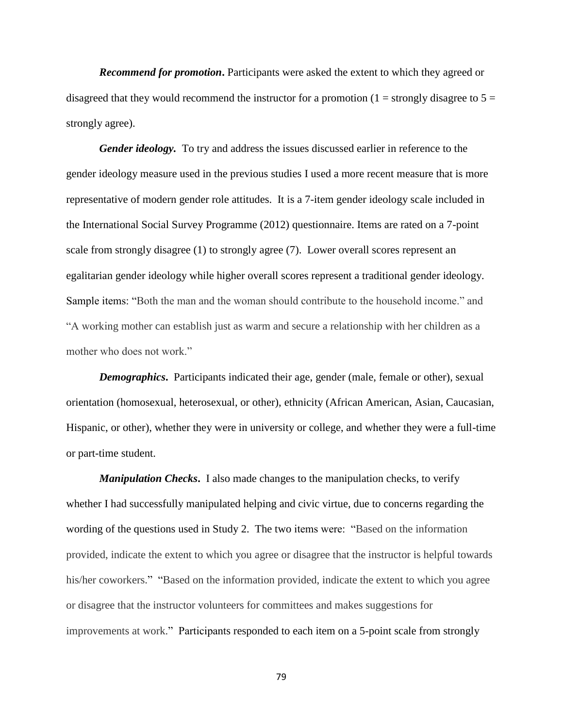***Recommend for promotion*.** Participants were asked the extent to which they agreed or disagreed that they would recommend the instructor for a promotion (1 = strongly disagree to 5 = strongly agree).

***Gender ideology.*** To try and address the issues discussed earlier in reference to the gender ideology measure used in the previous studies I used a more recent measure that is more representative of modern gender role attitudes. It is a 7-item gender ideology scale included in the International Social Survey Programme (2012) questionnaire. Items are rated on a 7-point scale from strongly disagree (1) to strongly agree (7). Lower overall scores represent an egalitarian gender ideology while higher overall scores represent a traditional gender ideology. Sample items: "Both the man and the woman should contribute to the household income." and "A working mother can establish just as warm and secure a relationship with her children as a mother who does not work."

***Demographics*.** Participants indicated their age, gender (male, female or other), sexual orientation (homosexual, heterosexual, or other), ethnicity (African American, Asian, Caucasian, Hispanic, or other), whether they were in university or college, and whether they were a full-time or part-time student.

***Manipulation Checks*.** I also made changes to the manipulation checks, to verify whether I had successfully manipulated helping and civic virtue, due to concerns regarding the wording of the questions used in Study 2. The two items were: "Based on the information provided, indicate the extent to which you agree or disagree that the instructor is helpful towards his/her coworkers." "Based on the information provided, indicate the extent to which you agree or disagree that the instructor volunteers for committees and makes suggestions for improvements at work." Participants responded to each item on a 5-point scale from strongly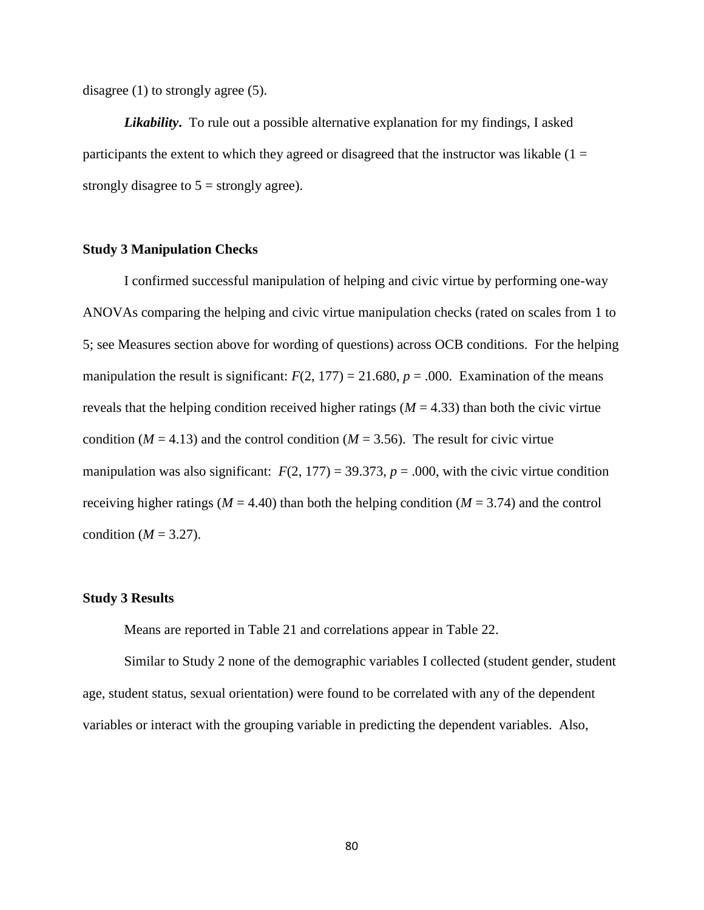disagree (1) to strongly agree (5).

***Likability*.** To rule out a possible alternative explanation for my findings, I asked participants the extent to which they agreed or disagreed that the instructor was likable (1 = strongly disagree to 5 = strongly agree).

### Study 3 Manipulation Checks

I confirmed successful manipulation of helping and civic virtue by performing one-way ANOVAs comparing the helping and civic virtue manipulation checks (rated on scales from 1 to 5; see Measures section above for wording of questions) across OCB conditions. For the helping manipulation the result is significant: $F(2, 177) = 21.680$, $p = .000$. Examination of the means reveals that the helping condition received higher ratings ($M = 4.33$) than both the civic virtue condition ($M = 4.13$) and the control condition ($M = 3.56$). The result for civic virtue manipulation was also significant: $F(2, 177) = 39.373$, $p = .000$, with the civic virtue condition receiving higher ratings ($M = 4.40$) than both the helping condition ($M = 3.74$) and the control condition ($M = 3.27$).

### Study 3 Results

Means are reported in Table 21 and correlations appear in Table 22.

Similar to Study 2 none of the demographic variables I collected (student gender, student age, student status, sexual orientation) were found to be correlated with any of the dependent variables or interact with the grouping variable in predicting the dependent variables. Also,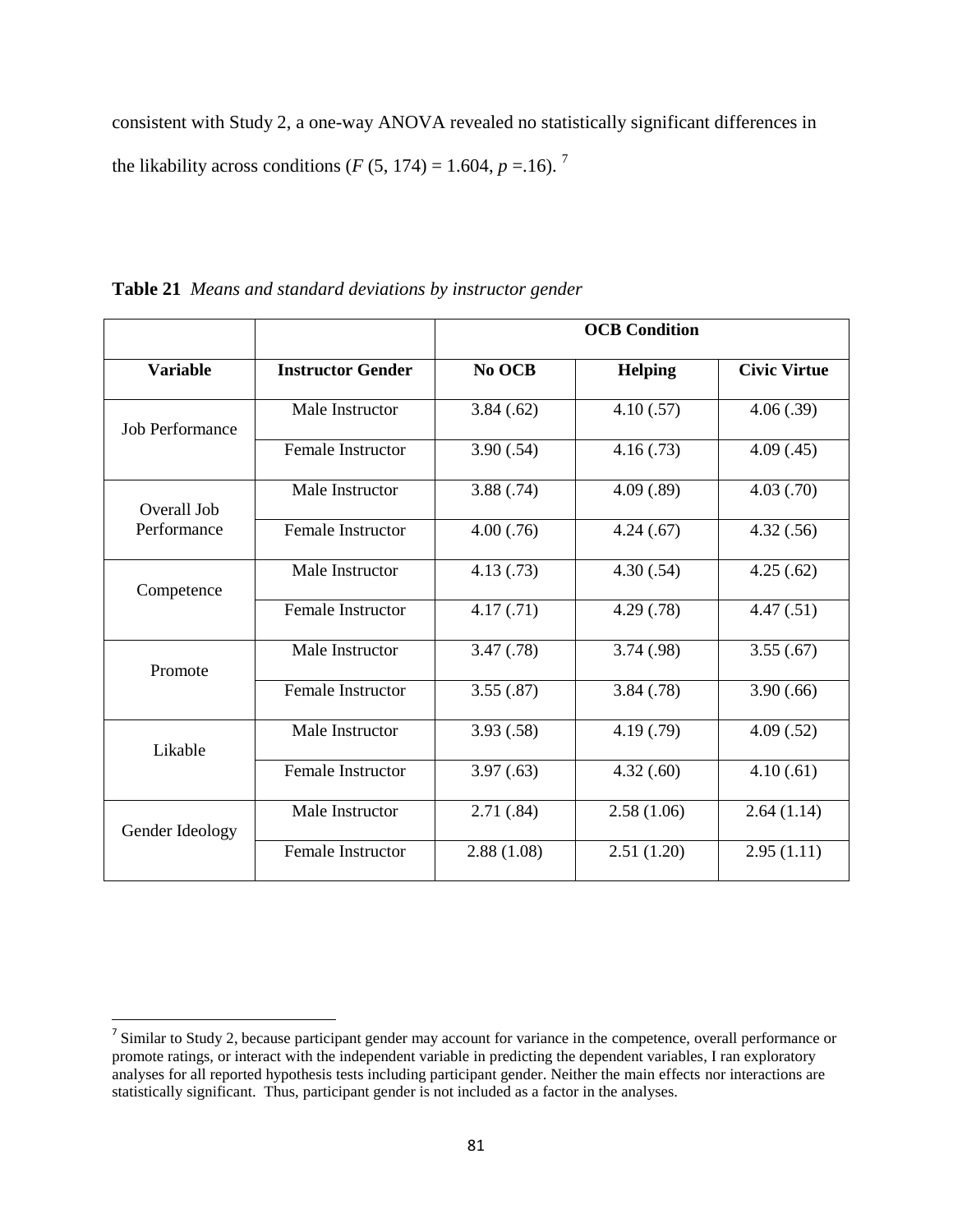consistent with Study 2, a one-way ANOVA revealed no statistically significant differences in the likability across conditions ($F$ (5, 174) = 1.604, $p$ =.16). [7]

**Table 21** *Means and standard deviations by instructor gender*

| | | OCB Condition | | |
|---|---|---|---|---|
| **Variable** | **Instructor Gender** | **No OCB** | **Helping** | **Civic Virtue** |
| Job Performance | Male Instructor | 3.84 (.62) | 4.10 (.57) | 4.06 (.39) |
| | Female Instructor | 3.90 (.54) | 4.16 (.73) | 4.09 (.45) |
| Overall Job Performance | Male Instructor | 3.88 (.74) | 4.09 (.89) | 4.03 (.70) |
| | Female Instructor | 4.00 (.76) | 4.24 (.67) | 4.32 (.56) |
| Competence | Male Instructor | 4.13 (.73) | 4.30 (.54) | 4.25 (.62) |
| | Female Instructor | 4.17 (.71) | 4.29 (.78) | 4.47 (.51) |
| Promote | Male Instructor | 3.47 (.78) | 3.74 (.98) | 3.55 (.67) |
| | Female Instructor | 3.55 (.87) | 3.84 (.78) | 3.90 (.66) |
| Likable | Male Instructor | 3.93 (.58) | 4.19 (.79) | 4.09 (.52) |
| | Female Instructor | 3.97 (.63) | 4.32 (.60) | 4.10 (.61) |
| Gender Ideology | Male Instructor | 2.71 (.84) | 2.58 (1.06) | 2.64 (1.14) |
| | Female Instructor | 2.88 (1.08) | 2.51 (1.20) | 2.95 (1.11) |

[7] Similar to Study 2, because participant gender may account for variance in the competence, overall performance or promote ratings, or interact with the independent variable in predicting the dependent variables, I ran exploratory analyses for all reported hypothesis tests including participant gender. Neither the main effects nor interactions are statistically significant. Thus, participant gender is not included as a factor in the analyses.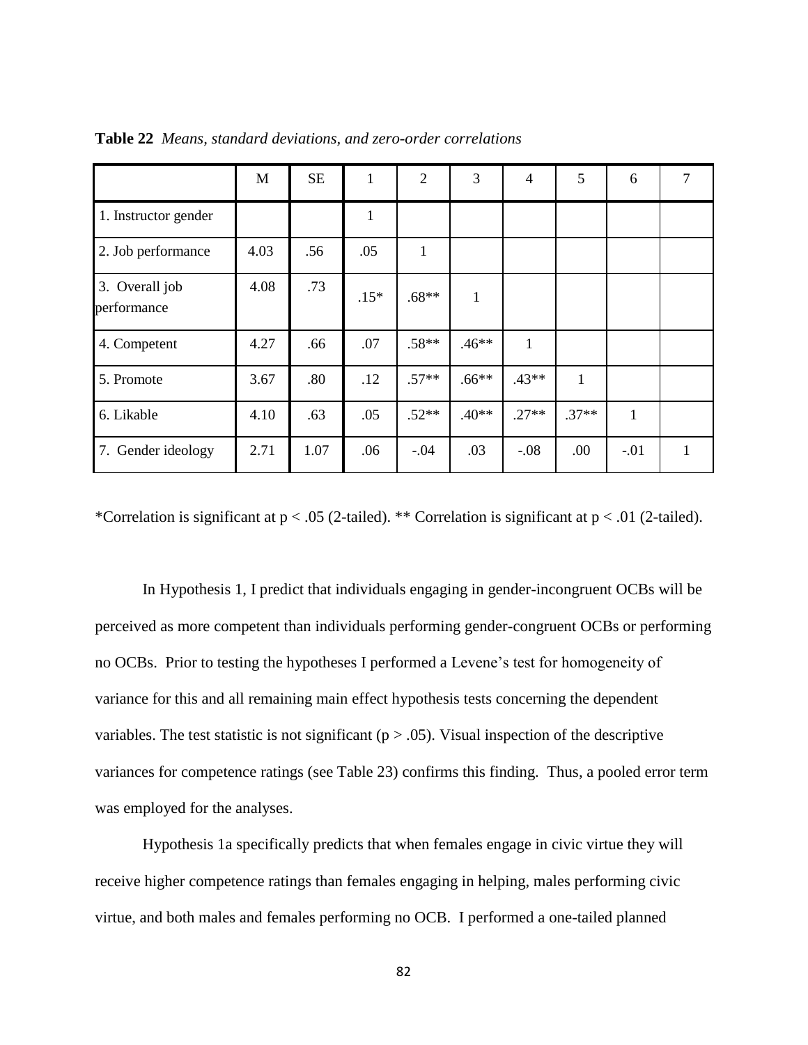**Table 22** *Means, standard deviations, and zero-order correlations*

| | M | SE | 1 | 2 | 3 | 4 | 5 | 6 | 7 |
|---|---|---|---|---|---|---|---|---|---|
| 1. Instructor gender | | | 1 | | | | | | |
| 2. Job performance | 4.03 | .56 | .05 | 1 | | | | | |
| 3. Overall job performance | 4.08 | .73 | .15* | .68** | 1 | | | | |
| 4. Competent | 4.27 | .66 | .07 | .58** | .46** | 1 | | | |
| 5. Promote | 3.67 | .80 | .12 | .57** | .66** | .43** | 1 | | |
| 6. Likable | 4.10 | .63 | .05 | .52** | .40** | .27** | .37** | 1 | |
| 7. Gender ideology | 2.71 | 1.07 | .06 | -.04 | .03 | -.08 | .00 | -.01 | 1 |

*Correlation is significant at $p < .05$ (2-tailed). ** Correlation is significant at $p < .01$ (2-tailed).

In Hypothesis 1, I predict that individuals engaging in gender-incongruent OCBs will be perceived as more competent than individuals performing gender-congruent OCBs or performing no OCBs. Prior to testing the hypotheses I performed a Levene's test for homogeneity of variance for this and all remaining main effect hypothesis tests concerning the dependent variables. The test statistic is not significant ($p > .05$). Visual inspection of the descriptive variances for competence ratings (see Table 23) confirms this finding. Thus, a pooled error term was employed for the analyses.

Hypothesis 1a specifically predicts that when females engage in civic virtue they will receive higher competence ratings than females engaging in helping, males performing civic virtue, and both males and females performing no OCB. I performed a one-tailed planned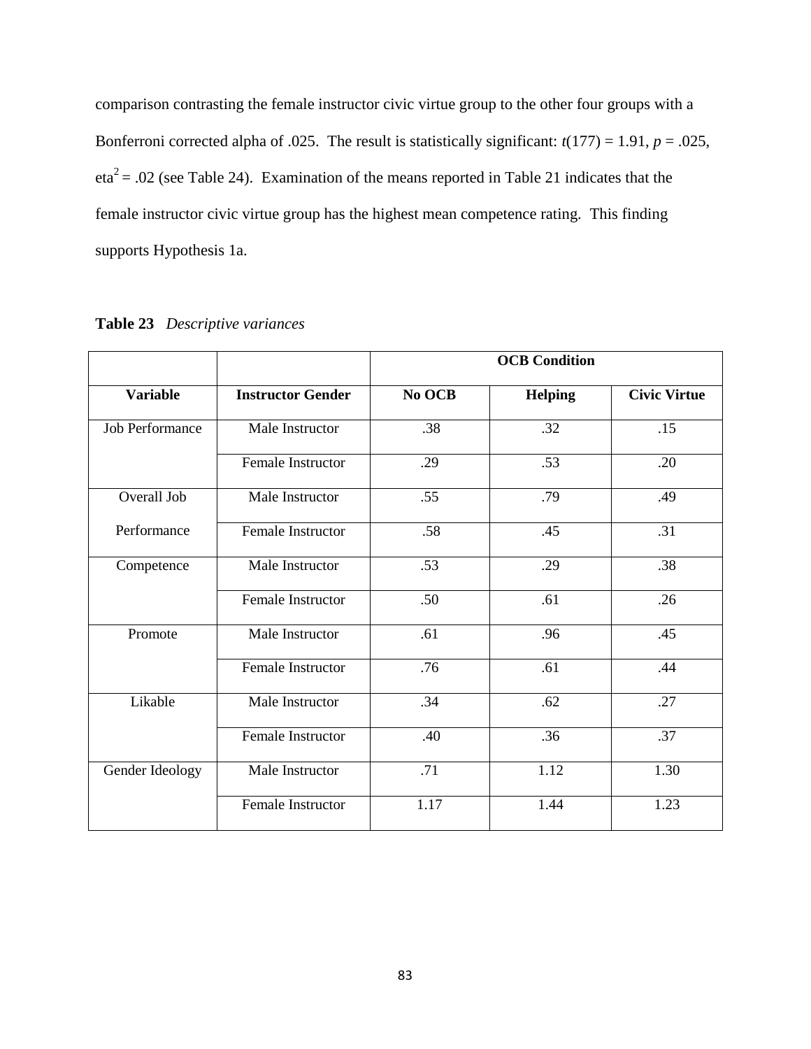comparison contrasting the female instructor civic virtue group to the other four groups with a Bonferroni corrected alpha of .025. The result is statistically significant: $t(177) = 1.91$, $p = .025$, $eta^2 = .02$ (see Table 24). Examination of the means reported in Table 21 indicates that the female instructor civic virtue group has the highest mean competence rating. This finding supports Hypothesis 1a.

**Table 23** *Descriptive variances*

| | | OCB Condition | | |
|---|---|---|---|---|
| **Variable** | **Instructor Gender** | **No OCB** | **Helping** | **Civic Virtue** |
| Job Performance | Male Instructor | .38 | .32 | .15 |
| | Female Instructor | .29 | .53 | .20 |
| Overall Job Performance | Male Instructor | .55 | .79 | .49 |
| | Female Instructor | .58 | .45 | .31 |
| Competence | Male Instructor | .53 | .29 | .38 |
| | Female Instructor | .50 | .61 | .26 |
| Promote | Male Instructor | .61 | .96 | .45 |
| | Female Instructor | .76 | .61 | .44 |
| Likable | Male Instructor | .34 | .62 | .27 |
| | Female Instructor | .40 | .36 | .37 |
| Gender Ideology | Male Instructor | .71 | 1.12 | 1.30 |
| | Female Instructor | 1.17 | 1.44 | 1.23 |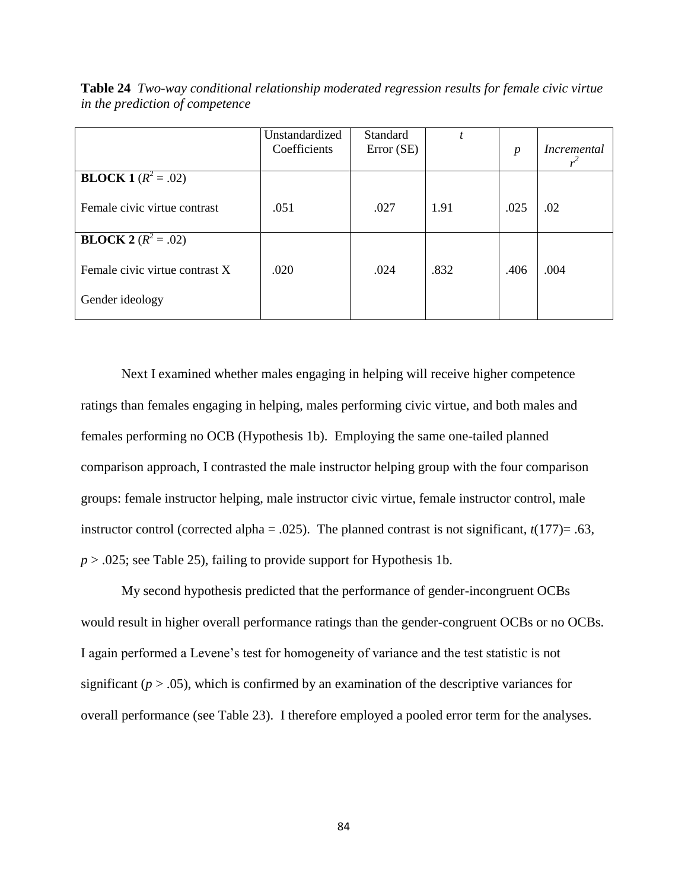**Table 24** *Two-way conditional relationship moderated regression results for female civic virtue in the prediction of competence*

| | Unstandardized Coefficients | Standard Error (SE) | *t* | *p* | *Incremental* $r^2$ |
|---|---|---|---|---|---|
| **BLOCK 1** ($R^2$ = .02) | | | | | |
| Female civic virtue contrast | .051 | .027 | 1.91 | .025 | .02 |
| **BLOCK 2** ($R^2$ = .02) | | | | | |
| Female civic virtue contrast X Gender ideology | .020 | .024 | .832 | .406 | .004 |

Next I examined whether males engaging in helping will receive higher competence ratings than females engaging in helping, males performing civic virtue, and both males and females performing no OCB (Hypothesis 1b). Employing the same one-tailed planned comparison approach, I contrasted the male instructor helping group with the four comparison groups: female instructor helping, male instructor civic virtue, female instructor control, male instructor control (corrected alpha = .025). The planned contrast is not significant, $t(177) = .63$, $p > .025$; see Table 25), failing to provide support for Hypothesis 1b.

My second hypothesis predicted that the performance of gender-incongruent OCBs would result in higher overall performance ratings than the gender-congruent OCBs or no OCBs. I again performed a Levene's test for homogeneity of variance and the test statistic is not significant ($p > .05$), which is confirmed by an examination of the descriptive variances for overall performance (see Table 23). I therefore employed a pooled error term for the analyses.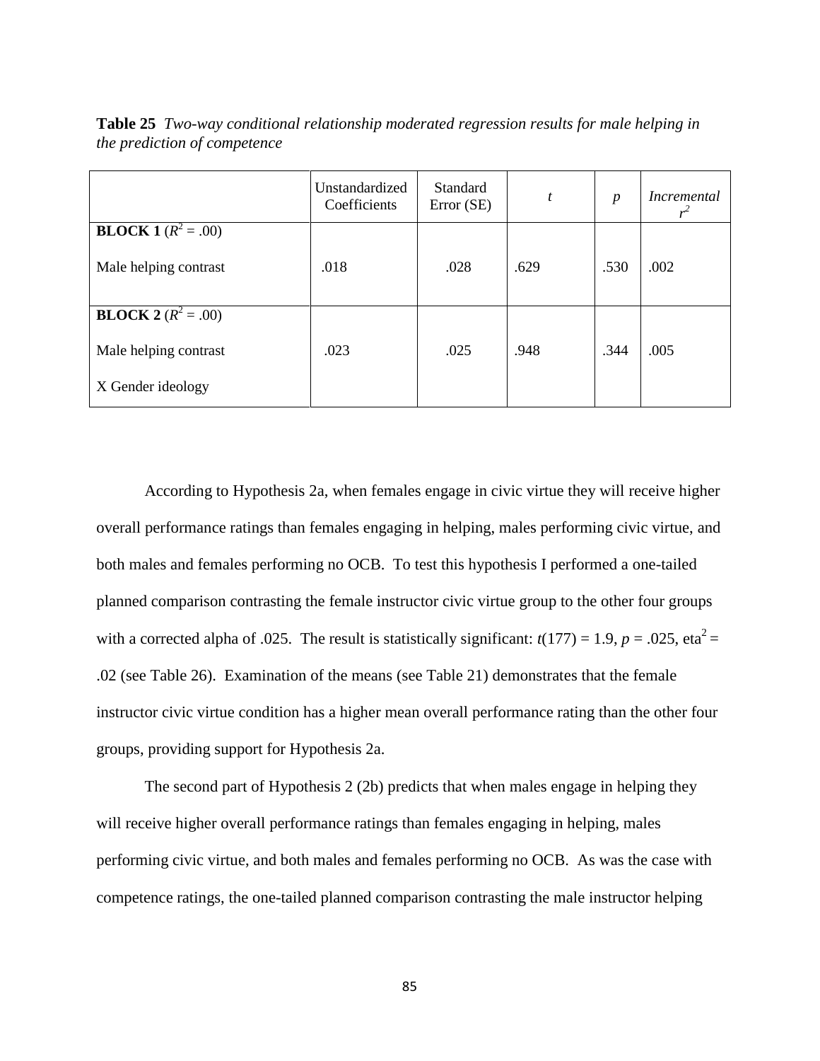**Table 25** *Two-way conditional relationship moderated regression results for male helping in the prediction of competence*

| | Unstandardized Coefficients | Standard Error (SE) | *t* | *p* | *Incremental* $r^2$ |
|---|---|---|---|---|---|
| **BLOCK 1** ($R^2$ = .00) | | | | | |
| Male helping contrast | .018 | .028 | .629 | .530 | .002 |
| **BLOCK 2** ($R^2$ = .00) | | | | | |
| Male helping contrast X Gender ideology | .023 | .025 | .948 | .344 | .005 |

According to Hypothesis 2a, when females engage in civic virtue they will receive higher overall performance ratings than females engaging in helping, males performing civic virtue, and both males and females performing no OCB. To test this hypothesis I performed a one-tailed planned comparison contrasting the female instructor civic virtue group to the other four groups with a corrected alpha of .025. The result is statistically significant: $t(177) = 1.9$, $p = .025$, $\text{eta}^2 = .02$ (see Table 26). Examination of the means (see Table 21) demonstrates that the female instructor civic virtue condition has a higher mean overall performance rating than the other four groups, providing support for Hypothesis 2a.

The second part of Hypothesis 2 (2b) predicts that when males engage in helping they will receive higher overall performance ratings than females engaging in helping, males performing civic virtue, and both males and females performing no OCB. As was the case with competence ratings, the one-tailed planned comparison contrasting the male instructor helping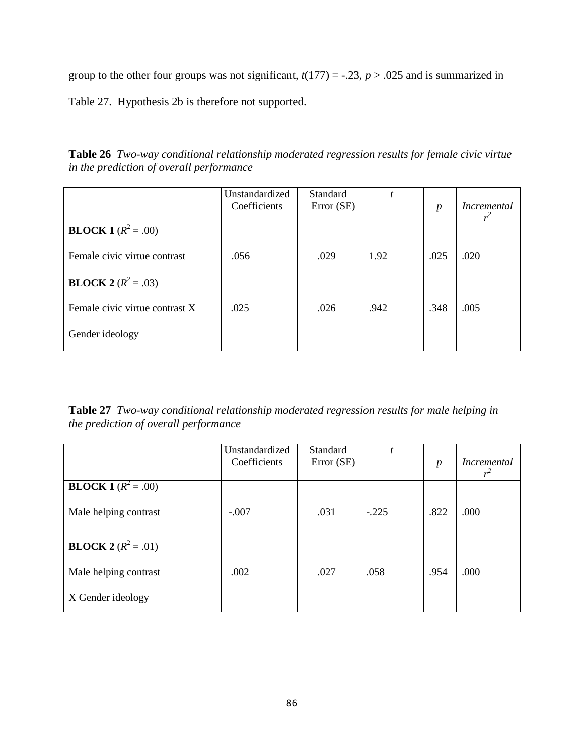group to the other four groups was not significant, $t(177) = -.23$, $p > .025$ and is summarized in Table 27. Hypothesis 2b is therefore not supported.

**Table 26** *Two-way conditional relationship moderated regression results for female civic virtue in the prediction of overall performance*

| | Unstandardized Coefficients | Standard Error (SE) | *t* | *p* | *Incremental* $r^2$ |
|---|---|---|---|---|---|
| **BLOCK 1** ($R^2 = .00$) | | | | | |
| Female civic virtue contrast | .056 | .029 | 1.92 | .025 | .020 |
| **BLOCK 2** ($R^2 = .03$) | | | | | |
| Female civic virtue contrast X Gender ideology | .025 | .026 | .942 | .348 | .005 |

**Table 27** *Two-way conditional relationship moderated regression results for male helping in the prediction of overall performance*

| | Unstandardized Coefficients | Standard Error (SE) | *t* | *p* | *Incremental* $r^2$ |
|---|---|---|---|---|---|
| **BLOCK 1** ($R^2 = .00$) | | | | | |
| Male helping contrast | -.007 | .031 | -.225 | .822 | .000 |
| **BLOCK 2** ($R^2 = .01$) | | | | | |
| Male helping contrast X Gender ideology | .002 | .027 | .058 | .954 | .000 |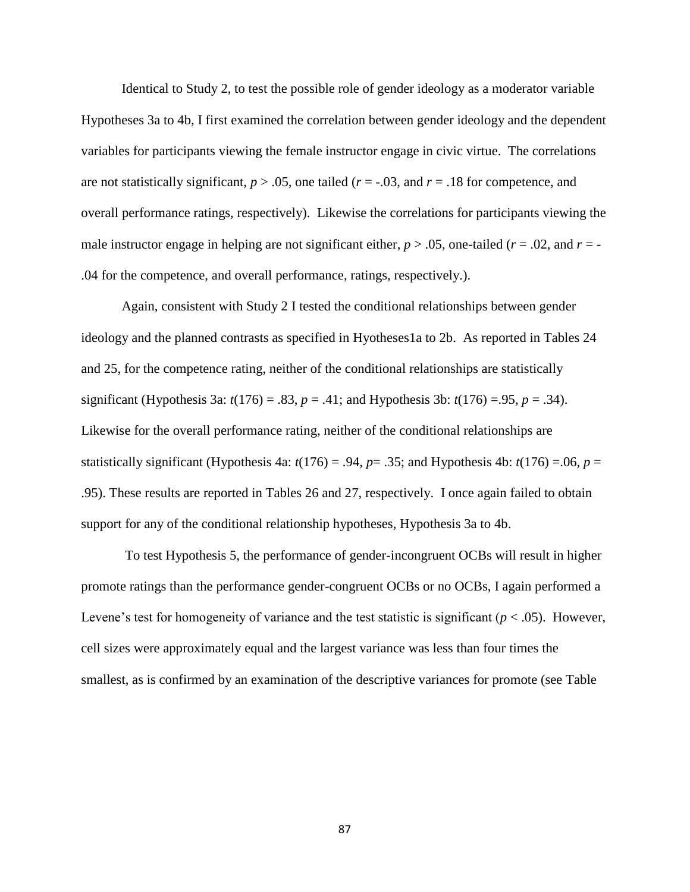Identical to Study 2, to test the possible role of gender ideology as a moderator variable Hypotheses 3a to 4b, I first examined the correlation between gender ideology and the dependent variables for participants viewing the female instructor engage in civic virtue. The correlations are not statistically significant, $p > .05$, one tailed ($r = -.03$, and $r = .18$ for competence, and overall performance ratings, respectively). Likewise the correlations for participants viewing the male instructor engage in helping are not significant either, $p > .05$, one-tailed ($r = .02$, and $r = -.04$ for the competence, and overall performance, ratings, respectively.).

Again, consistent with Study 2 I tested the conditional relationships between gender ideology and the planned contrasts as specified in Hyotheses1a to 2b. As reported in Tables 24 and 25, for the competence rating, neither of the conditional relationships are statistically significant (Hypothesis 3a: $t(176) = .83$, $p = .41$; and Hypothesis 3b: $t(176) =.95$, $p = .34$). Likewise for the overall performance rating, neither of the conditional relationships are statistically significant (Hypothesis 4a: $t(176) = .94$, $p= .35$; and Hypothesis 4b: $t(176) =.06$, $p = .95$). These results are reported in Tables 26 and 27, respectively. I once again failed to obtain support for any of the conditional relationship hypotheses, Hypothesis 3a to 4b.

To test Hypothesis 5, the performance of gender-incongruent OCBs will result in higher promote ratings than the performance gender-congruent OCBs or no OCBs, I again performed a Levene's test for homogeneity of variance and the test statistic is significant ($p < .05$). However, cell sizes were approximately equal and the largest variance was less than four times the smallest, as is confirmed by an examination of the descriptive variances for promote (see Table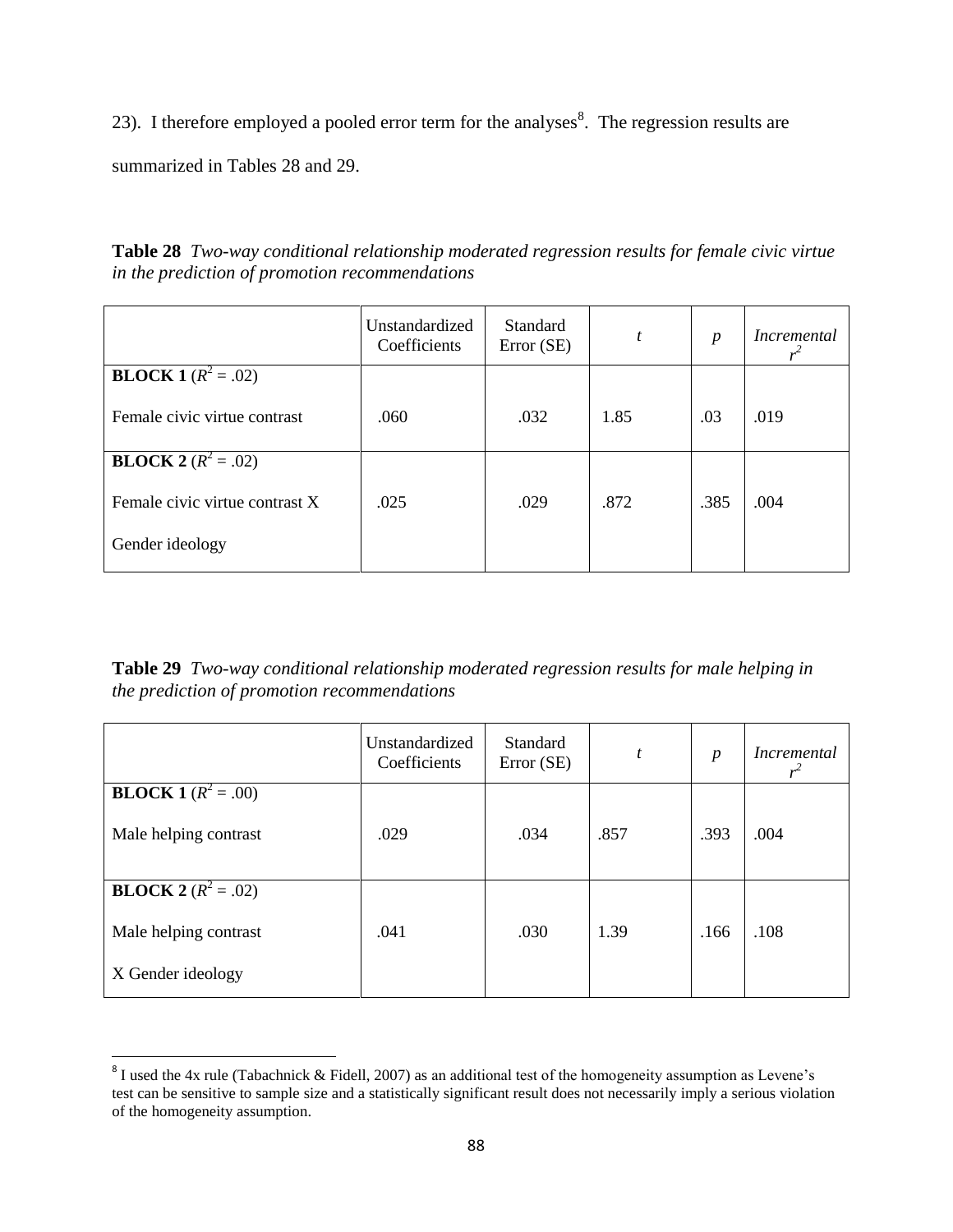23). I therefore employed a pooled error term for the analyses[8]. The regression results are summarized in Tables 28 and 29.

**Table 28** *Two-way conditional relationship moderated regression results for female civic virtue in the prediction of promotion recommendations*

| | Unstandardized Coefficients | Standard Error (SE) | *t* | *p* | *Incremental* $r^2$ |
|---|---|---|---|---|---|
| **BLOCK 1** ($R^2$ = .02) | | | | | |
| Female civic virtue contrast | .060 | .032 | 1.85 | .03 | .019 |
| **BLOCK 2** ($R^2$ = .02) | | | | | |
| Female civic virtue contrast X Gender ideology | .025 | .029 | .872 | .385 | .004 |

**Table 29** *Two-way conditional relationship moderated regression results for male helping in the prediction of promotion recommendations*

| | Unstandardized Coefficients | Standard Error (SE) | *t* | *p* | *Incremental* $r^2$ |
|---|---|---|---|---|---|
| **BLOCK 1** ($R^2$ = .00) | | | | | |
| Male helping contrast | .029 | .034 | .857 | .393 | .004 |
| **BLOCK 2** ($R^2$ = .02) | | | | | |
| Male helping contrast X Gender ideology | .041 | .030 | 1.39 | .166 | .108 |

[8] I used the 4x rule (Tabachnick & Fidell, 2007) as an additional test of the homogeneity assumption as Levene's test can be sensitive to sample size and a statistically significant result does not necessarily imply a serious violation of the homogeneity assumption.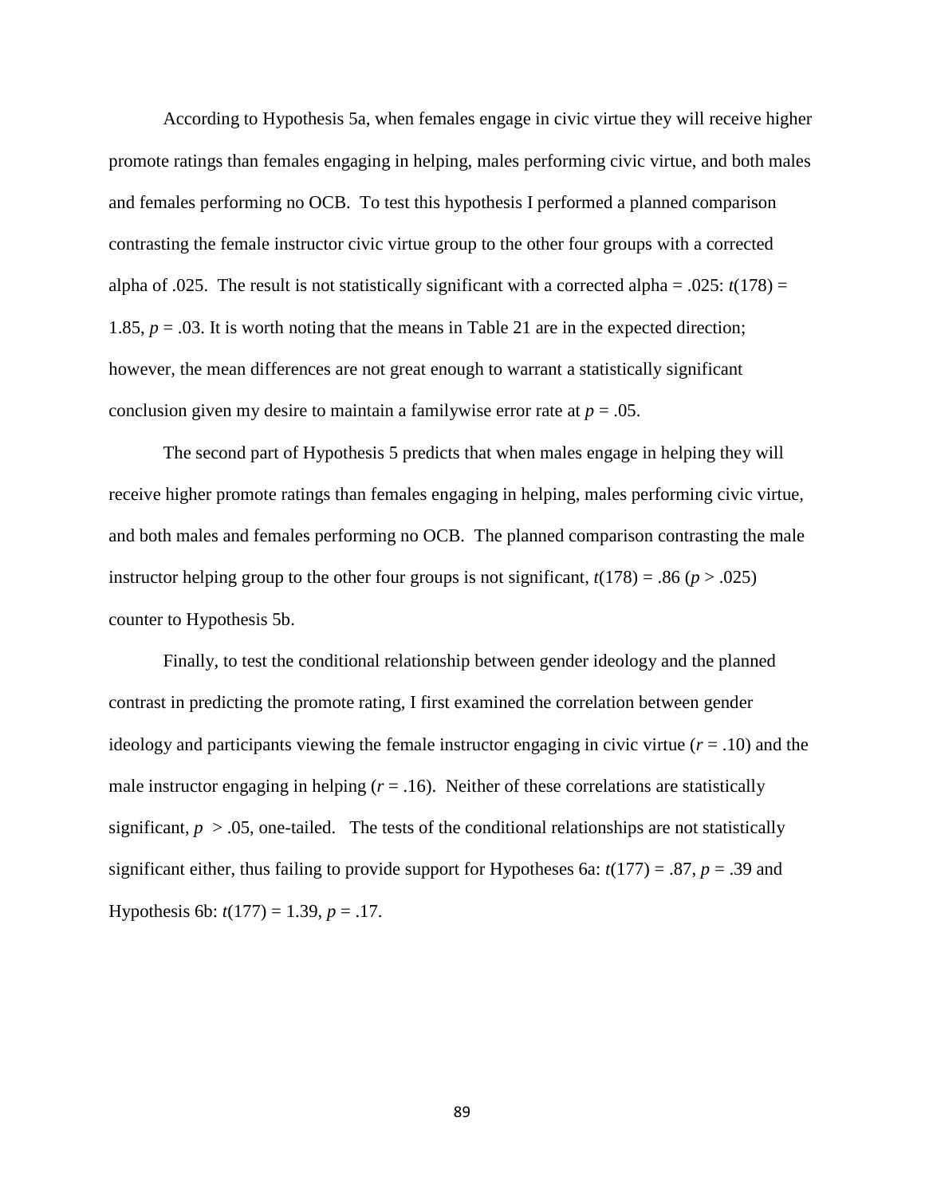According to Hypothesis 5a, when females engage in civic virtue they will receive higher promote ratings than females engaging in helping, males performing civic virtue, and both males and females performing no OCB. To test this hypothesis I performed a planned comparison contrasting the female instructor civic virtue group to the other four groups with a corrected alpha of .025. The result is not statistically significant with a corrected alpha = .025: $t(178) = 1.85$, $p = .03$. It is worth noting that the means in Table 21 are in the expected direction; however, the mean differences are not great enough to warrant a statistically significant conclusion given my desire to maintain a familywise error rate at $p = .05$.

The second part of Hypothesis 5 predicts that when males engage in helping they will receive higher promote ratings than females engaging in helping, males performing civic virtue, and both males and females performing no OCB. The planned comparison contrasting the male instructor helping group to the other four groups is not significant, $t(178) = .86$ ($p > .025$) counter to Hypothesis 5b.

Finally, to test the conditional relationship between gender ideology and the planned contrast in predicting the promote rating, I first examined the correlation between gender ideology and participants viewing the female instructor engaging in civic virtue ($r = .10$) and the male instructor engaging in helping ($r = .16$). Neither of these correlations are statistically significant, $p > .05$, one-tailed. The tests of the conditional relationships are not statistically significant either, thus failing to provide support for Hypotheses 6a: $t(177) = .87$, $p = .39$ and Hypothesis 6b: $t(177) = 1.39$, $p = .17$.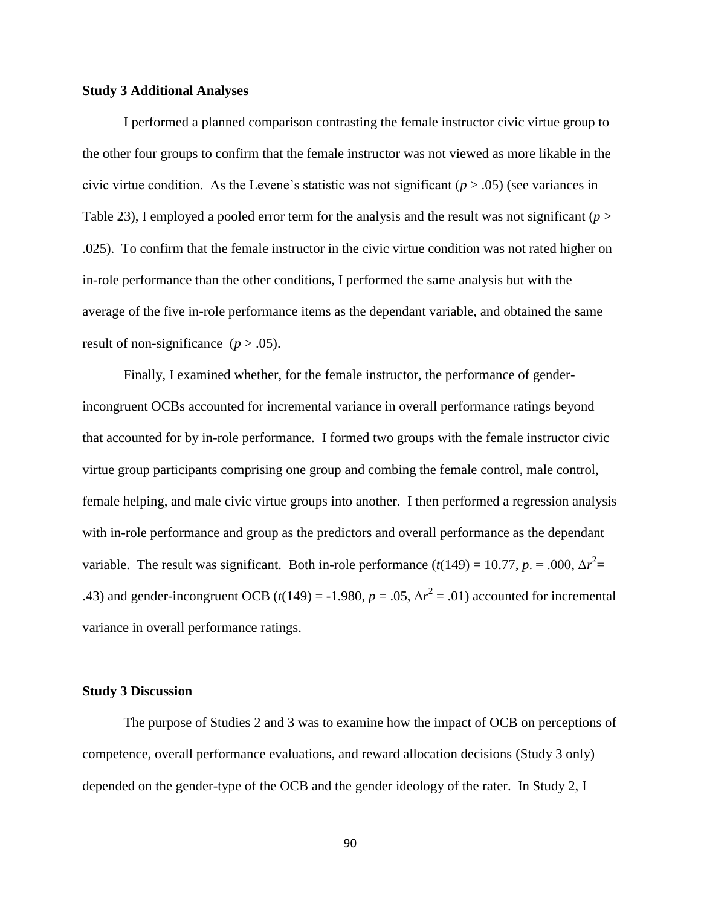**Study 3 Additional Analyses**

I performed a planned comparison contrasting the female instructor civic virtue group to the other four groups to confirm that the female instructor was not viewed as more likable in the civic virtue condition. As the Levene's statistic was not significant ($p > .05$) (see variances in Table 23), I employed a pooled error term for the analysis and the result was not significant ($p > .025$). To confirm that the female instructor in the civic virtue condition was not rated higher on in-role performance than the other conditions, I performed the same analysis but with the average of the five in-role performance items as the dependant variable, and obtained the same result of non-significance ($p > .05$).

Finally, I examined whether, for the female instructor, the performance of gender-incongruent OCBs accounted for incremental variance in overall performance ratings beyond that accounted for by in-role performance. I formed two groups with the female instructor civic virtue group participants comprising one group and combing the female control, male control, female helping, and male civic virtue groups into another. I then performed a regression analysis with in-role performance and group as the predictors and overall performance as the dependant variable. The result was significant. Both in-role performance ($t(149) = 10.77$, $p. = .000$, $\Delta r^2 = .43$) and gender-incongruent OCB ($t(149) = -1.980$, $p = .05$, $\Delta r^2 = .01$) accounted for incremental variance in overall performance ratings.

**Study 3 Discussion**

The purpose of Studies 2 and 3 was to examine how the impact of OCB on perceptions of competence, overall performance evaluations, and reward allocation decisions (Study 3 only) depended on the gender-type of the OCB and the gender ideology of the rater. In Study 2, I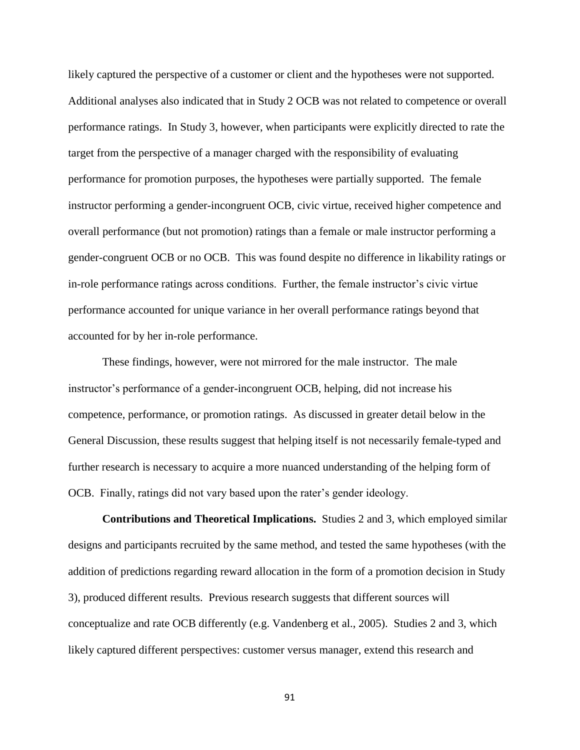likely captured the perspective of a customer or client and the hypotheses were not supported. Additional analyses also indicated that in Study 2 OCB was not related to competence or overall performance ratings. In Study 3, however, when participants were explicitly directed to rate the target from the perspective of a manager charged with the responsibility of evaluating performance for promotion purposes, the hypotheses were partially supported. The female instructor performing a gender-incongruent OCB, civic virtue, received higher competence and overall performance (but not promotion) ratings than a female or male instructor performing a gender-congruent OCB or no OCB. This was found despite no difference in likability ratings or in-role performance ratings across conditions. Further, the female instructor's civic virtue performance accounted for unique variance in her overall performance ratings beyond that accounted for by her in-role performance.

These findings, however, were not mirrored for the male instructor. The male instructor's performance of a gender-incongruent OCB, helping, did not increase his competence, performance, or promotion ratings. As discussed in greater detail below in the General Discussion, these results suggest that helping itself is not necessarily female-typed and further research is necessary to acquire a more nuanced understanding of the helping form of OCB. Finally, ratings did not vary based upon the rater's gender ideology.

**Contributions and Theoretical Implications.** Studies 2 and 3, which employed similar designs and participants recruited by the same method, and tested the same hypotheses (with the addition of predictions regarding reward allocation in the form of a promotion decision in Study 3), produced different results. Previous research suggests that different sources will conceptualize and rate OCB differently (e.g. Vandenberg et al., 2005). Studies 2 and 3, which likely captured different perspectives: customer versus manager, extend this research and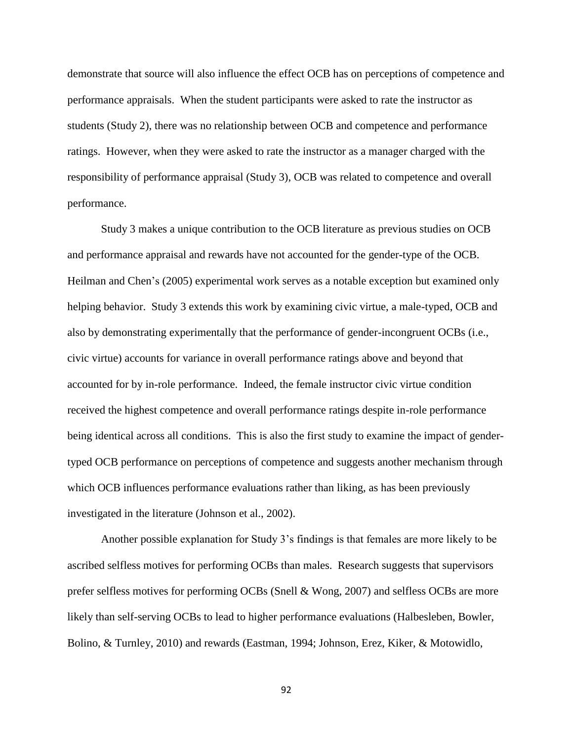demonstrate that source will also influence the effect OCB has on perceptions of competence and performance appraisals. When the student participants were asked to rate the instructor as students (Study 2), there was no relationship between OCB and competence and performance ratings. However, when they were asked to rate the instructor as a manager charged with the responsibility of performance appraisal (Study 3), OCB was related to competence and overall performance.

Study 3 makes a unique contribution to the OCB literature as previous studies on OCB and performance appraisal and rewards have not accounted for the gender-type of the OCB. Heilman and Chen's (2005) experimental work serves as a notable exception but examined only helping behavior. Study 3 extends this work by examining civic virtue, a male-typed, OCB and also by demonstrating experimentally that the performance of gender-incongruent OCBs (i.e., civic virtue) accounts for variance in overall performance ratings above and beyond that accounted for by in-role performance. Indeed, the female instructor civic virtue condition received the highest competence and overall performance ratings despite in-role performance being identical across all conditions. This is also the first study to examine the impact of gender-typed OCB performance on perceptions of competence and suggests another mechanism through which OCB influences performance evaluations rather than liking, as has been previously investigated in the literature (Johnson et al., 2002).

Another possible explanation for Study 3's findings is that females are more likely to be ascribed selfless motives for performing OCBs than males. Research suggests that supervisors prefer selfless motives for performing OCBs (Snell & Wong, 2007) and selfless OCBs are more likely than self-serving OCBs to lead to higher performance evaluations (Halbesleben, Bowler, Bolino, & Turnley, 2010) and rewards (Eastman, 1994; Johnson, Erez, Kiker, & Motowidlo,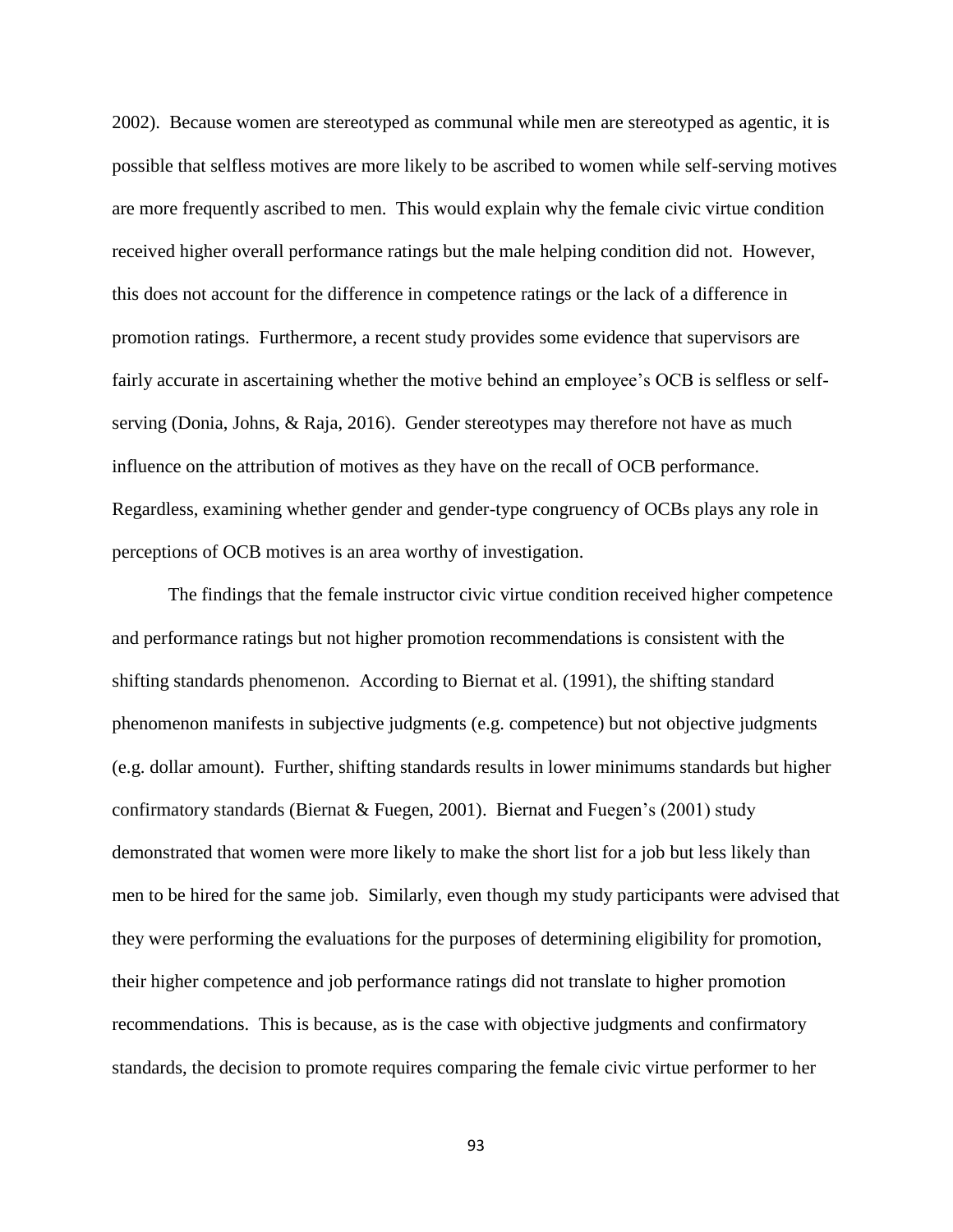2002). Because women are stereotyped as communal while men are stereotyped as agentic, it is possible that selfless motives are more likely to be ascribed to women while self-serving motives are more frequently ascribed to men. This would explain why the female civic virtue condition received higher overall performance ratings but the male helping condition did not. However, this does not account for the difference in competence ratings or the lack of a difference in promotion ratings. Furthermore, a recent study provides some evidence that supervisors are fairly accurate in ascertaining whether the motive behind an employee's OCB is selfless or self-serving (Donia, Johns, & Raja, 2016). Gender stereotypes may therefore not have as much influence on the attribution of motives as they have on the recall of OCB performance. Regardless, examining whether gender and gender-type congruency of OCBs plays any role in perceptions of OCB motives is an area worthy of investigation.

The findings that the female instructor civic virtue condition received higher competence and performance ratings but not higher promotion recommendations is consistent with the shifting standards phenomenon. According to Biernat et al. (1991), the shifting standard phenomenon manifests in subjective judgments (e.g. competence) but not objective judgments (e.g. dollar amount). Further, shifting standards results in lower minimums standards but higher confirmatory standards (Biernat & Fuegen, 2001). Biernat and Fuegen's (2001) study demonstrated that women were more likely to make the short list for a job but less likely than men to be hired for the same job. Similarly, even though my study participants were advised that they were performing the evaluations for the purposes of determining eligibility for promotion, their higher competence and job performance ratings did not translate to higher promotion recommendations. This is because, as is the case with objective judgments and confirmatory standards, the decision to promote requires comparing the female civic virtue performer to her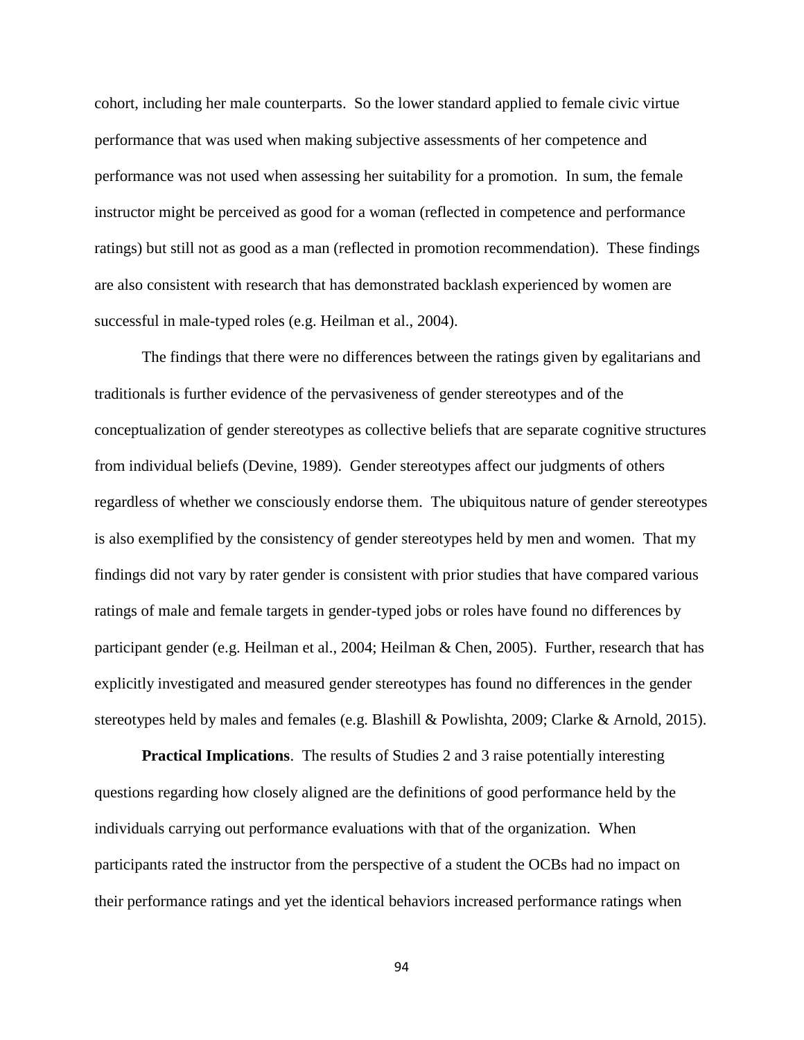cohort, including her male counterparts. So the lower standard applied to female civic virtue performance that was used when making subjective assessments of her competence and performance was not used when assessing her suitability for a promotion. In sum, the female instructor might be perceived as good for a woman (reflected in competence and performance ratings) but still not as good as a man (reflected in promotion recommendation). These findings are also consistent with research that has demonstrated backlash experienced by women are successful in male-typed roles (e.g. Heilman et al., 2004).

The findings that there were no differences between the ratings given by egalitarians and traditionals is further evidence of the pervasiveness of gender stereotypes and of the conceptualization of gender stereotypes as collective beliefs that are separate cognitive structures from individual beliefs (Devine, 1989). Gender stereotypes affect our judgments of others regardless of whether we consciously endorse them. The ubiquitous nature of gender stereotypes is also exemplified by the consistency of gender stereotypes held by men and women. That my findings did not vary by rater gender is consistent with prior studies that have compared various ratings of male and female targets in gender-typed jobs or roles have found no differences by participant gender (e.g. Heilman et al., 2004; Heilman & Chen, 2005). Further, research that has explicitly investigated and measured gender stereotypes has found no differences in the gender stereotypes held by males and females (e.g. Blashill & Powlishta, 2009; Clarke & Arnold, 2015).

**Practical Implications**. The results of Studies 2 and 3 raise potentially interesting questions regarding how closely aligned are the definitions of good performance held by the individuals carrying out performance evaluations with that of the organization. When participants rated the instructor from the perspective of a student the OCBs had no impact on their performance ratings and yet the identical behaviors increased performance ratings when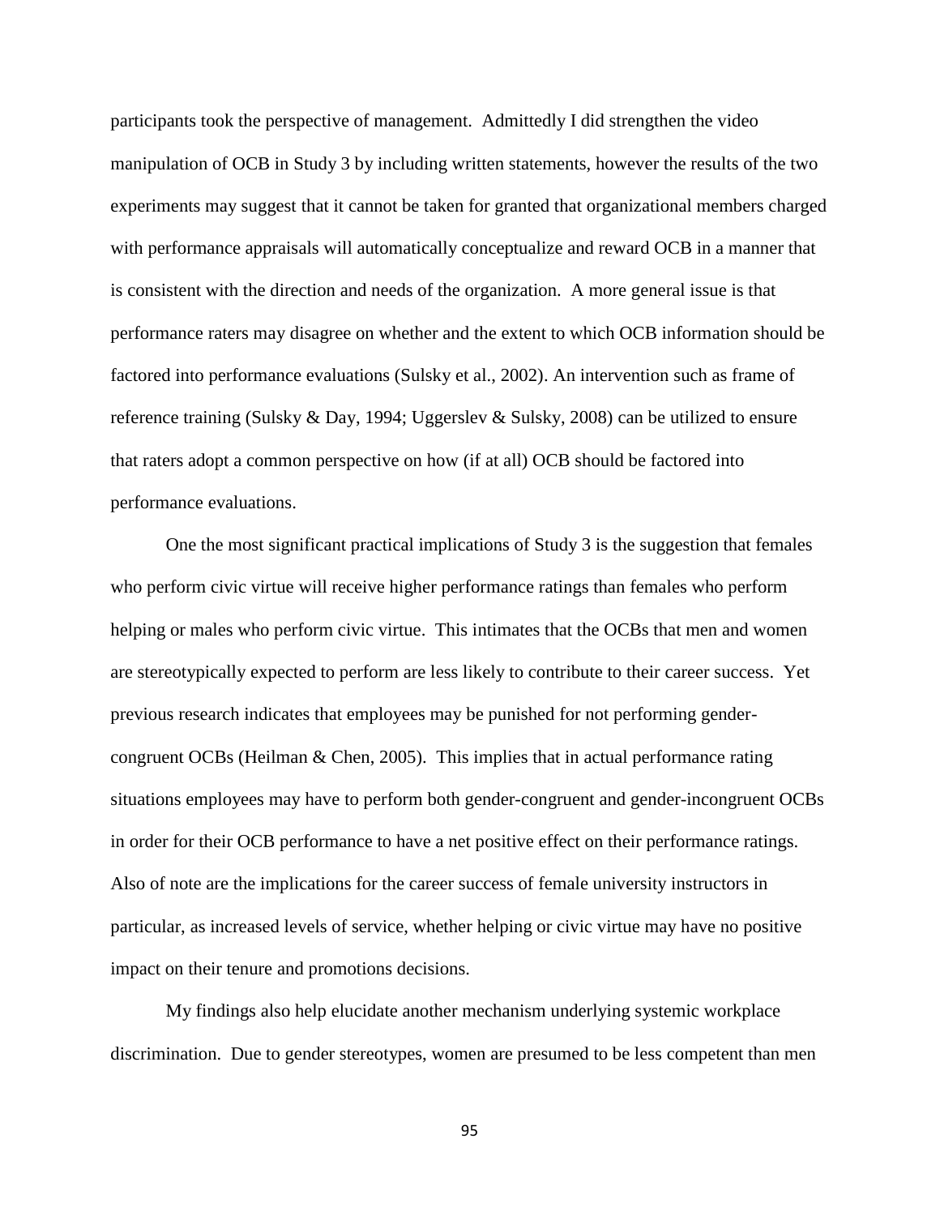participants took the perspective of management. Admittedly I did strengthen the video manipulation of OCB in Study 3 by including written statements, however the results of the two experiments may suggest that it cannot be taken for granted that organizational members charged with performance appraisals will automatically conceptualize and reward OCB in a manner that is consistent with the direction and needs of the organization. A more general issue is that performance raters may disagree on whether and the extent to which OCB information should be factored into performance evaluations (Sulsky et al., 2002). An intervention such as frame of reference training (Sulsky & Day, 1994; Uggerslev & Sulsky, 2008) can be utilized to ensure that raters adopt a common perspective on how (if at all) OCB should be factored into performance evaluations.

One the most significant practical implications of Study 3 is the suggestion that females who perform civic virtue will receive higher performance ratings than females who perform helping or males who perform civic virtue. This intimates that the OCBs that men and women are stereotypically expected to perform are less likely to contribute to their career success. Yet previous research indicates that employees may be punished for not performing gender-congruent OCBs (Heilman & Chen, 2005). This implies that in actual performance rating situations employees may have to perform both gender-congruent and gender-incongruent OCBs in order for their OCB performance to have a net positive effect on their performance ratings. Also of note are the implications for the career success of female university instructors in particular, as increased levels of service, whether helping or civic virtue may have no positive impact on their tenure and promotions decisions.

My findings also help elucidate another mechanism underlying systemic workplace discrimination. Due to gender stereotypes, women are presumed to be less competent than men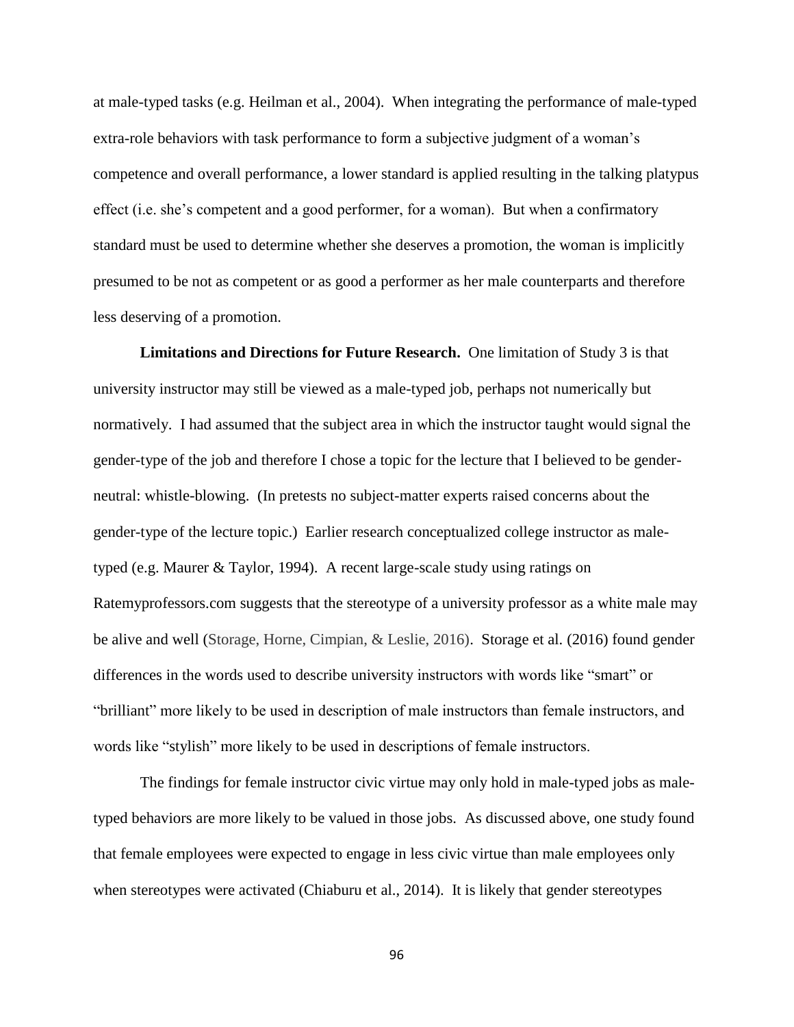at male-typed tasks (e.g. Heilman et al., 2004). When integrating the performance of male-typed extra-role behaviors with task performance to form a subjective judgment of a woman's competence and overall performance, a lower standard is applied resulting in the talking platypus effect (i.e. she's competent and a good performer, for a woman). But when a confirmatory standard must be used to determine whether she deserves a promotion, the woman is implicitly presumed to be not as competent or as good a performer as her male counterparts and therefore less deserving of a promotion.

**Limitations and Directions for Future Research.** One limitation of Study 3 is that university instructor may still be viewed as a male-typed job, perhaps not numerically but normatively. I had assumed that the subject area in which the instructor taught would signal the gender-type of the job and therefore I chose a topic for the lecture that I believed to be gender-neutral: whistle-blowing. (In pretests no subject-matter experts raised concerns about the gender-type of the lecture topic.) Earlier research conceptualized college instructor as male-typed (e.g. Maurer & Taylor, 1994). A recent large-scale study using ratings on Ratemyprofessors.com suggests that the stereotype of a university professor as a white male may be alive and well (Storage, Horne, Cimpian, & Leslie, 2016). Storage et al. (2016) found gender differences in the words used to describe university instructors with words like "smart" or "brilliant" more likely to be used in description of male instructors than female instructors, and words like "stylish" more likely to be used in descriptions of female instructors.

The findings for female instructor civic virtue may only hold in male-typed jobs as male-typed behaviors are more likely to be valued in those jobs. As discussed above, one study found that female employees were expected to engage in less civic virtue than male employees only when stereotypes were activated (Chiaburu et al., 2014). It is likely that gender stereotypes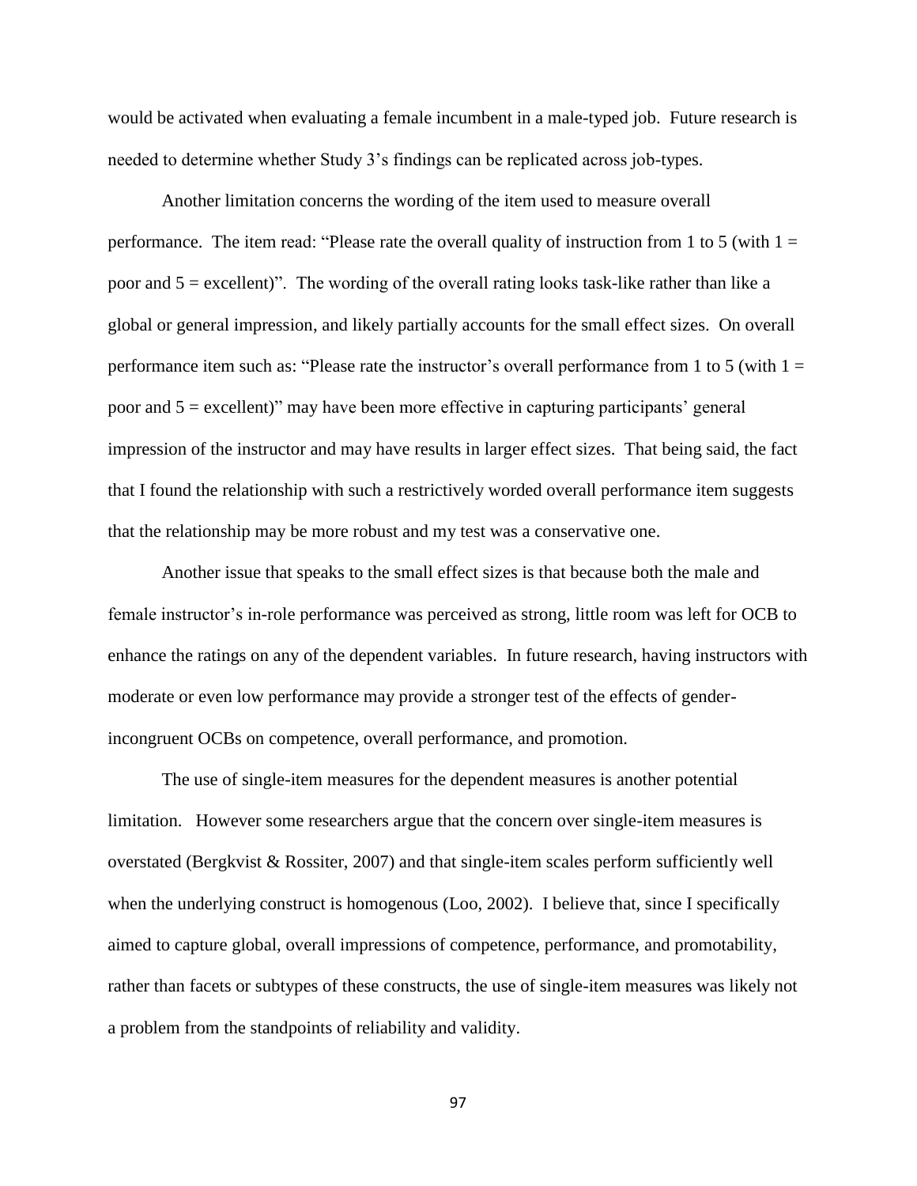would be activated when evaluating a female incumbent in a male-typed job. Future research is needed to determine whether Study 3's findings can be replicated across job-types.

Another limitation concerns the wording of the item used to measure overall performance. The item read: "Please rate the overall quality of instruction from 1 to 5 (with 1 = poor and 5 = excellent)". The wording of the overall rating looks task-like rather than like a global or general impression, and likely partially accounts for the small effect sizes. On overall performance item such as: "Please rate the instructor's overall performance from 1 to 5 (with 1 = poor and 5 = excellent)" may have been more effective in capturing participants' general impression of the instructor and may have results in larger effect sizes. That being said, the fact that I found the relationship with such a restrictively worded overall performance item suggests that the relationship may be more robust and my test was a conservative one.

Another issue that speaks to the small effect sizes is that because both the male and female instructor's in-role performance was perceived as strong, little room was left for OCB to enhance the ratings on any of the dependent variables. In future research, having instructors with moderate or even low performance may provide a stronger test of the effects of gender-incongruent OCBs on competence, overall performance, and promotion.

The use of single-item measures for the dependent measures is another potential limitation. However some researchers argue that the concern over single-item measures is overstated (Bergkvist & Rossiter, 2007) and that single-item scales perform sufficiently well when the underlying construct is homogenous (Loo, 2002). I believe that, since I specifically aimed to capture global, overall impressions of competence, performance, and promotability, rather than facets or subtypes of these constructs, the use of single-item measures was likely not a problem from the standpoints of reliability and validity.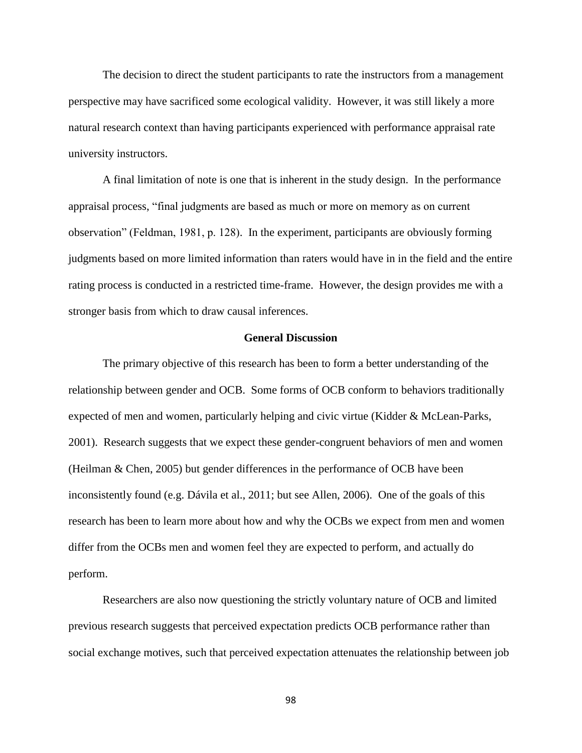The decision to direct the student participants to rate the instructors from a management perspective may have sacrificed some ecological validity. However, it was still likely a more natural research context than having participants experienced with performance appraisal rate university instructors.

A final limitation of note is one that is inherent in the study design. In the performance appraisal process, "final judgments are based as much or more on memory as on current observation" (Feldman, 1981, p. 128). In the experiment, participants are obviously forming judgments based on more limited information than raters would have in in the field and the entire rating process is conducted in a restricted time-frame. However, the design provides me with a stronger basis from which to draw causal inferences.

## General Discussion

The primary objective of this research has been to form a better understanding of the relationship between gender and OCB. Some forms of OCB conform to behaviors traditionally expected of men and women, particularly helping and civic virtue (Kidder & McLean-Parks, 2001). Research suggests that we expect these gender-congruent behaviors of men and women (Heilman & Chen, 2005) but gender differences in the performance of OCB have been inconsistently found (e.g. Dávila et al., 2011; but see Allen, 2006). One of the goals of this research has been to learn more about how and why the OCBs we expect from men and women differ from the OCBs men and women feel they are expected to perform, and actually do perform.

Researchers are also now questioning the strictly voluntary nature of OCB and limited previous research suggests that perceived expectation predicts OCB performance rather than social exchange motives, such that perceived expectation attenuates the relationship between job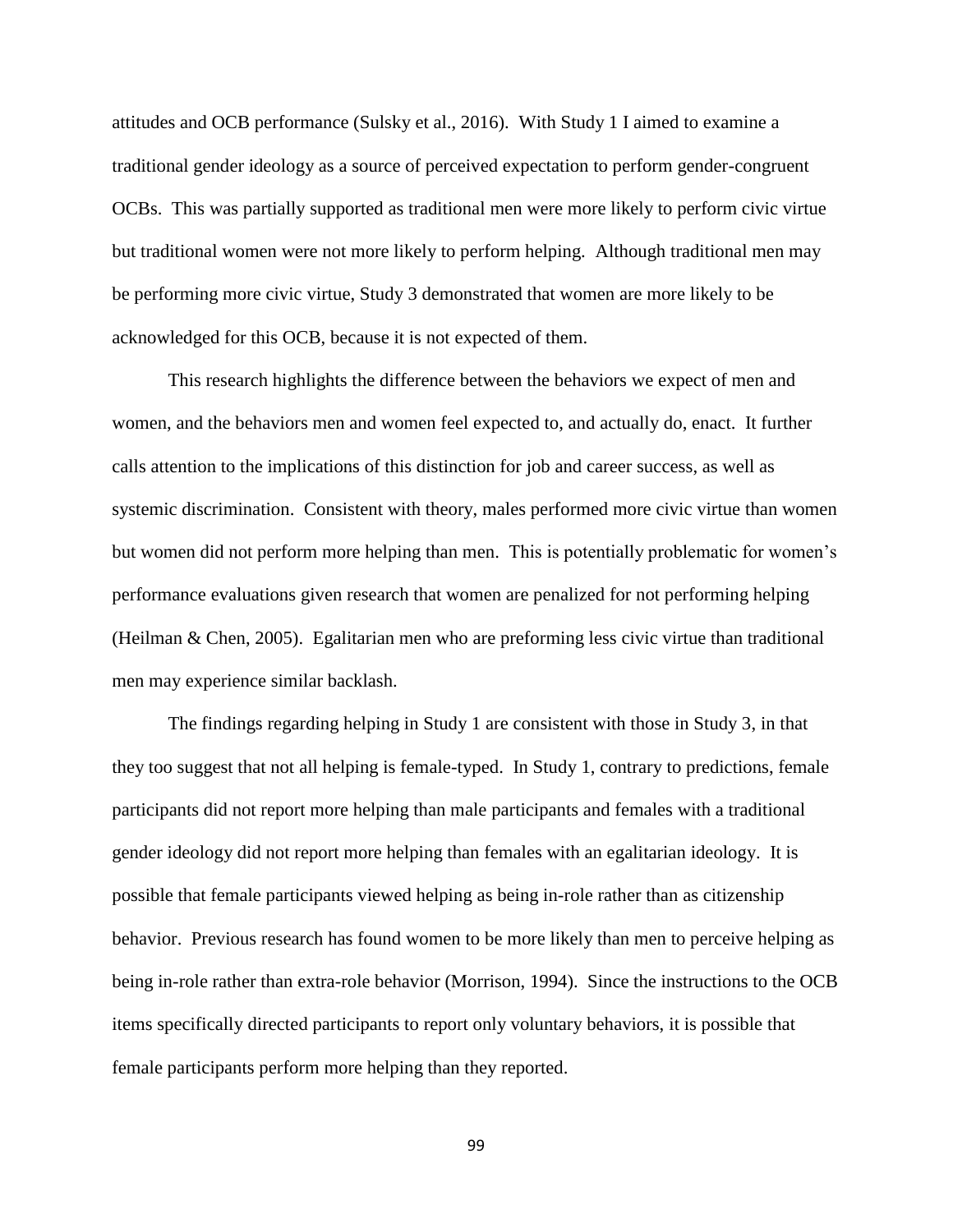attitudes and OCB performance (Sulsky et al., 2016). With Study 1 I aimed to examine a traditional gender ideology as a source of perceived expectation to perform gender-congruent OCBs. This was partially supported as traditional men were more likely to perform civic virtue but traditional women were not more likely to perform helping. Although traditional men may be performing more civic virtue, Study 3 demonstrated that women are more likely to be acknowledged for this OCB, because it is not expected of them.

This research highlights the difference between the behaviors we expect of men and women, and the behaviors men and women feel expected to, and actually do, enact. It further calls attention to the implications of this distinction for job and career success, as well as systemic discrimination. Consistent with theory, males performed more civic virtue than women but women did not perform more helping than men. This is potentially problematic for women's performance evaluations given research that women are penalized for not performing helping (Heilman & Chen, 2005). Egalitarian men who are preforming less civic virtue than traditional men may experience similar backlash.

The findings regarding helping in Study 1 are consistent with those in Study 3, in that they too suggest that not all helping is female-typed. In Study 1, contrary to predictions, female participants did not report more helping than male participants and females with a traditional gender ideology did not report more helping than females with an egalitarian ideology. It is possible that female participants viewed helping as being in-role rather than as citizenship behavior. Previous research has found women to be more likely than men to perceive helping as being in-role rather than extra-role behavior (Morrison, 1994). Since the instructions to the OCB items specifically directed participants to report only voluntary behaviors, it is possible that female participants perform more helping than they reported.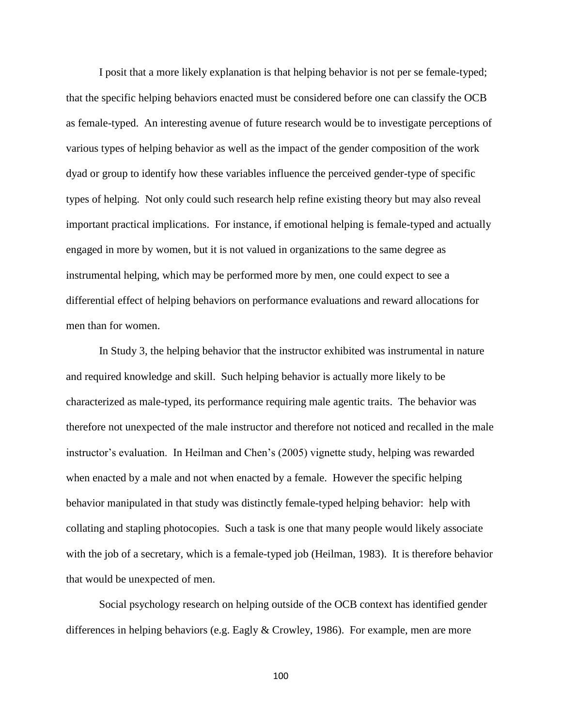I posit that a more likely explanation is that helping behavior is not per se female-typed; that the specific helping behaviors enacted must be considered before one can classify the OCB as female-typed. An interesting avenue of future research would be to investigate perceptions of various types of helping behavior as well as the impact of the gender composition of the work dyad or group to identify how these variables influence the perceived gender-type of specific types of helping. Not only could such research help refine existing theory but may also reveal important practical implications. For instance, if emotional helping is female-typed and actually engaged in more by women, but it is not valued in organizations to the same degree as instrumental helping, which may be performed more by men, one could expect to see a differential effect of helping behaviors on performance evaluations and reward allocations for men than for women.

In Study 3, the helping behavior that the instructor exhibited was instrumental in nature and required knowledge and skill. Such helping behavior is actually more likely to be characterized as male-typed, its performance requiring male agentic traits. The behavior was therefore not unexpected of the male instructor and therefore not noticed and recalled in the male instructor's evaluation. In Heilman and Chen's (2005) vignette study, helping was rewarded when enacted by a male and not when enacted by a female. However the specific helping behavior manipulated in that study was distinctly female-typed helping behavior: help with collating and stapling photocopies. Such a task is one that many people would likely associate with the job of a secretary, which is a female-typed job (Heilman, 1983). It is therefore behavior that would be unexpected of men.

Social psychology research on helping outside of the OCB context has identified gender differences in helping behaviors (e.g. Eagly & Crowley, 1986). For example, men are more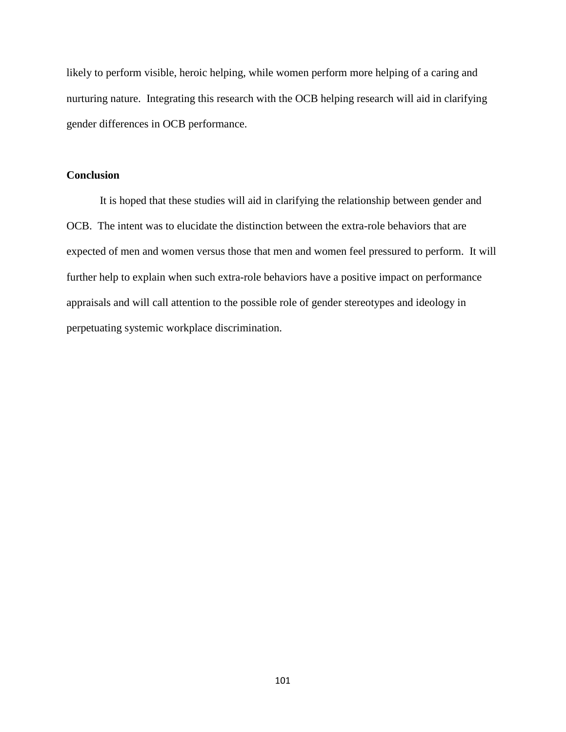likely to perform visible, heroic helping, while women perform more helping of a caring and nurturing nature. Integrating this research with the OCB helping research will aid in clarifying gender differences in OCB performance.

**Conclusion**

It is hoped that these studies will aid in clarifying the relationship between gender and OCB. The intent was to elucidate the distinction between the extra-role behaviors that are expected of men and women versus those that men and women feel pressured to perform. It will further help to explain when such extra-role behaviors have a positive impact on performance appraisals and will call attention to the possible role of gender stereotypes and ideology in perpetuating systemic workplace discrimination.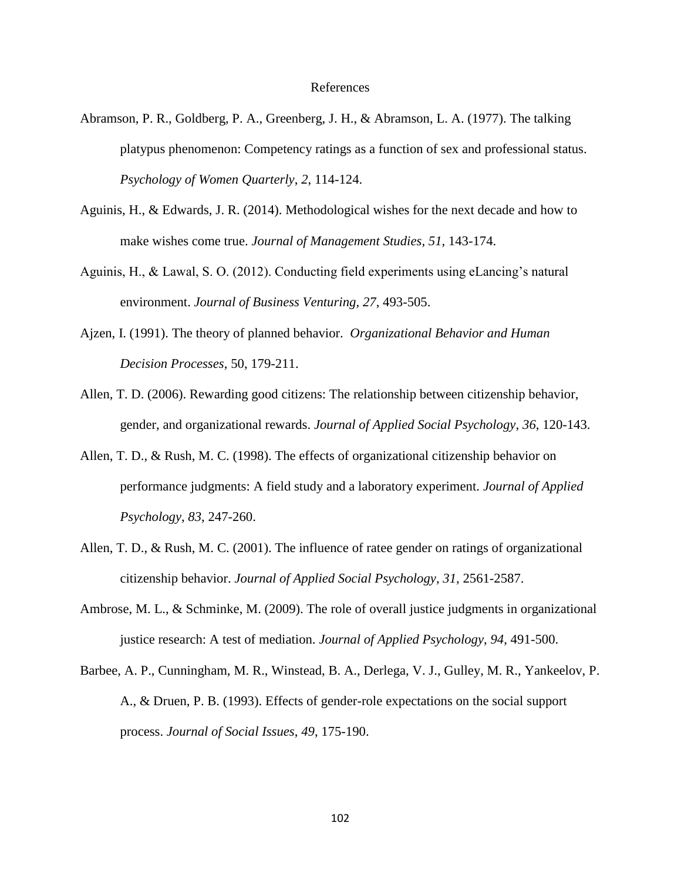# References

Abramson, P. R., Goldberg, P. A., Greenberg, J. H., & Abramson, L. A. (1977). The talking platypus phenomenon: Competency ratings as a function of sex and professional status. *Psychology of Women Quarterly*, *2*, 114-124.

Aguinis, H., & Edwards, J. R. (2014). Methodological wishes for the next decade and how to make wishes come true. *Journal of Management Studies*, *51*, 143-174.

Aguinis, H., & Lawal, S. O. (2012). Conducting field experiments using eLancing's natural environment. *Journal of Business Venturing*, *27*, 493-505.

Ajzen, I. (1991). The theory of planned behavior. *Organizational Behavior and Human Decision Processes*, 50, 179-211.

Allen, T. D. (2006). Rewarding good citizens: The relationship between citizenship behavior, gender, and organizational rewards. *Journal of Applied Social Psychology*, *36*, 120-143.

Allen, T. D., & Rush, M. C. (1998). The effects of organizational citizenship behavior on performance judgments: A field study and a laboratory experiment. *Journal of Applied Psychology*, *83*, 247-260.

Allen, T. D., & Rush, M. C. (2001). The influence of ratee gender on ratings of organizational citizenship behavior. *Journal of Applied Social Psychology*, *31*, 2561-2587.

Ambrose, M. L., & Schminke, M. (2009). The role of overall justice judgments in organizational justice research: A test of mediation. *Journal of Applied Psychology*, *94*, 491-500.

Barbee, A. P., Cunningham, M. R., Winstead, B. A., Derlega, V. J., Gulley, M. R., Yankeelov, P. A., & Druen, P. B. (1993). Effects of gender-role expectations on the social support process. *Journal of Social Issues*, *49*, 175-190.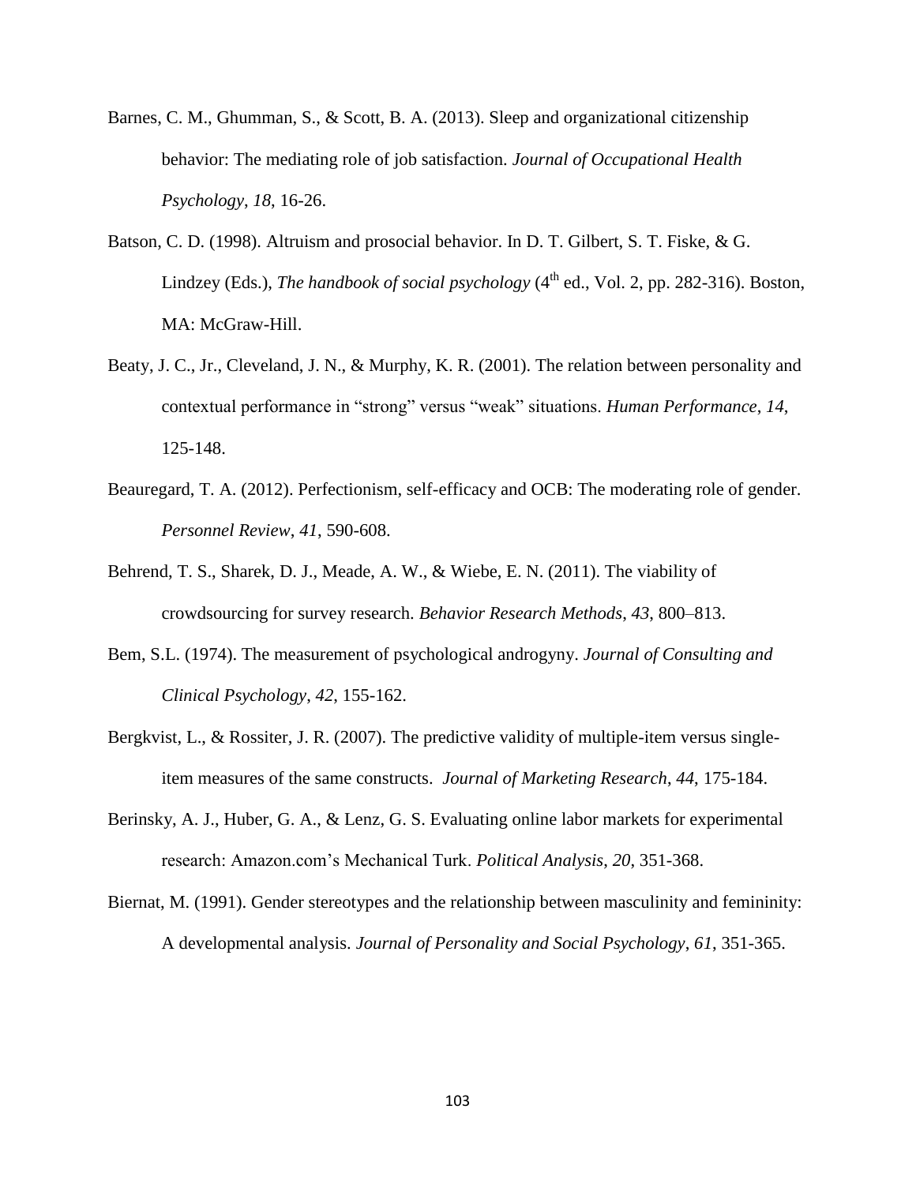Barnes, C. M., Ghumman, S., & Scott, B. A. (2013). Sleep and organizational citizenship behavior: The mediating role of job satisfaction. *Journal of Occupational Health Psychology*, *18*, 16-26.

Batson, C. D. (1998). Altruism and prosocial behavior. In D. T. Gilbert, S. T. Fiske, & G. Lindzey (Eds.), *The handbook of social psychology* (4th ed., Vol. 2, pp. 282-316). Boston, MA: McGraw-Hill.

Beaty, J. C., Jr., Cleveland, J. N., & Murphy, K. R. (2001). The relation between personality and contextual performance in "strong" versus "weak" situations. *Human Performance*, *14*, 125-148.

Beauregard, T. A. (2012). Perfectionism, self-efficacy and OCB: The moderating role of gender. *Personnel Review*, *41*, 590-608.

Behrend, T. S., Sharek, D. J., Meade, A. W., & Wiebe, E. N. (2011). The viability of crowdsourcing for survey research. *Behavior Research Methods, 43*, 800–813.

Bem, S.L. (1974). The measurement of psychological androgyny. *Journal of Consulting and Clinical Psychology*, *42*, 155-162.

Bergkvist, L., & Rossiter, J. R. (2007). The predictive validity of multiple-item versus single-item measures of the same constructs. *Journal of Marketing Research*, *44*, 175-184.

Berinsky, A. J., Huber, G. A., & Lenz, G. S. Evaluating online labor markets for experimental research: Amazon.com's Mechanical Turk. *Political Analysis*, *20*, 351-368.

Biernat, M. (1991). Gender stereotypes and the relationship between masculinity and femininity: A developmental analysis. *Journal of Personality and Social Psychology*, *61*, 351-365.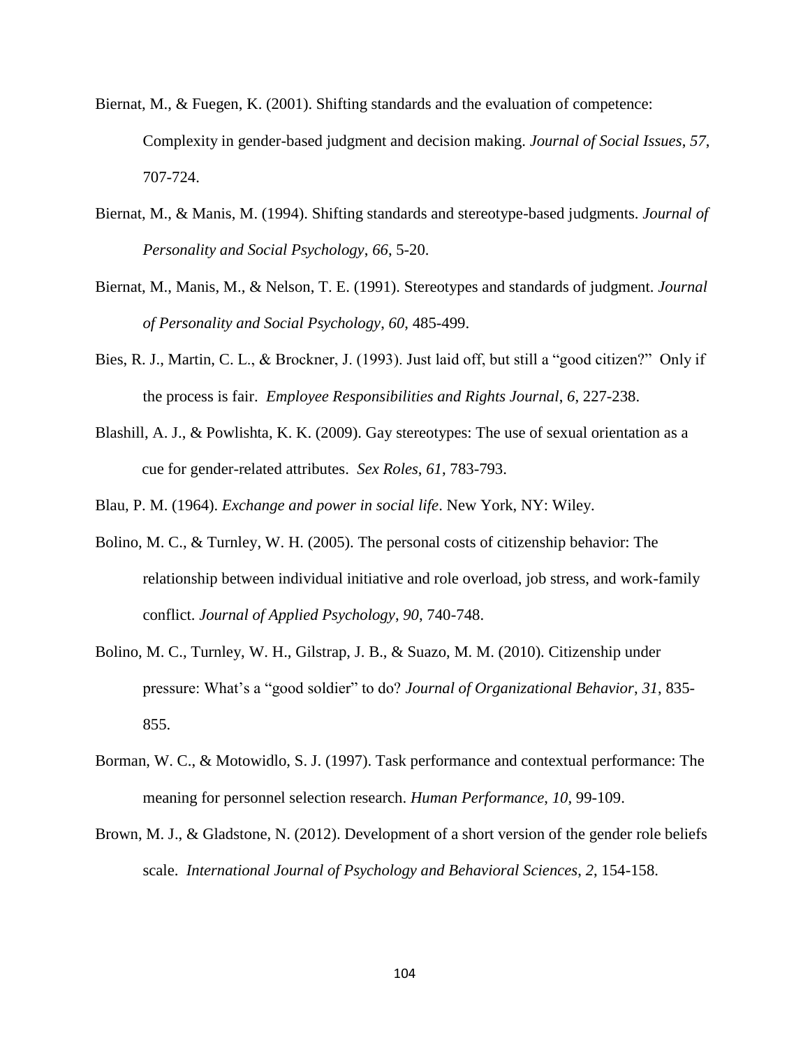Biernat, M., & Fuegen, K. (2001). Shifting standards and the evaluation of competence: Complexity in gender-based judgment and decision making. *Journal of Social Issues*, *57*, 707-724.

Biernat, M., & Manis, M. (1994). Shifting standards and stereotype-based judgments. *Journal of Personality and Social Psychology*, *66*, 5-20.

Biernat, M., Manis, M., & Nelson, T. E. (1991). Stereotypes and standards of judgment. *Journal of Personality and Social Psychology*, *60*, 485-499.

Bies, R. J., Martin, C. L., & Brockner, J. (1993). Just laid off, but still a "good citizen?" Only if the process is fair. *Employee Responsibilities and Rights Journal*, *6*, 227-238.

Blashill, A. J., & Powlishta, K. K. (2009). Gay stereotypes: The use of sexual orientation as a cue for gender-related attributes. *Sex Roles*, *61*, 783-793.

Blau, P. M. (1964). *Exchange and power in social life*. New York, NY: Wiley.

Bolino, M. C., & Turnley, W. H. (2005). The personal costs of citizenship behavior: The relationship between individual initiative and role overload, job stress, and work-family conflict. *Journal of Applied Psychology*, *90*, 740-748.

Bolino, M. C., Turnley, W. H., Gilstrap, J. B., & Suazo, M. M. (2010). Citizenship under pressure: What's a "good soldier" to do? *Journal of Organizational Behavior*, *31*, 835-855.

Borman, W. C., & Motowidlo, S. J. (1997). Task performance and contextual performance: The meaning for personnel selection research. *Human Performance*, *10*, 99-109.

Brown, M. J., & Gladstone, N. (2012). Development of a short version of the gender role beliefs scale. *International Journal of Psychology and Behavioral Sciences*, *2*, 154-158.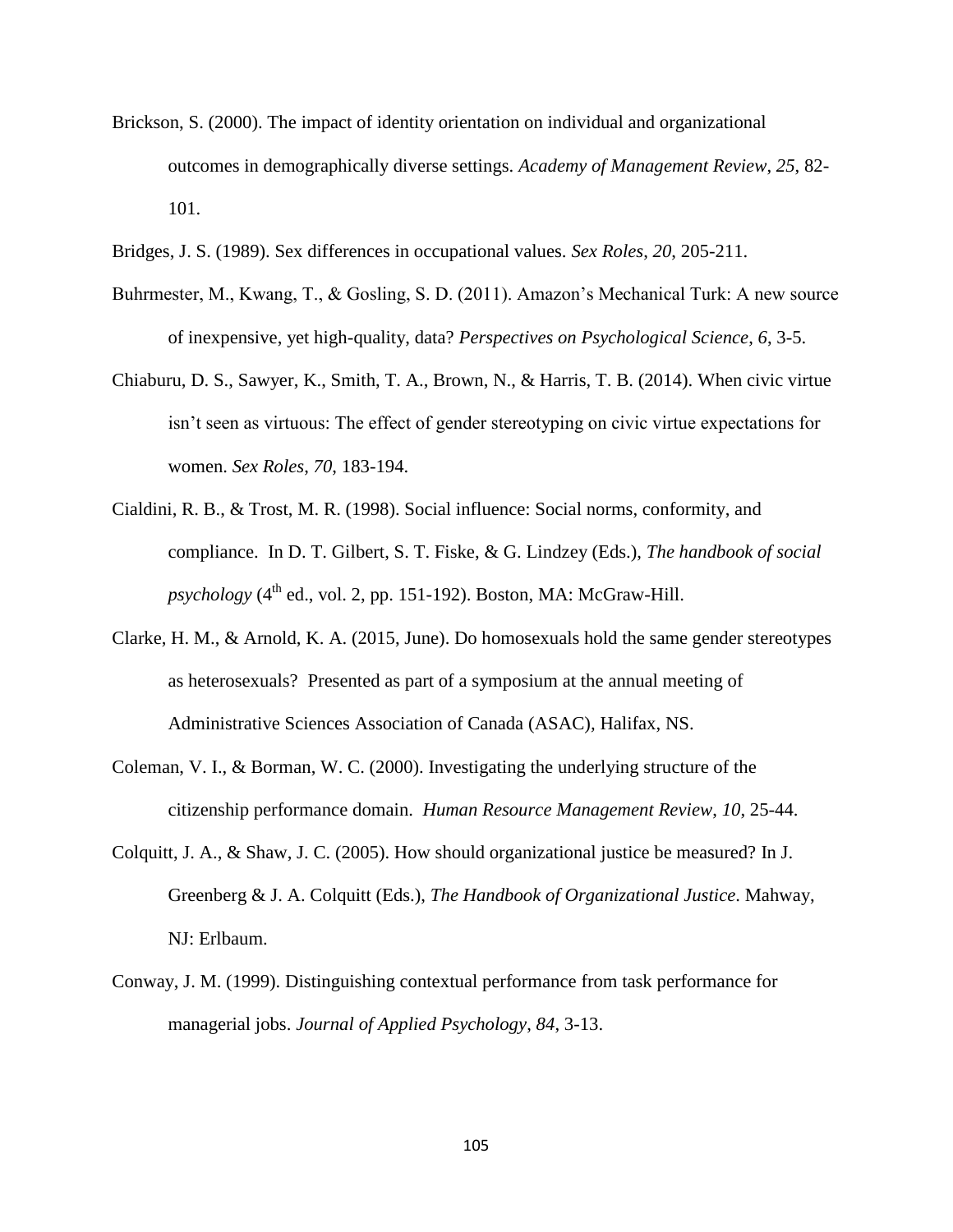Brickson, S. (2000). The impact of identity orientation on individual and organizational outcomes in demographically diverse settings. *Academy of Management Review*, *25*, 82-101.

Bridges, J. S. (1989). Sex differences in occupational values. *Sex Roles*, *20*, 205-211.

Buhrmester, M., Kwang, T., & Gosling, S. D. (2011). Amazon's Mechanical Turk: A new source of inexpensive, yet high-quality, data? *Perspectives on Psychological Science*, *6*, 3-5.

Chiaburu, D. S., Sawyer, K., Smith, T. A., Brown, N., & Harris, T. B. (2014). When civic virtue isn't seen as virtuous: The effect of gender stereotyping on civic virtue expectations for women. *Sex Roles*, *70*, 183-194.

Cialdini, R. B., & Trost, M. R. (1998). Social influence: Social norms, conformity, and compliance. In D. T. Gilbert, S. T. Fiske, & G. Lindzey (Eds.), *The handbook of social psychology* (4th ed., vol. 2, pp. 151-192). Boston, MA: McGraw-Hill.

Clarke, H. M., & Arnold, K. A. (2015, June). Do homosexuals hold the same gender stereotypes as heterosexuals? Presented as part of a symposium at the annual meeting of Administrative Sciences Association of Canada (ASAC), Halifax, NS.

Coleman, V. I., & Borman, W. C. (2000). Investigating the underlying structure of the citizenship performance domain. *Human Resource Management Review*, *10*, 25-44.

Colquitt, J. A., & Shaw, J. C. (2005). How should organizational justice be measured? In J. Greenberg & J. A. Colquitt (Eds.), *The Handbook of Organizational Justice*. Mahway, NJ: Erlbaum.

Conway, J. M. (1999). Distinguishing contextual performance from task performance for managerial jobs. *Journal of Applied Psychology*, *84*, 3-13.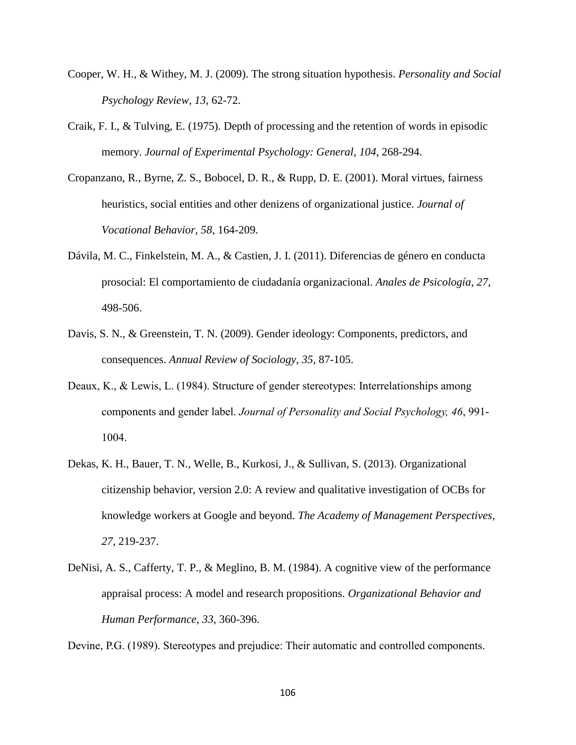Cooper, W. H., & Withey, M. J. (2009). The strong situation hypothesis. *Personality and Social Psychology Review*, *13*, 62-72.

Craik, F. I., & Tulving, E. (1975). Depth of processing and the retention of words in episodic memory. *Journal of Experimental Psychology: General*, *104*, 268-294.

Cropanzano, R., Byrne, Z. S., Bobocel, D. R., & Rupp, D. E. (2001). Moral virtues, fairness heuristics, social entities and other denizens of organizational justice. *Journal of Vocational Behavior, 58*, 164-209.

Dávila, M. C., Finkelstein, M. A., & Castien, J. I. (2011). Diferencias de género en conducta prosocial: El comportamiento de ciudadanía organizacional. *Anales de Psicología*, *27*, 498-506.

Davis, S. N., & Greenstein, T. N. (2009). Gender ideology: Components, predictors, and consequences. *Annual Review of Sociology*, *35*, 87-105.

Deaux, K., & Lewis, L. (1984). Structure of gender stereotypes: Interrelationships among components and gender label. *Journal of Personality and Social Psychology, 46*, 991-1004.

Dekas, K. H., Bauer, T. N., Welle, B., Kurkosi, J., & Sullivan, S. (2013). Organizational citizenship behavior, version 2.0: A review and qualitative investigation of OCBs for knowledge workers at Google and beyond. *The Academy of Management Perspectives*, *27*, 219-237.

DeNisi, A. S., Cafferty, T. P., & Meglino, B. M. (1984). A cognitive view of the performance appraisal process: A model and research propositions. *Organizational Behavior and Human Performance*, *33*, 360-396.

Devine, P.G. (1989). Stereotypes and prejudice: Their automatic and controlled components.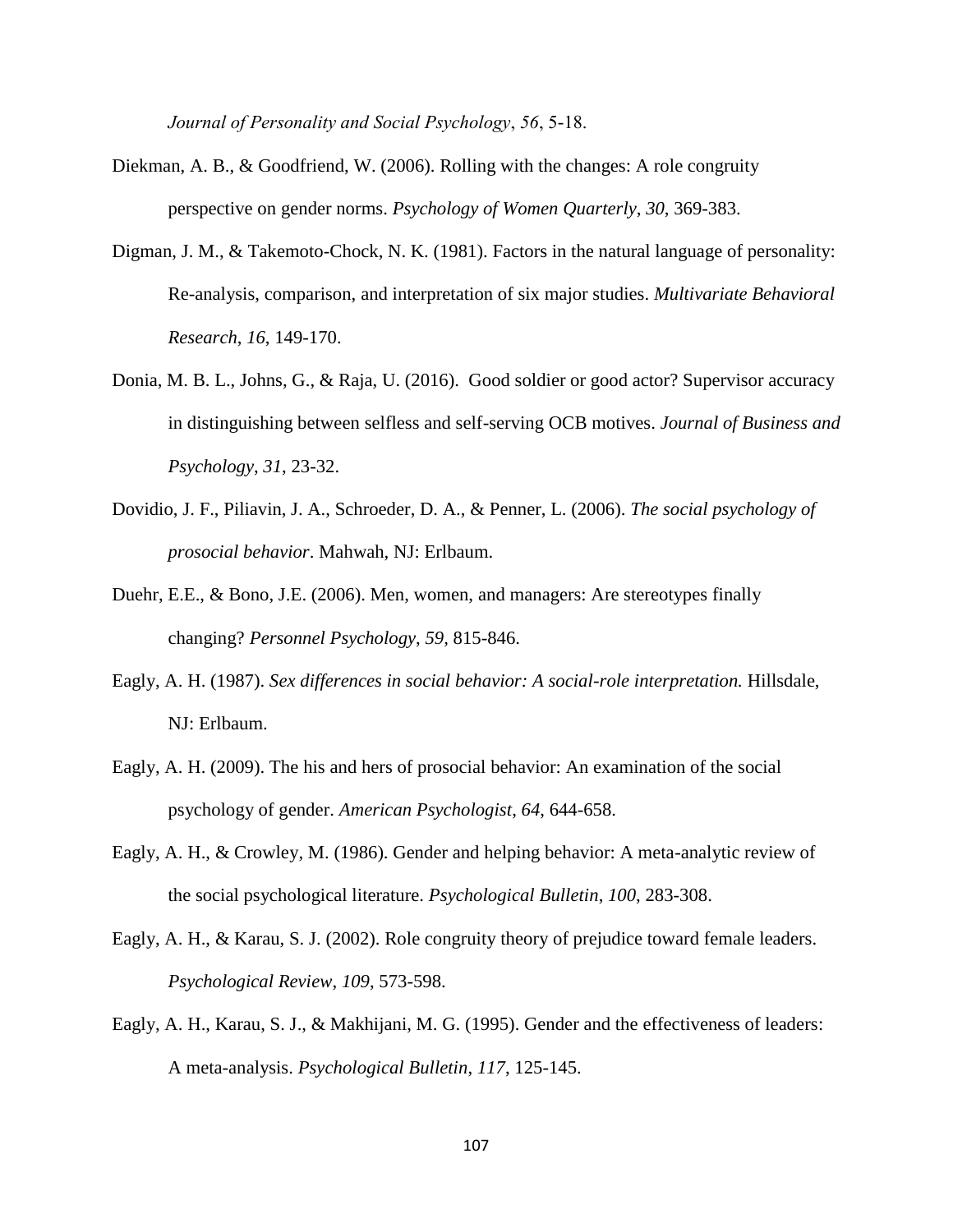*Journal of Personality and Social Psychology*, *56*, 5-18.

Diekman, A. B., & Goodfriend, W. (2006). Rolling with the changes: A role congruity perspective on gender norms. *Psychology of Women Quarterly*, *30*, 369-383.

Digman, J. M., & Takemoto-Chock, N. K. (1981). Factors in the natural language of personality: Re-analysis, comparison, and interpretation of six major studies. *Multivariate Behavioral Research*, *16*, 149-170.

Donia, M. B. L., Johns, G., & Raja, U. (2016). Good soldier or good actor? Supervisor accuracy in distinguishing between selfless and self-serving OCB motives. *Journal of Business and Psychology, 31*, 23-32.

Dovidio, J. F., Piliavin, J. A., Schroeder, D. A., & Penner, L. (2006). *The social psychology of prosocial behavior*. Mahwah, NJ: Erlbaum.

Duehr, E.E., & Bono, J.E. (2006). Men, women, and managers: Are stereotypes finally changing? *Personnel Psychology*, *59,* 815-846.

Eagly, A. H. (1987). *Sex differences in social behavior: A social-role interpretation.* Hillsdale, NJ: Erlbaum.

Eagly, A. H. (2009). The his and hers of prosocial behavior: An examination of the social psychology of gender. *American Psychologist*, *64*, 644-658.

Eagly, A. H., & Crowley, M. (1986). Gender and helping behavior: A meta-analytic review of the social psychological literature. *Psychological Bulletin*, *100*, 283-308.

Eagly, A. H., & Karau, S. J. (2002). Role congruity theory of prejudice toward female leaders. *Psychological Review, 109*, 573-598.

Eagly, A. H., Karau, S. J., & Makhijani, M. G. (1995). Gender and the effectiveness of leaders: A meta-analysis. *Psychological Bulletin*, *117*, 125-145.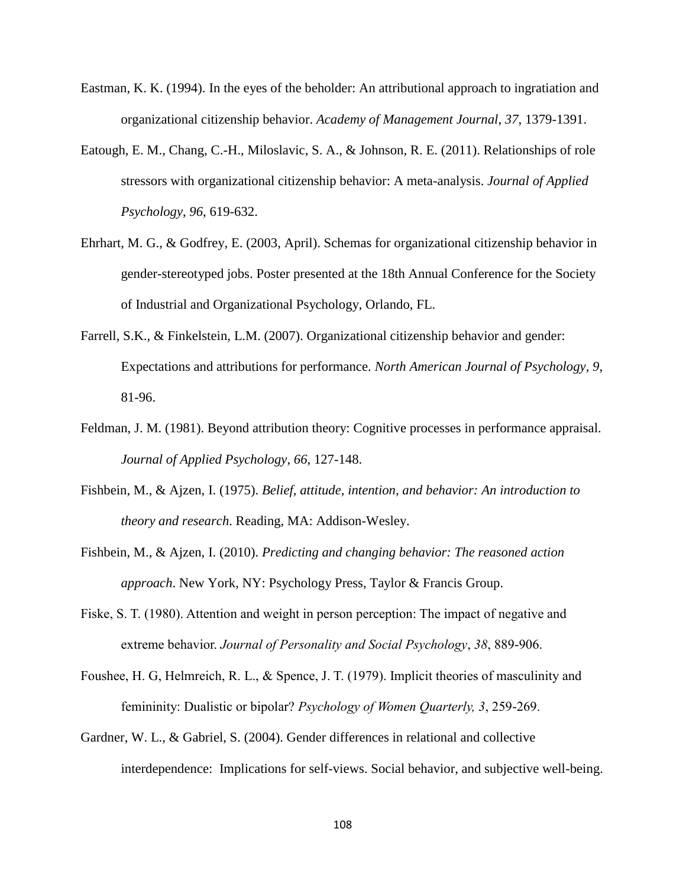Eastman, K. K. (1994). In the eyes of the beholder: An attributional approach to ingratiation and organizational citizenship behavior. *Academy of Management Journal*, *37*, 1379-1391.

Eatough, E. M., Chang, C.-H., Miloslavic, S. A., & Johnson, R. E. (2011). Relationships of role stressors with organizational citizenship behavior: A meta-analysis. *Journal of Applied Psychology, 96*, 619-632.

Ehrhart, M. G., & Godfrey, E. (2003, April). Schemas for organizational citizenship behavior in gender-stereotyped jobs. Poster presented at the 18th Annual Conference for the Society of Industrial and Organizational Psychology, Orlando, FL.

Farrell, S.K., & Finkelstein, L.M. (2007). Organizational citizenship behavior and gender: Expectations and attributions for performance. *North American Journal of Psychology*, *9*, 81-96.

Feldman, J. M. (1981). Beyond attribution theory: Cognitive processes in performance appraisal. *Journal of Applied Psychology*, *66*, 127-148.

Fishbein, M., & Ajzen, I. (1975). *Belief, attitude, intention, and behavior: An introduction to theory and research*. Reading, MA: Addison-Wesley.

Fishbein, M., & Ajzen, I. (2010). *Predicting and changing behavior: The reasoned action approach*. New York, NY: Psychology Press, Taylor & Francis Group.

Fiske, S. T. (1980). Attention and weight in person perception: The impact of negative and extreme behavior. *Journal of Personality and Social Psychology*, *38*, 889-906.

Foushee, H. G, Helmreich, R. L., & Spence, J. T. (1979). Implicit theories of masculinity and femininity: Dualistic or bipolar? *Psychology of Women Quarterly, 3*, 259-269.

Gardner, W. L., & Gabriel, S. (2004). Gender differences in relational and collective interdependence: Implications for self-views. Social behavior, and subjective well-being.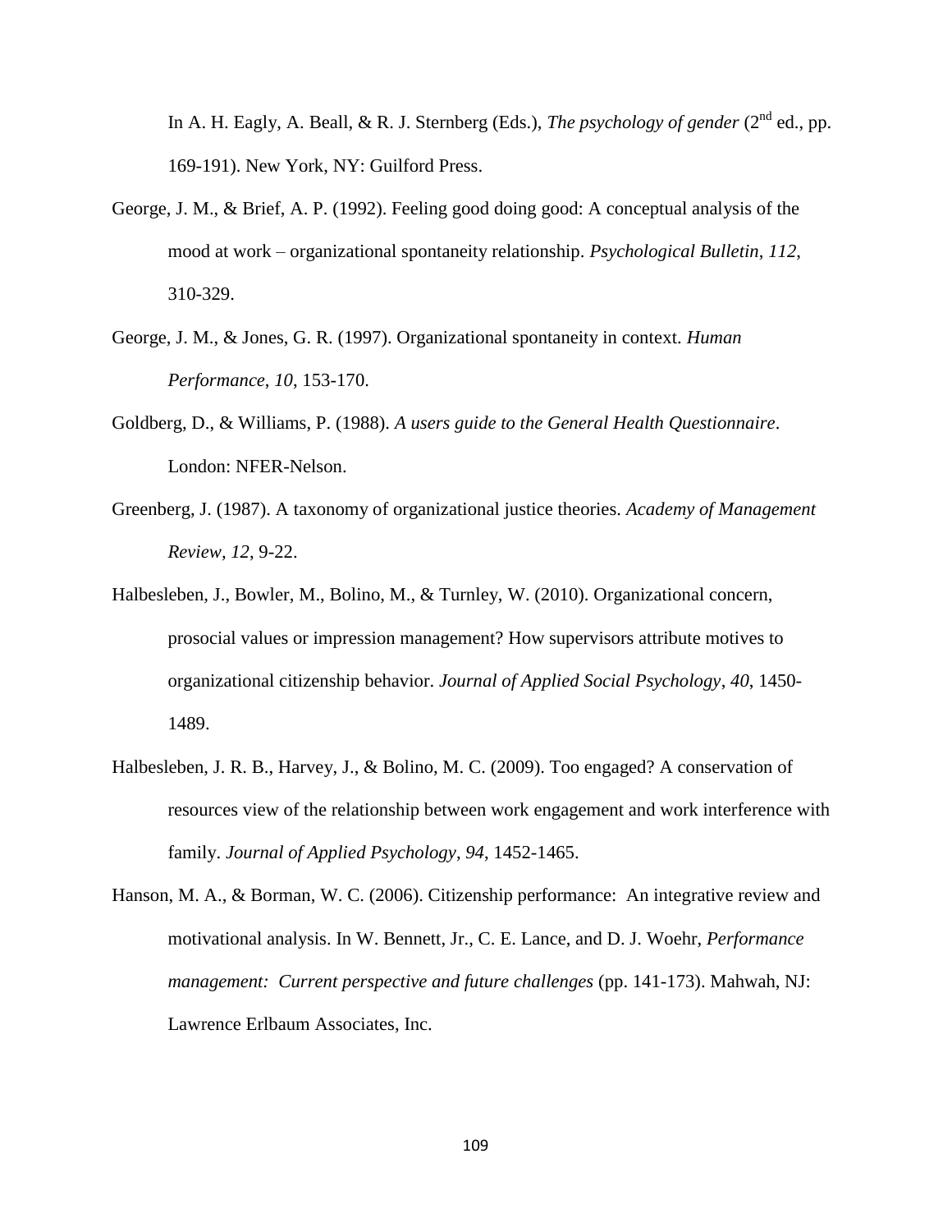In A. H. Eagly, A. Beall, & R. J. Sternberg (Eds.), *The psychology of gender* (2nd ed., pp. 169-191). New York, NY: Guilford Press.

George, J. M., & Brief, A. P. (1992). Feeling good doing good: A conceptual analysis of the mood at work – organizational spontaneity relationship. *Psychological Bulletin*, *112*, 310-329.

George, J. M., & Jones, G. R. (1997). Organizational spontaneity in context. *Human Performance*, *10*, 153-170.

Goldberg, D., & Williams, P. (1988). *A users guide to the General Health Questionnaire*. London: NFER-Nelson.

Greenberg, J. (1987). A taxonomy of organizational justice theories. *Academy of Management Review*, *12*, 9-22.

Halbesleben, J., Bowler, M., Bolino, M., & Turnley, W. (2010). Organizational concern, prosocial values or impression management? How supervisors attribute motives to organizational citizenship behavior. *Journal of Applied Social Psychology*, *40*, 1450-1489.

Halbesleben, J. R. B., Harvey, J., & Bolino, M. C. (2009). Too engaged? A conservation of resources view of the relationship between work engagement and work interference with family. *Journal of Applied Psychology*, *94*, 1452-1465.

Hanson, M. A., & Borman, W. C. (2006). Citizenship performance: An integrative review and motivational analysis. In W. Bennett, Jr., C. E. Lance, and D. J. Woehr, *Performance management: Current perspective and future challenges* (pp. 141-173). Mahwah, NJ: Lawrence Erlbaum Associates, Inc.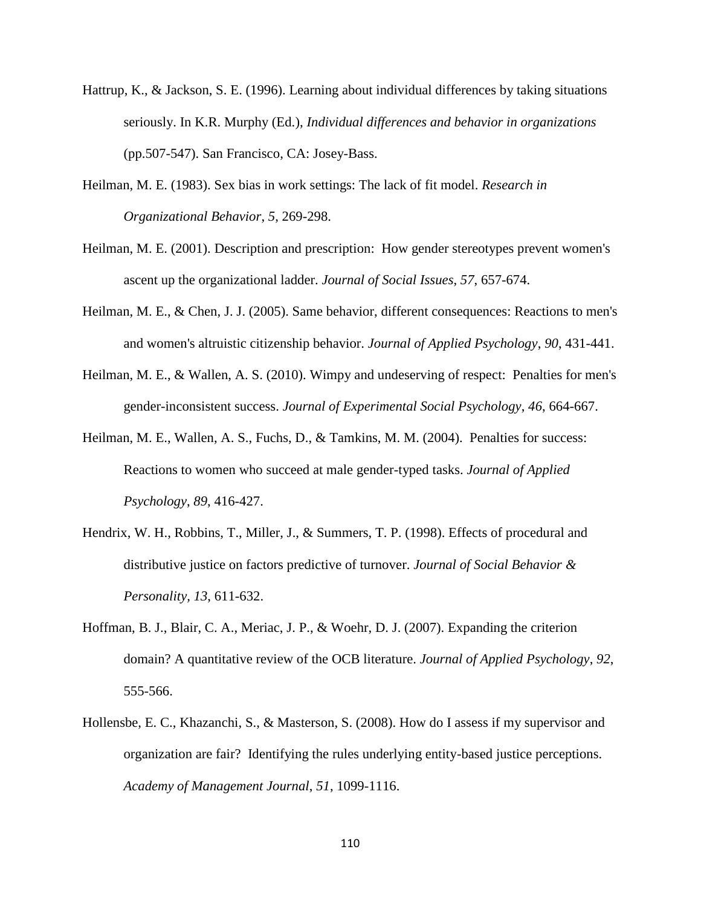Hattrup, K., & Jackson, S. E. (1996). Learning about individual differences by taking situations seriously. In K.R. Murphy (Ed.), *Individual differences and behavior in organizations* (pp.507-547). San Francisco, CA: Josey-Bass.

Heilman, M. E. (1983). Sex bias in work settings: The lack of fit model. *Research in Organizational Behavior*, *5*, 269-298.

Heilman, M. E. (2001). Description and prescription: How gender stereotypes prevent women's ascent up the organizational ladder. *Journal of Social Issues*, *57*, 657-674.

Heilman, M. E., & Chen, J. J. (2005). Same behavior, different consequences: Reactions to men's and women's altruistic citizenship behavior. *Journal of Applied Psychology*, *90*, 431-441.

Heilman, M. E., & Wallen, A. S. (2010). Wimpy and undeserving of respect: Penalties for men's gender-inconsistent success. *Journal of Experimental Social Psychology*, *46*, 664-667.

Heilman, M. E., Wallen, A. S., Fuchs, D., & Tamkins, M. M. (2004). Penalties for success: Reactions to women who succeed at male gender-typed tasks. *Journal of Applied Psychology*, *89*, 416-427.

Hendrix, W. H., Robbins, T., Miller, J., & Summers, T. P. (1998). Effects of procedural and distributive justice on factors predictive of turnover. *Journal of Social Behavior & Personality*, *13*, 611-632.

Hoffman, B. J., Blair, C. A., Meriac, J. P., & Woehr, D. J. (2007). Expanding the criterion domain? A quantitative review of the OCB literature. *Journal of Applied Psychology*, *92*, 555-566.

Hollensbe, E. C., Khazanchi, S., & Masterson, S. (2008). How do I assess if my supervisor and organization are fair? Identifying the rules underlying entity-based justice perceptions. *Academy of Management Journal*, *51*, 1099-1116.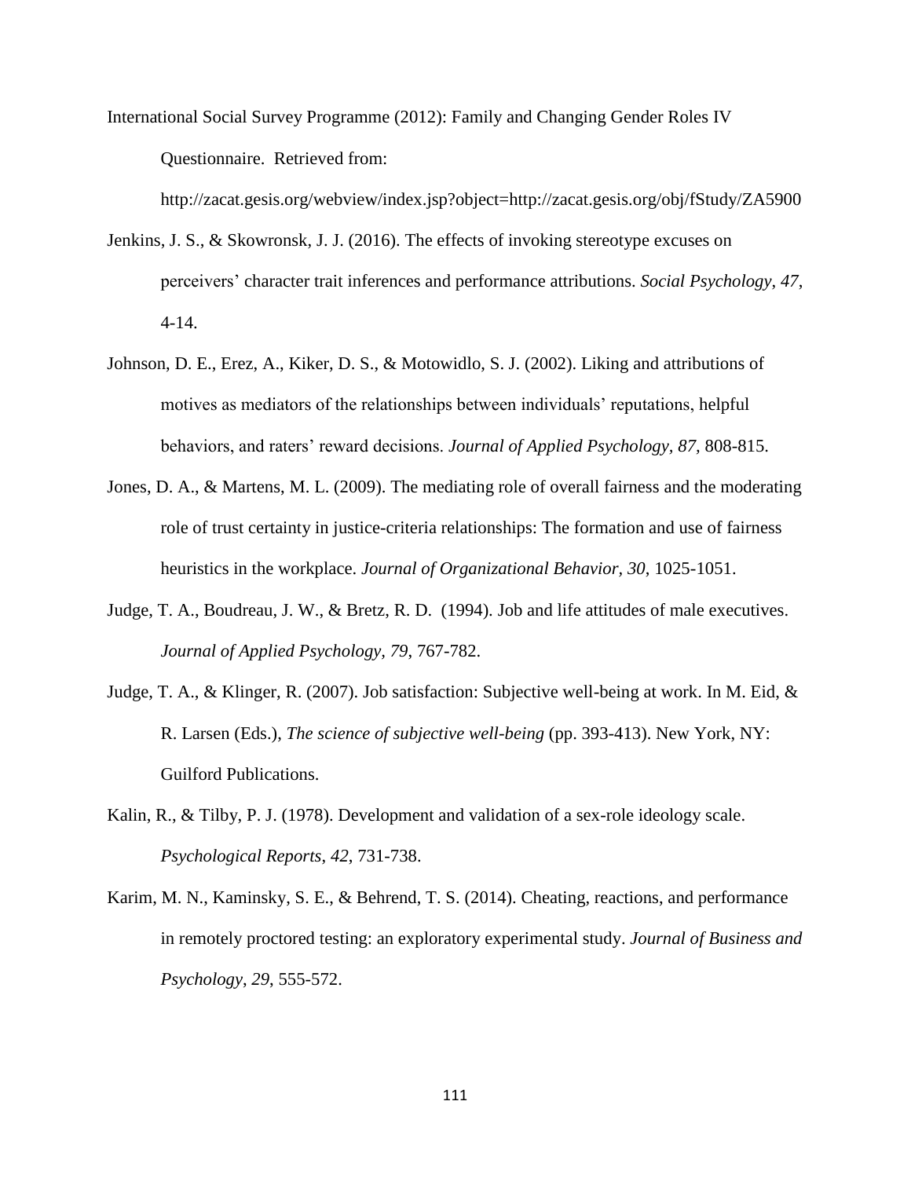International Social Survey Programme (2012): Family and Changing Gender Roles IV Questionnaire. Retrieved from: http://zacat.gesis.org/webview/index.jsp?object=http://zacat.gesis.org/obj/fStudy/ZA5900

Jenkins, J. S., & Skowronsk, J. J. (2016). The effects of invoking stereotype excuses on perceivers' character trait inferences and performance attributions. *Social Psychology*, *47*, 4-14.

Johnson, D. E., Erez, A., Kiker, D. S., & Motowidlo, S. J. (2002). Liking and attributions of motives as mediators of the relationships between individuals' reputations, helpful behaviors, and raters' reward decisions. *Journal of Applied Psychology, 87*, 808-815.

Jones, D. A., & Martens, M. L. (2009). The mediating role of overall fairness and the moderating role of trust certainty in justice-criteria relationships: The formation and use of fairness heuristics in the workplace. *Journal of Organizational Behavior, 30*, 1025-1051.

Judge, T. A., Boudreau, J. W., & Bretz, R. D. (1994). Job and life attitudes of male executives. *Journal of Applied Psychology, 79*, 767-782.

Judge, T. A., & Klinger, R. (2007). Job satisfaction: Subjective well-being at work. In M. Eid, & R. Larsen (Eds.), *The science of subjective well-being* (pp. 393-413). New York, NY: Guilford Publications.

Kalin, R., & Tilby, P. J. (1978). Development and validation of a sex-role ideology scale. *Psychological Reports*, *42*, 731-738.

Karim, M. N., Kaminsky, S. E., & Behrend, T. S. (2014). Cheating, reactions, and performance in remotely proctored testing: an exploratory experimental study. *Journal of Business and Psychology*, *29*, 555-572.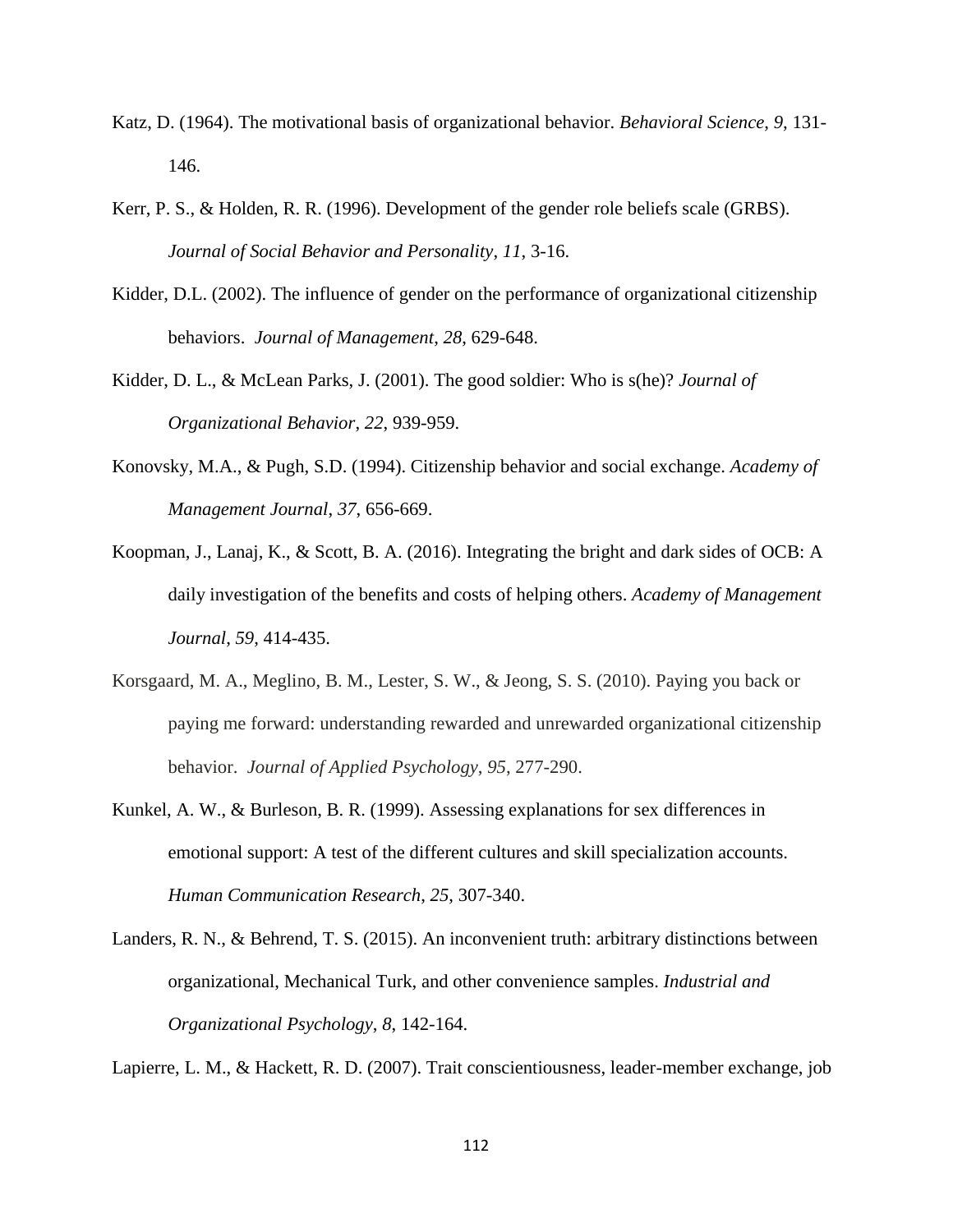Katz, D. (1964). The motivational basis of organizational behavior. *Behavioral Science*, *9*, 131-146.

Kerr, P. S., & Holden, R. R. (1996). Development of the gender role beliefs scale (GRBS). *Journal of Social Behavior and Personality*, *11*, 3-16.

Kidder, D.L. (2002). The influence of gender on the performance of organizational citizenship behaviors. *Journal of Management*, *28*, 629-648.

Kidder, D. L., & McLean Parks, J. (2001). The good soldier: Who is s(he)? *Journal of Organizational Behavior*, *22*, 939-959.

Konovsky, M.A., & Pugh, S.D. (1994). Citizenship behavior and social exchange. *Academy of Management Journal*, *37*, 656-669.

Koopman, J., Lanaj, K., & Scott, B. A. (2016). Integrating the bright and dark sides of OCB: A daily investigation of the benefits and costs of helping others. *Academy of Management Journal*, *59*, 414-435.

Korsgaard, M. A., Meglino, B. M., Lester, S. W., & Jeong, S. S. (2010). Paying you back or paying me forward: understanding rewarded and unrewarded organizational citizenship behavior. *Journal of Applied Psychology*, *95*, 277-290.

Kunkel, A. W., & Burleson, B. R. (1999). Assessing explanations for sex differences in emotional support: A test of the different cultures and skill specialization accounts. *Human Communication Research*, *25*, 307-340.

Landers, R. N., & Behrend, T. S. (2015). An inconvenient truth: arbitrary distinctions between organizational, Mechanical Turk, and other convenience samples. *Industrial and Organizational Psychology*, *8*, 142-164.

Lapierre, L. M., & Hackett, R. D. (2007). Trait conscientiousness, leader-member exchange, job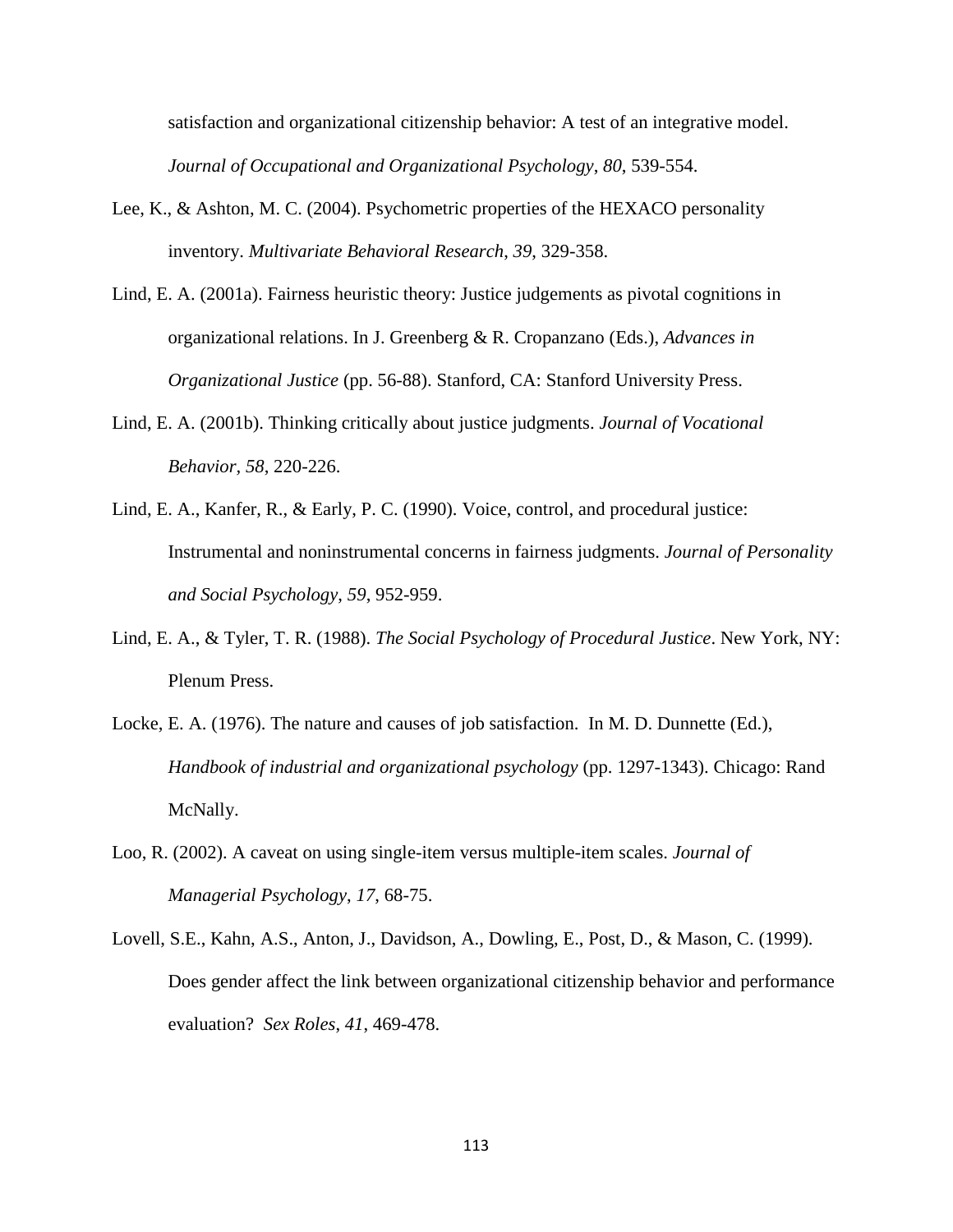satisfaction and organizational citizenship behavior: A test of an integrative model. *Journal of Occupational and Organizational Psychology*, *80*, 539-554.

Lee, K., & Ashton, M. C. (2004). Psychometric properties of the HEXACO personality inventory. *Multivariate Behavioral Research*, *39*, 329-358.

Lind, E. A. (2001a). Fairness heuristic theory: Justice judgements as pivotal cognitions in organizational relations. In J. Greenberg & R. Cropanzano (Eds.), *Advances in Organizational Justice* (pp. 56-88). Stanford, CA: Stanford University Press.

Lind, E. A. (2001b). Thinking critically about justice judgments. *Journal of Vocational Behavior, 58*, 220-226.

Lind, E. A., Kanfer, R., & Early, P. C. (1990). Voice, control, and procedural justice: Instrumental and noninstrumental concerns in fairness judgments. *Journal of Personality and Social Psychology*, *59*, 952-959.

Lind, E. A., & Tyler, T. R. (1988). *The Social Psychology of Procedural Justice*. New York, NY: Plenum Press.

Locke, E. A. (1976). The nature and causes of job satisfaction. In M. D. Dunnette (Ed.), *Handbook of industrial and organizational psychology* (pp. 1297-1343). Chicago: Rand McNally.

Loo, R. (2002). A caveat on using single-item versus multiple-item scales. *Journal of Managerial Psychology*, *17*, 68-75.

Lovell, S.E., Kahn, A.S., Anton, J., Davidson, A., Dowling, E., Post, D., & Mason, C. (1999). Does gender affect the link between organizational citizenship behavior and performance evaluation? *Sex Roles*, *41*, 469-478.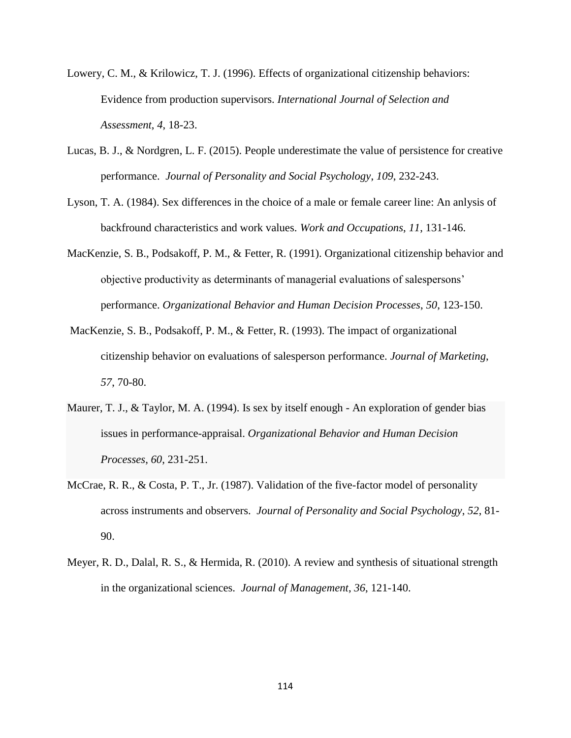Lowery, C. M., & Krilowicz, T. J. (1996). Effects of organizational citizenship behaviors: Evidence from production supervisors. *International Journal of Selection and Assessment*, *4*, 18-23.

Lucas, B. J., & Nordgren, L. F. (2015). People underestimate the value of persistence for creative performance. *Journal of Personality and Social Psychology*, *109*, 232-243.

Lyson, T. A. (1984). Sex differences in the choice of a male or female career line: An anlysis of backfround characteristics and work values. *Work and Occupations*, *11*, 131-146.

MacKenzie, S. B., Podsakoff, P. M., & Fetter, R. (1991). Organizational citizenship behavior and objective productivity as determinants of managerial evaluations of salespersons' performance. *Organizational Behavior and Human Decision Processes*, *50*, 123-150.

MacKenzie, S. B., Podsakoff, P. M., & Fetter, R. (1993). The impact of organizational citizenship behavior on evaluations of salesperson performance. *Journal of Marketing*, *57*, 70-80.

Maurer, T. J., & Taylor, M. A. (1994). Is sex by itself enough - An exploration of gender bias issues in performance-appraisal. *Organizational Behavior and Human Decision Processes*, *60*, 231-251.

McCrae, R. R., & Costa, P. T., Jr. (1987). Validation of the five-factor model of personality across instruments and observers. *Journal of Personality and Social Psychology*, *52*, 81-90.

Meyer, R. D., Dalal, R. S., & Hermida, R. (2010). A review and synthesis of situational strength in the organizational sciences. *Journal of Management*, *36*, 121-140.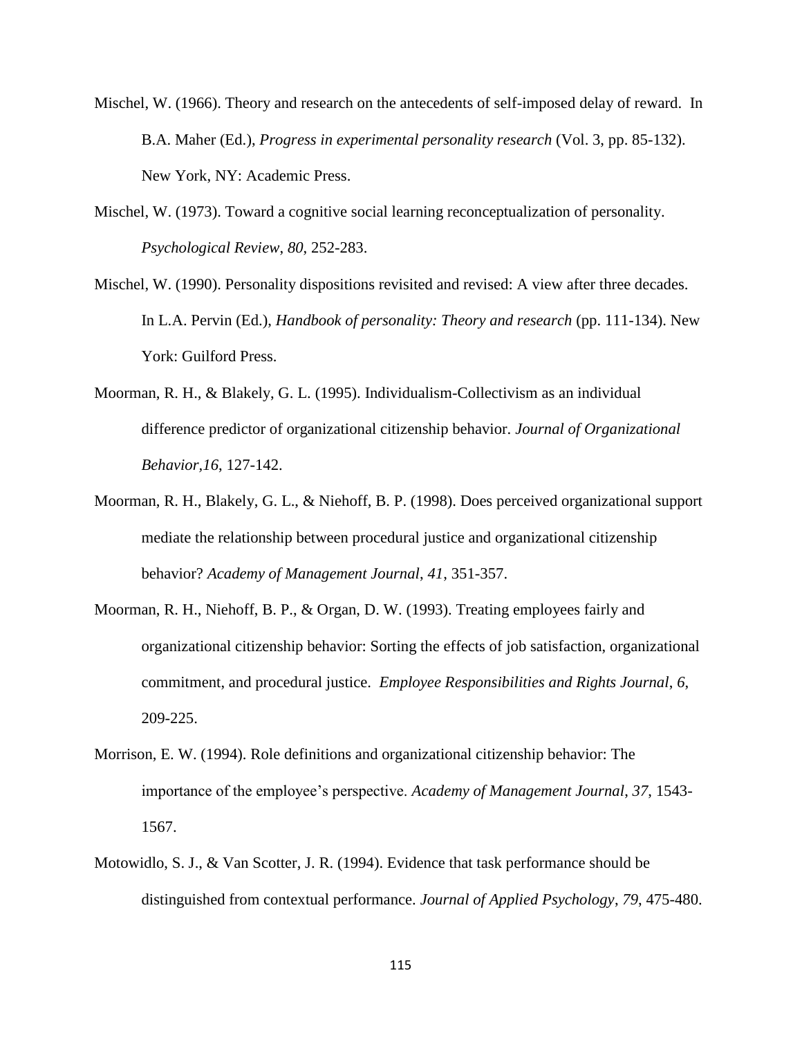Mischel, W. (1966). Theory and research on the antecedents of self-imposed delay of reward. In B.A. Maher (Ed.), *Progress in experimental personality research* (Vol. 3, pp. 85-132). New York, NY: Academic Press.

Mischel, W. (1973). Toward a cognitive social learning reconceptualization of personality. *Psychological Review*, *80*, 252-283.

Mischel, W. (1990). Personality dispositions revisited and revised: A view after three decades. In L.A. Pervin (Ed.), *Handbook of personality: Theory and research* (pp. 111-134). New York: Guilford Press.

Moorman, R. H., & Blakely, G. L. (1995). Individualism-Collectivism as an individual difference predictor of organizational citizenship behavior. *Journal of Organizational Behavior,16*, 127-142.

Moorman, R. H., Blakely, G. L., & Niehoff, B. P. (1998). Does perceived organizational support mediate the relationship between procedural justice and organizational citizenship behavior? *Academy of Management Journal*, *41*, 351-357.

Moorman, R. H., Niehoff, B. P., & Organ, D. W. (1993). Treating employees fairly and organizational citizenship behavior: Sorting the effects of job satisfaction, organizational commitment, and procedural justice. *Employee Responsibilities and Rights Journal*, *6*, 209-225.

Morrison, E. W. (1994). Role definitions and organizational citizenship behavior: The importance of the employee's perspective. *Academy of Management Journal*, *37*, 1543-1567.

Motowidlo, S. J., & Van Scotter, J. R. (1994). Evidence that task performance should be distinguished from contextual performance. *Journal of Applied Psychology*, *79*, 475-480.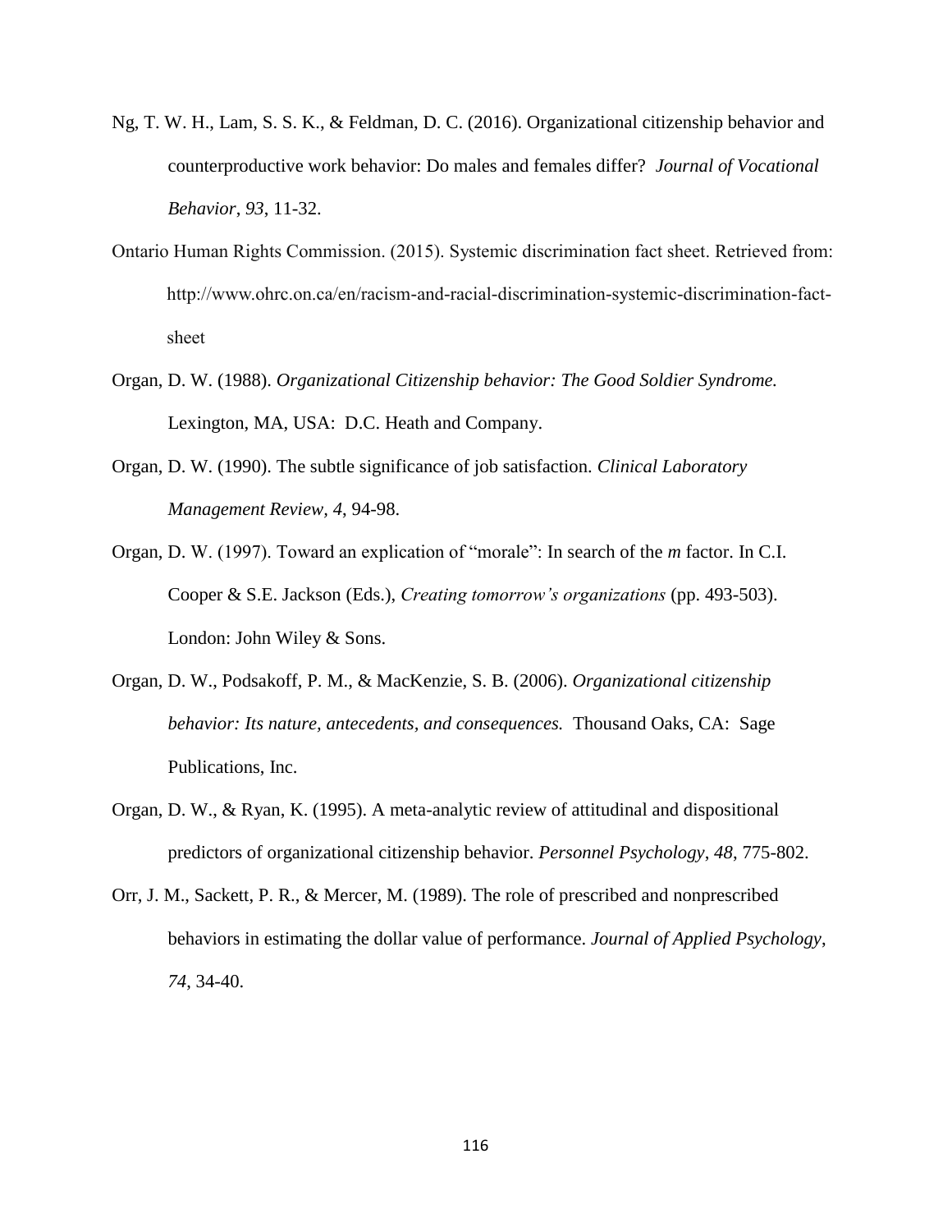Ng, T. W. H., Lam, S. S. K., & Feldman, D. C. (2016). Organizational citizenship behavior and counterproductive work behavior: Do males and females differ? *Journal of Vocational Behavior*, *93*, 11-32.

Ontario Human Rights Commission. (2015). Systemic discrimination fact sheet. Retrieved from: http://www.ohrc.on.ca/en/racism-and-racial-discrimination-systemic-discrimination-fact-sheet

Organ, D. W. (1988). *Organizational Citizenship behavior: The Good Soldier Syndrome.* Lexington, MA, USA: D.C. Heath and Company.

Organ, D. W. (1990). The subtle significance of job satisfaction. *Clinical Laboratory Management Review, 4*, 94-98.

Organ, D. W. (1997). Toward an explication of "morale": In search of the *m* factor. In C.I. Cooper & S.E. Jackson (Eds.), *Creating tomorrow's organizations* (pp. 493-503). London: John Wiley & Sons.

Organ, D. W., Podsakoff, P. M., & MacKenzie, S. B. (2006). *Organizational citizenship behavior: Its nature, antecedents, and consequences.* Thousand Oaks, CA: Sage Publications, Inc.

Organ, D. W., & Ryan, K. (1995). A meta-analytic review of attitudinal and dispositional predictors of organizational citizenship behavior. *Personnel Psychology*, *48*, 775-802.

Orr, J. M., Sackett, P. R., & Mercer, M. (1989). The role of prescribed and nonprescribed behaviors in estimating the dollar value of performance. *Journal of Applied Psychology*, *74*, 34-40.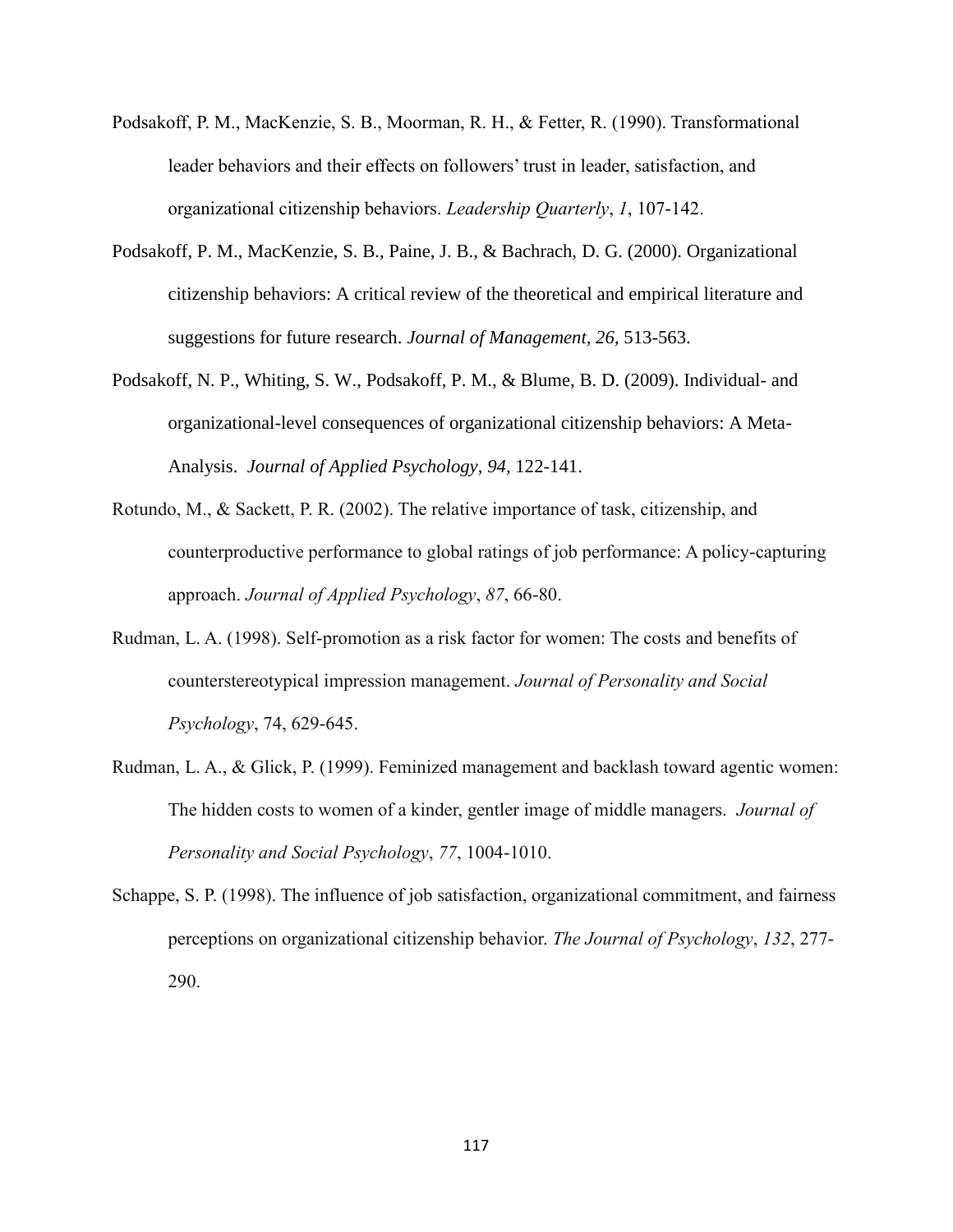Podsakoff, P. M., MacKenzie, S. B., Moorman, R. H., & Fetter, R. (1990). Transformational leader behaviors and their effects on followers' trust in leader, satisfaction, and organizational citizenship behaviors. *Leadership Quarterly*, *1*, 107-142.

Podsakoff, P. M., MacKenzie, S. B., Paine, J. B., & Bachrach, D. G. (2000). Organizational citizenship behaviors: A critical review of the theoretical and empirical literature and suggestions for future research. *Journal of Management*, *26*, 513-563.

Podsakoff, N. P., Whiting, S. W., Podsakoff, P. M., & Blume, B. D. (2009). Individual- and organizational-level consequences of organizational citizenship behaviors: A Meta-Analysis. *Journal of Applied Psychology*, *94*, 122-141.

Rotundo, M., & Sackett, P. R. (2002). The relative importance of task, citizenship, and counterproductive performance to global ratings of job performance: A policy-capturing approach. *Journal of Applied Psychology*, *87*, 66-80.

Rudman, L. A. (1998). Self-promotion as a risk factor for women: The costs and benefits of counterstereotypical impression management. *Journal of Personality and Social Psychology*, 74, 629-645.

Rudman, L. A., & Glick, P. (1999). Feminized management and backlash toward agentic women: The hidden costs to women of a kinder, gentler image of middle managers. *Journal of Personality and Social Psychology*, *77*, 1004-1010.

Schappe, S. P. (1998). The influence of job satisfaction, organizational commitment, and fairness perceptions on organizational citizenship behavior. *The Journal of Psychology*, *132*, 277-290.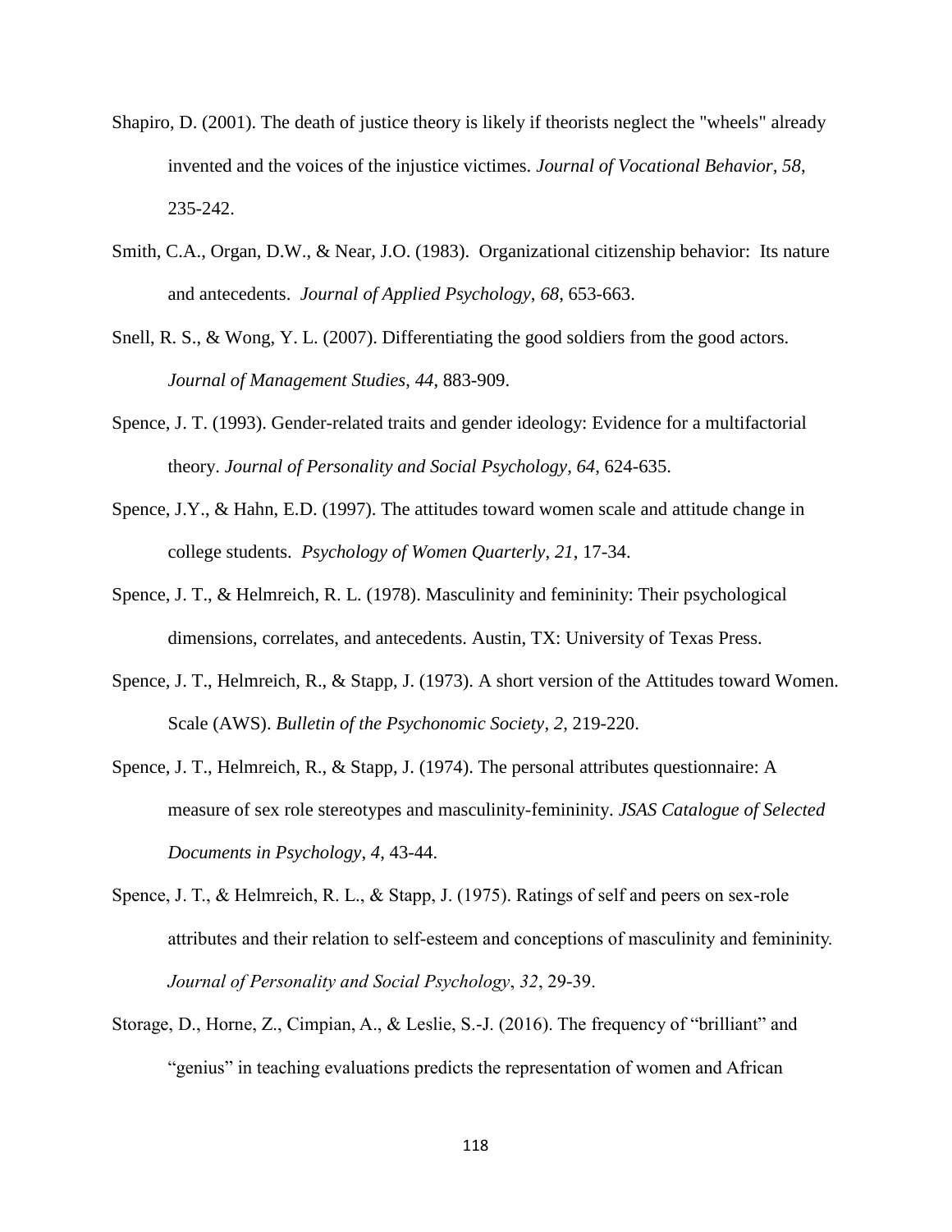Shapiro, D. (2001). The death of justice theory is likely if theorists neglect the "wheels" already invented and the voices of the injustice victimes. *Journal of Vocational Behavior, 58*, 235-242.

Smith, C.A., Organ, D.W., & Near, J.O. (1983). Organizational citizenship behavior: Its nature and antecedents. *Journal of Applied Psychology*, *68*, 653-663.

Snell, R. S., & Wong, Y. L. (2007). Differentiating the good soldiers from the good actors. *Journal of Management Studies*, *44*, 883-909.

Spence, J. T. (1993). Gender-related traits and gender ideology: Evidence for a multifactorial theory. *Journal of Personality and Social Psychology*, *64*, 624-635.

Spence, J.Y., & Hahn, E.D. (1997). The attitudes toward women scale and attitude change in college students. *Psychology of Women Quarterly*, *21*, 17-34.

Spence, J. T., & Helmreich, R. L. (1978). Masculinity and femininity: Their psychological dimensions, correlates, and antecedents. Austin, TX: University of Texas Press.

Spence, J. T., Helmreich, R., & Stapp, J. (1973). A short version of the Attitudes toward Women. Scale (AWS). *Bulletin of the Psychonomic Society*, *2*, 219-220.

Spence, J. T., Helmreich, R., & Stapp, J. (1974). The personal attributes questionnaire: A measure of sex role stereotypes and masculinity-femininity. *JSAS Catalogue of Selected Documents in Psychology*, *4*, 43-44.

Spence, J. T., & Helmreich, R. L., & Stapp, J. (1975). Ratings of self and peers on sex-role attributes and their relation to self-esteem and conceptions of masculinity and femininity. *Journal of Personality and Social Psychology*, *32*, 29-39.

Storage, D., Horne, Z., Cimpian, A., & Leslie, S.-J. (2016). The frequency of "brilliant" and "genius" in teaching evaluations predicts the representation of women and African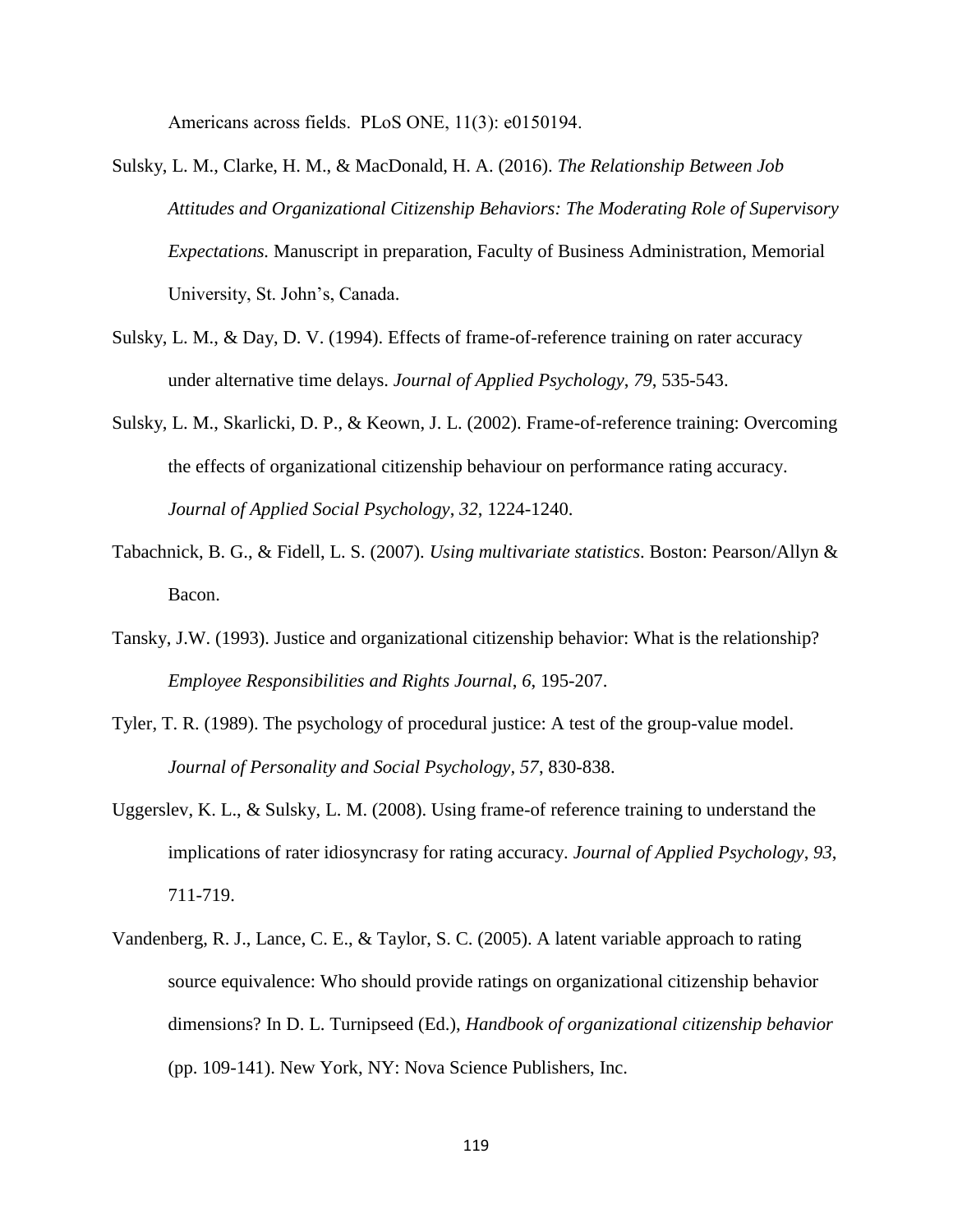Americans across fields. PLoS ONE, 11(3): e0150194.

Sulsky, L. M., Clarke, H. M., & MacDonald, H. A. (2016). *The Relationship Between Job Attitudes and Organizational Citizenship Behaviors: The Moderating Role of Supervisory Expectations.* Manuscript in preparation, Faculty of Business Administration, Memorial University, St. John's, Canada.

Sulsky, L. M., & Day, D. V. (1994). Effects of frame-of-reference training on rater accuracy under alternative time delays. *Journal of Applied Psychology*, *79*, 535-543.

Sulsky, L. M., Skarlicki, D. P., & Keown, J. L. (2002). Frame-of-reference training: Overcoming the effects of organizational citizenship behaviour on performance rating accuracy. *Journal of Applied Social Psychology*, *32*, 1224-1240.

Tabachnick, B. G., & Fidell, L. S. (2007). *Using multivariate statistics*. Boston: Pearson/Allyn & Bacon.

Tansky, J.W. (1993). Justice and organizational citizenship behavior: What is the relationship? *Employee Responsibilities and Rights Journal*, *6*, 195-207.

Tyler, T. R. (1989). The psychology of procedural justice: A test of the group-value model. *Journal of Personality and Social Psychology, 57*, 830-838.

Uggerslev, K. L., & Sulsky, L. M. (2008). Using frame-of reference training to understand the implications of rater idiosyncrasy for rating accuracy. *Journal of Applied Psychology*, *93*, 711-719.

Vandenberg, R. J., Lance, C. E., & Taylor, S. C. (2005). A latent variable approach to rating source equivalence: Who should provide ratings on organizational citizenship behavior dimensions? In D. L. Turnipseed (Ed.), *Handbook of organizational citizenship behavior* (pp. 109-141). New York, NY: Nova Science Publishers, Inc.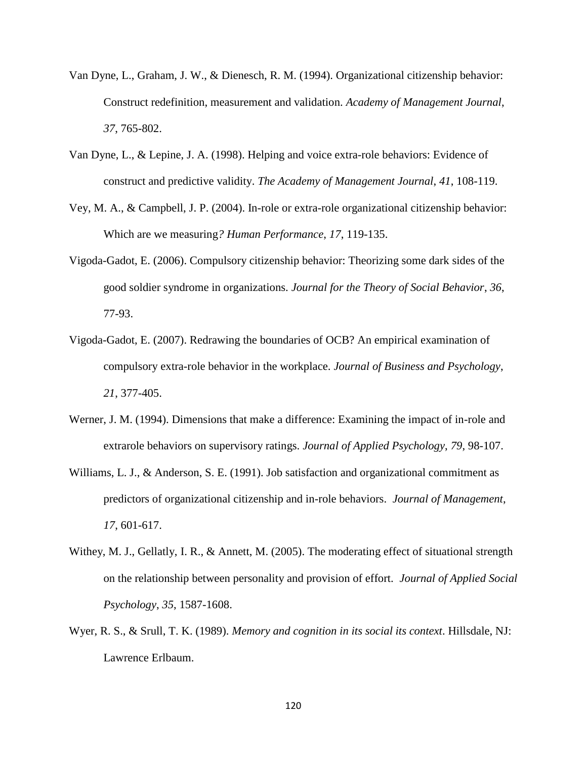Van Dyne, L., Graham, J. W., & Dienesch, R. M. (1994). Organizational citizenship behavior: Construct redefinition, measurement and validation. *Academy of Management Journal*, *37*, 765-802.

Van Dyne, L., & Lepine, J. A. (1998). Helping and voice extra-role behaviors: Evidence of construct and predictive validity. *The Academy of Management Journal*, *41*, 108-119.

Vey, M. A., & Campbell, J. P. (2004). In-role or extra-role organizational citizenship behavior: Which are we measuring*? Human Performance*, *17*, 119-135.

Vigoda-Gadot, E. (2006). Compulsory citizenship behavior: Theorizing some dark sides of the good soldier syndrome in organizations. *Journal for the Theory of Social Behavior*, *36*, 77-93.

Vigoda-Gadot, E. (2007). Redrawing the boundaries of OCB? An empirical examination of compulsory extra-role behavior in the workplace. *Journal of Business and Psychology*, *21*, 377-405.

Werner, J. M. (1994). Dimensions that make a difference: Examining the impact of in-role and extrarole behaviors on supervisory ratings. *Journal of Applied Psychology*, *79*, 98-107.

Williams, L. J., & Anderson, S. E. (1991). Job satisfaction and organizational commitment as predictors of organizational citizenship and in-role behaviors. *Journal of Management*, *17*, 601-617.

Withey, M. J., Gellatly, I. R., & Annett, M. (2005). The moderating effect of situational strength on the relationship between personality and provision of effort. *Journal of Applied Social Psychology*, *35*, 1587-1608.

Wyer, R. S., & Srull, T. K. (1989). *Memory and cognition in its social its context*. Hillsdale, NJ: Lawrence Erlbaum.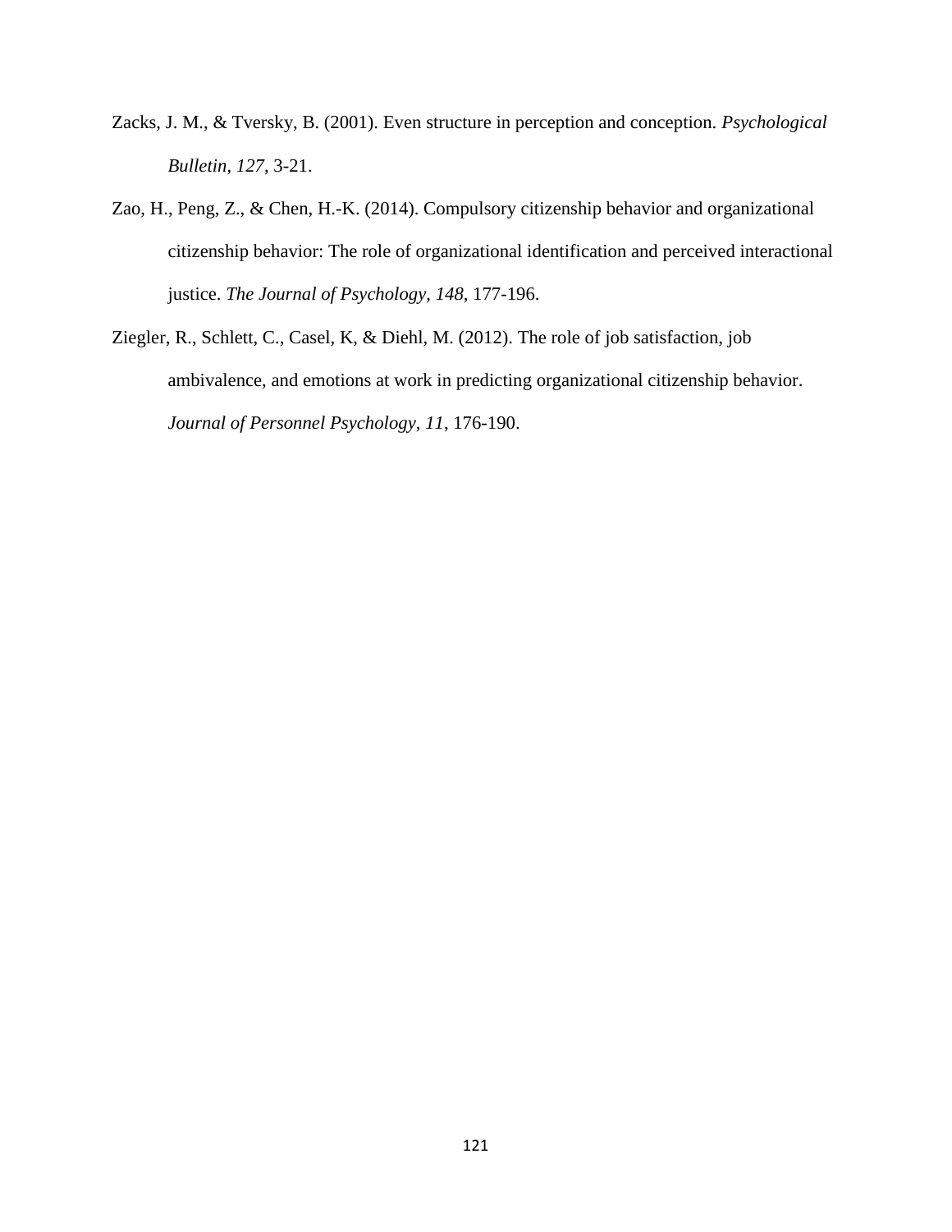Zacks, J. M., & Tversky, B. (2001). Even structure in perception and conception. *Psychological Bulletin*, *127*, 3-21.

Zao, H., Peng, Z., & Chen, H.-K. (2014). Compulsory citizenship behavior and organizational citizenship behavior: The role of organizational identification and perceived interactional justice. *The Journal of Psychology*, *148*, 177-196.

Ziegler, R., Schlett, C., Casel, K, & Diehl, M. (2012). The role of job satisfaction, job ambivalence, and emotions at work in predicting organizational citizenship behavior. *Journal of Personnel Psychology*, *11*, 176-190.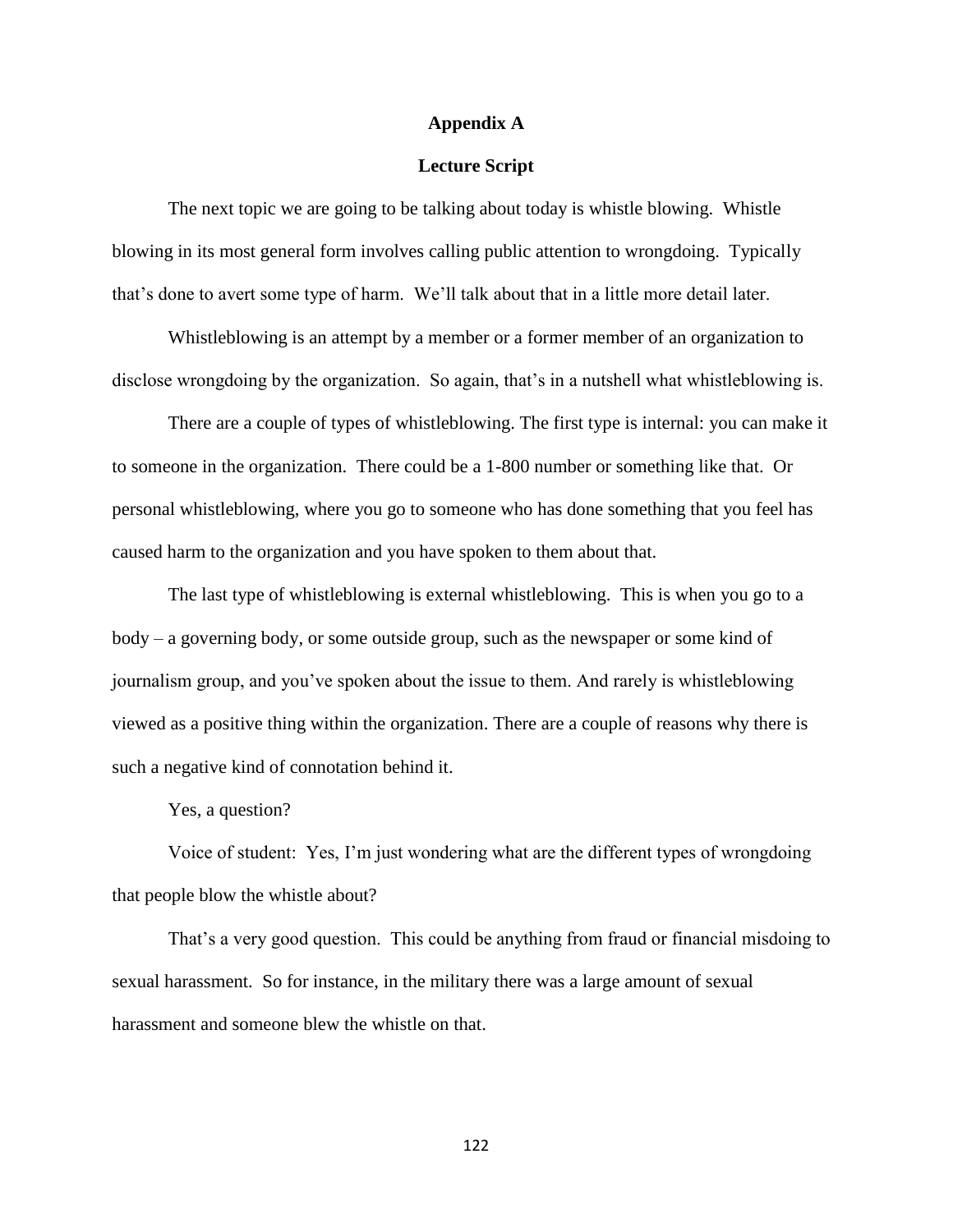# Appendix A

## Lecture Script

The next topic we are going to be talking about today is whistle blowing. Whistle blowing in its most general form involves calling public attention to wrongdoing. Typically that's done to avert some type of harm. We'll talk about that in a little more detail later.

Whistleblowing is an attempt by a member or a former member of an organization to disclose wrongdoing by the organization. So again, that's in a nutshell what whistleblowing is.

There are a couple of types of whistleblowing. The first type is internal: you can make it to someone in the organization. There could be a 1-800 number or something like that. Or personal whistleblowing, where you go to someone who has done something that you feel has caused harm to the organization and you have spoken to them about that.

The last type of whistleblowing is external whistleblowing. This is when you go to a body – a governing body, or some outside group, such as the newspaper or some kind of journalism group, and you've spoken about the issue to them. And rarely is whistleblowing viewed as a positive thing within the organization. There are a couple of reasons why there is such a negative kind of connotation behind it.

Yes, a question?

Voice of student: Yes, I'm just wondering what are the different types of wrongdoing that people blow the whistle about?

That's a very good question. This could be anything from fraud or financial misdoing to sexual harassment. So for instance, in the military there was a large amount of sexual harassment and someone blew the whistle on that.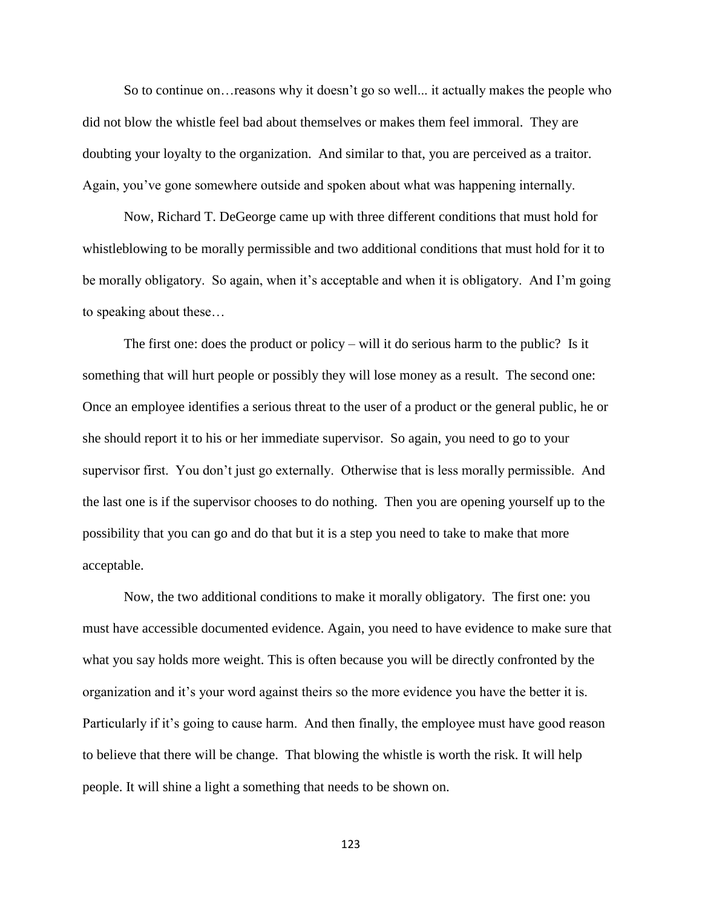So to continue on…reasons why it doesn't go so well... it actually makes the people who did not blow the whistle feel bad about themselves or makes them feel immoral. They are doubting your loyalty to the organization. And similar to that, you are perceived as a traitor. Again, you've gone somewhere outside and spoken about what was happening internally.

Now, Richard T. DeGeorge came up with three different conditions that must hold for whistleblowing to be morally permissible and two additional conditions that must hold for it to be morally obligatory. So again, when it's acceptable and when it is obligatory. And I'm going to speaking about these…

The first one: does the product or policy – will it do serious harm to the public? Is it something that will hurt people or possibly they will lose money as a result. The second one: Once an employee identifies a serious threat to the user of a product or the general public, he or she should report it to his or her immediate supervisor. So again, you need to go to your supervisor first. You don't just go externally. Otherwise that is less morally permissible. And the last one is if the supervisor chooses to do nothing. Then you are opening yourself up to the possibility that you can go and do that but it is a step you need to take to make that more acceptable.

Now, the two additional conditions to make it morally obligatory. The first one: you must have accessible documented evidence. Again, you need to have evidence to make sure that what you say holds more weight. This is often because you will be directly confronted by the organization and it's your word against theirs so the more evidence you have the better it is. Particularly if it's going to cause harm. And then finally, the employee must have good reason to believe that there will be change. That blowing the whistle is worth the risk. It will help people. It will shine a light a something that needs to be shown on.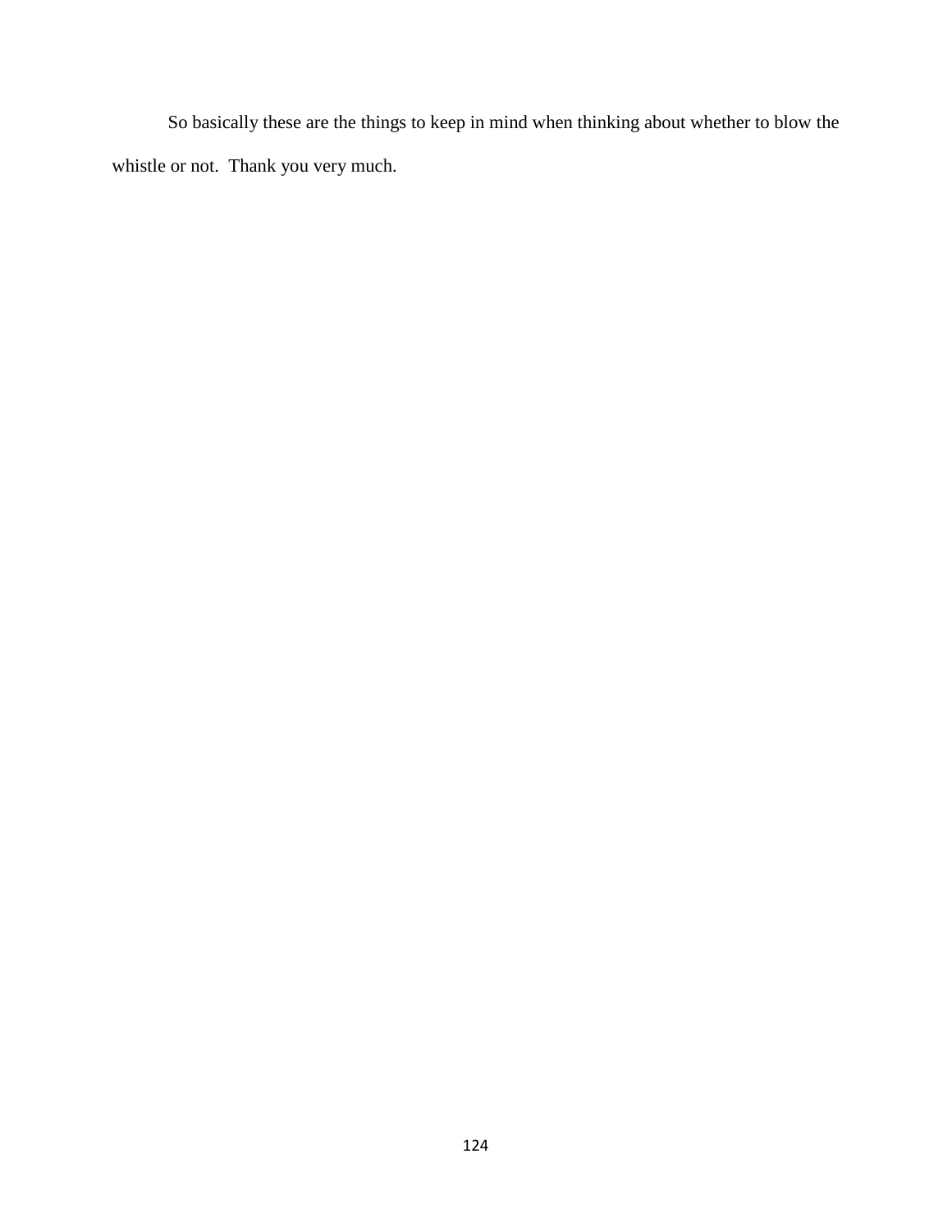So basically these are the things to keep in mind when thinking about whether to blow the whistle or not.  Thank you very much.